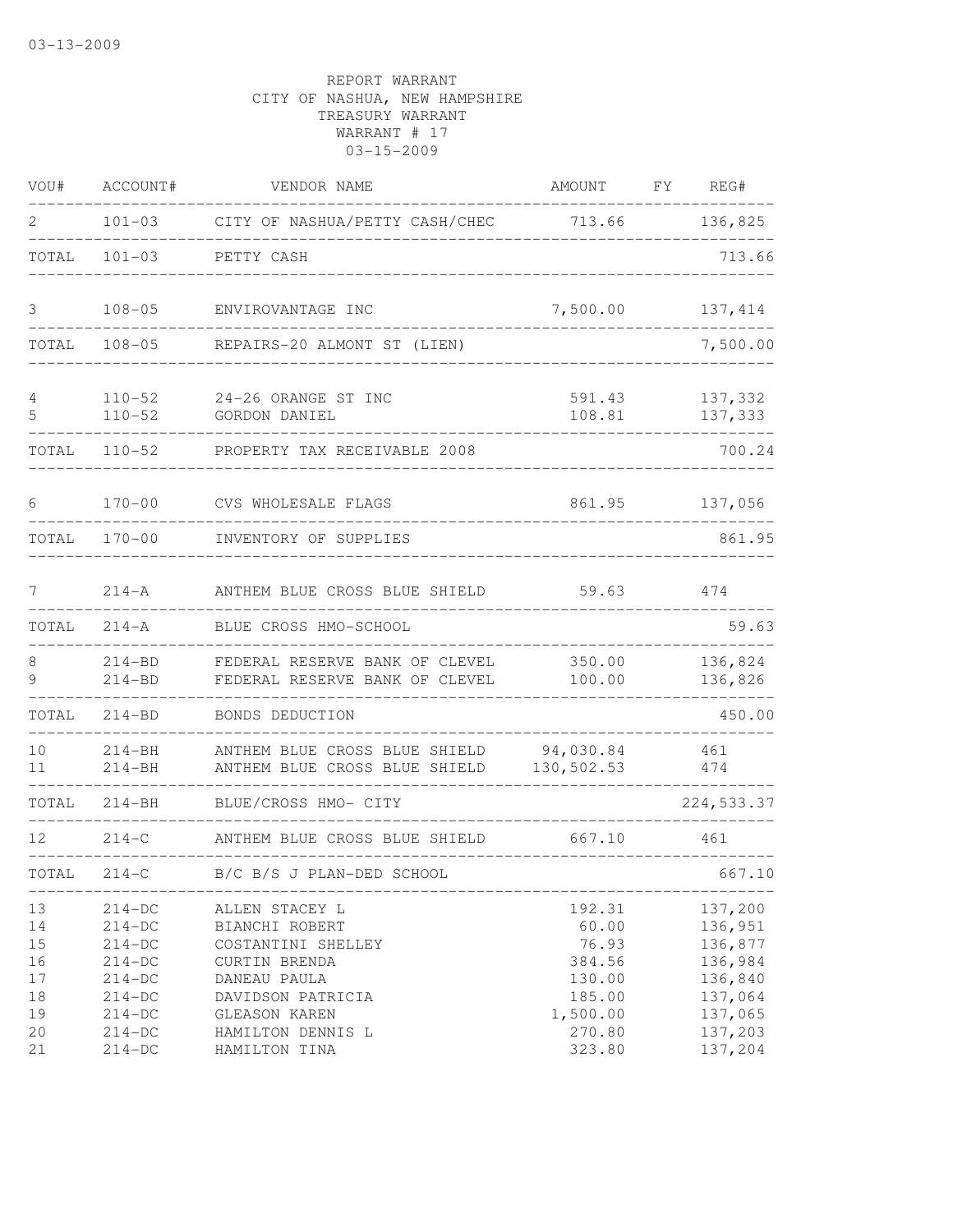03-13-2009

REPORT WARRANT
CITY OF NASHUA, NEW HAMPSHIRE
TREASURY WARRANT
WARRANT # 17
03-15-2009

| VOU# | ACCOUNT# | VENDOR NAME | AMOUNT | FY | REG# |
|---|---|---|---|---|---|
| 2 | 101-03 | CITY OF NASHUA/PETTY CASH/CHEC | 713.66 | | 136,825 |
| TOTAL | 101-03 | PETTY CASH | | | 713.66 |
| 3 | 108-05 | ENVIROVANTAGE INC | 7,500.00 | | 137,414 |
| TOTAL | 108-05 | REPAIRS-20 ALMONT ST (LIEN) | | | 7,500.00 |
| 4 | 110-52 | 24-26 ORANGE ST INC | 591.43 | | 137,332 |
| 5 | 110-52 | GORDON DANIEL | 108.81 | | 137,333 |
| TOTAL | 110-52 | PROPERTY TAX RECEIVABLE 2008 | | | 700.24 |
| 6 | 170-00 | CVS WHOLESALE FLAGS | 861.95 | | 137,056 |
| TOTAL | 170-00 | INVENTORY OF SUPPLIES | | | 861.95 |
| 7 | 214-A | ANTHEM BLUE CROSS BLUE SHIELD | 59.63 | | 474 |
| TOTAL | 214-A | BLUE CROSS HMO-SCHOOL | | | 59.63 |
| 8 | 214-BD | FEDERAL RESERVE BANK OF CLEVEL | 350.00 | | 136,824 |
| 9 | 214-BD | FEDERAL RESERVE BANK OF CLEVEL | 100.00 | | 136,826 |
| TOTAL | 214-BD | BONDS DEDUCTION | | | 450.00 |
| 10 | 214-BH | ANTHEM BLUE CROSS BLUE SHIELD | 94,030.84 | | 461 |
| 11 | 214-BH | ANTHEM BLUE CROSS BLUE SHIELD | 130,502.53 | | 474 |
| TOTAL | 214-BH | BLUE/CROSS HMO- CITY | | | 224,533.37 |
| 12 | 214-C | ANTHEM BLUE CROSS BLUE SHIELD | 667.10 | | 461 |
| TOTAL | 214-C | B/C B/S J PLAN-DED SCHOOL | | | 667.10 |
| 13 | 214-DC | ALLEN STACEY L | 192.31 | | 137,200 |
| 14 | 214-DC | BIANCHI ROBERT | 60.00 | | 136,951 |
| 15 | 214-DC | COSTANTINI SHELLEY | 76.93 | | 136,877 |
| 16 | 214-DC | CURTIN BRENDA | 384.56 | | 136,984 |
| 17 | 214-DC | DANEAU PAULA | 130.00 | | 136,840 |
| 18 | 214-DC | DAVIDSON PATRICIA | 185.00 | | 137,064 |
| 19 | 214-DC | GLEASON KAREN | 1,500.00 | | 137,065 |
| 20 | 214-DC | HAMILTON DENNIS L | 270.80 | | 137,203 |
| 21 | 214-DC | HAMILTON TINA | 323.80 | | 137,204 |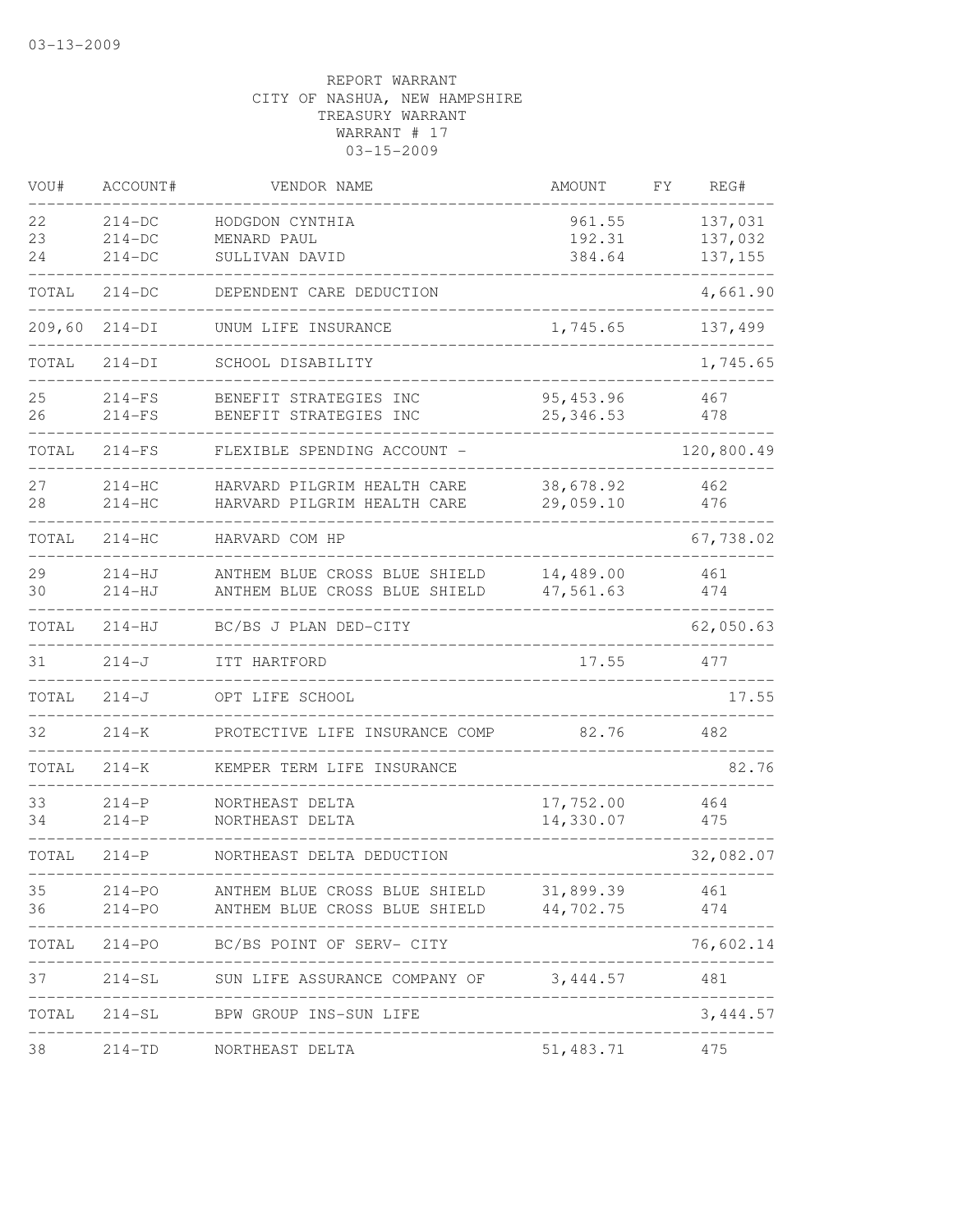03-13-2009

REPORT WARRANT
CITY OF NASHUA, NEW HAMPSHIRE
TREASURY WARRANT
WARRANT # 17
03-15-2009

| VOU# | ACCOUNT# | VENDOR NAME | AMOUNT | FY | REG# |
|---|---|---|---|---|---|
| 22 | 214-DC | HODGDON CYNTHIA | 961.55 | | 137,031 |
| 23 | 214-DC | MENARD PAUL | 192.31 | | 137,032 |
| 24 | 214-DC | SULLIVAN DAVID | 384.64 | | 137,155 |
| TOTAL | 214-DC | DEPENDENT CARE DEDUCTION | | | 4,661.90 |
| 209,60 | 214-DI | UNUM LIFE INSURANCE | 1,745.65 | | 137,499 |
| TOTAL | 214-DI | SCHOOL DISABILITY | | | 1,745.65 |
| 25 | 214-FS | BENEFIT STRATEGIES INC | 95,453.96 | | 467 |
| 26 | 214-FS | BENEFIT STRATEGIES INC | 25,346.53 | | 478 |
| TOTAL | 214-FS | FLEXIBLE SPENDING ACCOUNT - | | | 120,800.49 |
| 27 | 214-HC | HARVARD PILGRIM HEALTH CARE | 38,678.92 | | 462 |
| 28 | 214-HC | HARVARD PILGRIM HEALTH CARE | 29,059.10 | | 476 |
| TOTAL | 214-HC | HARVARD COM HP | | | 67,738.02 |
| 29 | 214-HJ | ANTHEM BLUE CROSS BLUE SHIELD | 14,489.00 | | 461 |
| 30 | 214-HJ | ANTHEM BLUE CROSS BLUE SHIELD | 47,561.63 | | 474 |
| TOTAL | 214-HJ | BC/BS J PLAN DED-CITY | | | 62,050.63 |
| 31 | 214-J | ITT HARTFORD | 17.55 | | 477 |
| TOTAL | 214-J | OPT LIFE SCHOOL | | | 17.55 |
| 32 | 214-K | PROTECTIVE LIFE INSURANCE COMP | 82.76 | | 482 |
| TOTAL | 214-K | KEMPER TERM LIFE INSURANCE | | | 82.76 |
| 33 | 214-P | NORTHEAST DELTA | 17,752.00 | | 464 |
| 34 | 214-P | NORTHEAST DELTA | 14,330.07 | | 475 |
| TOTAL | 214-P | NORTHEAST DELTA DEDUCTION | | | 32,082.07 |
| 35 | 214-PO | ANTHEM BLUE CROSS BLUE SHIELD | 31,899.39 | | 461 |
| 36 | 214-PO | ANTHEM BLUE CROSS BLUE SHIELD | 44,702.75 | | 474 |
| TOTAL | 214-PO | BC/BS POINT OF SERV- CITY | | | 76,602.14 |
| 37 | 214-SL | SUN LIFE ASSURANCE COMPANY OF | 3,444.57 | | 481 |
| TOTAL | 214-SL | BPW GROUP INS-SUN LIFE | | | 3,444.57 |
| 38 | 214-TD | NORTHEAST DELTA | 51,483.71 | | 475 |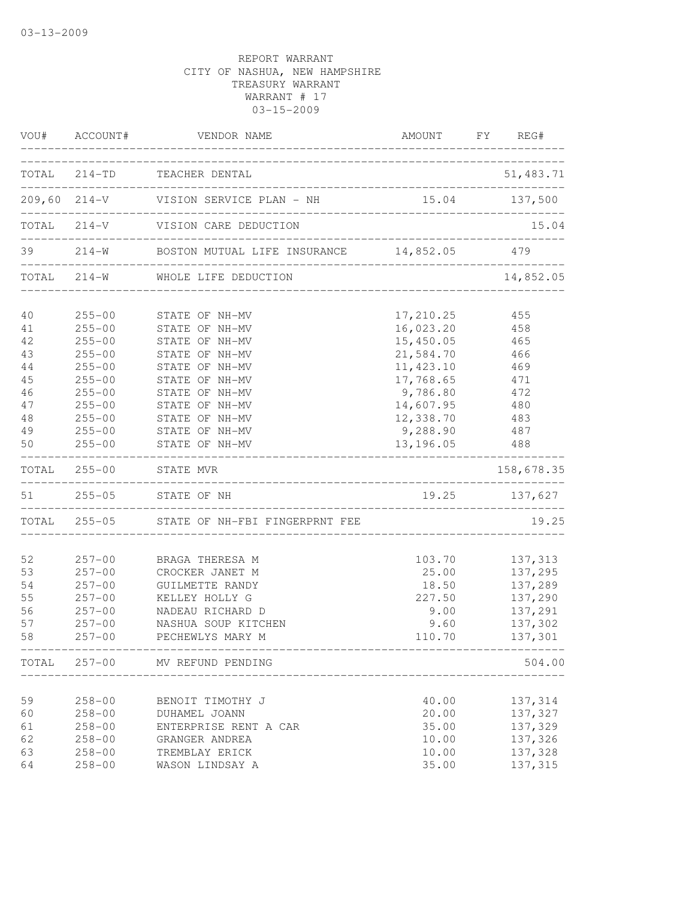03-13-2009

REPORT WARRANT
CITY OF NASHUA, NEW HAMPSHIRE
TREASURY WARRANT
WARRANT # 17
03-15-2009

| VOU# | ACCOUNT# | VENDOR NAME | AMOUNT | FY | REG# |
|---|---|---|---|---|---|
| TOTAL | 214-TD | TEACHER DENTAL | | | 51,483.71 |
| 209,60 | 214-V | VISION SERVICE PLAN - NH | 15.04 | | 137,500 |
| TOTAL | 214-V | VISION CARE DEDUCTION | | | 15.04 |
| 39 | 214-W | BOSTON MUTUAL LIFE INSURANCE | 14,852.05 | | 479 |
| TOTAL | 214-W | WHOLE LIFE DEDUCTION | | | 14,852.05 |
| 40 | 255-00 | STATE OF NH-MV | 17,210.25 | | 455 |
| 41 | 255-00 | STATE OF NH-MV | 16,023.20 | | 458 |
| 42 | 255-00 | STATE OF NH-MV | 15,450.05 | | 465 |
| 43 | 255-00 | STATE OF NH-MV | 21,584.70 | | 466 |
| 44 | 255-00 | STATE OF NH-MV | 11,423.10 | | 469 |
| 45 | 255-00 | STATE OF NH-MV | 17,768.65 | | 471 |
| 46 | 255-00 | STATE OF NH-MV | 9,786.80 | | 472 |
| 47 | 255-00 | STATE OF NH-MV | 14,607.95 | | 480 |
| 48 | 255-00 | STATE OF NH-MV | 12,338.70 | | 483 |
| 49 | 255-00 | STATE OF NH-MV | 9,288.90 | | 487 |
| 50 | 255-00 | STATE OF NH-MV | 13,196.05 | | 488 |
| TOTAL | 255-00 | STATE MVR | | | 158,678.35 |
| 51 | 255-05 | STATE OF NH | 19.25 | | 137,627 |
| TOTAL | 255-05 | STATE OF NH-FBI FINGERPRNT FEE | | | 19.25 |
| 52 | 257-00 | BRAGA THERESA M | 103.70 | | 137,313 |
| 53 | 257-00 | CROCKER JANET M | 25.00 | | 137,295 |
| 54 | 257-00 | GUILMETTE RANDY | 18.50 | | 137,289 |
| 55 | 257-00 | KELLEY HOLLY G | 227.50 | | 137,290 |
| 56 | 257-00 | NADEAU RICHARD D | 9.00 | | 137,291 |
| 57 | 257-00 | NASHUA SOUP KITCHEN | 9.60 | | 137,302 |
| 58 | 257-00 | PECHEWLYS MARY M | 110.70 | | 137,301 |
| TOTAL | 257-00 | MV REFUND PENDING | | | 504.00 |
| 59 | 258-00 | BENOIT TIMOTHY J | 40.00 | | 137,314 |
| 60 | 258-00 | DUHAMEL JOANN | 20.00 | | 137,327 |
| 61 | 258-00 | ENTERPRISE RENT A CAR | 35.00 | | 137,329 |
| 62 | 258-00 | GRANGER ANDREA | 10.00 | | 137,326 |
| 63 | 258-00 | TREMBLAY ERICK | 10.00 | | 137,328 |
| 64 | 258-00 | WASON LINDSAY A | 35.00 | | 137,315 |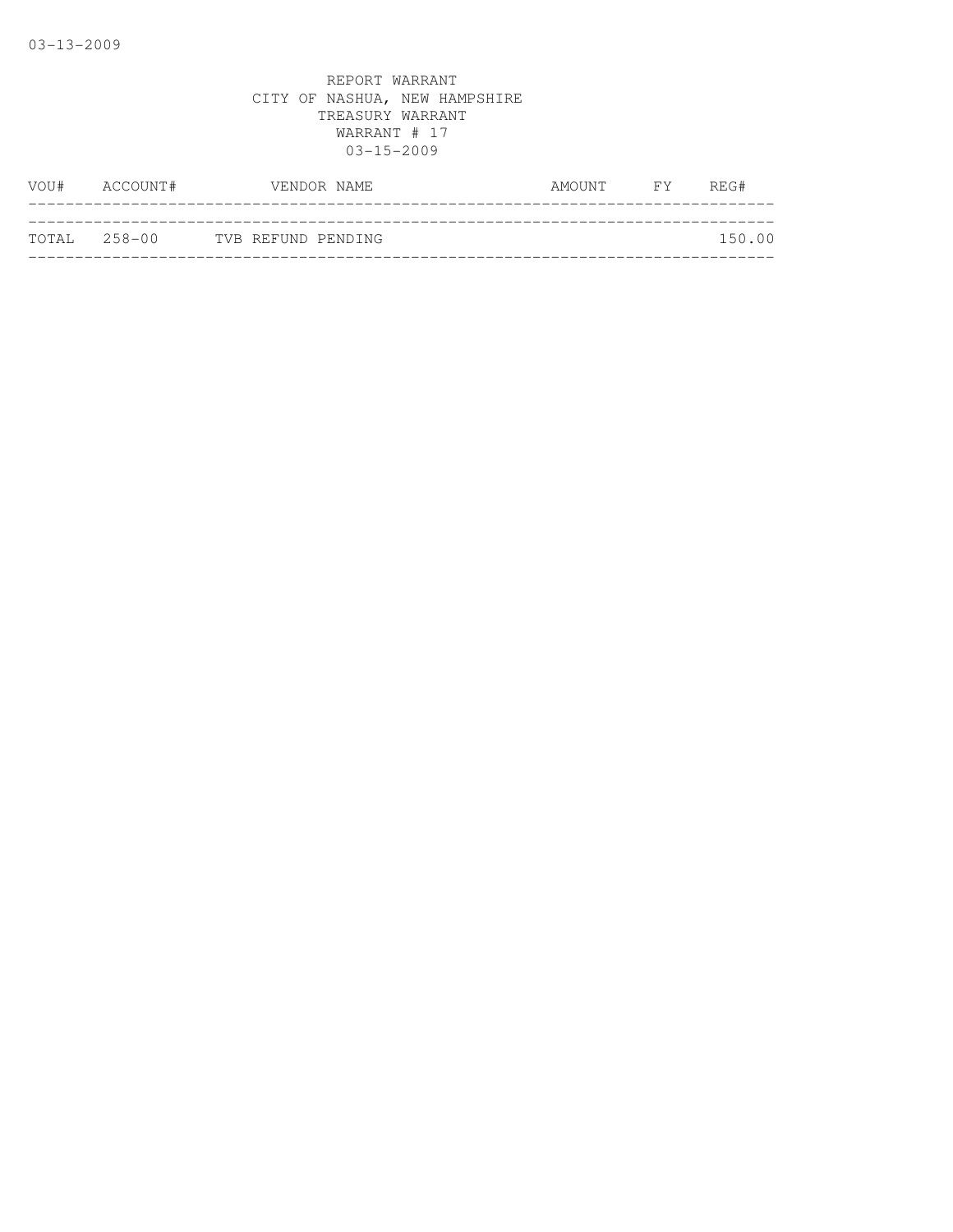REPORT WARRANT
CITY OF NASHUA, NEW HAMPSHIRE
TREASURY WARRANT
WARRANT # 17
03-15-2009

| VOU# | ACCOUNT# | VENDOR NAME | AMOUNT | FY | REG# |
|---|---|---|---|---|---|
| TOTAL | 258-00 | TVB REFUND PENDING | | | 150.00 |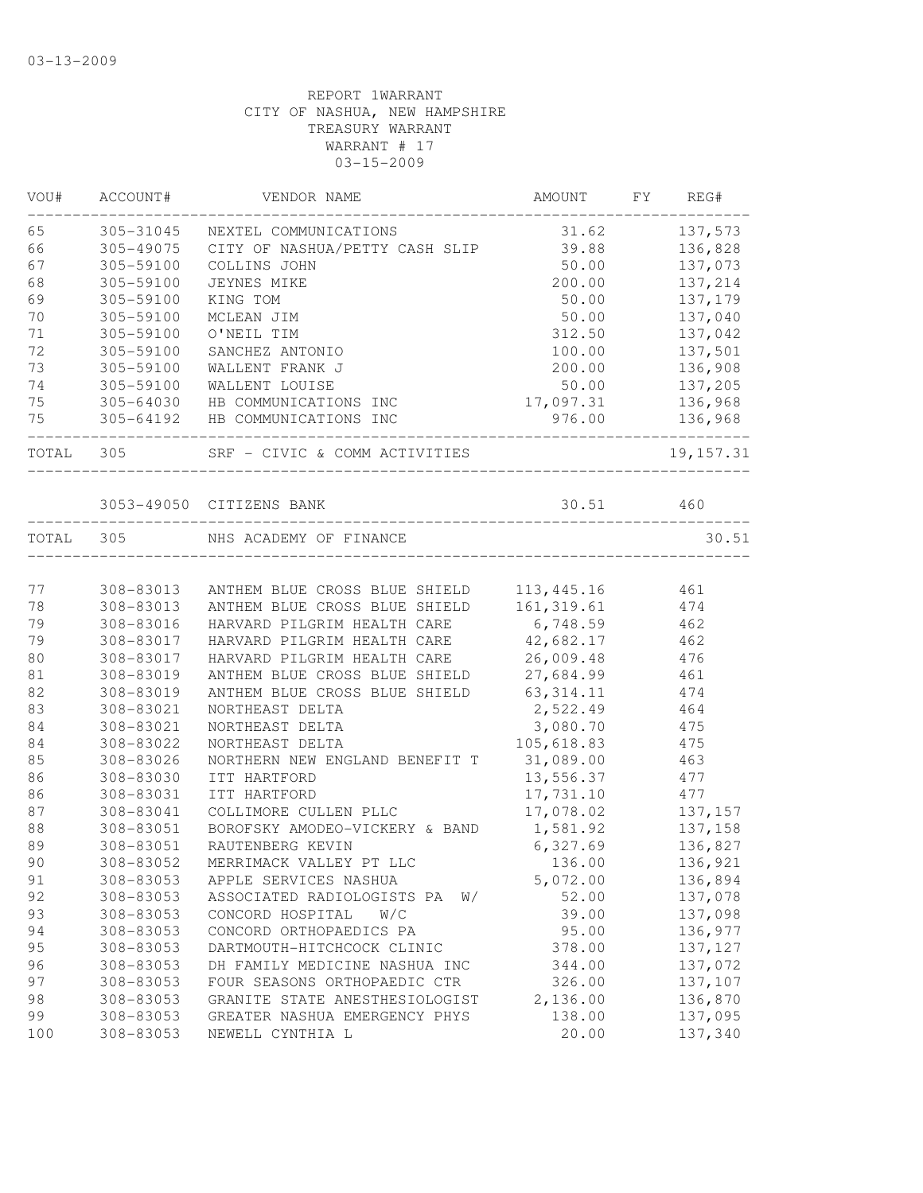03-13-2009

REPORT 1WARRANT
CITY OF NASHUA, NEW HAMPSHIRE
TREASURY WARRANT
WARRANT # 17
03-15-2009

| VOU# | ACCOUNT# | VENDOR NAME | AMOUNT | FY | REG# |
|---|---|---|---|---|---|
| 65 | 305-31045 | NEXTEL COMMUNICATIONS | 31.62 | | 137,573 |
| 66 | 305-49075 | CITY OF NASHUA/PETTY CASH SLIP | 39.88 | | 136,828 |
| 67 | 305-59100 | COLLINS JOHN | 50.00 | | 137,073 |
| 68 | 305-59100 | JEYNES MIKE | 200.00 | | 137,214 |
| 69 | 305-59100 | KING TOM | 50.00 | | 137,179 |
| 70 | 305-59100 | MCLEAN JIM | 50.00 | | 137,040 |
| 71 | 305-59100 | O'NEIL TIM | 312.50 | | 137,042 |
| 72 | 305-59100 | SANCHEZ ANTONIO | 100.00 | | 137,501 |
| 73 | 305-59100 | WALLENT FRANK J | 200.00 | | 136,908 |
| 74 | 305-59100 | WALLENT LOUISE | 50.00 | | 137,205 |
| 75 | 305-64030 | HB COMMUNICATIONS INC | 17,097.31 | | 136,968 |
| 75 | 305-64192 | HB COMMUNICATIONS INC | 976.00 | | 136,968 |
| TOTAL | 305 | SRF - CIVIC & COMM ACTIVITIES | | | 19,157.31 |
| | 3053-49050 | CITIZENS BANK | 30.51 | | 460 |
| TOTAL | 305 | NHS ACADEMY OF FINANCE | | | 30.51 |
| 77 | 308-83013 | ANTHEM BLUE CROSS BLUE SHIELD | 113,445.16 | | 461 |
| 78 | 308-83013 | ANTHEM BLUE CROSS BLUE SHIELD | 161,319.61 | | 474 |
| 79 | 308-83016 | HARVARD PILGRIM HEALTH CARE | 6,748.59 | | 462 |
| 79 | 308-83017 | HARVARD PILGRIM HEALTH CARE | 42,682.17 | | 462 |
| 80 | 308-83017 | HARVARD PILGRIM HEALTH CARE | 26,009.48 | | 476 |
| 81 | 308-83019 | ANTHEM BLUE CROSS BLUE SHIELD | 27,684.99 | | 461 |
| 82 | 308-83019 | ANTHEM BLUE CROSS BLUE SHIELD | 63,314.11 | | 474 |
| 83 | 308-83021 | NORTHEAST DELTA | 2,522.49 | | 464 |
| 84 | 308-83021 | NORTHEAST DELTA | 3,080.70 | | 475 |
| 84 | 308-83022 | NORTHEAST DELTA | 105,618.83 | | 475 |
| 85 | 308-83026 | NORTHERN NEW ENGLAND BENEFIT T | 31,089.00 | | 463 |
| 86 | 308-83030 | ITT HARTFORD | 13,556.37 | | 477 |
| 86 | 308-83031 | ITT HARTFORD | 17,731.10 | | 477 |
| 87 | 308-83041 | COLLIMORE CULLEN PLLC | 17,078.02 | | 137,157 |
| 88 | 308-83051 | BOROFSKY AMODEO-VICKERY & BAND | 1,581.92 | | 137,158 |
| 89 | 308-83051 | RAUTENBERG KEVIN | 6,327.69 | | 136,827 |
| 90 | 308-83052 | MERRIMACK VALLEY PT LLC | 136.00 | | 136,921 |
| 91 | 308-83053 | APPLE SERVICES NASHUA | 5,072.00 | | 136,894 |
| 92 | 308-83053 | ASSOCIATED RADIOLOGISTS PA W/ | 52.00 | | 137,078 |
| 93 | 308-83053 | CONCORD HOSPITAL W/C | 39.00 | | 137,098 |
| 94 | 308-83053 | CONCORD ORTHOPAEDICS PA | 95.00 | | 136,977 |
| 95 | 308-83053 | DARTMOUTH-HITCHCOCK CLINIC | 378.00 | | 137,127 |
| 96 | 308-83053 | DH FAMILY MEDICINE NASHUA INC | 344.00 | | 137,072 |
| 97 | 308-83053 | FOUR SEASONS ORTHOPAEDIC CTR | 326.00 | | 137,107 |
| 98 | 308-83053 | GRANITE STATE ANESTHESIOLOGIST | 2,136.00 | | 136,870 |
| 99 | 308-83053 | GREATER NASHUA EMERGENCY PHYS | 138.00 | | 137,095 |
| 100 | 308-83053 | NEWELL CYNTHIA L | 20.00 | | 137,340 |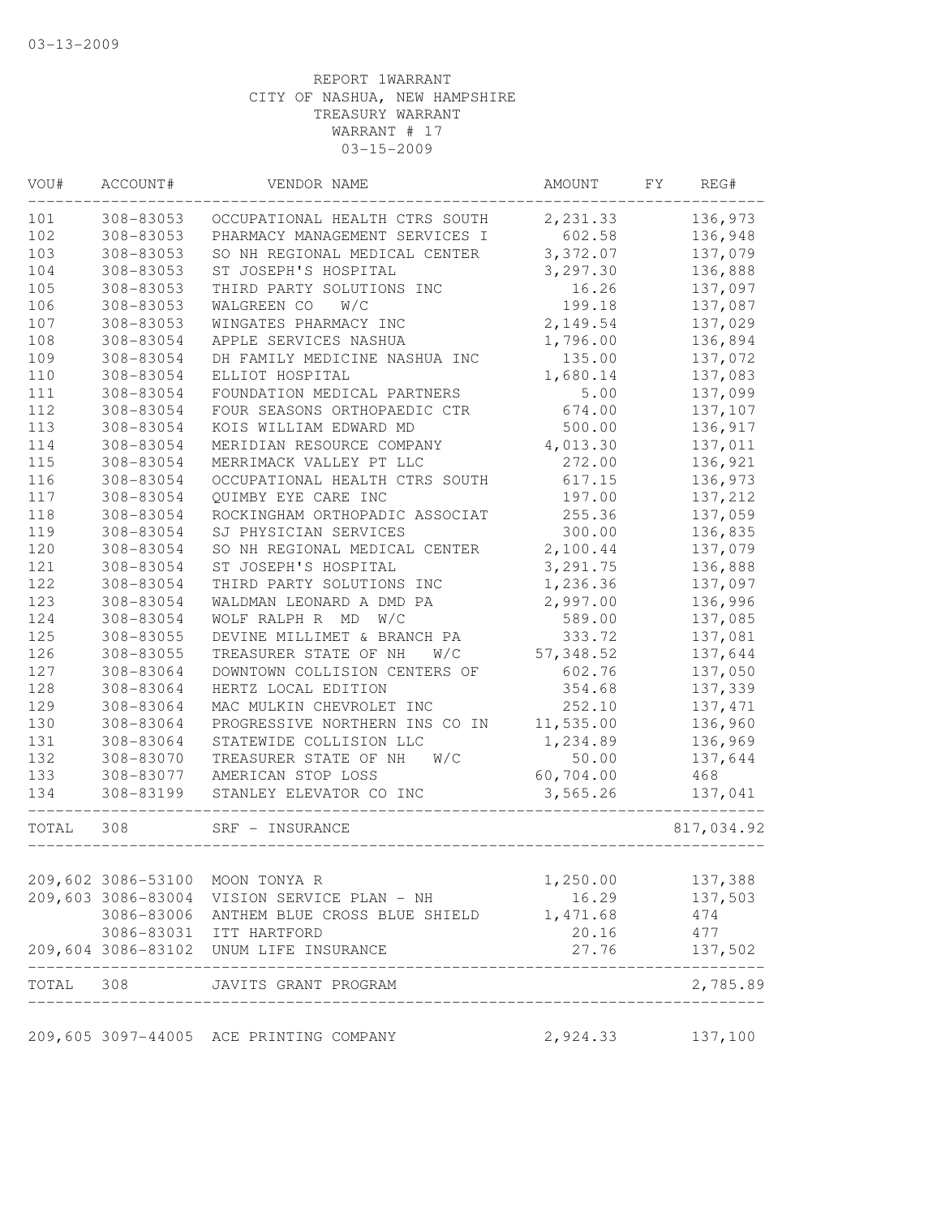03-13-2009

REPORT 1WARRANT
CITY OF NASHUA, NEW HAMPSHIRE
TREASURY WARRANT
WARRANT # 17
03-15-2009

| VOU# | ACCOUNT# | VENDOR NAME | AMOUNT | FY | REG# |
|---|---|---|---|---|---|
| 101 | 308-83053 | OCCUPATIONAL HEALTH CTRS SOUTH | 2,231.33 | | 136,973 |
| 102 | 308-83053 | PHARMACY MANAGEMENT SERVICES I | 602.58 | | 136,948 |
| 103 | 308-83053 | SO NH REGIONAL MEDICAL CENTER | 3,372.07 | | 137,079 |
| 104 | 308-83053 | ST JOSEPH'S HOSPITAL | 3,297.30 | | 136,888 |
| 105 | 308-83053 | THIRD PARTY SOLUTIONS INC | 16.26 | | 137,097 |
| 106 | 308-83053 | WALGREEN CO W/C | 199.18 | | 137,087 |
| 107 | 308-83053 | WINGATES PHARMACY INC | 2,149.54 | | 137,029 |
| 108 | 308-83054 | APPLE SERVICES NASHUA | 1,796.00 | | 136,894 |
| 109 | 308-83054 | DH FAMILY MEDICINE NASHUA INC | 135.00 | | 137,072 |
| 110 | 308-83054 | ELLIOT HOSPITAL | 1,680.14 | | 137,083 |
| 111 | 308-83054 | FOUNDATION MEDICAL PARTNERS | 5.00 | | 137,099 |
| 112 | 308-83054 | FOUR SEASONS ORTHOPAEDIC CTR | 674.00 | | 137,107 |
| 113 | 308-83054 | KOIS WILLIAM EDWARD MD | 500.00 | | 136,917 |
| 114 | 308-83054 | MERIDIAN RESOURCE COMPANY | 4,013.30 | | 137,011 |
| 115 | 308-83054 | MERRIMACK VALLEY PT LLC | 272.00 | | 136,921 |
| 116 | 308-83054 | OCCUPATIONAL HEALTH CTRS SOUTH | 617.15 | | 136,973 |
| 117 | 308-83054 | QUIMBY EYE CARE INC | 197.00 | | 137,212 |
| 118 | 308-83054 | ROCKINGHAM ORTHOPADIC ASSOCIAT | 255.36 | | 137,059 |
| 119 | 308-83054 | SJ PHYSICIAN SERVICES | 300.00 | | 136,835 |
| 120 | 308-83054 | SO NH REGIONAL MEDICAL CENTER | 2,100.44 | | 137,079 |
| 121 | 308-83054 | ST JOSEPH'S HOSPITAL | 3,291.75 | | 136,888 |
| 122 | 308-83054 | THIRD PARTY SOLUTIONS INC | 1,236.36 | | 137,097 |
| 123 | 308-83054 | WALDMAN LEONARD A DMD PA | 2,997.00 | | 136,996 |
| 124 | 308-83054 | WOLF RALPH R MD W/C | 589.00 | | 137,085 |
| 125 | 308-83055 | DEVINE MILLIMET & BRANCH PA | 333.72 | | 137,081 |
| 126 | 308-83055 | TREASURER STATE OF NH W/C | 57,348.52 | | 137,644 |
| 127 | 308-83064 | DOWNTOWN COLLISION CENTERS OF | 602.76 | | 137,050 |
| 128 | 308-83064 | HERTZ LOCAL EDITION | 354.68 | | 137,339 |
| 129 | 308-83064 | MAC MULKIN CHEVROLET INC | 252.10 | | 137,471 |
| 130 | 308-83064 | PROGRESSIVE NORTHERN INS CO IN | 11,535.00 | | 136,960 |
| 131 | 308-83064 | STATEWIDE COLLISION LLC | 1,234.89 | | 136,969 |
| 132 | 308-83070 | TREASURER STATE OF NH W/C | 50.00 | | 137,644 |
| 133 | 308-83077 | AMERICAN STOP LOSS | 60,704.00 | | 468 |
| 134 | 308-83199 | STANLEY ELEVATOR CO INC | 3,565.26 | | 137,041 |
| TOTAL | 308 | SRF - INSURANCE | | | 817,034.92 |
| 209,602 | 3086-53100 | MOON TONYA R | 1,250.00 | | 137,388 |
| 209,603 | 3086-83004 | VISION SERVICE PLAN - NH | 16.29 | | 137,503 |
| | 3086-83006 | ANTHEM BLUE CROSS BLUE SHIELD | 1,471.68 | | 474 |
| | 3086-83031 | ITT HARTFORD | 20.16 | | 477 |
| 209,604 | 3086-83102 | UNUM LIFE INSURANCE | 27.76 | | 137,502 |
| TOTAL | 308 | JAVITS GRANT PROGRAM | | | 2,785.89 |
| 209,605 | 3097-44005 | ACE PRINTING COMPANY | 2,924.33 | | 137,100 |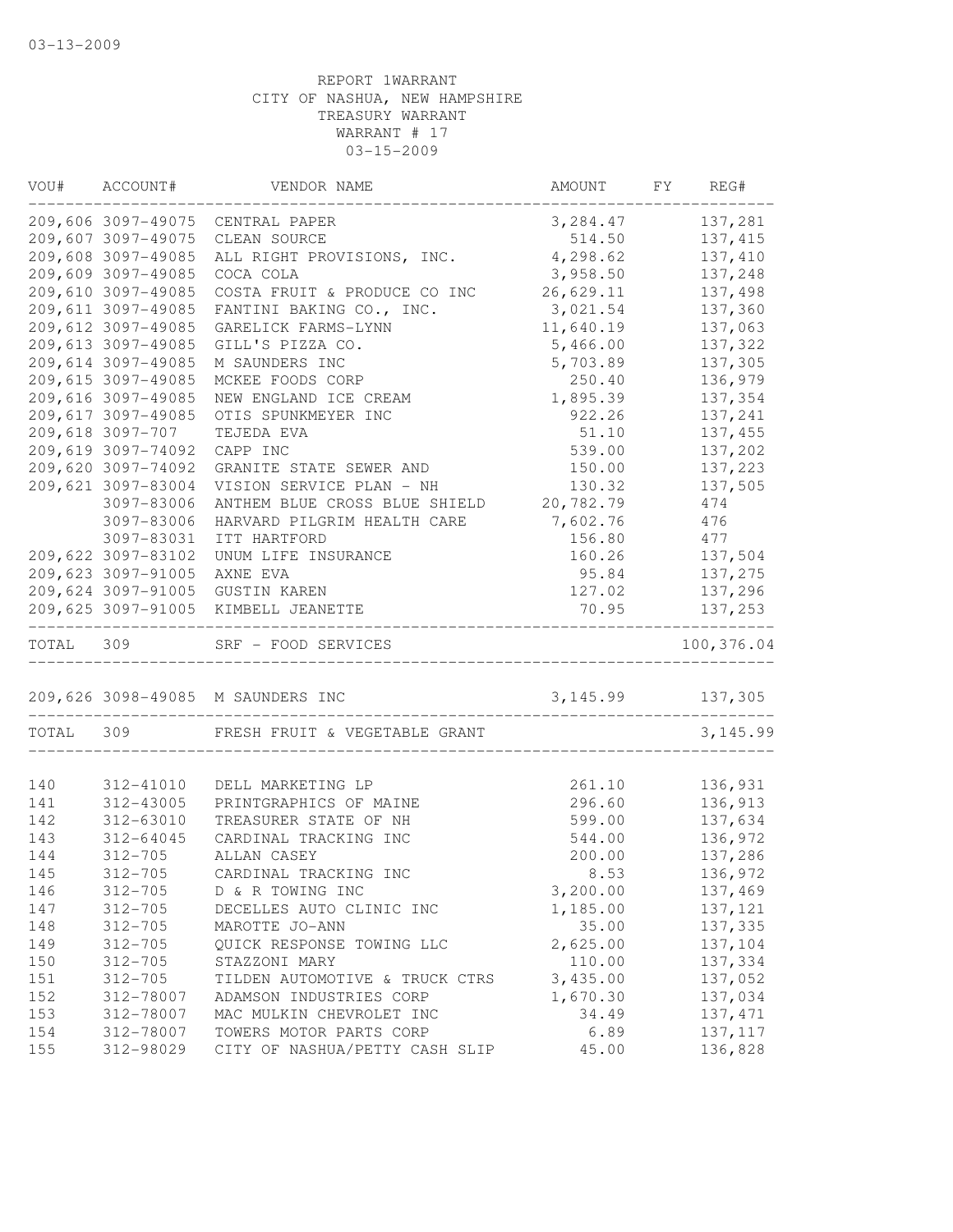03-13-2009

REPORT 1WARRANT
CITY OF NASHUA, NEW HAMPSHIRE
TREASURY WARRANT
WARRANT # 17
03-15-2009

| VOU# | ACCOUNT# | VENDOR NAME | AMOUNT | FY | REG# |
|---|---|---|---|---|---|
| 209,606 | 3097-49075 | CENTRAL PAPER | 3,284.47 | | 137,281 |
| 209,607 | 3097-49075 | CLEAN SOURCE | 514.50 | | 137,415 |
| 209,608 | 3097-49085 | ALL RIGHT PROVISIONS, INC. | 4,298.62 | | 137,410 |
| 209,609 | 3097-49085 | COCA COLA | 3,958.50 | | 137,248 |
| 209,610 | 3097-49085 | COSTA FRUIT & PRODUCE CO INC | 26,629.11 | | 137,498 |
| 209,611 | 3097-49085 | FANTINI BAKING CO., INC. | 3,021.54 | | 137,360 |
| 209,612 | 3097-49085 | GARELICK FARMS-LYNN | 11,640.19 | | 137,063 |
| 209,613 | 3097-49085 | GILL'S PIZZA CO. | 5,466.00 | | 137,322 |
| 209,614 | 3097-49085 | M SAUNDERS INC | 5,703.89 | | 137,305 |
| 209,615 | 3097-49085 | MCKEE FOODS CORP | 250.40 | | 136,979 |
| 209,616 | 3097-49085 | NEW ENGLAND ICE CREAM | 1,895.39 | | 137,354 |
| 209,617 | 3097-49085 | OTIS SPUNKMEYER INC | 922.26 | | 137,241 |
| 209,618 | 3097-707 | TEJEDA EVA | 51.10 | | 137,455 |
| 209,619 | 3097-74092 | CAPP INC | 539.00 | | 137,202 |
| 209,620 | 3097-74092 | GRANITE STATE SEWER AND | 150.00 | | 137,223 |
| 209,621 | 3097-83004 | VISION SERVICE PLAN - NH | 130.32 | | 137,505 |
| | 3097-83006 | ANTHEM BLUE CROSS BLUE SHIELD | 20,782.79 | | 474 |
| | 3097-83006 | HARVARD PILGRIM HEALTH CARE | 7,602.76 | | 476 |
| | 3097-83031 | ITT HARTFORD | 156.80 | | 477 |
| 209,622 | 3097-83102 | UNUM LIFE INSURANCE | 160.26 | | 137,504 |
| 209,623 | 3097-91005 | AXNE EVA | 95.84 | | 137,275 |
| 209,624 | 3097-91005 | GUSTIN KAREN | 127.02 | | 137,296 |
| 209,625 | 3097-91005 | KIMBELL JEANETTE | 70.95 | | 137,253 |
| TOTAL | 309 | SRF - FOOD SERVICES | | | 100,376.04 |
| 209,626 | 3098-49085 | M SAUNDERS INC | 3,145.99 | | 137,305 |
| TOTAL | 309 | FRESH FRUIT & VEGETABLE GRANT | | | 3,145.99 |
| 140 | 312-41010 | DELL MARKETING LP | 261.10 | | 136,931 |
| 141 | 312-43005 | PRINTGRAPHICS OF MAINE | 296.60 | | 136,913 |
| 142 | 312-63010 | TREASURER STATE OF NH | 599.00 | | 137,634 |
| 143 | 312-64045 | CARDINAL TRACKING INC | 544.00 | | 136,972 |
| 144 | 312-705 | ALLAN CASEY | 200.00 | | 137,286 |
| 145 | 312-705 | CARDINAL TRACKING INC | 8.53 | | 136,972 |
| 146 | 312-705 | D & R TOWING INC | 3,200.00 | | 137,469 |
| 147 | 312-705 | DECELLES AUTO CLINIC INC | 1,185.00 | | 137,121 |
| 148 | 312-705 | MAROTTE JO-ANN | 35.00 | | 137,335 |
| 149 | 312-705 | QUICK RESPONSE TOWING LLC | 2,625.00 | | 137,104 |
| 150 | 312-705 | STAZZONI MARY | 110.00 | | 137,334 |
| 151 | 312-705 | TILDEN AUTOMOTIVE & TRUCK CTRS | 3,435.00 | | 137,052 |
| 152 | 312-78007 | ADAMSON INDUSTRIES CORP | 1,670.30 | | 137,034 |
| 153 | 312-78007 | MAC MULKIN CHEVROLET INC | 34.49 | | 137,471 |
| 154 | 312-78007 | TOWERS MOTOR PARTS CORP | 6.89 | | 137,117 |
| 155 | 312-98029 | CITY OF NASHUA/PETTY CASH SLIP | 45.00 | | 136,828 |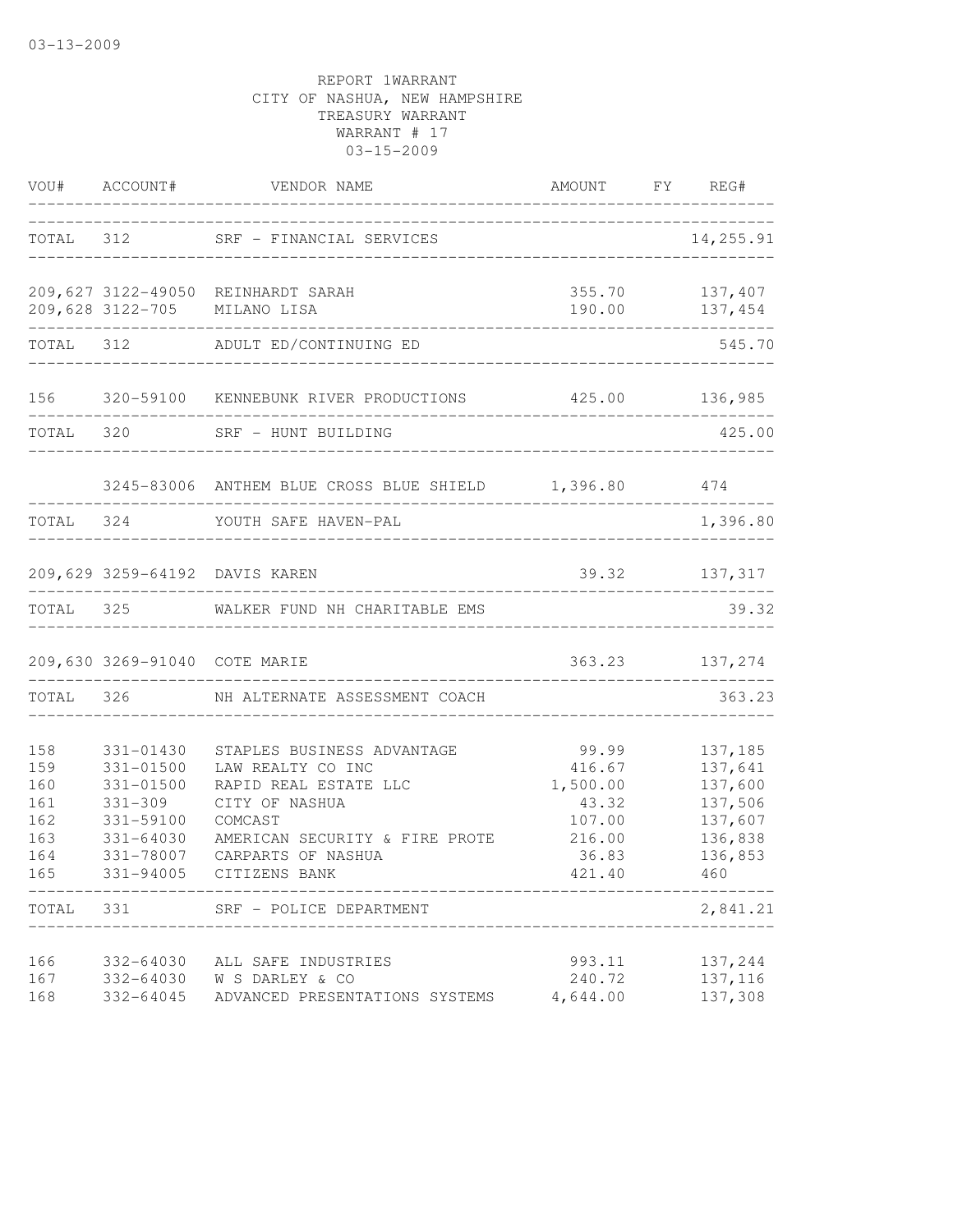03-13-2009

REPORT 1WARRANT
CITY OF NASHUA, NEW HAMPSHIRE
TREASURY WARRANT
WARRANT # 17
03-15-2009

| VOU# | ACCOUNT# | VENDOR NAME | AMOUNT | FY | REG# |
|---|---|---|---|---|---|
| TOTAL | 312 | SRF - FINANCIAL SERVICES | | | 14,255.91 |
| 209,627 | 3122-49050 | REINHARDT SARAH | 355.70 | | 137,407 |
| 209,628 | 3122-705 | MILANO LISA | 190.00 | | 137,454 |
| TOTAL | 312 | ADULT ED/CONTINUING ED | | | 545.70 |
| 156 | 320-59100 | KENNEBUNK RIVER PRODUCTIONS | 425.00 | | 136,985 |
| TOTAL | 320 | SRF - HUNT BUILDING | | | 425.00 |
| | 3245-83006 | ANTHEM BLUE CROSS BLUE SHIELD | 1,396.80 | | 474 |
| TOTAL | 324 | YOUTH SAFE HAVEN-PAL | | | 1,396.80 |
| 209,629 | 3259-64192 | DAVIS KAREN | 39.32 | | 137,317 |
| TOTAL | 325 | WALKER FUND NH CHARITABLE EMS | | | 39.32 |
| 209,630 | 3269-91040 | COTE MARIE | 363.23 | | 137,274 |
| TOTAL | 326 | NH ALTERNATE ASSESSMENT COACH | | | 363.23 |
| 158 | 331-01430 | STAPLES BUSINESS ADVANTAGE | 99.99 | | 137,185 |
| 159 | 331-01500 | LAW REALTY CO INC | 416.67 | | 137,641 |
| 160 | 331-01500 | RAPID REAL ESTATE LLC | 1,500.00 | | 137,600 |
| 161 | 331-309 | CITY OF NASHUA | 43.32 | | 137,506 |
| 162 | 331-59100 | COMCAST | 107.00 | | 137,607 |
| 163 | 331-64030 | AMERICAN SECURITY & FIRE PROTE | 216.00 | | 136,838 |
| 164 | 331-78007 | CARPARTS OF NASHUA | 36.83 | | 136,853 |
| 165 | 331-94005 | CITIZENS BANK | 421.40 | | 460 |
| TOTAL | 331 | SRF - POLICE DEPARTMENT | | | 2,841.21 |
| 166 | 332-64030 | ALL SAFE INDUSTRIES | 993.11 | | 137,244 |
| 167 | 332-64030 | W S DARLEY & CO | 240.72 | | 137,116 |
| 168 | 332-64045 | ADVANCED PRESENTATIONS SYSTEMS | 4,644.00 | | 137,308 |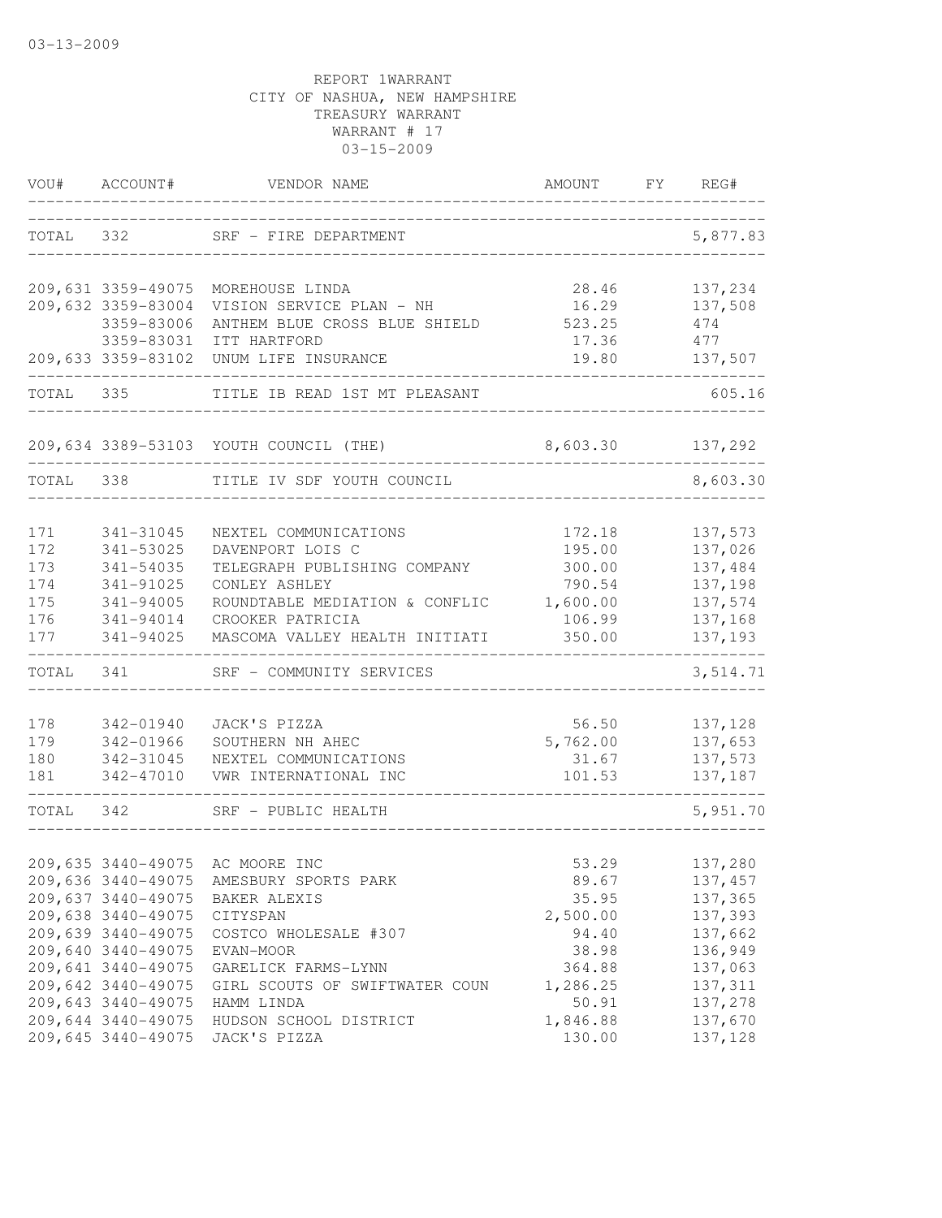03-13-2009

REPORT 1WARRANT
CITY OF NASHUA, NEW HAMPSHIRE
TREASURY WARRANT
WARRANT # 17
03-15-2009

| VOU# | ACCOUNT# | VENDOR NAME | AMOUNT | FY | REG# |
|---|---|---|---|---|---|
| TOTAL | 332 | SRF - FIRE DEPARTMENT | | | 5,877.83 |
| 209,631 | 3359-49075 | MOREHOUSE LINDA | 28.46 | | 137,234 |
| 209,632 | 3359-83004 | VISION SERVICE PLAN - NH | 16.29 | | 137,508 |
| | 3359-83006 | ANTHEM BLUE CROSS BLUE SHIELD | 523.25 | | 474 |
| | 3359-83031 | ITT HARTFORD | 17.36 | | 477 |
| 209,633 | 3359-83102 | UNUM LIFE INSURANCE | 19.80 | | 137,507 |
| TOTAL | 335 | TITLE IB READ 1ST MT PLEASANT | | | 605.16 |
| 209,634 | 3389-53103 | YOUTH COUNCIL (THE) | 8,603.30 | | 137,292 |
| TOTAL | 338 | TITLE IV SDF YOUTH COUNCIL | | | 8,603.30 |
| 171 | 341-31045 | NEXTEL COMMUNICATIONS | 172.18 | | 137,573 |
| 172 | 341-53025 | DAVENPORT LOIS C | 195.00 | | 137,026 |
| 173 | 341-54035 | TELEGRAPH PUBLISHING COMPANY | 300.00 | | 137,484 |
| 174 | 341-91025 | CONLEY ASHLEY | 790.54 | | 137,198 |
| 175 | 341-94005 | ROUNDTABLE MEDIATION & CONFLIC | 1,600.00 | | 137,574 |
| 176 | 341-94014 | CROOKER PATRICIA | 106.99 | | 137,168 |
| 177 | 341-94025 | MASCOMA VALLEY HEALTH INITIATI | 350.00 | | 137,193 |
| TOTAL | 341 | SRF - COMMUNITY SERVICES | | | 3,514.71 |
| 178 | 342-01940 | JACK'S PIZZA | 56.50 | | 137,128 |
| 179 | 342-01966 | SOUTHERN NH AHEC | 5,762.00 | | 137,653 |
| 180 | 342-31045 | NEXTEL COMMUNICATIONS | 31.67 | | 137,573 |
| 181 | 342-47010 | VWR INTERNATIONAL INC | 101.53 | | 137,187 |
| TOTAL | 342 | SRF - PUBLIC HEALTH | | | 5,951.70 |
| 209,635 | 3440-49075 | AC MOORE INC | 53.29 | | 137,280 |
| 209,636 | 3440-49075 | AMESBURY SPORTS PARK | 89.67 | | 137,457 |
| 209,637 | 3440-49075 | BAKER ALEXIS | 35.95 | | 137,365 |
| 209,638 | 3440-49075 | CITYSPAN | 2,500.00 | | 137,393 |
| 209,639 | 3440-49075 | COSTCO WHOLESALE #307 | 94.40 | | 137,662 |
| 209,640 | 3440-49075 | EVAN-MOOR | 38.98 | | 136,949 |
| 209,641 | 3440-49075 | GARELICK FARMS-LYNN | 364.88 | | 137,063 |
| 209,642 | 3440-49075 | GIRL SCOUTS OF SWIFTWATER COUN | 1,286.25 | | 137,311 |
| 209,643 | 3440-49075 | HAMM LINDA | 50.91 | | 137,278 |
| 209,644 | 3440-49075 | HUDSON SCHOOL DISTRICT | 1,846.88 | | 137,670 |
| 209,645 | 3440-49075 | JACK'S PIZZA | 130.00 | | 137,128 |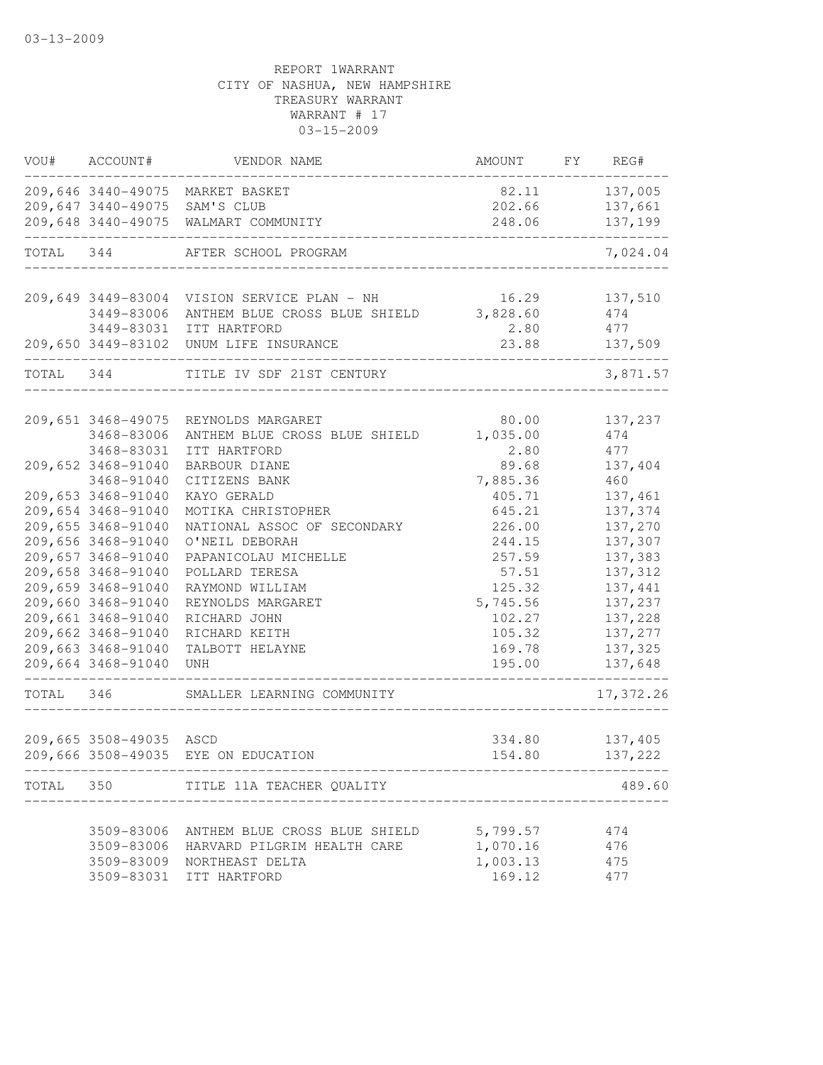03-13-2009

REPORT 1WARRANT
CITY OF NASHUA, NEW HAMPSHIRE
TREASURY WARRANT
WARRANT # 17
03-15-2009

| VOU# | ACCOUNT# | VENDOR NAME | AMOUNT | FY | REG# |
|---|---|---|---|---|---|
| 209,646 | 3440-49075 | MARKET BASKET | 82.11 | | 137,005 |
| 209,647 | 3440-49075 | SAM'S CLUB | 202.66 | | 137,661 |
| 209,648 | 3440-49075 | WALMART COMMUNITY | 248.06 | | 137,199 |
| TOTAL | 344 | AFTER SCHOOL PROGRAM | | | 7,024.04 |
| 209,649 | 3449-83004 | VISION SERVICE PLAN - NH | 16.29 | | 137,510 |
| | 3449-83006 | ANTHEM BLUE CROSS BLUE SHIELD | 3,828.60 | | 474 |
| | 3449-83031 | ITT HARTFORD | 2.80 | | 477 |
| 209,650 | 3449-83102 | UNUM LIFE INSURANCE | 23.88 | | 137,509 |
| TOTAL | 344 | TITLE IV SDF 21ST CENTURY | | | 3,871.57 |
| 209,651 | 3468-49075 | REYNOLDS MARGARET | 80.00 | | 137,237 |
| | 3468-83006 | ANTHEM BLUE CROSS BLUE SHIELD | 1,035.00 | | 474 |
| | 3468-83031 | ITT HARTFORD | 2.80 | | 477 |
| 209,652 | 3468-91040 | BARBOUR DIANE | 89.68 | | 137,404 |
| | 3468-91040 | CITIZENS BANK | 7,885.36 | | 460 |
| 209,653 | 3468-91040 | KAYO GERALD | 405.71 | | 137,461 |
| 209,654 | 3468-91040 | MOTIKA CHRISTOPHER | 645.21 | | 137,374 |
| 209,655 | 3468-91040 | NATIONAL ASSOC OF SECONDARY | 226.00 | | 137,270 |
| 209,656 | 3468-91040 | O'NEIL DEBORAH | 244.15 | | 137,307 |
| 209,657 | 3468-91040 | PAPANICOLAU MICHELLE | 257.59 | | 137,383 |
| 209,658 | 3468-91040 | POLLARD TERESA | 57.51 | | 137,312 |
| 209,659 | 3468-91040 | RAYMOND WILLIAM | 125.32 | | 137,441 |
| 209,660 | 3468-91040 | REYNOLDS MARGARET | 5,745.56 | | 137,237 |
| 209,661 | 3468-91040 | RICHARD JOHN | 102.27 | | 137,228 |
| 209,662 | 3468-91040 | RICHARD KEITH | 105.32 | | 137,277 |
| 209,663 | 3468-91040 | TALBOTT HELAYNE | 169.78 | | 137,325 |
| 209,664 | 3468-91040 | UNH | 195.00 | | 137,648 |
| TOTAL | 346 | SMALLER LEARNING COMMUNITY | | | 17,372.26 |
| 209,665 | 3508-49035 | ASCD | 334.80 | | 137,405 |
| 209,666 | 3508-49035 | EYE ON EDUCATION | 154.80 | | 137,222 |
| TOTAL | 350 | TITLE 11A TEACHER QUALITY | | | 489.60 |
| | 3509-83006 | ANTHEM BLUE CROSS BLUE SHIELD | 5,799.57 | | 474 |
| | 3509-83006 | HARVARD PILGRIM HEALTH CARE | 1,070.16 | | 476 |
| | 3509-83009 | NORTHEAST DELTA | 1,003.13 | | 475 |
| | 3509-83031 | ITT HARTFORD | 169.12 | | 477 |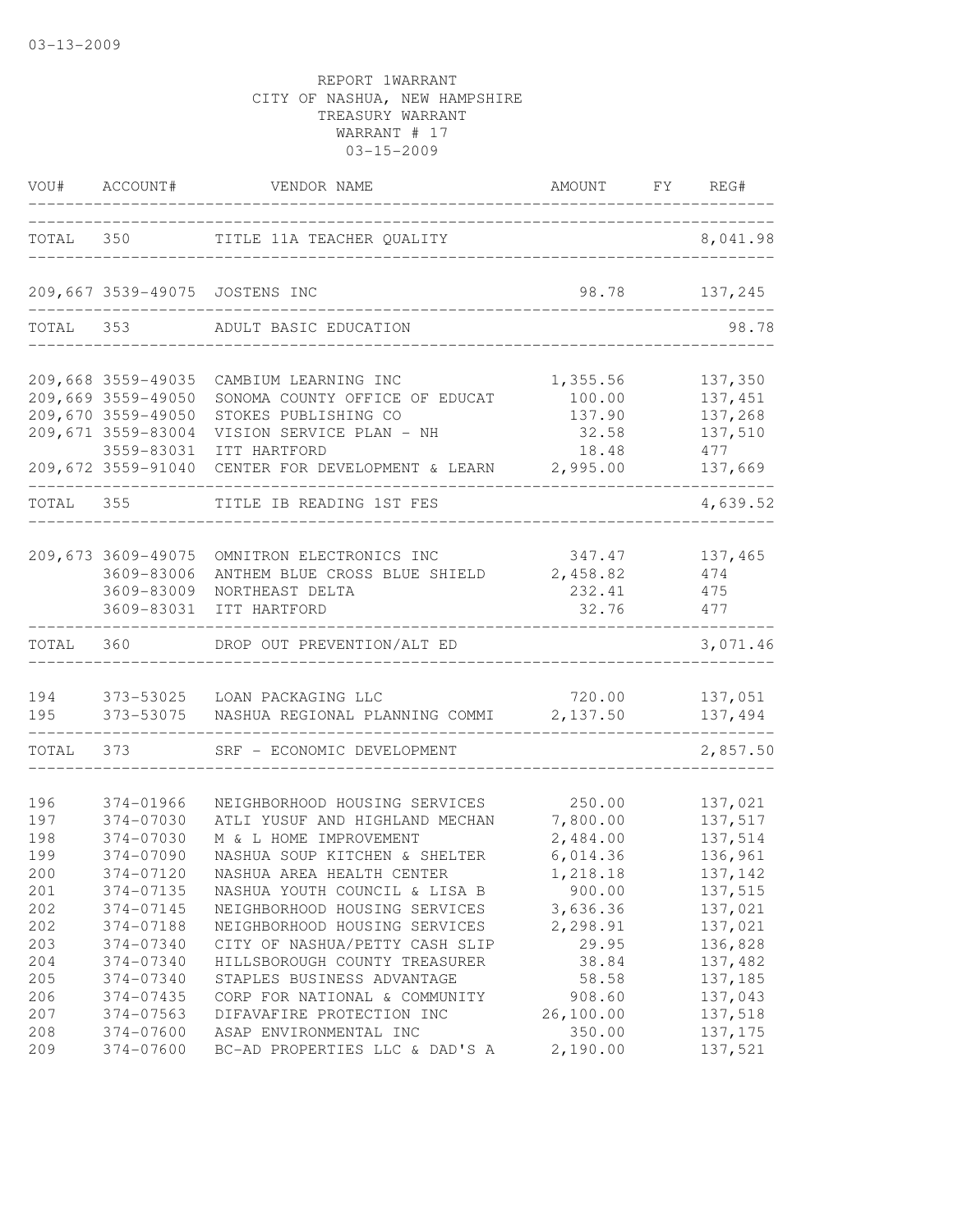03-13-2009

REPORT 1WARRANT
CITY OF NASHUA, NEW HAMPSHIRE
TREASURY WARRANT
WARRANT # 17
03-15-2009

| VOU# | ACCOUNT# | VENDOR NAME | AMOUNT | FY | REG# |
|---|---|---|---|---|---|
| TOTAL | 350 | TITLE 11A TEACHER QUALITY | | | 8,041.98 |
| 209,667 | 3539-49075 | JOSTENS INC | 98.78 | | 137,245 |
| TOTAL | 353 | ADULT BASIC EDUCATION | | | 98.78 |
| 209,668 | 3559-49035 | CAMBIUM LEARNING INC | 1,355.56 | | 137,350 |
| 209,669 | 3559-49050 | SONOMA COUNTY OFFICE OF EDUCAT | 100.00 | | 137,451 |
| 209,670 | 3559-49050 | STOKES PUBLISHING CO | 137.90 | | 137,268 |
| 209,671 | 3559-83004 | VISION SERVICE PLAN - NH | 32.58 | | 137,510 |
| | 3559-83031 | ITT HARTFORD | 18.48 | | 477 |
| 209,672 | 3559-91040 | CENTER FOR DEVELOPMENT & LEARN | 2,995.00 | | 137,669 |
| TOTAL | 355 | TITLE IB READING 1ST FES | | | 4,639.52 |
| 209,673 | 3609-49075 | OMNITRON ELECTRONICS INC | 347.47 | | 137,465 |
| | 3609-83006 | ANTHEM BLUE CROSS BLUE SHIELD | 2,458.82 | | 474 |
| | 3609-83009 | NORTHEAST DELTA | 232.41 | | 475 |
| | 3609-83031 | ITT HARTFORD | 32.76 | | 477 |
| TOTAL | 360 | DROP OUT PREVENTION/ALT ED | | | 3,071.46 |
| 194 | 373-53025 | LOAN PACKAGING LLC | 720.00 | | 137,051 |
| 195 | 373-53075 | NASHUA REGIONAL PLANNING COMMI | 2,137.50 | | 137,494 |
| TOTAL | 373 | SRF - ECONOMIC DEVELOPMENT | | | 2,857.50 |
| 196 | 374-01966 | NEIGHBORHOOD HOUSING SERVICES | 250.00 | | 137,021 |
| 197 | 374-07030 | ATLI YUSUF AND HIGHLAND MECHAN | 7,800.00 | | 137,517 |
| 198 | 374-07030 | M & L HOME IMPROVEMENT | 2,484.00 | | 137,514 |
| 199 | 374-07090 | NASHUA SOUP KITCHEN & SHELTER | 6,014.36 | | 136,961 |
| 200 | 374-07120 | NASHUA AREA HEALTH CENTER | 1,218.18 | | 137,142 |
| 201 | 374-07135 | NASHUA YOUTH COUNCIL & LISA B | 900.00 | | 137,515 |
| 202 | 374-07145 | NEIGHBORHOOD HOUSING SERVICES | 3,636.36 | | 137,021 |
| 202 | 374-07188 | NEIGHBORHOOD HOUSING SERVICES | 2,298.91 | | 137,021 |
| 203 | 374-07340 | CITY OF NASHUA/PETTY CASH SLIP | 29.95 | | 136,828 |
| 204 | 374-07340 | HILLSBOROUGH COUNTY TREASURER | 38.84 | | 137,482 |
| 205 | 374-07340 | STAPLES BUSINESS ADVANTAGE | 58.58 | | 137,185 |
| 206 | 374-07435 | CORP FOR NATIONAL & COMMUNITY | 908.60 | | 137,043 |
| 207 | 374-07563 | DIFAVAFIRE PROTECTION INC | 26,100.00 | | 137,518 |
| 208 | 374-07600 | ASAP ENVIRONMENTAL INC | 350.00 | | 137,175 |
| 209 | 374-07600 | BC-AD PROPERTIES LLC & DAD'S A | 2,190.00 | | 137,521 |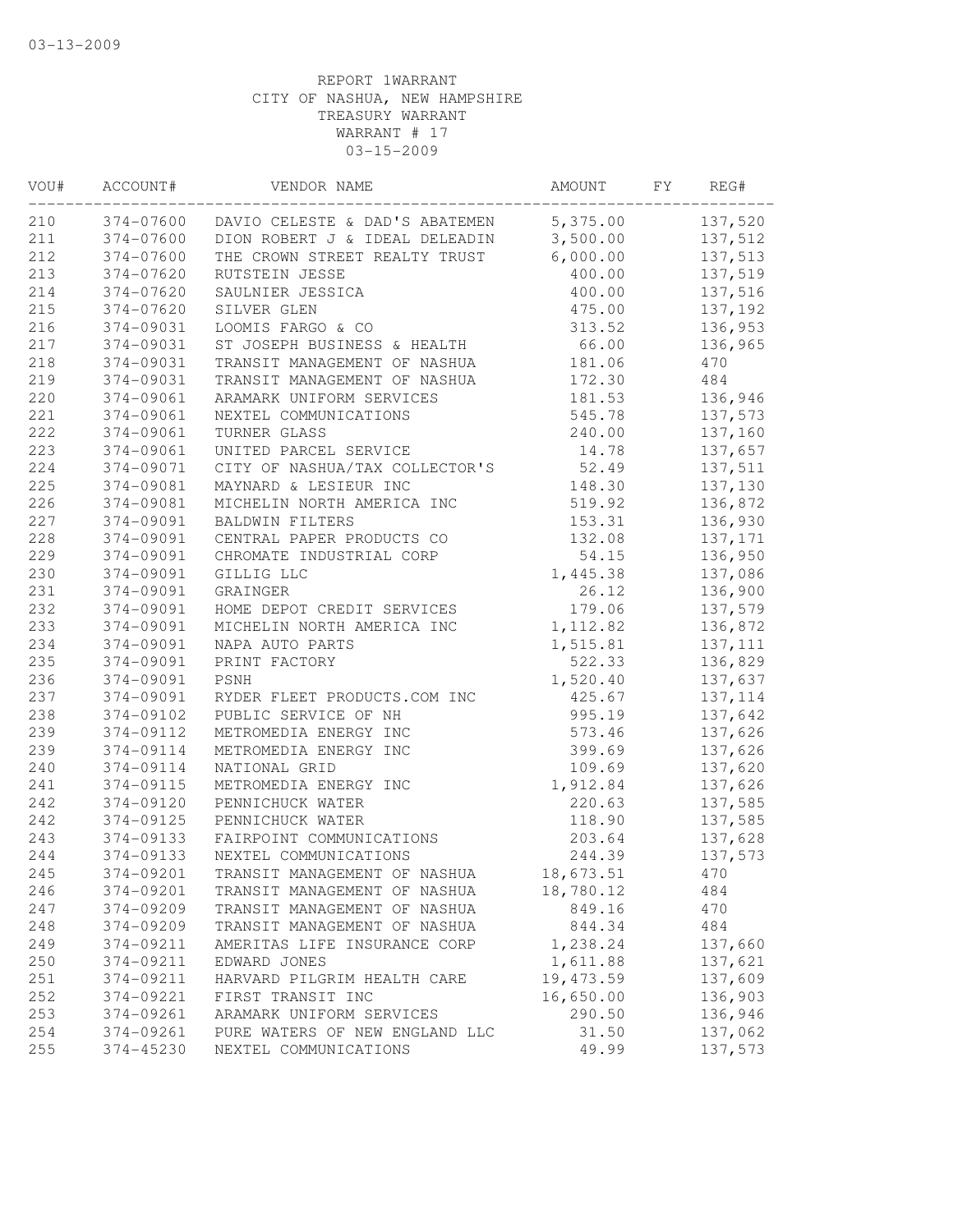03-13-2009

REPORT 1WARRANT
CITY OF NASHUA, NEW HAMPSHIRE
TREASURY WARRANT
WARRANT # 17
03-15-2009

| VOU# | ACCOUNT# | VENDOR NAME | AMOUNT | FY | REG# |
|---|---|---|---|---|---|
| 210 | 374-07600 | DAVIO CELESTE & DAD'S ABATEMEN | 5,375.00 | | 137,520 |
| 211 | 374-07600 | DION ROBERT J & IDEAL DELEADIN | 3,500.00 | | 137,512 |
| 212 | 374-07600 | THE CROWN STREET REALTY TRUST | 6,000.00 | | 137,513 |
| 213 | 374-07620 | RUTSTEIN JESSE | 400.00 | | 137,519 |
| 214 | 374-07620 | SAULNIER JESSICA | 400.00 | | 137,516 |
| 215 | 374-07620 | SILVER GLEN | 475.00 | | 137,192 |
| 216 | 374-09031 | LOOMIS FARGO & CO | 313.52 | | 136,953 |
| 217 | 374-09031 | ST JOSEPH BUSINESS & HEALTH | 66.00 | | 136,965 |
| 218 | 374-09031 | TRANSIT MANAGEMENT OF NASHUA | 181.06 | | 470 |
| 219 | 374-09031 | TRANSIT MANAGEMENT OF NASHUA | 172.30 | | 484 |
| 220 | 374-09061 | ARAMARK UNIFORM SERVICES | 181.53 | | 136,946 |
| 221 | 374-09061 | NEXTEL COMMUNICATIONS | 545.78 | | 137,573 |
| 222 | 374-09061 | TURNER GLASS | 240.00 | | 137,160 |
| 223 | 374-09061 | UNITED PARCEL SERVICE | 14.78 | | 137,657 |
| 224 | 374-09071 | CITY OF NASHUA/TAX COLLECTOR'S | 52.49 | | 137,511 |
| 225 | 374-09081 | MAYNARD & LESIEUR INC | 148.30 | | 137,130 |
| 226 | 374-09081 | MICHELIN NORTH AMERICA INC | 519.92 | | 136,872 |
| 227 | 374-09091 | BALDWIN FILTERS | 153.31 | | 136,930 |
| 228 | 374-09091 | CENTRAL PAPER PRODUCTS CO | 132.08 | | 137,171 |
| 229 | 374-09091 | CHROMATE INDUSTRIAL CORP | 54.15 | | 136,950 |
| 230 | 374-09091 | GILLIG LLC | 1,445.38 | | 137,086 |
| 231 | 374-09091 | GRAINGER | 26.12 | | 136,900 |
| 232 | 374-09091 | HOME DEPOT CREDIT SERVICES | 179.06 | | 137,579 |
| 233 | 374-09091 | MICHELIN NORTH AMERICA INC | 1,112.82 | | 136,872 |
| 234 | 374-09091 | NAPA AUTO PARTS | 1,515.81 | | 137,111 |
| 235 | 374-09091 | PRINT FACTORY | 522.33 | | 136,829 |
| 236 | 374-09091 | PSNH | 1,520.40 | | 137,637 |
| 237 | 374-09091 | RYDER FLEET PRODUCTS.COM INC | 425.67 | | 137,114 |
| 238 | 374-09102 | PUBLIC SERVICE OF NH | 995.19 | | 137,642 |
| 239 | 374-09112 | METROMEDIA ENERGY INC | 573.46 | | 137,626 |
| 239 | 374-09114 | METROMEDIA ENERGY INC | 399.69 | | 137,626 |
| 240 | 374-09114 | NATIONAL GRID | 109.69 | | 137,620 |
| 241 | 374-09115 | METROMEDIA ENERGY INC | 1,912.84 | | 137,626 |
| 242 | 374-09120 | PENNICHUCK WATER | 220.63 | | 137,585 |
| 242 | 374-09125 | PENNICHUCK WATER | 118.90 | | 137,585 |
| 243 | 374-09133 | FAIRPOINT COMMUNICATIONS | 203.64 | | 137,628 |
| 244 | 374-09133 | NEXTEL COMMUNICATIONS | 244.39 | | 137,573 |
| 245 | 374-09201 | TRANSIT MANAGEMENT OF NASHUA | 18,673.51 | | 470 |
| 246 | 374-09201 | TRANSIT MANAGEMENT OF NASHUA | 18,780.12 | | 484 |
| 247 | 374-09209 | TRANSIT MANAGEMENT OF NASHUA | 849.16 | | 470 |
| 248 | 374-09209 | TRANSIT MANAGEMENT OF NASHUA | 844.34 | | 484 |
| 249 | 374-09211 | AMERITAS LIFE INSURANCE CORP | 1,238.24 | | 137,660 |
| 250 | 374-09211 | EDWARD JONES | 1,611.88 | | 137,621 |
| 251 | 374-09211 | HARVARD PILGRIM HEALTH CARE | 19,473.59 | | 137,609 |
| 252 | 374-09221 | FIRST TRANSIT INC | 16,650.00 | | 136,903 |
| 253 | 374-09261 | ARAMARK UNIFORM SERVICES | 290.50 | | 136,946 |
| 254 | 374-09261 | PURE WATERS OF NEW ENGLAND LLC | 31.50 | | 137,062 |
| 255 | 374-45230 | NEXTEL COMMUNICATIONS | 49.99 | | 137,573 |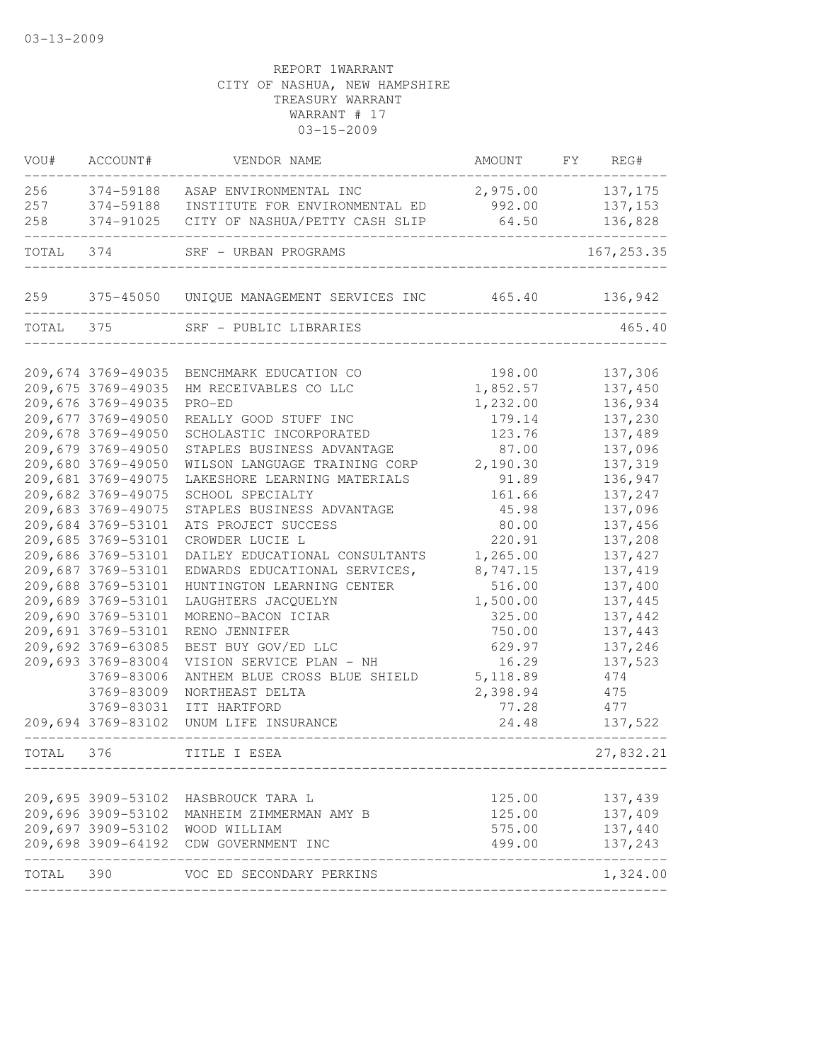03-13-2009

REPORT 1WARRANT
CITY OF NASHUA, NEW HAMPSHIRE
TREASURY WARRANT
WARRANT # 17
03-15-2009

| VOU# | ACCOUNT# | VENDOR NAME | AMOUNT | FY | REG# |
|---|---|---|---|---|---|
| 256 | 374-59188 | ASAP ENVIRONMENTAL INC | 2,975.00 | | 137,175 |
| 257 | 374-59188 | INSTITUTE FOR ENVIRONMENTAL ED | 992.00 | | 137,153 |
| 258 | 374-91025 | CITY OF NASHUA/PETTY CASH SLIP | 64.50 | | 136,828 |
| TOTAL | 374 | SRF - URBAN PROGRAMS | | | 167,253.35 |
| 259 | 375-45050 | UNIQUE MANAGEMENT SERVICES INC | 465.40 | | 136,942 |
| TOTAL | 375 | SRF - PUBLIC LIBRARIES | | | 465.40 |
| 209,674 | 3769-49035 | BENCHMARK EDUCATION CO | 198.00 | | 137,306 |
| 209,675 | 3769-49035 | HM RECEIVABLES CO LLC | 1,852.57 | | 137,450 |
| 209,676 | 3769-49035 | PRO-ED | 1,232.00 | | 136,934 |
| 209,677 | 3769-49050 | REALLY GOOD STUFF INC | 179.14 | | 137,230 |
| 209,678 | 3769-49050 | SCHOLASTIC INCORPORATED | 123.76 | | 137,489 |
| 209,679 | 3769-49050 | STAPLES BUSINESS ADVANTAGE | 87.00 | | 137,096 |
| 209,680 | 3769-49050 | WILSON LANGUAGE TRAINING CORP | 2,190.30 | | 137,319 |
| 209,681 | 3769-49075 | LAKESHORE LEARNING MATERIALS | 91.89 | | 136,947 |
| 209,682 | 3769-49075 | SCHOOL SPECIALTY | 161.66 | | 137,247 |
| 209,683 | 3769-49075 | STAPLES BUSINESS ADVANTAGE | 45.98 | | 137,096 |
| 209,684 | 3769-53101 | ATS PROJECT SUCCESS | 80.00 | | 137,456 |
| 209,685 | 3769-53101 | CROWDER LUCIE L | 220.91 | | 137,208 |
| 209,686 | 3769-53101 | DAILEY EDUCATIONAL CONSULTANTS | 1,265.00 | | 137,427 |
| 209,687 | 3769-53101 | EDWARDS EDUCATIONAL SERVICES, | 8,747.15 | | 137,419 |
| 209,688 | 3769-53101 | HUNTINGTON LEARNING CENTER | 516.00 | | 137,400 |
| 209,689 | 3769-53101 | LAUGHTERS JACQUELYN | 1,500.00 | | 137,445 |
| 209,690 | 3769-53101 | MORENO-BACON ICIAR | 325.00 | | 137,442 |
| 209,691 | 3769-53101 | RENO JENNIFER | 750.00 | | 137,443 |
| 209,692 | 3769-63085 | BEST BUY GOV/ED LLC | 629.97 | | 137,246 |
| 209,693 | 3769-83004 | VISION SERVICE PLAN - NH | 16.29 | | 137,523 |
| | 3769-83006 | ANTHEM BLUE CROSS BLUE SHIELD | 5,118.89 | | 474 |
| | 3769-83009 | NORTHEAST DELTA | 2,398.94 | | 475 |
| | 3769-83031 | ITT HARTFORD | 77.28 | | 477 |
| 209,694 | 3769-83102 | UNUM LIFE INSURANCE | 24.48 | | 137,522 |
| TOTAL | 376 | TITLE I ESEA | | | 27,832.21 |
| 209,695 | 3909-53102 | HASBROUCK TARA L | 125.00 | | 137,439 |
| 209,696 | 3909-53102 | MANHEIM ZIMMERMAN AMY B | 125.00 | | 137,409 |
| 209,697 | 3909-53102 | WOOD WILLIAM | 575.00 | | 137,440 |
| 209,698 | 3909-64192 | CDW GOVERNMENT INC | 499.00 | | 137,243 |
| TOTAL | 390 | VOC ED SECONDARY PERKINS | | | 1,324.00 |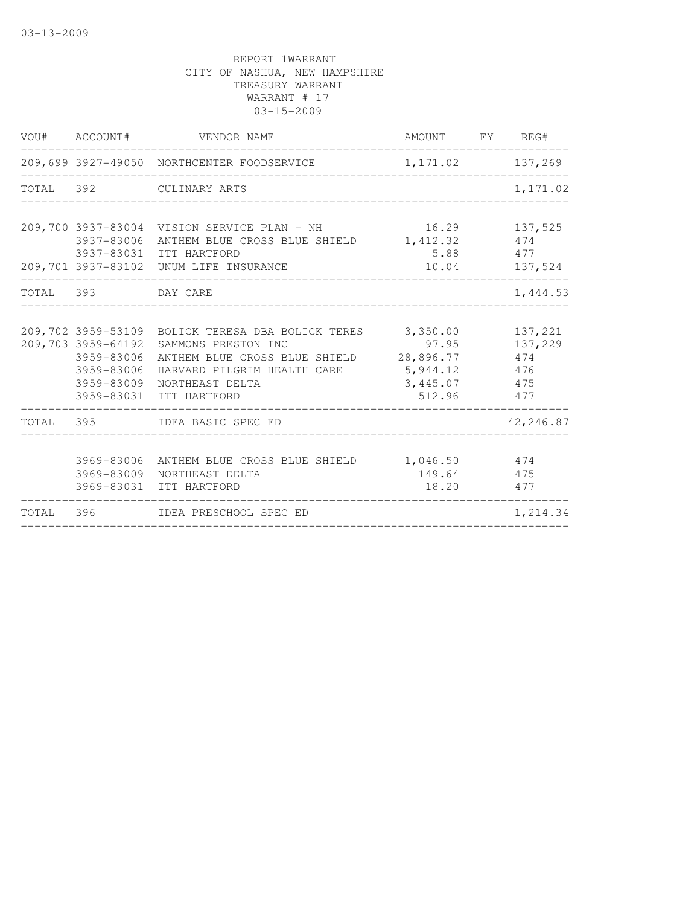03-13-2009

REPORT 1WARRANT
CITY OF NASHUA, NEW HAMPSHIRE
TREASURY WARRANT
WARRANT # 17
03-15-2009

| VOU# | ACCOUNT# | VENDOR NAME | AMOUNT | FY | REG# |
|---|---|---|---|---|---|
| 209,699 | 3927-49050 | NORTHCENTER FOODSERVICE | 1,171.02 | | 137,269 |
| TOTAL | 392 | CULINARY ARTS | | | 1,171.02 |
| 209,700 | 3937-83004 | VISION SERVICE PLAN - NH | 16.29 | | 137,525 |
| | 3937-83006 | ANTHEM BLUE CROSS BLUE SHIELD | 1,412.32 | | 474 |
| | 3937-83031 | ITT HARTFORD | 5.88 | | 477 |
| 209,701 | 3937-83102 | UNUM LIFE INSURANCE | 10.04 | | 137,524 |
| TOTAL | 393 | DAY CARE | | | 1,444.53 |
| 209,702 | 3959-53109 | BOLICK TERESA DBA BOLICK TERES | 3,350.00 | | 137,221 |
| 209,703 | 3959-64192 | SAMMONS PRESTON INC | 97.95 | | 137,229 |
| | 3959-83006 | ANTHEM BLUE CROSS BLUE SHIELD | 28,896.77 | | 474 |
| | 3959-83006 | HARVARD PILGRIM HEALTH CARE | 5,944.12 | | 476 |
| | 3959-83009 | NORTHEAST DELTA | 3,445.07 | | 475 |
| | 3959-83031 | ITT HARTFORD | 512.96 | | 477 |
| TOTAL | 395 | IDEA BASIC SPEC ED | | | 42,246.87 |
| | 3969-83006 | ANTHEM BLUE CROSS BLUE SHIELD | 1,046.50 | | 474 |
| | 3969-83009 | NORTHEAST DELTA | 149.64 | | 475 |
| | 3969-83031 | ITT HARTFORD | 18.20 | | 477 |
| TOTAL | 396 | IDEA PRESCHOOL SPEC ED | | | 1,214.34 |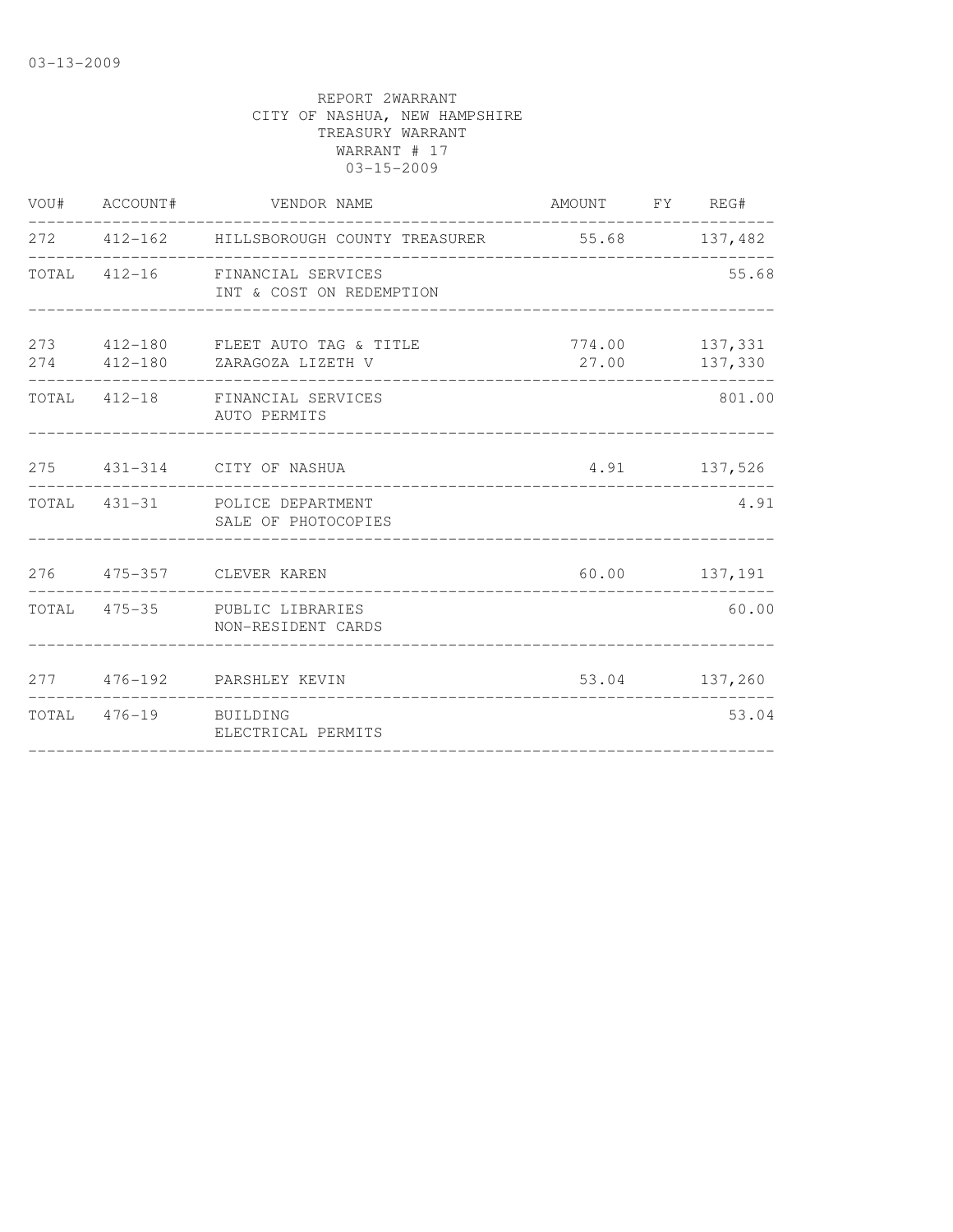03-13-2009

REPORT 2WARRANT
CITY OF NASHUA, NEW HAMPSHIRE
TREASURY WARRANT
WARRANT # 17
03-15-2009

| VOU# | ACCOUNT# | VENDOR NAME | AMOUNT | FY | REG# |
|---|---|---|---|---|---|
| 272 | 412-162 | HILLSBOROUGH COUNTY TREASURER | 55.68 | | 137,482 |
| TOTAL | 412-16 | FINANCIAL SERVICES INT & COST ON REDEMPTION | | | 55.68 |
| 273 | 412-180 | FLEET AUTO TAG & TITLE | 774.00 | | 137,331 |
| 274 | 412-180 | ZARAGOZA LIZETH V | 27.00 | | 137,330 |
| TOTAL | 412-18 | FINANCIAL SERVICES AUTO PERMITS | | | 801.00 |
| 275 | 431-314 | CITY OF NASHUA | 4.91 | | 137,526 |
| TOTAL | 431-31 | POLICE DEPARTMENT SALE OF PHOTOCOPIES | | | 4.91 |
| 276 | 475-357 | CLEVER KAREN | 60.00 | | 137,191 |
| TOTAL | 475-35 | PUBLIC LIBRARIES NON-RESIDENT CARDS | | | 60.00 |
| 277 | 476-192 | PARSHLEY KEVIN | 53.04 | | 137,260 |
| TOTAL | 476-19 | BUILDING ELECTRICAL PERMITS | | | 53.04 |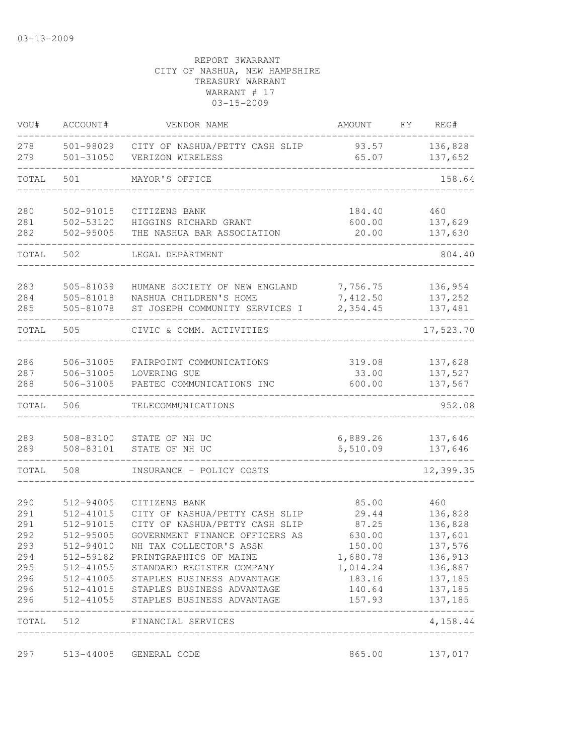03-13-2009

REPORT 3WARRANT
CITY OF NASHUA, NEW HAMPSHIRE
TREASURY WARRANT
WARRANT # 17
03-15-2009

| VOU# | ACCOUNT# | VENDOR NAME | AMOUNT | FY | REG# |
|---|---|---|---|---|---|
| 278 | 501-98029 | CITY OF NASHUA/PETTY CASH SLIP | 93.57 | | 136,828 |
| 279 | 501-31050 | VERIZON WIRELESS | 65.07 | | 137,652 |
| TOTAL | 501 | MAYOR'S OFFICE | | | 158.64 |
| 280 | 502-91015 | CITIZENS BANK | 184.40 | | 460 |
| 281 | 502-53120 | HIGGINS RICHARD GRANT | 600.00 | | 137,629 |
| 282 | 502-95005 | THE NASHUA BAR ASSOCIATION | 20.00 | | 137,630 |
| TOTAL | 502 | LEGAL DEPARTMENT | | | 804.40 |
| 283 | 505-81039 | HUMANE SOCIETY OF NEW ENGLAND | 7,756.75 | | 136,954 |
| 284 | 505-81018 | NASHUA CHILDREN'S HOME | 7,412.50 | | 137,252 |
| 285 | 505-81078 | ST JOSEPH COMMUNITY SERVICES I | 2,354.45 | | 137,481 |
| TOTAL | 505 | CIVIC & COMM. ACTIVITIES | | | 17,523.70 |
| 286 | 506-31005 | FAIRPOINT COMMUNICATIONS | 319.08 | | 137,628 |
| 287 | 506-31005 | LOVERING SUE | 33.00 | | 137,527 |
| 288 | 506-31005 | PAETEC COMMUNICATIONS INC | 600.00 | | 137,567 |
| TOTAL | 506 | TELECOMMUNICATIONS | | | 952.08 |
| 289 | 508-83100 | STATE OF NH UC | 6,889.26 | | 137,646 |
| 289 | 508-83101 | STATE OF NH UC | 5,510.09 | | 137,646 |
| TOTAL | 508 | INSURANCE - POLICY COSTS | | | 12,399.35 |
| 290 | 512-94005 | CITIZENS BANK | 85.00 | | 460 |
| 291 | 512-41015 | CITY OF NASHUA/PETTY CASH SLIP | 29.44 | | 136,828 |
| 291 | 512-91015 | CITY OF NASHUA/PETTY CASH SLIP | 87.25 | | 136,828 |
| 292 | 512-95005 | GOVERNMENT FINANCE OFFICERS AS | 630.00 | | 137,601 |
| 293 | 512-94010 | NH TAX COLLECTOR'S ASSN | 150.00 | | 137,576 |
| 294 | 512-59182 | PRINTGRAPHICS OF MAINE | 1,680.78 | | 136,913 |
| 295 | 512-41055 | STANDARD REGISTER COMPANY | 1,014.24 | | 136,887 |
| 296 | 512-41005 | STAPLES BUSINESS ADVANTAGE | 183.16 | | 137,185 |
| 296 | 512-41015 | STAPLES BUSINESS ADVANTAGE | 140.64 | | 137,185 |
| 296 | 512-41055 | STAPLES BUSINESS ADVANTAGE | 157.93 | | 137,185 |
| TOTAL | 512 | FINANCIAL SERVICES | | | 4,158.44 |
| 297 | 513-44005 | GENERAL CODE | 865.00 | | 137,017 |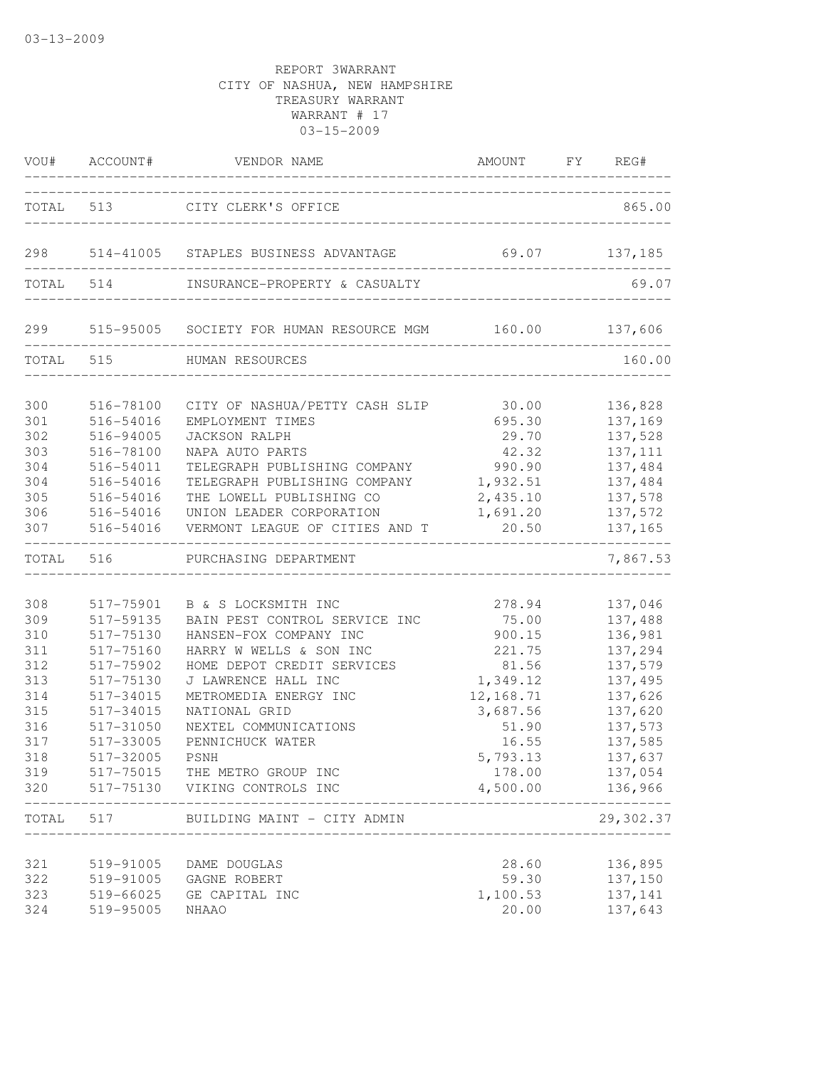03-13-2009

REPORT 3WARRANT
CITY OF NASHUA, NEW HAMPSHIRE
TREASURY WARRANT
WARRANT # 17
03-15-2009

| VOU# | ACCOUNT# | VENDOR NAME | AMOUNT | FY | REG# |
|---|---|---|---|---|---|
| TOTAL | 513 | CITY CLERK'S OFFICE | | | 865.00 |
| 298 | 514-41005 | STAPLES BUSINESS ADVANTAGE | 69.07 | | 137,185 |
| TOTAL | 514 | INSURANCE-PROPERTY & CASUALTY | | | 69.07 |
| 299 | 515-95005 | SOCIETY FOR HUMAN RESOURCE MGM | 160.00 | | 137,606 |
| TOTAL | 515 | HUMAN RESOURCES | | | 160.00 |
| 300 | 516-78100 | CITY OF NASHUA/PETTY CASH SLIP | 30.00 | | 136,828 |
| 301 | 516-54016 | EMPLOYMENT TIMES | 695.30 | | 137,169 |
| 302 | 516-94005 | JACKSON RALPH | 29.70 | | 137,528 |
| 303 | 516-78100 | NAPA AUTO PARTS | 42.32 | | 137,111 |
| 304 | 516-54011 | TELEGRAPH PUBLISHING COMPANY | 990.90 | | 137,484 |
| 304 | 516-54016 | TELEGRAPH PUBLISHING COMPANY | 1,932.51 | | 137,484 |
| 305 | 516-54016 | THE LOWELL PUBLISHING CO | 2,435.10 | | 137,578 |
| 306 | 516-54016 | UNION LEADER CORPORATION | 1,691.20 | | 137,572 |
| 307 | 516-54016 | VERMONT LEAGUE OF CITIES AND T | 20.50 | | 137,165 |
| TOTAL | 516 | PURCHASING DEPARTMENT | | | 7,867.53 |
| 308 | 517-75901 | B & S LOCKSMITH INC | 278.94 | | 137,046 |
| 309 | 517-59135 | BAIN PEST CONTROL SERVICE INC | 75.00 | | 137,488 |
| 310 | 517-75130 | HANSEN-FOX COMPANY INC | 900.15 | | 136,981 |
| 311 | 517-75160 | HARRY W WELLS & SON INC | 221.75 | | 137,294 |
| 312 | 517-75902 | HOME DEPOT CREDIT SERVICES | 81.56 | | 137,579 |
| 313 | 517-75130 | J LAWRENCE HALL INC | 1,349.12 | | 137,495 |
| 314 | 517-34015 | METROMEDIA ENERGY INC | 12,168.71 | | 137,626 |
| 315 | 517-34015 | NATIONAL GRID | 3,687.56 | | 137,620 |
| 316 | 517-31050 | NEXTEL COMMUNICATIONS | 51.90 | | 137,573 |
| 317 | 517-33005 | PENNICHUCK WATER | 16.55 | | 137,585 |
| 318 | 517-32005 | PSNH | 5,793.13 | | 137,637 |
| 319 | 517-75015 | THE METRO GROUP INC | 178.00 | | 137,054 |
| 320 | 517-75130 | VIKING CONTROLS INC | 4,500.00 | | 136,966 |
| TOTAL | 517 | BUILDING MAINT - CITY ADMIN | | | 29,302.37 |
| 321 | 519-91005 | DAME DOUGLAS | 28.60 | | 136,895 |
| 322 | 519-91005 | GAGNE ROBERT | 59.30 | | 137,150 |
| 323 | 519-66025 | GE CAPITAL INC | 1,100.53 | | 137,141 |
| 324 | 519-95005 | NHAAO | 20.00 | | 137,643 |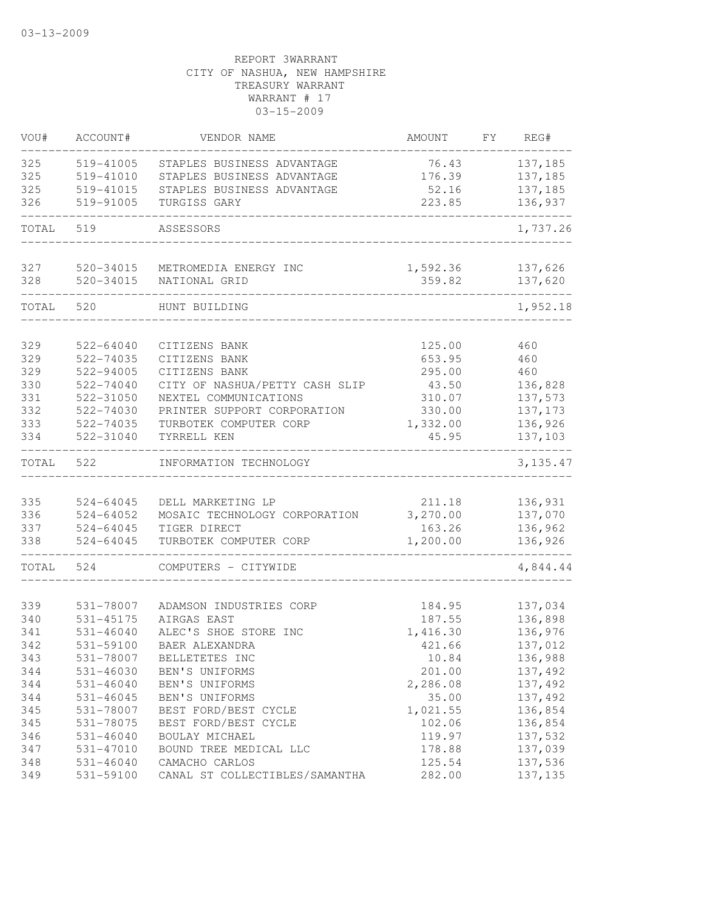03-13-2009

REPORT 3WARRANT
CITY OF NASHUA, NEW HAMPSHIRE
TREASURY WARRANT
WARRANT # 17
03-15-2009

| VOU# | ACCOUNT# | VENDOR NAME | AMOUNT | FY | REG# |
|---|---|---|---|---|---|
| 325 | 519-41005 | STAPLES BUSINESS ADVANTAGE | 76.43 | | 137,185 |
| 325 | 519-41010 | STAPLES BUSINESS ADVANTAGE | 176.39 | | 137,185 |
| 325 | 519-41015 | STAPLES BUSINESS ADVANTAGE | 52.16 | | 137,185 |
| 326 | 519-91005 | TURGISS GARY | 223.85 | | 136,937 |
| TOTAL | 519 | ASSESSORS | | | 1,737.26 |
| 327 | 520-34015 | METROMEDIA ENERGY INC | 1,592.36 | | 137,626 |
| 328 | 520-34015 | NATIONAL GRID | 359.82 | | 137,620 |
| TOTAL | 520 | HUNT BUILDING | | | 1,952.18 |
| 329 | 522-64040 | CITIZENS BANK | 125.00 | | 460 |
| 329 | 522-74035 | CITIZENS BANK | 653.95 | | 460 |
| 329 | 522-94005 | CITIZENS BANK | 295.00 | | 460 |
| 330 | 522-74040 | CITY OF NASHUA/PETTY CASH SLIP | 43.50 | | 136,828 |
| 331 | 522-31050 | NEXTEL COMMUNICATIONS | 310.07 | | 137,573 |
| 332 | 522-74030 | PRINTER SUPPORT CORPORATION | 330.00 | | 137,173 |
| 333 | 522-74035 | TURBOTEK COMPUTER CORP | 1,332.00 | | 136,926 |
| 334 | 522-31040 | TYRRELL KEN | 45.95 | | 137,103 |
| TOTAL | 522 | INFORMATION TECHNOLOGY | | | 3,135.47 |
| 335 | 524-64045 | DELL MARKETING LP | 211.18 | | 136,931 |
| 336 | 524-64052 | MOSAIC TECHNOLOGY CORPORATION | 3,270.00 | | 137,070 |
| 337 | 524-64045 | TIGER DIRECT | 163.26 | | 136,962 |
| 338 | 524-64045 | TURBOTEK COMPUTER CORP | 1,200.00 | | 136,926 |
| TOTAL | 524 | COMPUTERS - CITYWIDE | | | 4,844.44 |
| 339 | 531-78007 | ADAMSON INDUSTRIES CORP | 184.95 | | 137,034 |
| 340 | 531-45175 | AIRGAS EAST | 187.55 | | 136,898 |
| 341 | 531-46040 | ALEC'S SHOE STORE INC | 1,416.30 | | 136,976 |
| 342 | 531-59100 | BAER ALEXANDRA | 421.66 | | 137,012 |
| 343 | 531-78007 | BELLETETES INC | 10.84 | | 136,988 |
| 344 | 531-46030 | BEN'S UNIFORMS | 201.00 | | 137,492 |
| 344 | 531-46040 | BEN'S UNIFORMS | 2,286.08 | | 137,492 |
| 344 | 531-46045 | BEN'S UNIFORMS | 35.00 | | 137,492 |
| 345 | 531-78007 | BEST FORD/BEST CYCLE | 1,021.55 | | 136,854 |
| 345 | 531-78075 | BEST FORD/BEST CYCLE | 102.06 | | 136,854 |
| 346 | 531-46040 | BOULAY MICHAEL | 119.97 | | 137,532 |
| 347 | 531-47010 | BOUND TREE MEDICAL LLC | 178.88 | | 137,039 |
| 348 | 531-46040 | CAMACHO CARLOS | 125.54 | | 137,536 |
| 349 | 531-59100 | CANAL ST COLLECTIBLES/SAMANTHA | 282.00 | | 137,135 |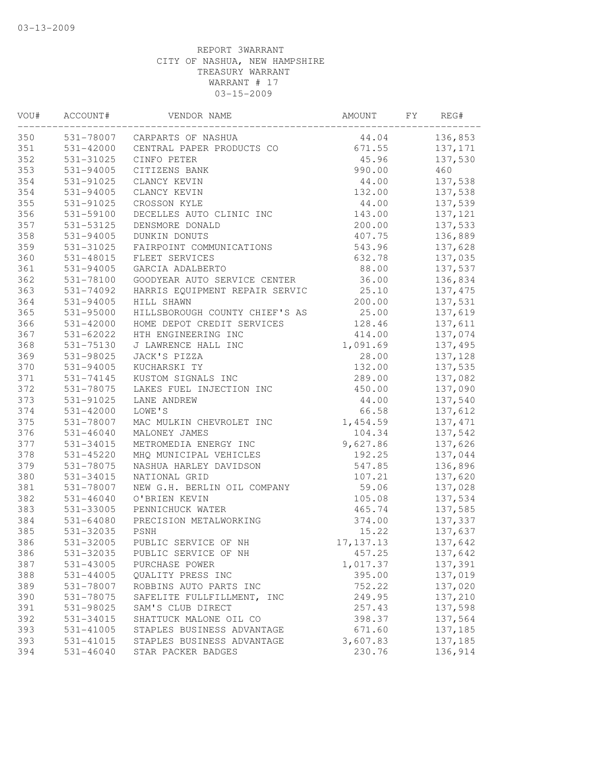03-13-2009

REPORT 3WARRANT
CITY OF NASHUA, NEW HAMPSHIRE
TREASURY WARRANT
WARRANT # 17
03-15-2009

| VOU# | ACCOUNT# | VENDOR NAME | AMOUNT | FY | REG# |
|---|---|---|---|---|---|
| 350 | 531-78007 | CARPARTS OF NASHUA | 44.04 | | 136,853 |
| 351 | 531-42000 | CENTRAL PAPER PRODUCTS CO | 671.55 | | 137,171 |
| 352 | 531-31025 | CINFO PETER | 45.96 | | 137,530 |
| 353 | 531-94005 | CITIZENS BANK | 990.00 | | 460 |
| 354 | 531-91025 | CLANCY KEVIN | 44.00 | | 137,538 |
| 354 | 531-94005 | CLANCY KEVIN | 132.00 | | 137,538 |
| 355 | 531-91025 | CROSSON KYLE | 44.00 | | 137,539 |
| 356 | 531-59100 | DECELLES AUTO CLINIC INC | 143.00 | | 137,121 |
| 357 | 531-53125 | DENSMORE DONALD | 200.00 | | 137,533 |
| 358 | 531-94005 | DUNKIN DONUTS | 407.75 | | 136,889 |
| 359 | 531-31025 | FAIRPOINT COMMUNICATIONS | 543.96 | | 137,628 |
| 360 | 531-48015 | FLEET SERVICES | 632.78 | | 137,035 |
| 361 | 531-94005 | GARCIA ADALBERTO | 88.00 | | 137,537 |
| 362 | 531-78100 | GOODYEAR AUTO SERVICE CENTER | 36.00 | | 136,834 |
| 363 | 531-74092 | HARRIS EQUIPMENT REPAIR SERVIC | 25.10 | | 137,475 |
| 364 | 531-94005 | HILL SHAWN | 200.00 | | 137,531 |
| 365 | 531-95000 | HILLSBOROUGH COUNTY CHIEF'S AS | 25.00 | | 137,619 |
| 366 | 531-42000 | HOME DEPOT CREDIT SERVICES | 128.46 | | 137,611 |
| 367 | 531-62022 | HTH ENGINEERING INC | 414.00 | | 137,074 |
| 368 | 531-75130 | J LAWRENCE HALL INC | 1,091.69 | | 137,495 |
| 369 | 531-98025 | JACK'S PIZZA | 28.00 | | 137,128 |
| 370 | 531-94005 | KUCHARSKI TY | 132.00 | | 137,535 |
| 371 | 531-74145 | KUSTOM SIGNALS INC | 289.00 | | 137,082 |
| 372 | 531-78075 | LAKES FUEL INJECTION INC | 450.00 | | 137,090 |
| 373 | 531-91025 | LANE ANDREW | 44.00 | | 137,540 |
| 374 | 531-42000 | LOWE'S | 66.58 | | 137,612 |
| 375 | 531-78007 | MAC MULKIN CHEVROLET INC | 1,454.59 | | 137,471 |
| 376 | 531-46040 | MALONEY JAMES | 104.34 | | 137,542 |
| 377 | 531-34015 | METROMEDIA ENERGY INC | 9,627.86 | | 137,626 |
| 378 | 531-45220 | MHQ MUNICIPAL VEHICLES | 192.25 | | 137,044 |
| 379 | 531-78075 | NASHUA HARLEY DAVIDSON | 547.85 | | 136,896 |
| 380 | 531-34015 | NATIONAL GRID | 107.21 | | 137,620 |
| 381 | 531-78007 | NEW G.H. BERLIN OIL COMPANY | 59.06 | | 137,028 |
| 382 | 531-46040 | O'BRIEN KEVIN | 105.08 | | 137,534 |
| 383 | 531-33005 | PENNICHUCK WATER | 465.74 | | 137,585 |
| 384 | 531-64080 | PRECISION METALWORKING | 374.00 | | 137,337 |
| 385 | 531-32035 | PSNH | 15.22 | | 137,637 |
| 386 | 531-32005 | PUBLIC SERVICE OF NH | 17,137.13 | | 137,642 |
| 386 | 531-32035 | PUBLIC SERVICE OF NH | 457.25 | | 137,642 |
| 387 | 531-43005 | PURCHASE POWER | 1,017.37 | | 137,391 |
| 388 | 531-44005 | QUALITY PRESS INC | 395.00 | | 137,019 |
| 389 | 531-78007 | ROBBINS AUTO PARTS INC | 752.22 | | 137,020 |
| 390 | 531-78075 | SAFELITE FULFILLMENT, INC | 249.95 | | 137,210 |
| 391 | 531-98025 | SAM'S CLUB DIRECT | 257.43 | | 137,598 |
| 392 | 531-34015 | SHATTUCK MALONE OIL CO | 398.37 | | 137,564 |
| 393 | 531-41005 | STAPLES BUSINESS ADVANTAGE | 671.60 | | 137,185 |
| 393 | 531-41015 | STAPLES BUSINESS ADVANTAGE | 3,607.83 | | 137,185 |
| 394 | 531-46040 | STAR PACKER BADGES | 230.76 | | 136,914 |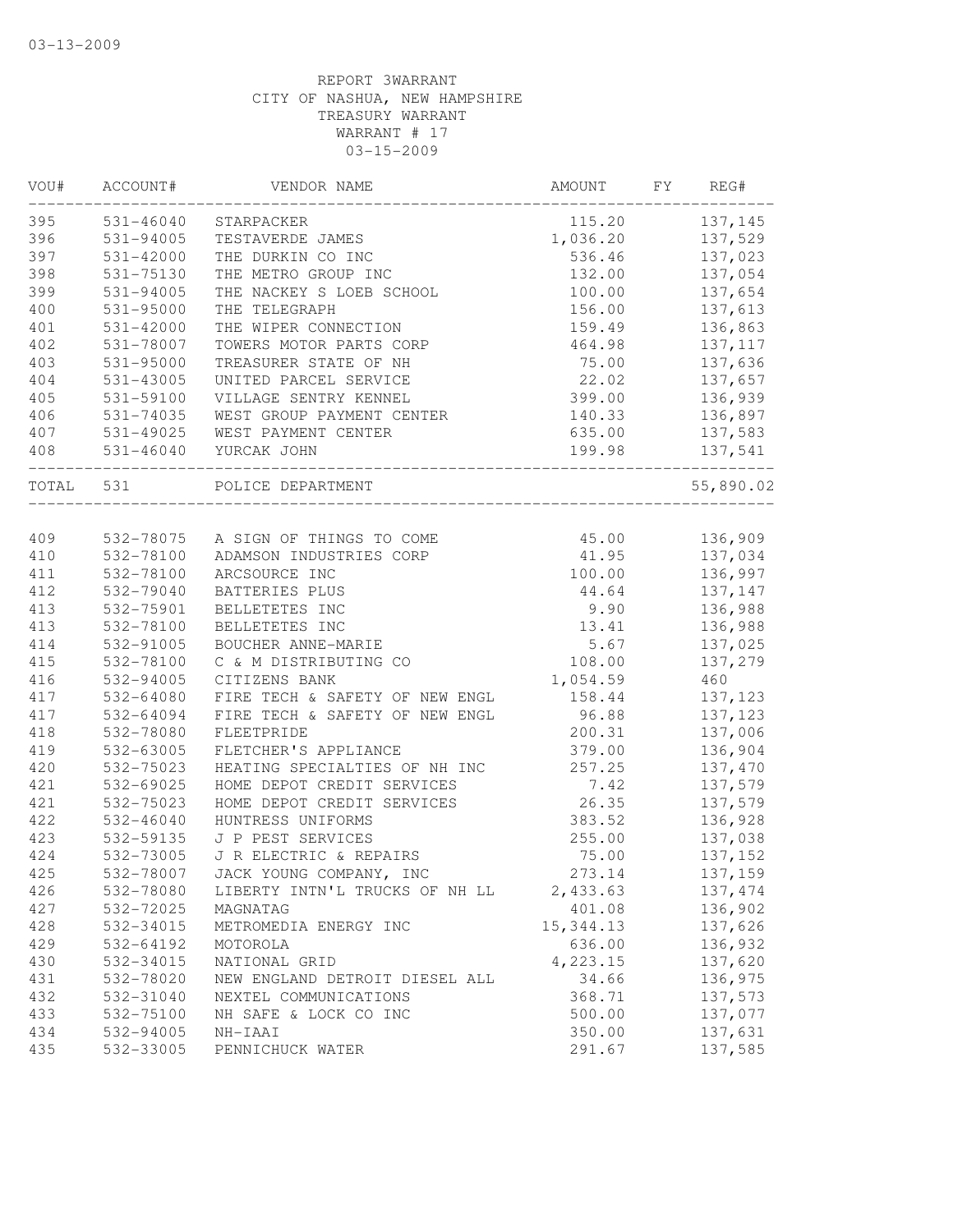03-13-2009

REPORT 3WARRANT
CITY OF NASHUA, NEW HAMPSHIRE
TREASURY WARRANT
WARRANT # 17
03-15-2009

| VOU# | ACCOUNT# | VENDOR NAME | AMOUNT | FY | REG# |
|---|---|---|---|---|---|
| 395 | 531-46040 | STARPACKER | 115.20 | | 137,145 |
| 396 | 531-94005 | TESTAVERDE JAMES | 1,036.20 | | 137,529 |
| 397 | 531-42000 | THE DURKIN CO INC | 536.46 | | 137,023 |
| 398 | 531-75130 | THE METRO GROUP INC | 132.00 | | 137,054 |
| 399 | 531-94005 | THE NACKEY S LOEB SCHOOL | 100.00 | | 137,654 |
| 400 | 531-95000 | THE TELEGRAPH | 156.00 | | 137,613 |
| 401 | 531-42000 | THE WIPER CONNECTION | 159.49 | | 136,863 |
| 402 | 531-78007 | TOWERS MOTOR PARTS CORP | 464.98 | | 137,117 |
| 403 | 531-95000 | TREASURER STATE OF NH | 75.00 | | 137,636 |
| 404 | 531-43005 | UNITED PARCEL SERVICE | 22.02 | | 137,657 |
| 405 | 531-59100 | VILLAGE SENTRY KENNEL | 399.00 | | 136,939 |
| 406 | 531-74035 | WEST GROUP PAYMENT CENTER | 140.33 | | 136,897 |
| 407 | 531-49025 | WEST PAYMENT CENTER | 635.00 | | 137,583 |
| 408 | 531-46040 | YURCAK JOHN | 199.98 | | 137,541 |
| TOTAL | 531 | POLICE DEPARTMENT | | | 55,890.02 |
| 409 | 532-78075 | A SIGN OF THINGS TO COME | 45.00 | | 136,909 |
| 410 | 532-78100 | ADAMSON INDUSTRIES CORP | 41.95 | | 137,034 |
| 411 | 532-78100 | ARCSOURCE INC | 100.00 | | 136,997 |
| 412 | 532-79040 | BATTERIES PLUS | 44.64 | | 137,147 |
| 413 | 532-75901 | BELLETETES INC | 9.90 | | 136,988 |
| 413 | 532-78100 | BELLETETES INC | 13.41 | | 136,988 |
| 414 | 532-91005 | BOUCHER ANNE-MARIE | 5.67 | | 137,025 |
| 415 | 532-78100 | C & M DISTRIBUTING CO | 108.00 | | 137,279 |
| 416 | 532-94005 | CITIZENS BANK | 1,054.59 | | 460 |
| 417 | 532-64080 | FIRE TECH & SAFETY OF NEW ENGL | 158.44 | | 137,123 |
| 417 | 532-64094 | FIRE TECH & SAFETY OF NEW ENGL | 96.88 | | 137,123 |
| 418 | 532-78080 | FLEETPRIDE | 200.31 | | 137,006 |
| 419 | 532-63005 | FLETCHER'S APPLIANCE | 379.00 | | 136,904 |
| 420 | 532-75023 | HEATING SPECIALTIES OF NH INC | 257.25 | | 137,470 |
| 421 | 532-69025 | HOME DEPOT CREDIT SERVICES | 7.42 | | 137,579 |
| 421 | 532-75023 | HOME DEPOT CREDIT SERVICES | 26.35 | | 137,579 |
| 422 | 532-46040 | HUNTRESS UNIFORMS | 383.52 | | 136,928 |
| 423 | 532-59135 | J P PEST SERVICES | 255.00 | | 137,038 |
| 424 | 532-73005 | J R ELECTRIC & REPAIRS | 75.00 | | 137,152 |
| 425 | 532-78007 | JACK YOUNG COMPANY, INC | 273.14 | | 137,159 |
| 426 | 532-78080 | LIBERTY INTN'L TRUCKS OF NH LL | 2,433.63 | | 137,474 |
| 427 | 532-72025 | MAGNATAG | 401.08 | | 136,902 |
| 428 | 532-34015 | METROMEDIA ENERGY INC | 15,344.13 | | 137,626 |
| 429 | 532-64192 | MOTOROLA | 636.00 | | 136,932 |
| 430 | 532-34015 | NATIONAL GRID | 4,223.15 | | 137,620 |
| 431 | 532-78020 | NEW ENGLAND DETROIT DIESEL ALL | 34.66 | | 136,975 |
| 432 | 532-31040 | NEXTEL COMMUNICATIONS | 368.71 | | 137,573 |
| 433 | 532-75100 | NH SAFE & LOCK CO INC | 500.00 | | 137,077 |
| 434 | 532-94005 | NH-IAAI | 350.00 | | 137,631 |
| 435 | 532-33005 | PENNICHUCK WATER | 291.67 | | 137,585 |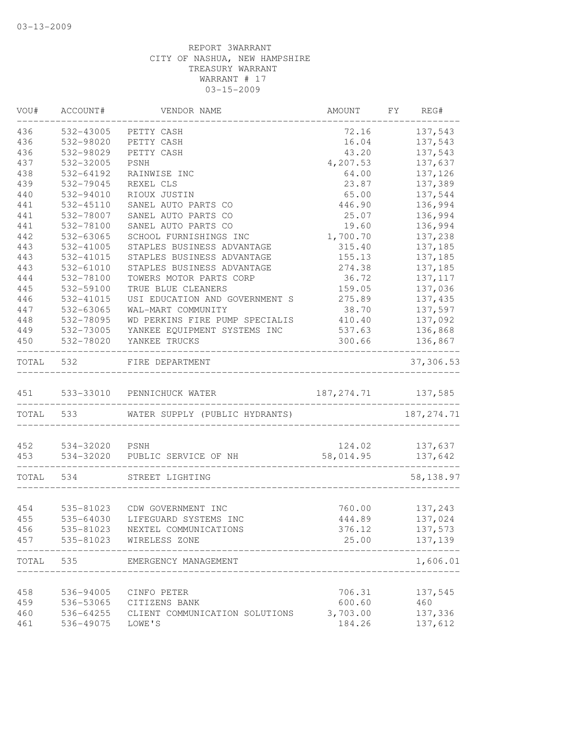03-13-2009

REPORT 3WARRANT
CITY OF NASHUA, NEW HAMPSHIRE
TREASURY WARRANT
WARRANT # 17
03-15-2009

| VOU# | ACCOUNT# | VENDOR NAME | AMOUNT | FY | REG# |
|---|---|---|---|---|---|
| 436 | 532-43005 | PETTY CASH | 72.16 | | 137,543 |
| 436 | 532-98020 | PETTY CASH | 16.04 | | 137,543 |
| 436 | 532-98029 | PETTY CASH | 43.20 | | 137,543 |
| 437 | 532-32005 | PSNH | 4,207.53 | | 137,637 |
| 438 | 532-64192 | RAINWISE INC | 64.00 | | 137,126 |
| 439 | 532-79045 | REXEL CLS | 23.87 | | 137,389 |
| 440 | 532-94010 | RIOUX JUSTIN | 65.00 | | 137,544 |
| 441 | 532-45110 | SANEL AUTO PARTS CO | 446.90 | | 136,994 |
| 441 | 532-78007 | SANEL AUTO PARTS CO | 25.07 | | 136,994 |
| 441 | 532-78100 | SANEL AUTO PARTS CO | 19.60 | | 136,994 |
| 442 | 532-63065 | SCHOOL FURNISHINGS INC | 1,700.70 | | 137,238 |
| 443 | 532-41005 | STAPLES BUSINESS ADVANTAGE | 315.40 | | 137,185 |
| 443 | 532-41015 | STAPLES BUSINESS ADVANTAGE | 155.13 | | 137,185 |
| 443 | 532-61010 | STAPLES BUSINESS ADVANTAGE | 274.38 | | 137,185 |
| 444 | 532-78100 | TOWERS MOTOR PARTS CORP | 36.72 | | 137,117 |
| 445 | 532-59100 | TRUE BLUE CLEANERS | 159.05 | | 137,036 |
| 446 | 532-41015 | USI EDUCATION AND GOVERNMENT S | 275.89 | | 137,435 |
| 447 | 532-63065 | WAL-MART COMMUNITY | 38.70 | | 137,597 |
| 448 | 532-78095 | WD PERKINS FIRE PUMP SPECIALIS | 410.40 | | 137,092 |
| 449 | 532-73005 | YANKEE EQUIPMENT SYSTEMS INC | 537.63 | | 136,868 |
| 450 | 532-78020 | YANKEE TRUCKS | 300.66 | | 136,867 |
| TOTAL | 532 | FIRE DEPARTMENT | | | 37,306.53 |
| 451 | 533-33010 | PENNICHUCK WATER | 187,274.71 | | 137,585 |
| TOTAL | 533 | WATER SUPPLY (PUBLIC HYDRANTS) | | | 187,274.71 |
| 452 | 534-32020 | PSNH | 124.02 | | 137,637 |
| 453 | 534-32020 | PUBLIC SERVICE OF NH | 58,014.95 | | 137,642 |
| TOTAL | 534 | STREET LIGHTING | | | 58,138.97 |
| 454 | 535-81023 | CDW GOVERNMENT INC | 760.00 | | 137,243 |
| 455 | 535-64030 | LIFEGUARD SYSTEMS INC | 444.89 | | 137,024 |
| 456 | 535-81023 | NEXTEL COMMUNICATIONS | 376.12 | | 137,573 |
| 457 | 535-81023 | WIRELESS ZONE | 25.00 | | 137,139 |
| TOTAL | 535 | EMERGENCY MANAGEMENT | | | 1,606.01 |
| 458 | 536-94005 | CINFO PETER | 706.31 | | 137,545 |
| 459 | 536-53065 | CITIZENS BANK | 600.60 | | 460 |
| 460 | 536-64255 | CLIENT COMMUNICATION SOLUTIONS | 3,703.00 | | 137,336 |
| 461 | 536-49075 | LOWE'S | 184.26 | | 137,612 |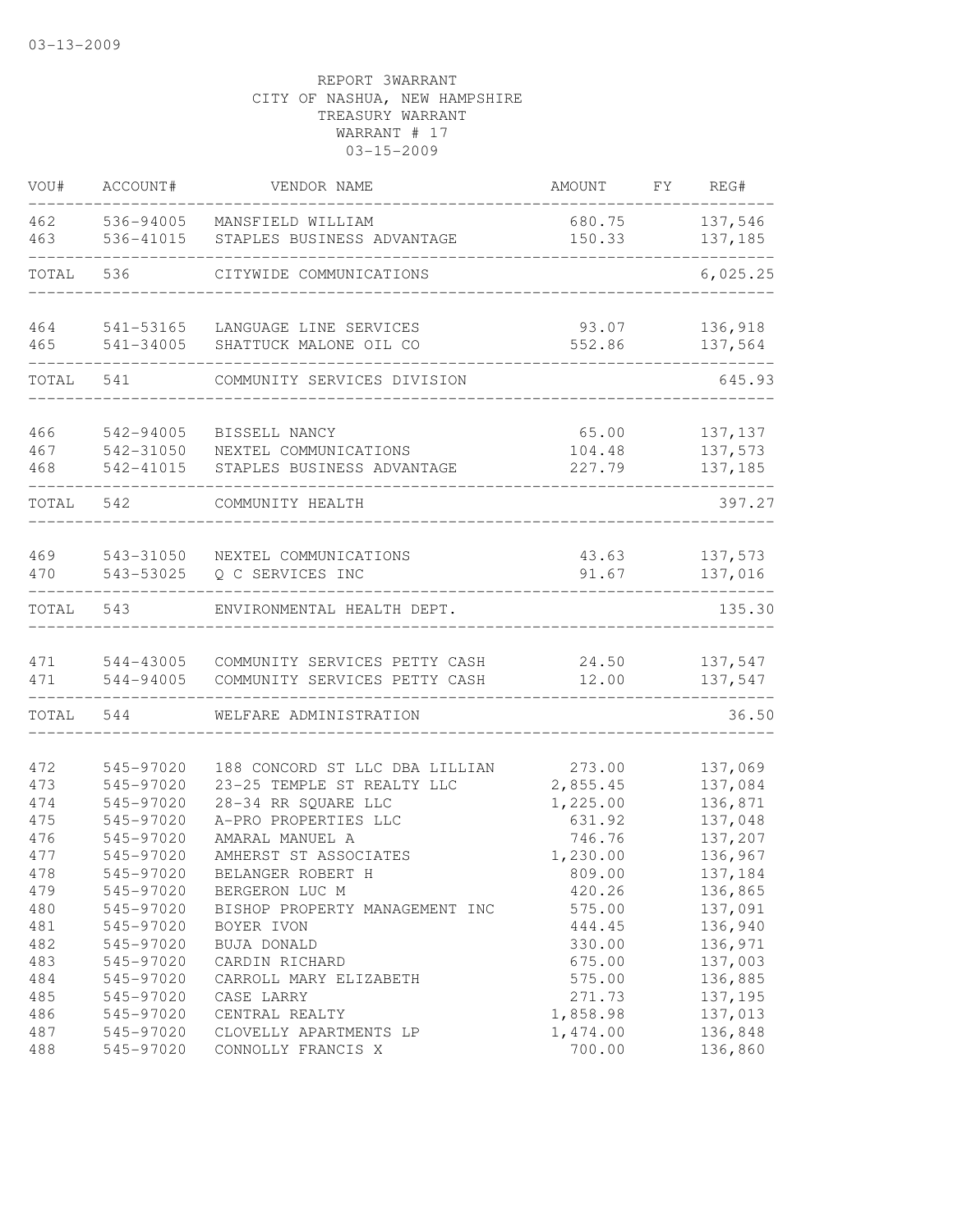03-13-2009

REPORT 3WARRANT
CITY OF NASHUA, NEW HAMPSHIRE
TREASURY WARRANT
WARRANT # 17
03-15-2009

| VOU# | ACCOUNT# | VENDOR NAME | AMOUNT | FY | REG# |
|---|---|---|---|---|---|
| 462 | 536-94005 | MANSFIELD WILLIAM | 680.75 | | 137,546 |
| 463 | 536-41015 | STAPLES BUSINESS ADVANTAGE | 150.33 | | 137,185 |
| TOTAL | 536 | CITYWIDE COMMUNICATIONS | | | 6,025.25 |
| 464 | 541-53165 | LANGUAGE LINE SERVICES | 93.07 | | 136,918 |
| 465 | 541-34005 | SHATTUCK MALONE OIL CO | 552.86 | | 137,564 |
| TOTAL | 541 | COMMUNITY SERVICES DIVISION | | | 645.93 |
| 466 | 542-94005 | BISSELL NANCY | 65.00 | | 137,137 |
| 467 | 542-31050 | NEXTEL COMMUNICATIONS | 104.48 | | 137,573 |
| 468 | 542-41015 | STAPLES BUSINESS ADVANTAGE | 227.79 | | 137,185 |
| TOTAL | 542 | COMMUNITY HEALTH | | | 397.27 |
| 469 | 543-31050 | NEXTEL COMMUNICATIONS | 43.63 | | 137,573 |
| 470 | 543-53025 | Q C SERVICES INC | 91.67 | | 137,016 |
| TOTAL | 543 | ENVIRONMENTAL HEALTH DEPT. | | | 135.30 |
| 471 | 544-43005 | COMMUNITY SERVICES PETTY CASH | 24.50 | | 137,547 |
| 471 | 544-94005 | COMMUNITY SERVICES PETTY CASH | 12.00 | | 137,547 |
| TOTAL | 544 | WELFARE ADMINISTRATION | | | 36.50 |
| 472 | 545-97020 | 188 CONCORD ST LLC DBA LILLIAN | 273.00 | | 137,069 |
| 473 | 545-97020 | 23-25 TEMPLE ST REALTY LLC | 2,855.45 | | 137,084 |
| 474 | 545-97020 | 28-34 RR SQUARE LLC | 1,225.00 | | 136,871 |
| 475 | 545-97020 | A-PRO PROPERTIES LLC | 631.92 | | 137,048 |
| 476 | 545-97020 | AMARAL MANUEL A | 746.76 | | 137,207 |
| 477 | 545-97020 | AMHERST ST ASSOCIATES | 1,230.00 | | 136,967 |
| 478 | 545-97020 | BELANGER ROBERT H | 809.00 | | 137,184 |
| 479 | 545-97020 | BERGERON LUC M | 420.26 | | 136,865 |
| 480 | 545-97020 | BISHOP PROPERTY MANAGEMENT INC | 575.00 | | 137,091 |
| 481 | 545-97020 | BOYER IVON | 444.45 | | 136,940 |
| 482 | 545-97020 | BUJA DONALD | 330.00 | | 136,971 |
| 483 | 545-97020 | CARDIN RICHARD | 675.00 | | 137,003 |
| 484 | 545-97020 | CARROLL MARY ELIZABETH | 575.00 | | 136,885 |
| 485 | 545-97020 | CASE LARRY | 271.73 | | 137,195 |
| 486 | 545-97020 | CENTRAL REALTY | 1,858.98 | | 137,013 |
| 487 | 545-97020 | CLOVELLY APARTMENTS LP | 1,474.00 | | 136,848 |
| 488 | 545-97020 | CONNOLLY FRANCIS X | 700.00 | | 136,860 |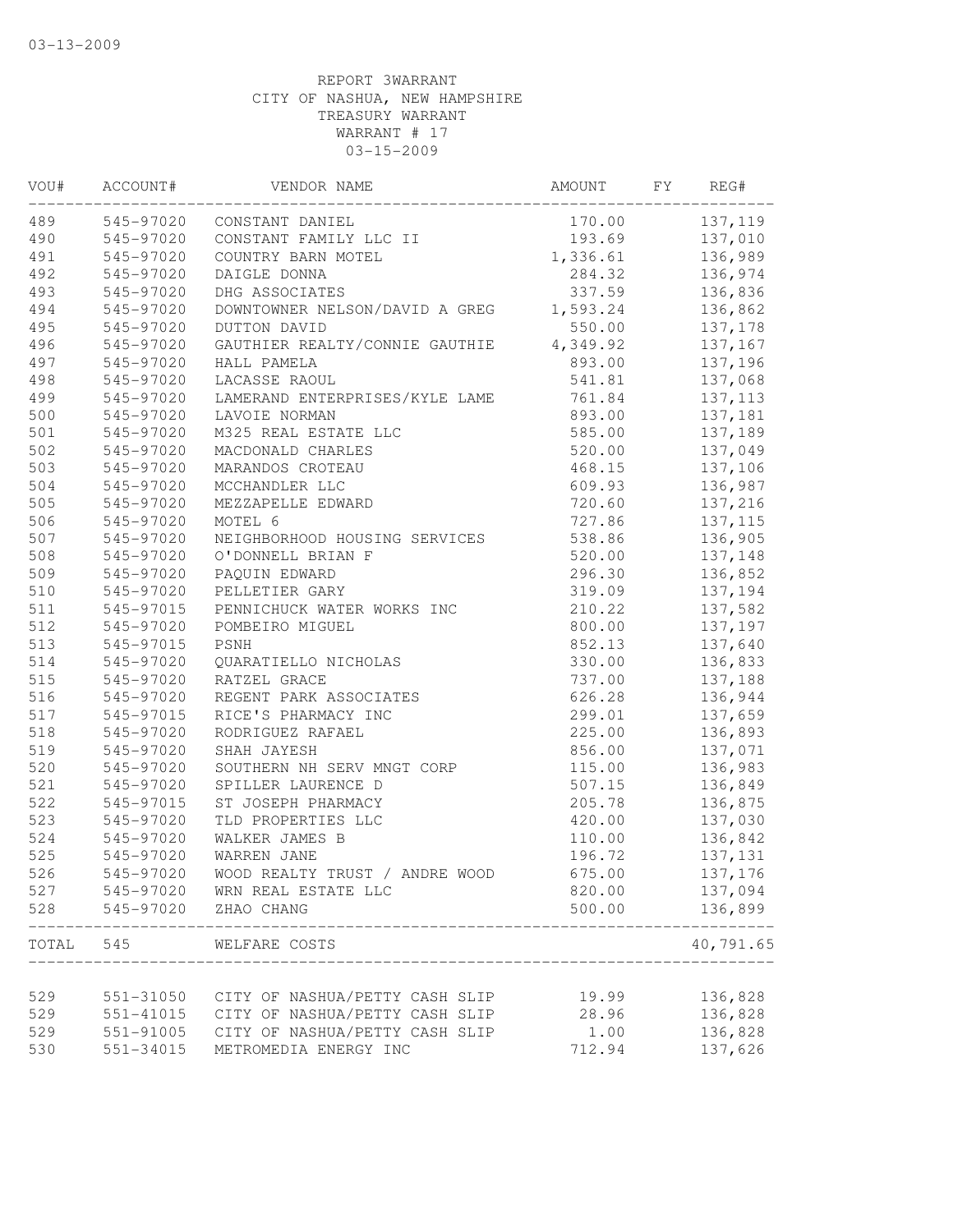03-13-2009

REPORT 3WARRANT
CITY OF NASHUA, NEW HAMPSHIRE
TREASURY WARRANT
WARRANT # 17
03-15-2009

| VOU# | ACCOUNT# | VENDOR NAME | AMOUNT | FY | REG# |
|---|---|---|---|---|---|
| 489 | 545-97020 | CONSTANT DANIEL | 170.00 | | 137,119 |
| 490 | 545-97020 | CONSTANT FAMILY LLC II | 193.69 | | 137,010 |
| 491 | 545-97020 | COUNTRY BARN MOTEL | 1,336.61 | | 136,989 |
| 492 | 545-97020 | DAIGLE DONNA | 284.32 | | 136,974 |
| 493 | 545-97020 | DHG ASSOCIATES | 337.59 | | 136,836 |
| 494 | 545-97020 | DOWNTOWNER NELSON/DAVID A GREG | 1,593.24 | | 136,862 |
| 495 | 545-97020 | DUTTON DAVID | 550.00 | | 137,178 |
| 496 | 545-97020 | GAUTHIER REALTY/CONNIE GAUTHIE | 4,349.92 | | 137,167 |
| 497 | 545-97020 | HALL PAMELA | 893.00 | | 137,196 |
| 498 | 545-97020 | LACASSE RAOUL | 541.81 | | 137,068 |
| 499 | 545-97020 | LAMERAND ENTERPRISES/KYLE LAME | 761.84 | | 137,113 |
| 500 | 545-97020 | LAVOIE NORMAN | 893.00 | | 137,181 |
| 501 | 545-97020 | M325 REAL ESTATE LLC | 585.00 | | 137,189 |
| 502 | 545-97020 | MACDONALD CHARLES | 520.00 | | 137,049 |
| 503 | 545-97020 | MARANDOS CROTEAU | 468.15 | | 137,106 |
| 504 | 545-97020 | MCCHANDLER LLC | 609.93 | | 136,987 |
| 505 | 545-97020 | MEZZAPELLE EDWARD | 720.60 | | 137,216 |
| 506 | 545-97020 | MOTEL 6 | 727.86 | | 137,115 |
| 507 | 545-97020 | NEIGHBORHOOD HOUSING SERVICES | 538.86 | | 136,905 |
| 508 | 545-97020 | O'DONNELL BRIAN F | 520.00 | | 137,148 |
| 509 | 545-97020 | PAQUIN EDWARD | 296.30 | | 136,852 |
| 510 | 545-97020 | PELLETIER GARY | 319.09 | | 137,194 |
| 511 | 545-97015 | PENNICHUCK WATER WORKS INC | 210.22 | | 137,582 |
| 512 | 545-97020 | POMBEIRO MIGUEL | 800.00 | | 137,197 |
| 513 | 545-97015 | PSNH | 852.13 | | 137,640 |
| 514 | 545-97020 | QUARATIELLO NICHOLAS | 330.00 | | 136,833 |
| 515 | 545-97020 | RATZEL GRACE | 737.00 | | 137,188 |
| 516 | 545-97020 | REGENT PARK ASSOCIATES | 626.28 | | 136,944 |
| 517 | 545-97015 | RICE'S PHARMACY INC | 299.01 | | 137,659 |
| 518 | 545-97020 | RODRIGUEZ RAFAEL | 225.00 | | 136,893 |
| 519 | 545-97020 | SHAH JAYESH | 856.00 | | 137,071 |
| 520 | 545-97020 | SOUTHERN NH SERV MNGT CORP | 115.00 | | 136,983 |
| 521 | 545-97020 | SPILLER LAURENCE D | 507.15 | | 136,849 |
| 522 | 545-97015 | ST JOSEPH PHARMACY | 205.78 | | 136,875 |
| 523 | 545-97020 | TLD PROPERTIES LLC | 420.00 | | 137,030 |
| 524 | 545-97020 | WALKER JAMES B | 110.00 | | 136,842 |
| 525 | 545-97020 | WARREN JANE | 196.72 | | 137,131 |
| 526 | 545-97020 | WOOD REALTY TRUST / ANDRE WOOD | 675.00 | | 137,176 |
| 527 | 545-97020 | WRN REAL ESTATE LLC | 820.00 | | 137,094 |
| 528 | 545-97020 | ZHAO CHANG | 500.00 | | 136,899 |
| TOTAL | 545 | WELFARE COSTS | | | 40,791.65 |
| 529 | 551-31050 | CITY OF NASHUA/PETTY CASH SLIP | 19.99 | | 136,828 |
| 529 | 551-41015 | CITY OF NASHUA/PETTY CASH SLIP | 28.96 | | 136,828 |
| 529 | 551-91005 | CITY OF NASHUA/PETTY CASH SLIP | 1.00 | | 136,828 |
| 530 | 551-34015 | METROMEDIA ENERGY INC | 712.94 | | 137,626 |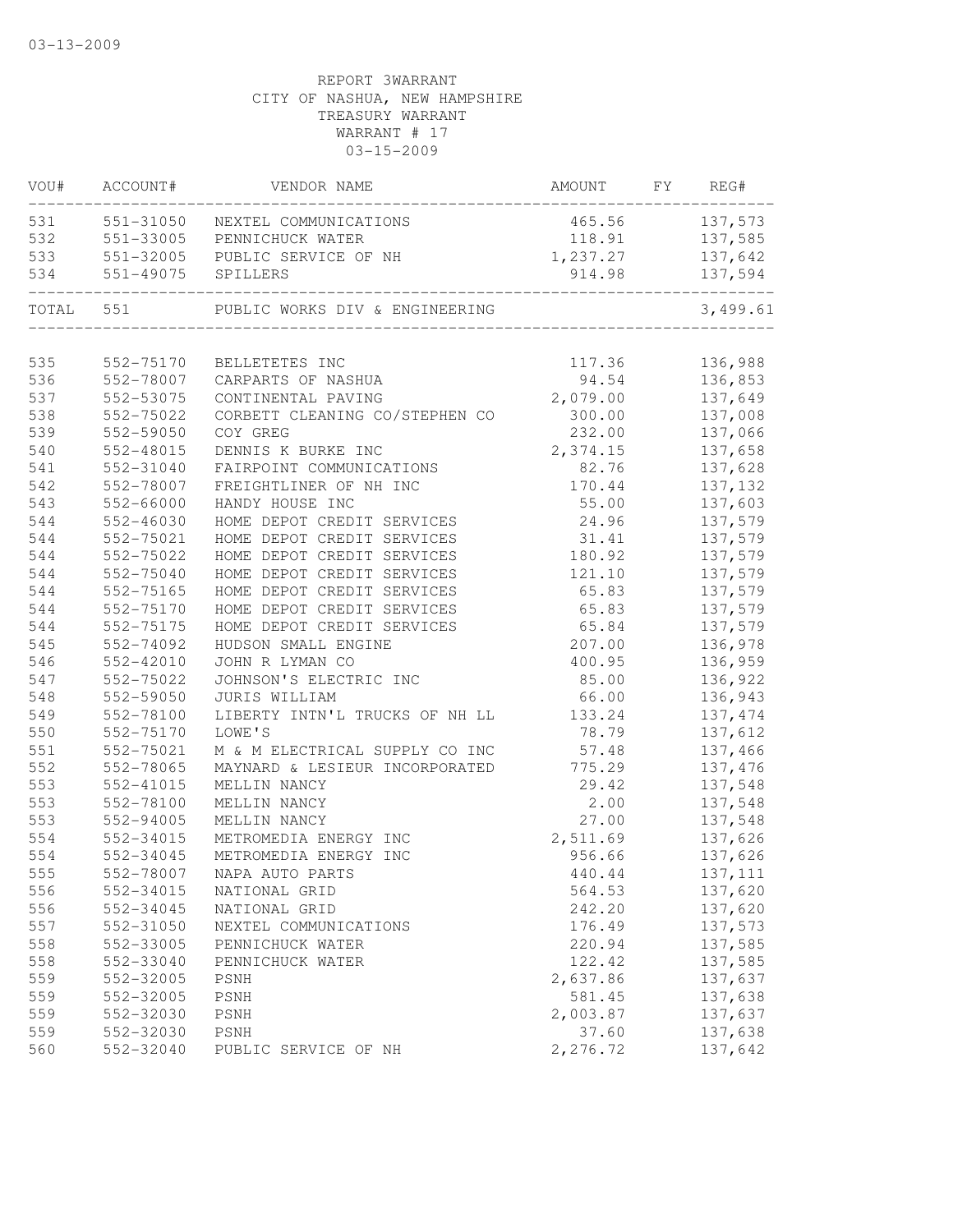03-13-2009

REPORT 3WARRANT
CITY OF NASHUA, NEW HAMPSHIRE
TREASURY WARRANT
WARRANT # 17
03-15-2009

| VOU# | ACCOUNT# | VENDOR NAME | AMOUNT | FY | REG# |
|---|---|---|---|---|---|
| 531 | 551-31050 | NEXTEL COMMUNICATIONS | 465.56 | | 137,573 |
| 532 | 551-33005 | PENNICHUCK WATER | 118.91 | | 137,585 |
| 533 | 551-32005 | PUBLIC SERVICE OF NH | 1,237.27 | | 137,642 |
| 534 | 551-49075 | SPILLERS | 914.98 | | 137,594 |
| TOTAL | 551 | PUBLIC WORKS DIV & ENGINEERING | | | 3,499.61 |
| 535 | 552-75170 | BELLETETES INC | 117.36 | | 136,988 |
| 536 | 552-78007 | CARPARTS OF NASHUA | 94.54 | | 136,853 |
| 537 | 552-53075 | CONTINENTAL PAVING | 2,079.00 | | 137,649 |
| 538 | 552-75022 | CORBETT CLEANING CO/STEPHEN CO | 300.00 | | 137,008 |
| 539 | 552-59050 | COY GREG | 232.00 | | 137,066 |
| 540 | 552-48015 | DENNIS K BURKE INC | 2,374.15 | | 137,658 |
| 541 | 552-31040 | FAIRPOINT COMMUNICATIONS | 82.76 | | 137,628 |
| 542 | 552-78007 | FREIGHTLINER OF NH INC | 170.44 | | 137,132 |
| 543 | 552-66000 | HANDY HOUSE INC | 55.00 | | 137,603 |
| 544 | 552-46030 | HOME DEPOT CREDIT SERVICES | 24.96 | | 137,579 |
| 544 | 552-75021 | HOME DEPOT CREDIT SERVICES | 31.41 | | 137,579 |
| 544 | 552-75022 | HOME DEPOT CREDIT SERVICES | 180.92 | | 137,579 |
| 544 | 552-75040 | HOME DEPOT CREDIT SERVICES | 121.10 | | 137,579 |
| 544 | 552-75165 | HOME DEPOT CREDIT SERVICES | 65.83 | | 137,579 |
| 544 | 552-75170 | HOME DEPOT CREDIT SERVICES | 65.83 | | 137,579 |
| 544 | 552-75175 | HOME DEPOT CREDIT SERVICES | 65.84 | | 137,579 |
| 545 | 552-74092 | HUDSON SMALL ENGINE | 207.00 | | 136,978 |
| 546 | 552-42010 | JOHN R LYMAN CO | 400.95 | | 136,959 |
| 547 | 552-75022 | JOHNSON'S ELECTRIC INC | 85.00 | | 136,922 |
| 548 | 552-59050 | JURIS WILLIAM | 66.00 | | 136,943 |
| 549 | 552-78100 | LIBERTY INTN'L TRUCKS OF NH LL | 133.24 | | 137,474 |
| 550 | 552-75170 | LOWE'S | 78.79 | | 137,612 |
| 551 | 552-75021 | M & M ELECTRICAL SUPPLY CO INC | 57.48 | | 137,466 |
| 552 | 552-78065 | MAYNARD & LESIEUR INCORPORATED | 775.29 | | 137,476 |
| 553 | 552-41015 | MELLIN NANCY | 29.42 | | 137,548 |
| 553 | 552-78100 | MELLIN NANCY | 2.00 | | 137,548 |
| 553 | 552-94005 | MELLIN NANCY | 27.00 | | 137,548 |
| 554 | 552-34015 | METROMEDIA ENERGY INC | 2,511.69 | | 137,626 |
| 554 | 552-34045 | METROMEDIA ENERGY INC | 956.66 | | 137,626 |
| 555 | 552-78007 | NAPA AUTO PARTS | 440.44 | | 137,111 |
| 556 | 552-34015 | NATIONAL GRID | 564.53 | | 137,620 |
| 556 | 552-34045 | NATIONAL GRID | 242.20 | | 137,620 |
| 557 | 552-31050 | NEXTEL COMMUNICATIONS | 176.49 | | 137,573 |
| 558 | 552-33005 | PENNICHUCK WATER | 220.94 | | 137,585 |
| 558 | 552-33040 | PENNICHUCK WATER | 122.42 | | 137,585 |
| 559 | 552-32005 | PSNH | 2,637.86 | | 137,637 |
| 559 | 552-32005 | PSNH | 581.45 | | 137,638 |
| 559 | 552-32030 | PSNH | 2,003.87 | | 137,637 |
| 559 | 552-32030 | PSNH | 37.60 | | 137,638 |
| 560 | 552-32040 | PUBLIC SERVICE OF NH | 2,276.72 | | 137,642 |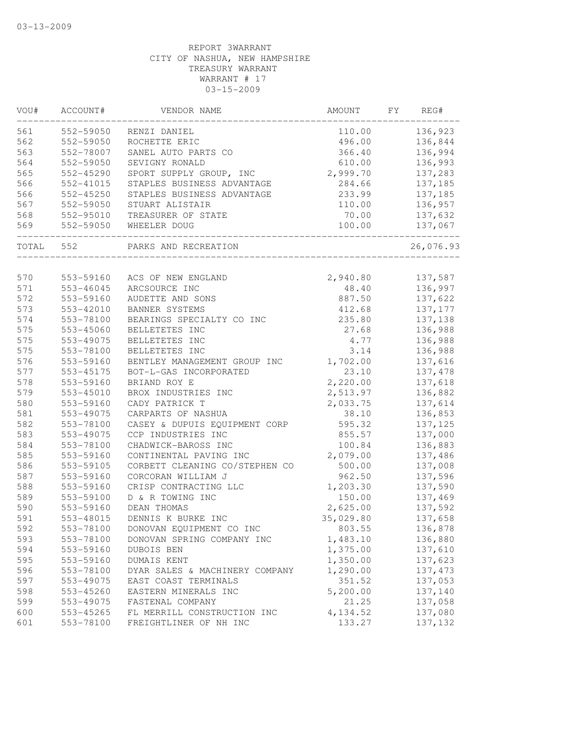03-13-2009

REPORT 3WARRANT
CITY OF NASHUA, NEW HAMPSHIRE
TREASURY WARRANT
WARRANT # 17
03-15-2009

| VOU# | ACCOUNT# | VENDOR NAME | AMOUNT | FY | REG# |
|---|---|---|---|---|---|
| 561 | 552-59050 | RENZI DANIEL | 110.00 | | 136,923 |
| 562 | 552-59050 | ROCHETTE ERIC | 496.00 | | 136,844 |
| 563 | 552-78007 | SANEL AUTO PARTS CO | 366.40 | | 136,994 |
| 564 | 552-59050 | SEVIGNY RONALD | 610.00 | | 136,993 |
| 565 | 552-45290 | SPORT SUPPLY GROUP, INC | 2,999.70 | | 137,283 |
| 566 | 552-41015 | STAPLES BUSINESS ADVANTAGE | 284.66 | | 137,185 |
| 566 | 552-45250 | STAPLES BUSINESS ADVANTAGE | 233.99 | | 137,185 |
| 567 | 552-59050 | STUART ALISTAIR | 110.00 | | 136,957 |
| 568 | 552-95010 | TREASURER OF STATE | 70.00 | | 137,632 |
| 569 | 552-59050 | WHEELER DOUG | 100.00 | | 137,067 |
| TOTAL | 552 | PARKS AND RECREATION | | | 26,076.93 |
| 570 | 553-59160 | ACS OF NEW ENGLAND | 2,940.80 | | 137,587 |
| 571 | 553-46045 | ARCSOURCE INC | 48.40 | | 136,997 |
| 572 | 553-59160 | AUDETTE AND SONS | 887.50 | | 137,622 |
| 573 | 553-42010 | BANNER SYSTEMS | 412.68 | | 137,177 |
| 574 | 553-78100 | BEARINGS SPECIALTY CO INC | 235.80 | | 137,138 |
| 575 | 553-45060 | BELLETETES INC | 27.68 | | 136,988 |
| 575 | 553-49075 | BELLETETES INC | 4.77 | | 136,988 |
| 575 | 553-78100 | BELLETETES INC | 3.14 | | 136,988 |
| 576 | 553-59160 | BENTLEY MANAGEMENT GROUP INC | 1,702.00 | | 137,616 |
| 577 | 553-45175 | BOT-L-GAS INCORPORATED | 23.10 | | 137,478 |
| 578 | 553-59160 | BRIAND ROY E | 2,220.00 | | 137,618 |
| 579 | 553-45010 | BROX INDUSTRIES INC | 2,513.97 | | 136,882 |
| 580 | 553-59160 | CADY PATRICK T | 2,033.75 | | 137,614 |
| 581 | 553-49075 | CARPARTS OF NASHUA | 38.10 | | 136,853 |
| 582 | 553-78100 | CASEY & DUPUIS EQUIPMENT CORP | 595.32 | | 137,125 |
| 583 | 553-49075 | CCP INDUSTRIES INC | 855.57 | | 137,000 |
| 584 | 553-78100 | CHADWICK-BAROSS INC | 100.84 | | 136,883 |
| 585 | 553-59160 | CONTINENTAL PAVING INC | 2,079.00 | | 137,486 |
| 586 | 553-59105 | CORBETT CLEANING CO/STEPHEN CO | 500.00 | | 137,008 |
| 587 | 553-59160 | CORCORAN WILLIAM J | 962.50 | | 137,596 |
| 588 | 553-59160 | CRISP CONTRACTING LLC | 1,203.30 | | 137,590 |
| 589 | 553-59100 | D & R TOWING INC | 150.00 | | 137,469 |
| 590 | 553-59160 | DEAN THOMAS | 2,625.00 | | 137,592 |
| 591 | 553-48015 | DENNIS K BURKE INC | 35,029.80 | | 137,658 |
| 592 | 553-78100 | DONOVAN EQUIPMENT CO INC | 803.55 | | 136,878 |
| 593 | 553-78100 | DONOVAN SPRING COMPANY INC | 1,483.10 | | 136,880 |
| 594 | 553-59160 | DUBOIS BEN | 1,375.00 | | 137,610 |
| 595 | 553-59160 | DUMAIS KENT | 1,350.00 | | 137,623 |
| 596 | 553-78100 | DYAR SALES & MACHINERY COMPANY | 1,290.00 | | 137,473 |
| 597 | 553-49075 | EAST COAST TERMINALS | 351.52 | | 137,053 |
| 598 | 553-45260 | EASTERN MINERALS INC | 5,200.00 | | 137,140 |
| 599 | 553-49075 | FASTENAL COMPANY | 21.25 | | 137,058 |
| 600 | 553-45265 | FL MERRILL CONSTRUCTION INC | 4,134.52 | | 137,080 |
| 601 | 553-78100 | FREIGHTLINER OF NH INC | 133.27 | | 137,132 |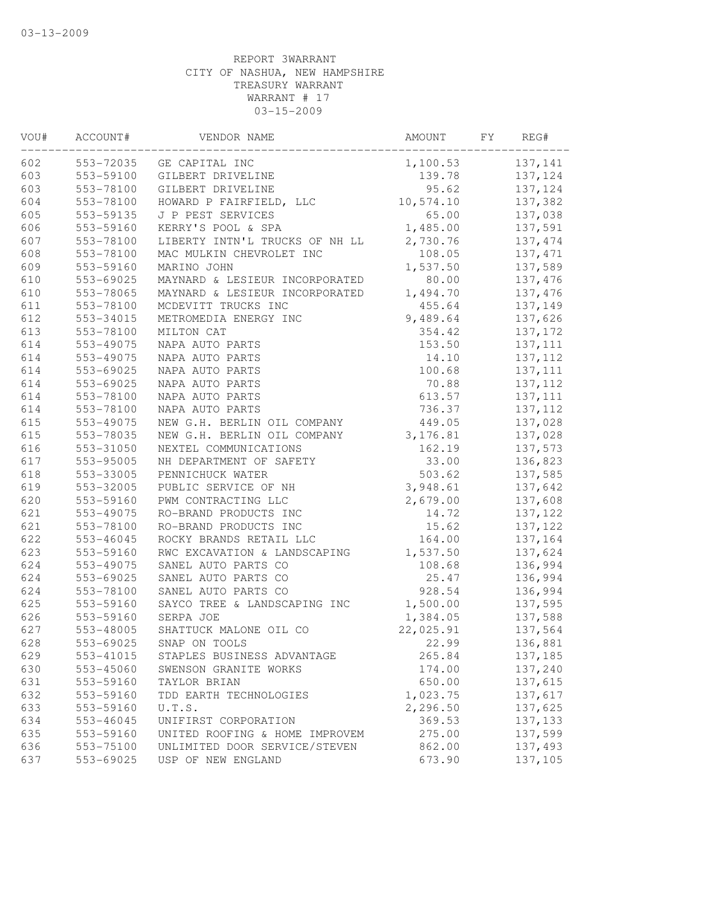03-13-2009

REPORT 3WARRANT
CITY OF NASHUA, NEW HAMPSHIRE
TREASURY WARRANT
WARRANT # 17
03-15-2009

| VOU# | ACCOUNT# | VENDOR NAME | AMOUNT | FY | REG# |
|---|---|---|---|---|---|
| 602 | 553-72035 | GE CAPITAL INC | 1,100.53 | | 137,141 |
| 603 | 553-59100 | GILBERT DRIVELINE | 139.78 | | 137,124 |
| 603 | 553-78100 | GILBERT DRIVELINE | 95.62 | | 137,124 |
| 604 | 553-78100 | HOWARD P FAIRFIELD, LLC | 10,574.10 | | 137,382 |
| 605 | 553-59135 | J P PEST SERVICES | 65.00 | | 137,038 |
| 606 | 553-59160 | KERRY'S POOL & SPA | 1,485.00 | | 137,591 |
| 607 | 553-78100 | LIBERTY INTN'L TRUCKS OF NH LL | 2,730.76 | | 137,474 |
| 608 | 553-78100 | MAC MULKIN CHEVROLET INC | 108.05 | | 137,471 |
| 609 | 553-59160 | MARINO JOHN | 1,537.50 | | 137,589 |
| 610 | 553-69025 | MAYNARD & LESIEUR INCORPORATED | 80.00 | | 137,476 |
| 610 | 553-78065 | MAYNARD & LESIEUR INCORPORATED | 1,494.70 | | 137,476 |
| 611 | 553-78100 | MCDEVITT TRUCKS INC | 455.64 | | 137,149 |
| 612 | 553-34015 | METROMEDIA ENERGY INC | 9,489.64 | | 137,626 |
| 613 | 553-78100 | MILTON CAT | 354.42 | | 137,172 |
| 614 | 553-49075 | NAPA AUTO PARTS | 153.50 | | 137,111 |
| 614 | 553-49075 | NAPA AUTO PARTS | 14.10 | | 137,112 |
| 614 | 553-69025 | NAPA AUTO PARTS | 100.68 | | 137,111 |
| 614 | 553-69025 | NAPA AUTO PARTS | 70.88 | | 137,112 |
| 614 | 553-78100 | NAPA AUTO PARTS | 613.57 | | 137,111 |
| 614 | 553-78100 | NAPA AUTO PARTS | 736.37 | | 137,112 |
| 615 | 553-49075 | NEW G.H. BERLIN OIL COMPANY | 449.05 | | 137,028 |
| 615 | 553-78035 | NEW G.H. BERLIN OIL COMPANY | 3,176.81 | | 137,028 |
| 616 | 553-31050 | NEXTEL COMMUNICATIONS | 162.19 | | 137,573 |
| 617 | 553-95005 | NH DEPARTMENT OF SAFETY | 33.00 | | 136,823 |
| 618 | 553-33005 | PENNICHUCK WATER | 503.62 | | 137,585 |
| 619 | 553-32005 | PUBLIC SERVICE OF NH | 3,948.61 | | 137,642 |
| 620 | 553-59160 | PWM CONTRACTING LLC | 2,679.00 | | 137,608 |
| 621 | 553-49075 | RO-BRAND PRODUCTS INC | 14.72 | | 137,122 |
| 621 | 553-78100 | RO-BRAND PRODUCTS INC | 15.62 | | 137,122 |
| 622 | 553-46045 | ROCKY BRANDS RETAIL LLC | 164.00 | | 137,164 |
| 623 | 553-59160 | RWC EXCAVATION & LANDSCAPING | 1,537.50 | | 137,624 |
| 624 | 553-49075 | SANEL AUTO PARTS CO | 108.68 | | 136,994 |
| 624 | 553-69025 | SANEL AUTO PARTS CO | 25.47 | | 136,994 |
| 624 | 553-78100 | SANEL AUTO PARTS CO | 928.54 | | 136,994 |
| 625 | 553-59160 | SAYCO TREE & LANDSCAPING INC | 1,500.00 | | 137,595 |
| 626 | 553-59160 | SERPA JOE | 1,384.05 | | 137,588 |
| 627 | 553-48005 | SHATTUCK MALONE OIL CO | 22,025.91 | | 137,564 |
| 628 | 553-69025 | SNAP ON TOOLS | 22.99 | | 136,881 |
| 629 | 553-41015 | STAPLES BUSINESS ADVANTAGE | 265.84 | | 137,185 |
| 630 | 553-45060 | SWENSON GRANITE WORKS | 174.00 | | 137,240 |
| 631 | 553-59160 | TAYLOR BRIAN | 650.00 | | 137,615 |
| 632 | 553-59160 | TDD EARTH TECHNOLOGIES | 1,023.75 | | 137,617 |
| 633 | 553-59160 | U.T.S. | 2,296.50 | | 137,625 |
| 634 | 553-46045 | UNIFIRST CORPORATION | 369.53 | | 137,133 |
| 635 | 553-59160 | UNITED ROOFING & HOME IMPROVEM | 275.00 | | 137,599 |
| 636 | 553-75100 | UNLIMITED DOOR SERVICE/STEVEN | 862.00 | | 137,493 |
| 637 | 553-69025 | USP OF NEW ENGLAND | 673.90 | | 137,105 |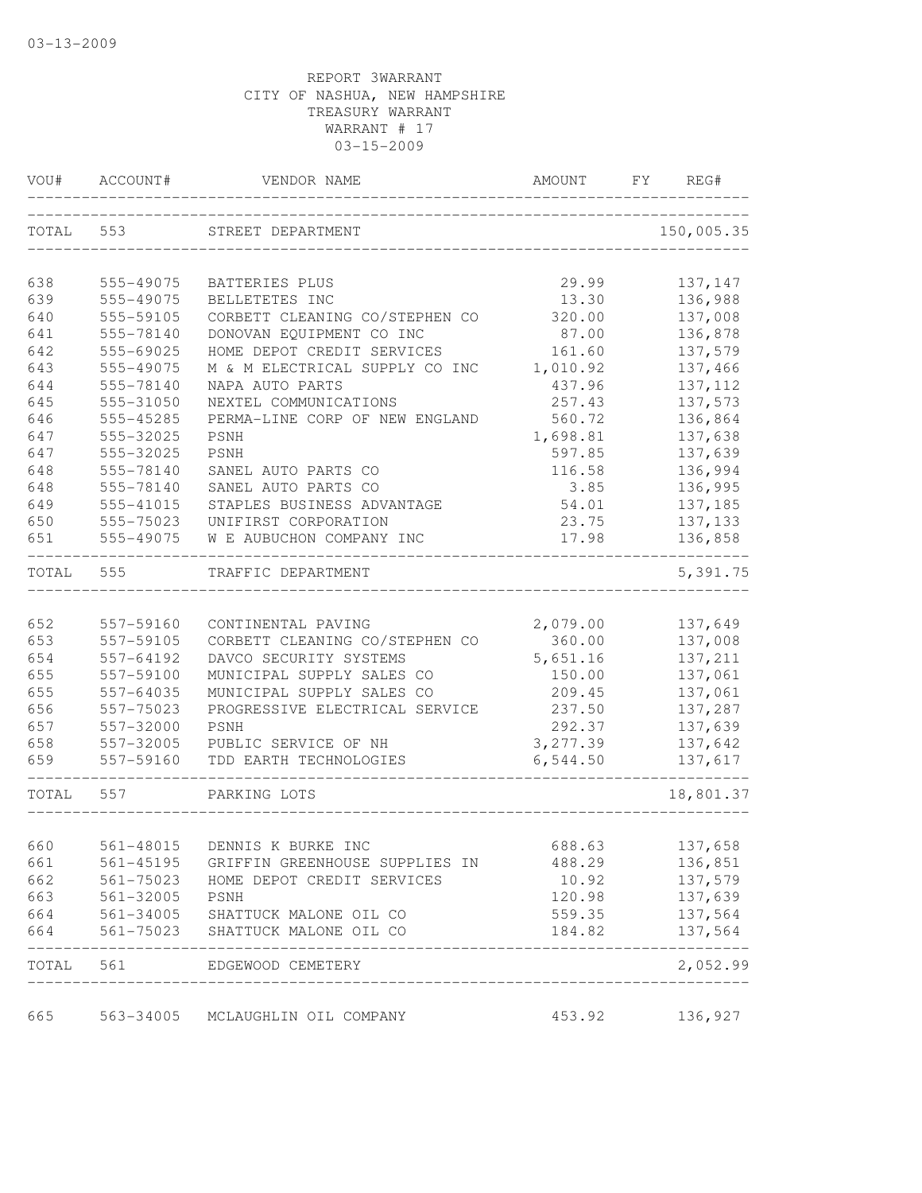03-13-2009

REPORT 3WARRANT
CITY OF NASHUA, NEW HAMPSHIRE
TREASURY WARRANT
WARRANT # 17
03-15-2009

| VOU# | ACCOUNT# | VENDOR NAME | AMOUNT | FY | REG# |
|---|---|---|---|---|---|
| TOTAL | 553 | STREET DEPARTMENT | | | 150,005.35 |
| 638 | 555-49075 | BATTERIES PLUS | 29.99 | | 137,147 |
| 639 | 555-49075 | BELLETETES INC | 13.30 | | 136,988 |
| 640 | 555-59105 | CORBETT CLEANING CO/STEPHEN CO | 320.00 | | 137,008 |
| 641 | 555-78140 | DONOVAN EQUIPMENT CO INC | 87.00 | | 136,878 |
| 642 | 555-69025 | HOME DEPOT CREDIT SERVICES | 161.60 | | 137,579 |
| 643 | 555-49075 | M & M ELECTRICAL SUPPLY CO INC | 1,010.92 | | 137,466 |
| 644 | 555-78140 | NAPA AUTO PARTS | 437.96 | | 137,112 |
| 645 | 555-31050 | NEXTEL COMMUNICATIONS | 257.43 | | 137,573 |
| 646 | 555-45285 | PERMA-LINE CORP OF NEW ENGLAND | 560.72 | | 136,864 |
| 647 | 555-32025 | PSNH | 1,698.81 | | 137,638 |
| 647 | 555-32025 | PSNH | 597.85 | | 137,639 |
| 648 | 555-78140 | SANEL AUTO PARTS CO | 116.58 | | 136,994 |
| 648 | 555-78140 | SANEL AUTO PARTS CO | 3.85 | | 136,995 |
| 649 | 555-41015 | STAPLES BUSINESS ADVANTAGE | 54.01 | | 137,185 |
| 650 | 555-75023 | UNIFIRST CORPORATION | 23.75 | | 137,133 |
| 651 | 555-49075 | W E AUBUCHON COMPANY INC | 17.98 | | 136,858 |
| TOTAL | 555 | TRAFFIC DEPARTMENT | | | 5,391.75 |
| 652 | 557-59160 | CONTINENTAL PAVING | 2,079.00 | | 137,649 |
| 653 | 557-59105 | CORBETT CLEANING CO/STEPHEN CO | 360.00 | | 137,008 |
| 654 | 557-64192 | DAVCO SECURITY SYSTEMS | 5,651.16 | | 137,211 |
| 655 | 557-59100 | MUNICIPAL SUPPLY SALES CO | 150.00 | | 137,061 |
| 655 | 557-64035 | MUNICIPAL SUPPLY SALES CO | 209.45 | | 137,061 |
| 656 | 557-75023 | PROGRESSIVE ELECTRICAL SERVICE | 237.50 | | 137,287 |
| 657 | 557-32000 | PSNH | 292.37 | | 137,639 |
| 658 | 557-32005 | PUBLIC SERVICE OF NH | 3,277.39 | | 137,642 |
| 659 | 557-59160 | TDD EARTH TECHNOLOGIES | 6,544.50 | | 137,617 |
| TOTAL | 557 | PARKING LOTS | | | 18,801.37 |
| 660 | 561-48015 | DENNIS K BURKE INC | 688.63 | | 137,658 |
| 661 | 561-45195 | GRIFFIN GREENHOUSE SUPPLIES IN | 488.29 | | 136,851 |
| 662 | 561-75023 | HOME DEPOT CREDIT SERVICES | 10.92 | | 137,579 |
| 663 | 561-32005 | PSNH | 120.98 | | 137,639 |
| 664 | 561-34005 | SHATTUCK MALONE OIL CO | 559.35 | | 137,564 |
| 664 | 561-75023 | SHATTUCK MALONE OIL CO | 184.82 | | 137,564 |
| TOTAL | 561 | EDGEWOOD CEMETERY | | | 2,052.99 |
| 665 | 563-34005 | MCLAUGHLIN OIL COMPANY | 453.92 | | 136,927 |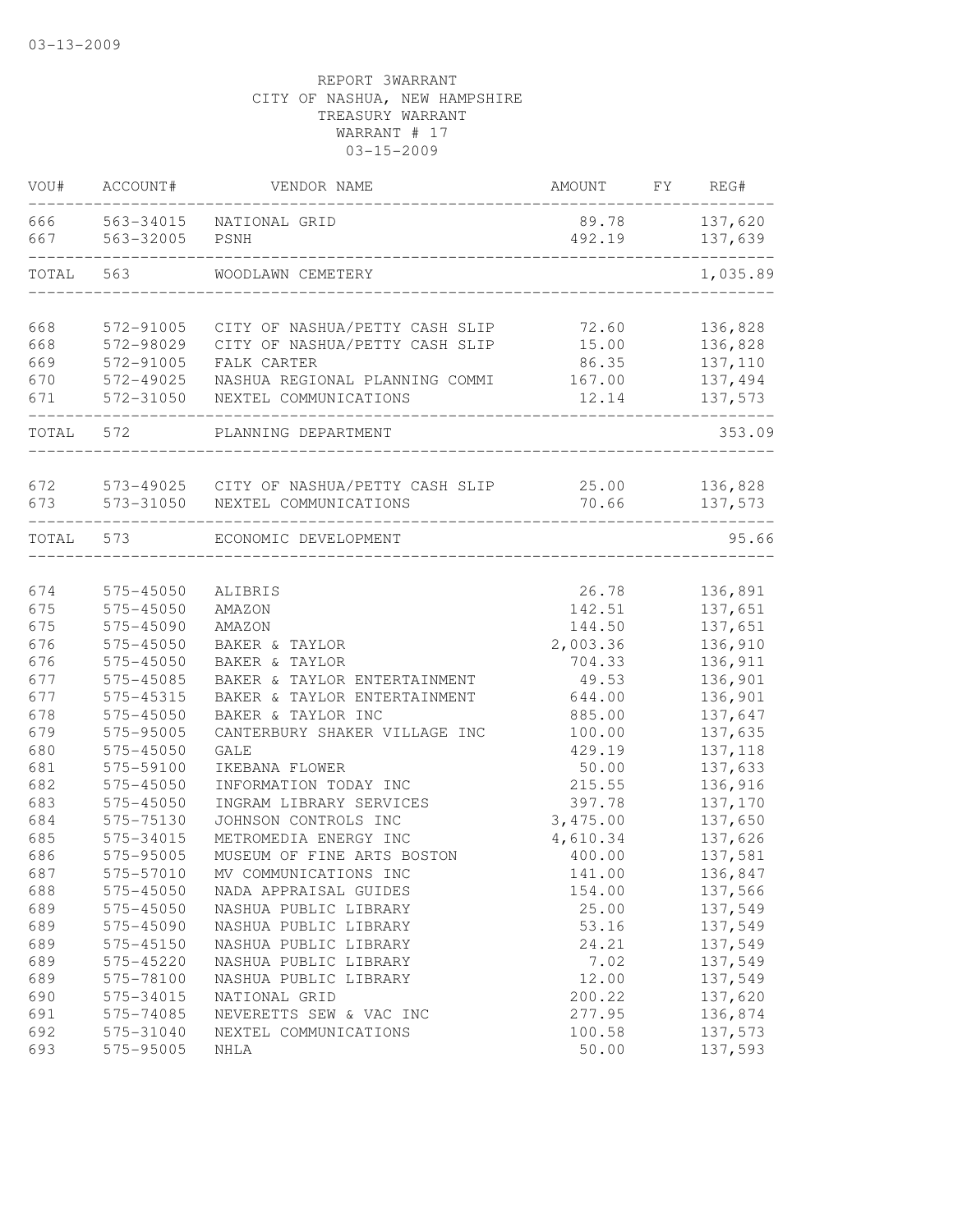03-13-2009

REPORT 3WARRANT
CITY OF NASHUA, NEW HAMPSHIRE
TREASURY WARRANT
WARRANT # 17
03-15-2009

| VOU# | ACCOUNT# | VENDOR NAME | AMOUNT | FY | REG# |
|---|---|---|---|---|---|
| 666 | 563-34015 | NATIONAL GRID | 89.78 | | 137,620 |
| 667 | 563-32005 | PSNH | 492.19 | | 137,639 |
| TOTAL | 563 | WOODLAWN CEMETERY | | | 1,035.89 |
| 668 | 572-91005 | CITY OF NASHUA/PETTY CASH SLIP | 72.60 | | 136,828 |
| 668 | 572-98029 | CITY OF NASHUA/PETTY CASH SLIP | 15.00 | | 136,828 |
| 669 | 572-91005 | FALK CARTER | 86.35 | | 137,110 |
| 670 | 572-49025 | NASHUA REGIONAL PLANNING COMMI | 167.00 | | 137,494 |
| 671 | 572-31050 | NEXTEL COMMUNICATIONS | 12.14 | | 137,573 |
| TOTAL | 572 | PLANNING DEPARTMENT | | | 353.09 |
| 672 | 573-49025 | CITY OF NASHUA/PETTY CASH SLIP | 25.00 | | 136,828 |
| 673 | 573-31050 | NEXTEL COMMUNICATIONS | 70.66 | | 137,573 |
| TOTAL | 573 | ECONOMIC DEVELOPMENT | | | 95.66 |
| 674 | 575-45050 | ALIBRIS | 26.78 | | 136,891 |
| 675 | 575-45050 | AMAZON | 142.51 | | 137,651 |
| 675 | 575-45090 | AMAZON | 144.50 | | 137,651 |
| 676 | 575-45050 | BAKER & TAYLOR | 2,003.36 | | 136,910 |
| 676 | 575-45050 | BAKER & TAYLOR | 704.33 | | 136,911 |
| 677 | 575-45085 | BAKER & TAYLOR ENTERTAINMENT | 49.53 | | 136,901 |
| 677 | 575-45315 | BAKER & TAYLOR ENTERTAINMENT | 644.00 | | 136,901 |
| 678 | 575-45050 | BAKER & TAYLOR INC | 885.00 | | 137,647 |
| 679 | 575-95005 | CANTERBURY SHAKER VILLAGE INC | 100.00 | | 137,635 |
| 680 | 575-45050 | GALE | 429.19 | | 137,118 |
| 681 | 575-59100 | IKEBANA FLOWER | 50.00 | | 137,633 |
| 682 | 575-45050 | INFORMATION TODAY INC | 215.55 | | 136,916 |
| 683 | 575-45050 | INGRAM LIBRARY SERVICES | 397.78 | | 137,170 |
| 684 | 575-75130 | JOHNSON CONTROLS INC | 3,475.00 | | 137,650 |
| 685 | 575-34015 | METROMEDIA ENERGY INC | 4,610.34 | | 137,626 |
| 686 | 575-95005 | MUSEUM OF FINE ARTS BOSTON | 400.00 | | 137,581 |
| 687 | 575-57010 | MV COMMUNICATIONS INC | 141.00 | | 136,847 |
| 688 | 575-45050 | NADA APPRAISAL GUIDES | 154.00 | | 137,566 |
| 689 | 575-45050 | NASHUA PUBLIC LIBRARY | 25.00 | | 137,549 |
| 689 | 575-45090 | NASHUA PUBLIC LIBRARY | 53.16 | | 137,549 |
| 689 | 575-45150 | NASHUA PUBLIC LIBRARY | 24.21 | | 137,549 |
| 689 | 575-45220 | NASHUA PUBLIC LIBRARY | 7.02 | | 137,549 |
| 689 | 575-78100 | NASHUA PUBLIC LIBRARY | 12.00 | | 137,549 |
| 690 | 575-34015 | NATIONAL GRID | 200.22 | | 137,620 |
| 691 | 575-74085 | NEVERETTS SEW & VAC INC | 277.95 | | 136,874 |
| 692 | 575-31040 | NEXTEL COMMUNICATIONS | 100.58 | | 137,573 |
| 693 | 575-95005 | NHLA | 50.00 | | 137,593 |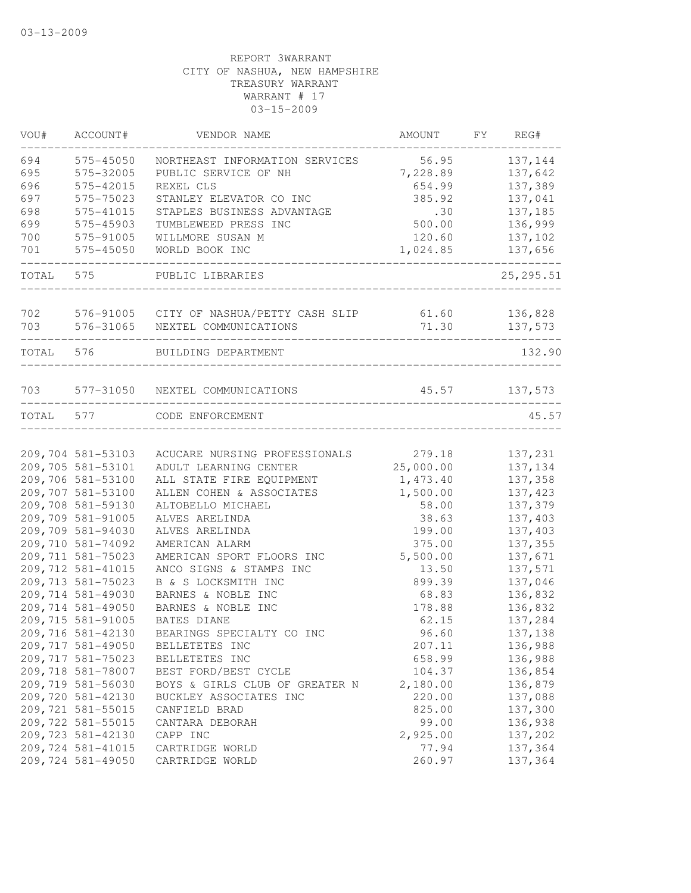03-13-2009

REPORT 3WARRANT
CITY OF NASHUA, NEW HAMPSHIRE
TREASURY WARRANT
WARRANT # 17
03-15-2009

| VOU# | ACCOUNT# | VENDOR NAME | AMOUNT | FY | REG# |
|---|---|---|---|---|---|
| 694 | 575-45050 | NORTHEAST INFORMATION SERVICES | 56.95 | | 137,144 |
| 695 | 575-32005 | PUBLIC SERVICE OF NH | 7,228.89 | | 137,642 |
| 696 | 575-42015 | REXEL CLS | 654.99 | | 137,389 |
| 697 | 575-75023 | STANLEY ELEVATOR CO INC | 385.92 | | 137,041 |
| 698 | 575-41015 | STAPLES BUSINESS ADVANTAGE | .30 | | 137,185 |
| 699 | 575-45903 | TUMBLEWEED PRESS INC | 500.00 | | 136,999 |
| 700 | 575-91005 | WILLMORE SUSAN M | 120.60 | | 137,102 |
| 701 | 575-45050 | WORLD BOOK INC | 1,024.85 | | 137,656 |
| TOTAL | 575 | PUBLIC LIBRARIES | | | 25,295.51 |
| 702 | 576-91005 | CITY OF NASHUA/PETTY CASH SLIP | 61.60 | | 136,828 |
| 703 | 576-31065 | NEXTEL COMMUNICATIONS | 71.30 | | 137,573 |
| TOTAL | 576 | BUILDING DEPARTMENT | | | 132.90 |
| 703 | 577-31050 | NEXTEL COMMUNICATIONS | 45.57 | | 137,573 |
| TOTAL | 577 | CODE ENFORCEMENT | | | 45.57 |
| 209,704 | 581-53103 | ACUCARE NURSING PROFESSIONALS | 279.18 | | 137,231 |
| 209,705 | 581-53101 | ADULT LEARNING CENTER | 25,000.00 | | 137,134 |
| 209,706 | 581-53100 | ALL STATE FIRE EQUIPMENT | 1,473.40 | | 137,358 |
| 209,707 | 581-53100 | ALLEN COHEN & ASSOCIATES | 1,500.00 | | 137,423 |
| 209,708 | 581-59130 | ALTOBELLO MICHAEL | 58.00 | | 137,379 |
| 209,709 | 581-91005 | ALVES ARELINDA | 38.63 | | 137,403 |
| 209,709 | 581-94030 | ALVES ARELINDA | 199.00 | | 137,403 |
| 209,710 | 581-74092 | AMERICAN ALARM | 375.00 | | 137,355 |
| 209,711 | 581-75023 | AMERICAN SPORT FLOORS INC | 5,500.00 | | 137,671 |
| 209,712 | 581-41015 | ANCO SIGNS & STAMPS INC | 13.50 | | 137,571 |
| 209,713 | 581-75023 | B & S LOCKSMITH INC | 899.39 | | 137,046 |
| 209,714 | 581-49030 | BARNES & NOBLE INC | 68.83 | | 136,832 |
| 209,714 | 581-49050 | BARNES & NOBLE INC | 178.88 | | 136,832 |
| 209,715 | 581-91005 | BATES DIANE | 62.15 | | 137,284 |
| 209,716 | 581-42130 | BEARINGS SPECIALTY CO INC | 96.60 | | 137,138 |
| 209,717 | 581-49050 | BELLETETES INC | 207.11 | | 136,988 |
| 209,717 | 581-75023 | BELLETETES INC | 658.99 | | 136,988 |
| 209,718 | 581-78007 | BEST FORD/BEST CYCLE | 104.37 | | 136,854 |
| 209,719 | 581-56030 | BOYS & GIRLS CLUB OF GREATER N | 2,180.00 | | 136,879 |
| 209,720 | 581-42130 | BUCKLEY ASSOCIATES INC | 220.00 | | 137,088 |
| 209,721 | 581-55015 | CANFIELD BRAD | 825.00 | | 137,300 |
| 209,722 | 581-55015 | CANTARA DEBORAH | 99.00 | | 136,938 |
| 209,723 | 581-42130 | CAPP INC | 2,925.00 | | 137,202 |
| 209,724 | 581-41015 | CARTRIDGE WORLD | 77.94 | | 137,364 |
| 209,724 | 581-49050 | CARTRIDGE WORLD | 260.97 | | 137,364 |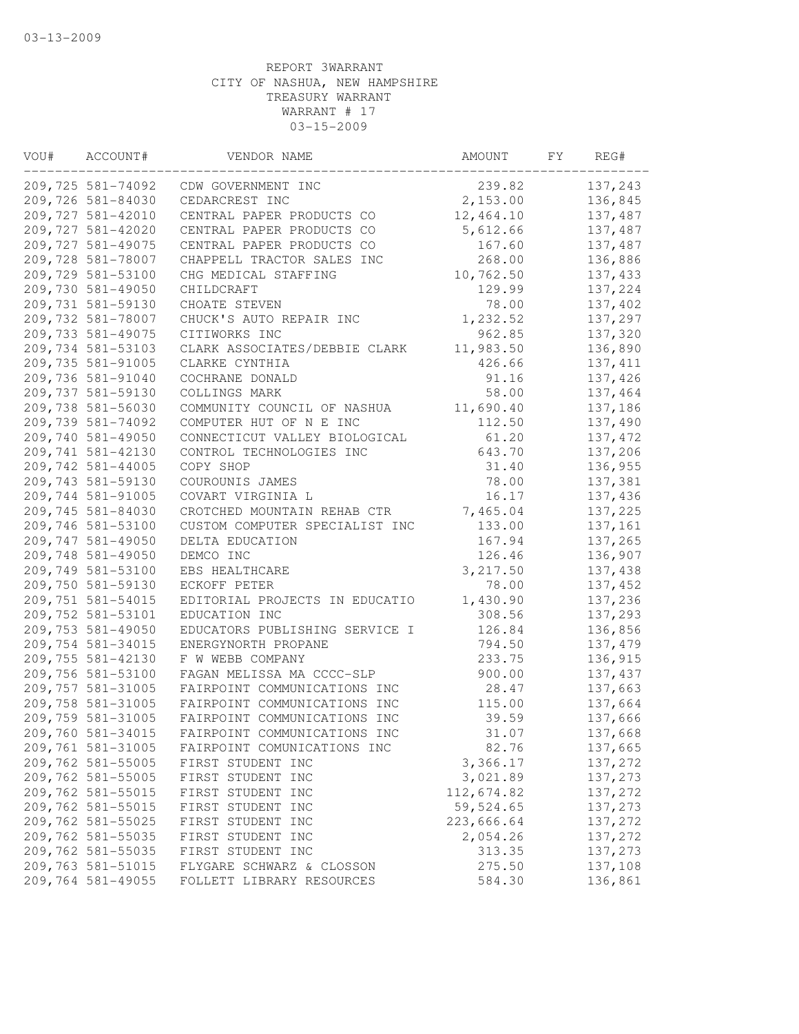03-13-2009

REPORT 3WARRANT
CITY OF NASHUA, NEW HAMPSHIRE
TREASURY WARRANT
WARRANT # 17
03-15-2009

| VOU# | ACCOUNT# | VENDOR NAME | AMOUNT | FY | REG# |
|---|---|---|---|---|---|
| 209,725 | 581-74092 | CDW GOVERNMENT INC | 239.82 | | 137,243 |
| 209,726 | 581-84030 | CEDARCREST INC | 2,153.00 | | 136,845 |
| 209,727 | 581-42010 | CENTRAL PAPER PRODUCTS CO | 12,464.10 | | 137,487 |
| 209,727 | 581-42020 | CENTRAL PAPER PRODUCTS CO | 5,612.66 | | 137,487 |
| 209,727 | 581-49075 | CENTRAL PAPER PRODUCTS CO | 167.60 | | 137,487 |
| 209,728 | 581-78007 | CHAPPELL TRACTOR SALES INC | 268.00 | | 136,886 |
| 209,729 | 581-53100 | CHG MEDICAL STAFFING | 10,762.50 | | 137,433 |
| 209,730 | 581-49050 | CHILDCRAFT | 129.99 | | 137,224 |
| 209,731 | 581-59130 | CHOATE STEVEN | 78.00 | | 137,402 |
| 209,732 | 581-78007 | CHUCK'S AUTO REPAIR INC | 1,232.52 | | 137,297 |
| 209,733 | 581-49075 | CITIWORKS INC | 962.85 | | 137,320 |
| 209,734 | 581-53103 | CLARK ASSOCIATES/DEBBIE CLARK | 11,983.50 | | 136,890 |
| 209,735 | 581-91005 | CLARKE CYNTHIA | 426.66 | | 137,411 |
| 209,736 | 581-91040 | COCHRANE DONALD | 91.16 | | 137,426 |
| 209,737 | 581-59130 | COLLINGS MARK | 58.00 | | 137,464 |
| 209,738 | 581-56030 | COMMUNITY COUNCIL OF NASHUA | 11,690.40 | | 137,186 |
| 209,739 | 581-74092 | COMPUTER HUT OF N E INC | 112.50 | | 137,490 |
| 209,740 | 581-49050 | CONNECTICUT VALLEY BIOLOGICAL | 61.20 | | 137,472 |
| 209,741 | 581-42130 | CONTROL TECHNOLOGIES INC | 643.70 | | 137,206 |
| 209,742 | 581-44005 | COPY SHOP | 31.40 | | 136,955 |
| 209,743 | 581-59130 | COUROUNIS JAMES | 78.00 | | 137,381 |
| 209,744 | 581-91005 | COVART VIRGINIA L | 16.17 | | 137,436 |
| 209,745 | 581-84030 | CROTCHED MOUNTAIN REHAB CTR | 7,465.04 | | 137,225 |
| 209,746 | 581-53100 | CUSTOM COMPUTER SPECIALIST INC | 133.00 | | 137,161 |
| 209,747 | 581-49050 | DELTA EDUCATION | 167.94 | | 137,265 |
| 209,748 | 581-49050 | DEMCO INC | 126.46 | | 136,907 |
| 209,749 | 581-53100 | EBS HEALTHCARE | 3,217.50 | | 137,438 |
| 209,750 | 581-59130 | ECKOFF PETER | 78.00 | | 137,452 |
| 209,751 | 581-54015 | EDITORIAL PROJECTS IN EDUCATIO | 1,430.90 | | 137,236 |
| 209,752 | 581-53101 | EDUCATION INC | 308.56 | | 137,293 |
| 209,753 | 581-49050 | EDUCATORS PUBLISHING SERVICE I | 126.84 | | 136,856 |
| 209,754 | 581-34015 | ENERGYNORTH PROPANE | 794.50 | | 137,479 |
| 209,755 | 581-42130 | F W WEBB COMPANY | 233.75 | | 136,915 |
| 209,756 | 581-53100 | FAGAN MELISSA MA CCCC-SLP | 900.00 | | 137,437 |
| 209,757 | 581-31005 | FAIRPOINT COMMUNICATIONS INC | 28.47 | | 137,663 |
| 209,758 | 581-31005 | FAIRPOINT COMMUNICATIONS INC | 115.00 | | 137,664 |
| 209,759 | 581-31005 | FAIRPOINT COMMUNICATIONS INC | 39.59 | | 137,666 |
| 209,760 | 581-34015 | FAIRPOINT COMMUNICATIONS INC | 31.07 | | 137,668 |
| 209,761 | 581-31005 | FAIRPOINT COMUNICATIONS INC | 82.76 | | 137,665 |
| 209,762 | 581-55005 | FIRST STUDENT INC | 3,366.17 | | 137,272 |
| 209,762 | 581-55005 | FIRST STUDENT INC | 3,021.89 | | 137,273 |
| 209,762 | 581-55015 | FIRST STUDENT INC | 112,674.82 | | 137,272 |
| 209,762 | 581-55015 | FIRST STUDENT INC | 59,524.65 | | 137,273 |
| 209,762 | 581-55025 | FIRST STUDENT INC | 223,666.64 | | 137,272 |
| 209,762 | 581-55035 | FIRST STUDENT INC | 2,054.26 | | 137,272 |
| 209,762 | 581-55035 | FIRST STUDENT INC | 313.35 | | 137,273 |
| 209,763 | 581-51015 | FLYGARE SCHWARZ & CLOSSON | 275.50 | | 137,108 |
| 209,764 | 581-49055 | FOLLETT LIBRARY RESOURCES | 584.30 | | 136,861 |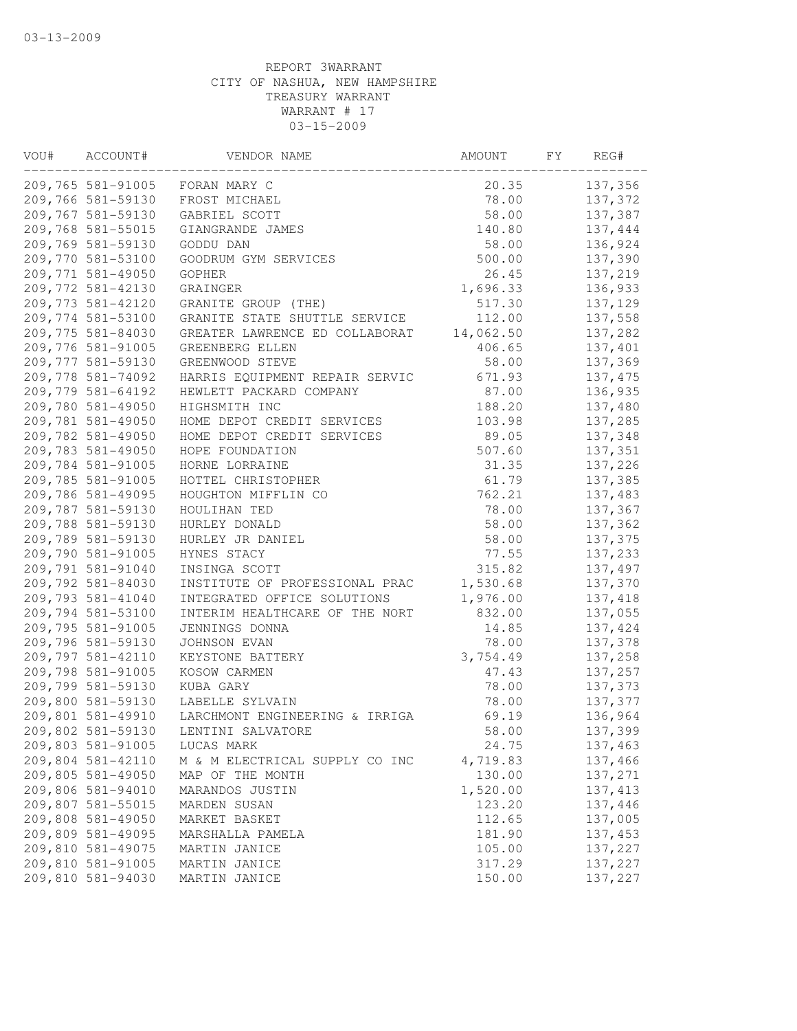03-13-2009

REPORT 3WARRANT
CITY OF NASHUA, NEW HAMPSHIRE
TREASURY WARRANT
WARRANT # 17
03-15-2009

| VOU# | ACCOUNT# | VENDOR NAME | AMOUNT | FY | REG# |
|---|---|---|---|---|---|
| 209,765 | 581-91005 | FORAN MARY C | 20.35 | | 137,356 |
| 209,766 | 581-59130 | FROST MICHAEL | 78.00 | | 137,372 |
| 209,767 | 581-59130 | GABRIEL SCOTT | 58.00 | | 137,387 |
| 209,768 | 581-55015 | GIANGRANDE JAMES | 140.80 | | 137,444 |
| 209,769 | 581-59130 | GODDU DAN | 58.00 | | 136,924 |
| 209,770 | 581-53100 | GOODRUM GYM SERVICES | 500.00 | | 137,390 |
| 209,771 | 581-49050 | GOPHER | 26.45 | | 137,219 |
| 209,772 | 581-42130 | GRAINGER | 1,696.33 | | 136,933 |
| 209,773 | 581-42120 | GRANITE GROUP (THE) | 517.30 | | 137,129 |
| 209,774 | 581-53100 | GRANITE STATE SHUTTLE SERVICE | 112.00 | | 137,558 |
| 209,775 | 581-84030 | GREATER LAWRENCE ED COLLABORAT | 14,062.50 | | 137,282 |
| 209,776 | 581-91005 | GREENBERG ELLEN | 406.65 | | 137,401 |
| 209,777 | 581-59130 | GREENWOOD STEVE | 58.00 | | 137,369 |
| 209,778 | 581-74092 | HARRIS EQUIPMENT REPAIR SERVIC | 671.93 | | 137,475 |
| 209,779 | 581-64192 | HEWLETT PACKARD COMPANY | 87.00 | | 136,935 |
| 209,780 | 581-49050 | HIGHSMITH INC | 188.20 | | 137,480 |
| 209,781 | 581-49050 | HOME DEPOT CREDIT SERVICES | 103.98 | | 137,285 |
| 209,782 | 581-49050 | HOME DEPOT CREDIT SERVICES | 89.05 | | 137,348 |
| 209,783 | 581-49050 | HOPE FOUNDATION | 507.60 | | 137,351 |
| 209,784 | 581-91005 | HORNE LORRAINE | 31.35 | | 137,226 |
| 209,785 | 581-91005 | HOTTEL CHRISTOPHER | 61.79 | | 137,385 |
| 209,786 | 581-49095 | HOUGHTON MIFFLIN CO | 762.21 | | 137,483 |
| 209,787 | 581-59130 | HOULIHAN TED | 78.00 | | 137,367 |
| 209,788 | 581-59130 | HURLEY DONALD | 58.00 | | 137,362 |
| 209,789 | 581-59130 | HURLEY JR DANIEL | 58.00 | | 137,375 |
| 209,790 | 581-91005 | HYNES STACY | 77.55 | | 137,233 |
| 209,791 | 581-91040 | INSINGA SCOTT | 315.82 | | 137,497 |
| 209,792 | 581-84030 | INSTITUTE OF PROFESSIONAL PRAC | 1,530.68 | | 137,370 |
| 209,793 | 581-41040 | INTEGRATED OFFICE SOLUTIONS | 1,976.00 | | 137,418 |
| 209,794 | 581-53100 | INTERIM HEALTHCARE OF THE NORT | 832.00 | | 137,055 |
| 209,795 | 581-91005 | JENNINGS DONNA | 14.85 | | 137,424 |
| 209,796 | 581-59130 | JOHNSON EVAN | 78.00 | | 137,378 |
| 209,797 | 581-42110 | KEYSTONE BATTERY | 3,754.49 | | 137,258 |
| 209,798 | 581-91005 | KOSOW CARMEN | 47.43 | | 137,257 |
| 209,799 | 581-59130 | KUBA GARY | 78.00 | | 137,373 |
| 209,800 | 581-59130 | LABELLE SYLVAIN | 78.00 | | 137,377 |
| 209,801 | 581-49910 | LARCHMONT ENGINEERING & IRRIGA | 69.19 | | 136,964 |
| 209,802 | 581-59130 | LENTINI SALVATORE | 58.00 | | 137,399 |
| 209,803 | 581-91005 | LUCAS MARK | 24.75 | | 137,463 |
| 209,804 | 581-42110 | M & M ELECTRICAL SUPPLY CO INC | 4,719.83 | | 137,466 |
| 209,805 | 581-49050 | MAP OF THE MONTH | 130.00 | | 137,271 |
| 209,806 | 581-94010 | MARANDOS JUSTIN | 1,520.00 | | 137,413 |
| 209,807 | 581-55015 | MARDEN SUSAN | 123.20 | | 137,446 |
| 209,808 | 581-49050 | MARKET BASKET | 112.65 | | 137,005 |
| 209,809 | 581-49095 | MARSHALLA PAMELA | 181.90 | | 137,453 |
| 209,810 | 581-49075 | MARTIN JANICE | 105.00 | | 137,227 |
| 209,810 | 581-91005 | MARTIN JANICE | 317.29 | | 137,227 |
| 209,810 | 581-94030 | MARTIN JANICE | 150.00 | | 137,227 |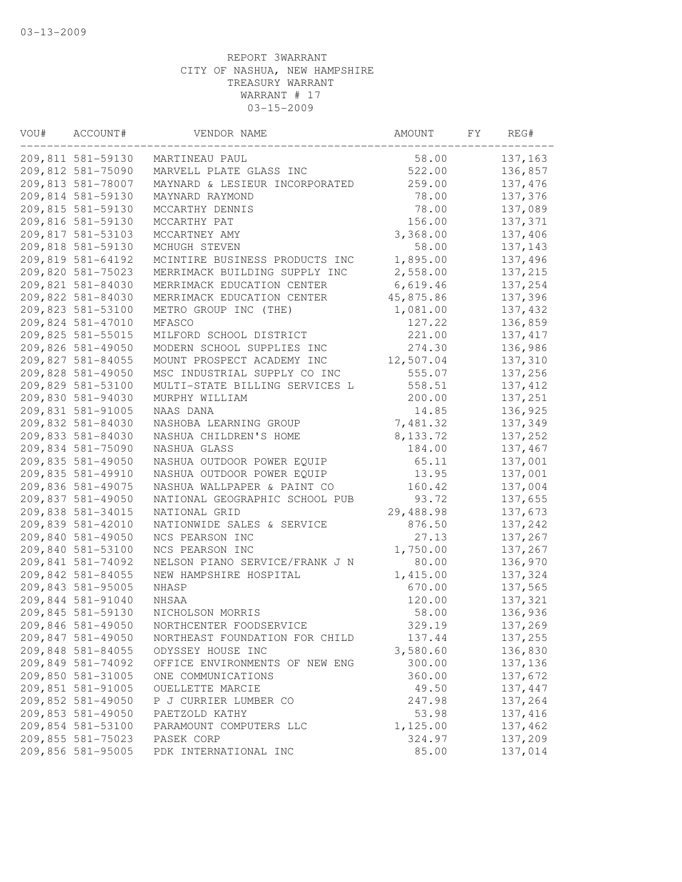03-13-2009

REPORT 3WARRANT
CITY OF NASHUA, NEW HAMPSHIRE
TREASURY WARRANT
WARRANT # 17
03-15-2009

| VOU# | ACCOUNT# | VENDOR NAME | AMOUNT | FY | REG# |
|---|---|---|---|---|---|
| 209,811 | 581-59130 | MARTINEAU PAUL | 58.00 | | 137,163 |
| 209,812 | 581-75090 | MARVELL PLATE GLASS INC | 522.00 | | 136,857 |
| 209,813 | 581-78007 | MAYNARD & LESIEUR INCORPORATED | 259.00 | | 137,476 |
| 209,814 | 581-59130 | MAYNARD RAYMOND | 78.00 | | 137,376 |
| 209,815 | 581-59130 | MCCARTHY DENNIS | 78.00 | | 137,089 |
| 209,816 | 581-59130 | MCCARTHY PAT | 156.00 | | 137,371 |
| 209,817 | 581-53103 | MCCARTNEY AMY | 3,368.00 | | 137,406 |
| 209,818 | 581-59130 | MCHUGH STEVEN | 58.00 | | 137,143 |
| 209,819 | 581-64192 | MCINTIRE BUSINESS PRODUCTS INC | 1,895.00 | | 137,496 |
| 209,820 | 581-75023 | MERRIMACK BUILDING SUPPLY INC | 2,558.00 | | 137,215 |
| 209,821 | 581-84030 | MERRIMACK EDUCATION CENTER | 6,619.46 | | 137,254 |
| 209,822 | 581-84030 | MERRIMACK EDUCATION CENTER | 45,875.86 | | 137,396 |
| 209,823 | 581-53100 | METRO GROUP INC (THE) | 1,081.00 | | 137,432 |
| 209,824 | 581-47010 | MFASCO | 127.22 | | 136,859 |
| 209,825 | 581-55015 | MILFORD SCHOOL DISTRICT | 221.00 | | 137,417 |
| 209,826 | 581-49050 | MODERN SCHOOL SUPPLIES INC | 274.30 | | 136,986 |
| 209,827 | 581-84055 | MOUNT PROSPECT ACADEMY INC | 12,507.04 | | 137,310 |
| 209,828 | 581-49050 | MSC INDUSTRIAL SUPPLY CO INC | 555.07 | | 137,256 |
| 209,829 | 581-53100 | MULTI-STATE BILLING SERVICES L | 558.51 | | 137,412 |
| 209,830 | 581-94030 | MURPHY WILLIAM | 200.00 | | 137,251 |
| 209,831 | 581-91005 | NAAS DANA | 14.85 | | 136,925 |
| 209,832 | 581-84030 | NASHOBA LEARNING GROUP | 7,481.32 | | 137,349 |
| 209,833 | 581-84030 | NASHUA CHILDREN'S HOME | 8,133.72 | | 137,252 |
| 209,834 | 581-75090 | NASHUA GLASS | 184.00 | | 137,467 |
| 209,835 | 581-49050 | NASHUA OUTDOOR POWER EQUIP | 65.11 | | 137,001 |
| 209,835 | 581-49910 | NASHUA OUTDOOR POWER EQUIP | 13.95 | | 137,001 |
| 209,836 | 581-49075 | NASHUA WALLPAPER & PAINT CO | 160.42 | | 137,004 |
| 209,837 | 581-49050 | NATIONAL GEOGRAPHIC SCHOOL PUB | 93.72 | | 137,655 |
| 209,838 | 581-34015 | NATIONAL GRID | 29,488.98 | | 137,673 |
| 209,839 | 581-42010 | NATIONWIDE SALES & SERVICE | 876.50 | | 137,242 |
| 209,840 | 581-49050 | NCS PEARSON INC | 27.13 | | 137,267 |
| 209,840 | 581-53100 | NCS PEARSON INC | 1,750.00 | | 137,267 |
| 209,841 | 581-74092 | NELSON PIANO SERVICE/FRANK J N | 80.00 | | 136,970 |
| 209,842 | 581-84055 | NEW HAMPSHIRE HOSPITAL | 1,415.00 | | 137,324 |
| 209,843 | 581-95005 | NHASP | 670.00 | | 137,565 |
| 209,844 | 581-91040 | NHSAA | 120.00 | | 137,321 |
| 209,845 | 581-59130 | NICHOLSON MORRIS | 58.00 | | 136,936 |
| 209,846 | 581-49050 | NORTHCENTER FOODSERVICE | 329.19 | | 137,269 |
| 209,847 | 581-49050 | NORTHEAST FOUNDATION FOR CHILD | 137.44 | | 137,255 |
| 209,848 | 581-84055 | ODYSSEY HOUSE INC | 3,580.60 | | 136,830 |
| 209,849 | 581-74092 | OFFICE ENVIRONMENTS OF NEW ENG | 300.00 | | 137,136 |
| 209,850 | 581-31005 | ONE COMMUNICATIONS | 360.00 | | 137,672 |
| 209,851 | 581-91005 | OUELLETTE MARCIE | 49.50 | | 137,447 |
| 209,852 | 581-49050 | P J CURRIER LUMBER CO | 247.98 | | 137,264 |
| 209,853 | 581-49050 | PAETZOLD KATHY | 53.98 | | 137,416 |
| 209,854 | 581-53100 | PARAMOUNT COMPUTERS LLC | 1,125.00 | | 137,462 |
| 209,855 | 581-75023 | PASEK CORP | 324.97 | | 137,209 |
| 209,856 | 581-95005 | PDK INTERNATIONAL INC | 85.00 | | 137,014 |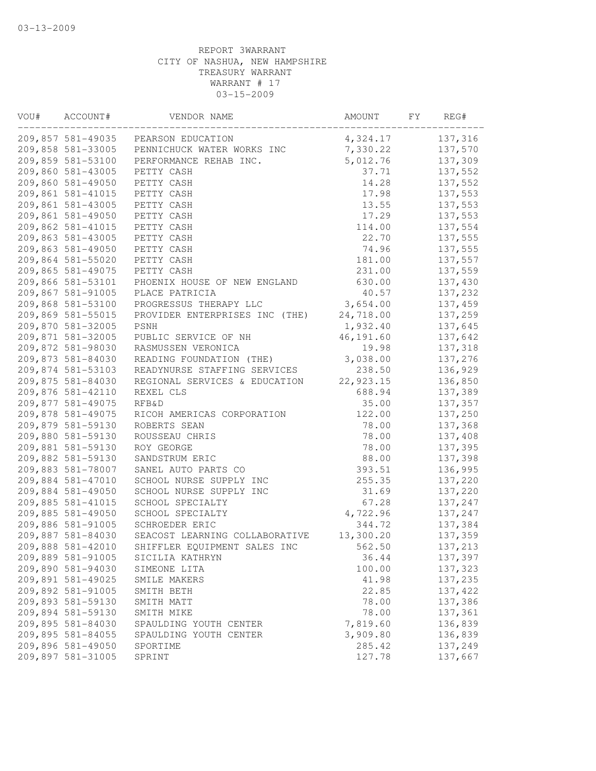03-13-2009

REPORT 3WARRANT
CITY OF NASHUA, NEW HAMPSHIRE
TREASURY WARRANT
WARRANT # 17
03-15-2009

| VOU# | ACCOUNT# | VENDOR NAME | AMOUNT | FY | REG# |
|---|---|---|---|---|---|
| 209,857 | 581-49035 | PEARSON EDUCATION | 4,324.17 | | 137,316 |
| 209,858 | 581-33005 | PENNICHUCK WATER WORKS INC | 7,330.22 | | 137,570 |
| 209,859 | 581-53100 | PERFORMANCE REHAB INC. | 5,012.76 | | 137,309 |
| 209,860 | 581-43005 | PETTY CASH | 37.71 | | 137,552 |
| 209,860 | 581-49050 | PETTY CASH | 14.28 | | 137,552 |
| 209,861 | 581-41015 | PETTY CASH | 17.98 | | 137,553 |
| 209,861 | 581-43005 | PETTY CASH | 13.55 | | 137,553 |
| 209,861 | 581-49050 | PETTY CASH | 17.29 | | 137,553 |
| 209,862 | 581-41015 | PETTY CASH | 114.00 | | 137,554 |
| 209,863 | 581-43005 | PETTY CASH | 22.70 | | 137,555 |
| 209,863 | 581-49050 | PETTY CASH | 74.96 | | 137,555 |
| 209,864 | 581-55020 | PETTY CASH | 181.00 | | 137,557 |
| 209,865 | 581-49075 | PETTY CASH | 231.00 | | 137,559 |
| 209,866 | 581-53101 | PHOENIX HOUSE OF NEW ENGLAND | 630.00 | | 137,430 |
| 209,867 | 581-91005 | PLACE PATRICIA | 40.57 | | 137,232 |
| 209,868 | 581-53100 | PROGRESSUS THERAPY LLC | 3,654.00 | | 137,459 |
| 209,869 | 581-55015 | PROVIDER ENTERPRISES INC (THE) | 24,718.00 | | 137,259 |
| 209,870 | 581-32005 | PSNH | 1,932.40 | | 137,645 |
| 209,871 | 581-32005 | PUBLIC SERVICE OF NH | 46,191.60 | | 137,642 |
| 209,872 | 581-98030 | RASMUSSEN VERONICA | 19.98 | | 137,318 |
| 209,873 | 581-84030 | READING FOUNDATION (THE) | 3,038.00 | | 137,276 |
| 209,874 | 581-53103 | READYNURSE STAFFING SERVICES | 238.50 | | 136,929 |
| 209,875 | 581-84030 | REGIONAL SERVICES & EDUCATION | 22,923.15 | | 136,850 |
| 209,876 | 581-42110 | REXEL CLS | 688.94 | | 137,389 |
| 209,877 | 581-49075 | RFB&D | 35.00 | | 137,357 |
| 209,878 | 581-49075 | RICOH AMERICAS CORPORATION | 122.00 | | 137,250 |
| 209,879 | 581-59130 | ROBERTS SEAN | 78.00 | | 137,368 |
| 209,880 | 581-59130 | ROUSSEAU CHRIS | 78.00 | | 137,408 |
| 209,881 | 581-59130 | ROY GEORGE | 78.00 | | 137,395 |
| 209,882 | 581-59130 | SANDSTRUM ERIC | 88.00 | | 137,398 |
| 209,883 | 581-78007 | SANEL AUTO PARTS CO | 393.51 | | 136,995 |
| 209,884 | 581-47010 | SCHOOL NURSE SUPPLY INC | 255.35 | | 137,220 |
| 209,884 | 581-49050 | SCHOOL NURSE SUPPLY INC | 31.69 | | 137,220 |
| 209,885 | 581-41015 | SCHOOL SPECIALTY | 67.28 | | 137,247 |
| 209,885 | 581-49050 | SCHOOL SPECIALTY | 4,722.96 | | 137,247 |
| 209,886 | 581-91005 | SCHROEDER ERIC | 344.72 | | 137,384 |
| 209,887 | 581-84030 | SEACOST LEARNING COLLABORATIVE | 13,300.20 | | 137,359 |
| 209,888 | 581-42010 | SHIFFLER EQUIPMENT SALES INC | 562.50 | | 137,213 |
| 209,889 | 581-91005 | SICILIA KATHRYN | 36.44 | | 137,397 |
| 209,890 | 581-94030 | SIMEONE LITA | 100.00 | | 137,323 |
| 209,891 | 581-49025 | SMILE MAKERS | 41.98 | | 137,235 |
| 209,892 | 581-91005 | SMITH BETH | 22.85 | | 137,422 |
| 209,893 | 581-59130 | SMITH MATT | 78.00 | | 137,386 |
| 209,894 | 581-59130 | SMITH MIKE | 78.00 | | 137,361 |
| 209,895 | 581-84030 | SPAULDING YOUTH CENTER | 7,819.60 | | 136,839 |
| 209,895 | 581-84055 | SPAULDING YOUTH CENTER | 3,909.80 | | 136,839 |
| 209,896 | 581-49050 | SPORTIME | 285.42 | | 137,249 |
| 209,897 | 581-31005 | SPRINT | 127.78 | | 137,667 |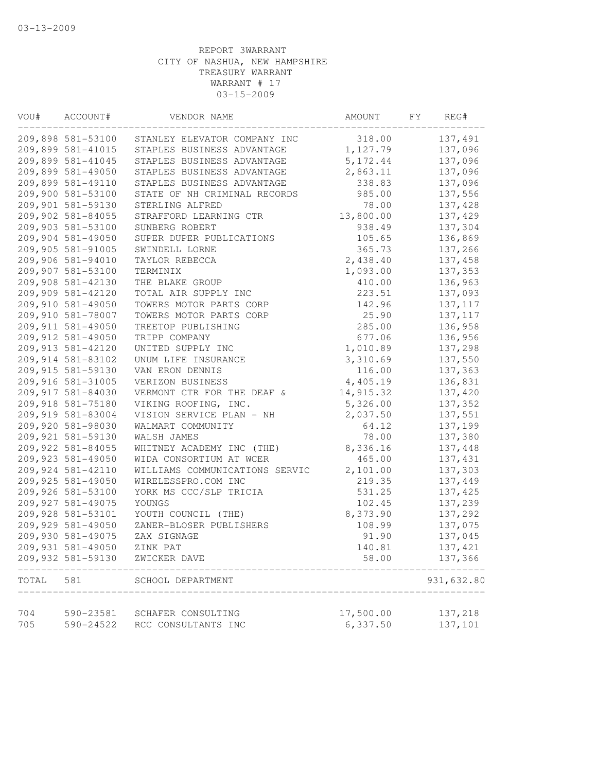03-13-2009

REPORT 3WARRANT
CITY OF NASHUA, NEW HAMPSHIRE
TREASURY WARRANT
WARRANT # 17
03-15-2009

| VOU# | ACCOUNT# | VENDOR NAME | AMOUNT | FY | REG# |
|---|---|---|---|---|---|
| 209,898 | 581-53100 | STANLEY ELEVATOR COMPANY INC | 318.00 | | 137,491 |
| 209,899 | 581-41015 | STAPLES BUSINESS ADVANTAGE | 1,127.79 | | 137,096 |
| 209,899 | 581-41045 | STAPLES BUSINESS ADVANTAGE | 5,172.44 | | 137,096 |
| 209,899 | 581-49050 | STAPLES BUSINESS ADVANTAGE | 2,863.11 | | 137,096 |
| 209,899 | 581-49110 | STAPLES BUSINESS ADVANTAGE | 338.83 | | 137,096 |
| 209,900 | 581-53100 | STATE OF NH CRIMINAL RECORDS | 985.00 | | 137,556 |
| 209,901 | 581-59130 | STERLING ALFRED | 78.00 | | 137,428 |
| 209,902 | 581-84055 | STRAFFORD LEARNING CTR | 13,800.00 | | 137,429 |
| 209,903 | 581-53100 | SUNBERG ROBERT | 938.49 | | 137,304 |
| 209,904 | 581-49050 | SUPER DUPER PUBLICATIONS | 105.65 | | 136,869 |
| 209,905 | 581-91005 | SWINDELL LORNE | 365.73 | | 137,266 |
| 209,906 | 581-94010 | TAYLOR REBECCA | 2,438.40 | | 137,458 |
| 209,907 | 581-53100 | TERMINIX | 1,093.00 | | 137,353 |
| 209,908 | 581-42130 | THE BLAKE GROUP | 410.00 | | 136,963 |
| 209,909 | 581-42120 | TOTAL AIR SUPPLY INC | 223.51 | | 137,093 |
| 209,910 | 581-49050 | TOWERS MOTOR PARTS CORP | 142.96 | | 137,117 |
| 209,910 | 581-78007 | TOWERS MOTOR PARTS CORP | 25.90 | | 137,117 |
| 209,911 | 581-49050 | TREETOP PUBLISHING | 285.00 | | 136,958 |
| 209,912 | 581-49050 | TRIPP COMPANY | 677.06 | | 136,956 |
| 209,913 | 581-42120 | UNITED SUPPLY INC | 1,010.89 | | 137,298 |
| 209,914 | 581-83102 | UNUM LIFE INSURANCE | 3,310.69 | | 137,550 |
| 209,915 | 581-59130 | VAN ERON DENNIS | 116.00 | | 137,363 |
| 209,916 | 581-31005 | VERIZON BUSINESS | 4,405.19 | | 136,831 |
| 209,917 | 581-84030 | VERMONT CTR FOR THE DEAF & | 14,915.32 | | 137,420 |
| 209,918 | 581-75180 | VIKING ROOFING, INC. | 5,326.00 | | 137,352 |
| 209,919 | 581-83004 | VISION SERVICE PLAN - NH | 2,037.50 | | 137,551 |
| 209,920 | 581-98030 | WALMART COMMUNITY | 64.12 | | 137,199 |
| 209,921 | 581-59130 | WALSH JAMES | 78.00 | | 137,380 |
| 209,922 | 581-84055 | WHITNEY ACADEMY INC (THE) | 8,336.16 | | 137,448 |
| 209,923 | 581-49050 | WIDA CONSORTIUM AT WCER | 465.00 | | 137,431 |
| 209,924 | 581-42110 | WILLIAMS COMMUNICATIONS SERVIC | 2,101.00 | | 137,303 |
| 209,925 | 581-49050 | WIRELESSPRO.COM INC | 219.35 | | 137,449 |
| 209,926 | 581-53100 | YORK MS CCC/SLP TRICIA | 531.25 | | 137,425 |
| 209,927 | 581-49075 | YOUNGS | 102.45 | | 137,239 |
| 209,928 | 581-53101 | YOUTH COUNCIL (THE) | 8,373.90 | | 137,292 |
| 209,929 | 581-49050 | ZANER-BLOSER PUBLISHERS | 108.99 | | 137,075 |
| 209,930 | 581-49075 | ZAX SIGNAGE | 91.90 | | 137,045 |
| 209,931 | 581-49050 | ZINK PAT | 140.81 | | 137,421 |
| 209,932 | 581-59130 | ZWICKER DAVE | 58.00 | | 137,366 |
| TOTAL | 581 | SCHOOL DEPARTMENT | | | 931,632.80 |
| 704 | 590-23581 | SCHAFER CONSULTING | 17,500.00 | | 137,218 |
| 705 | 590-24522 | RCC CONSULTANTS INC | 6,337.50 | | 137,101 |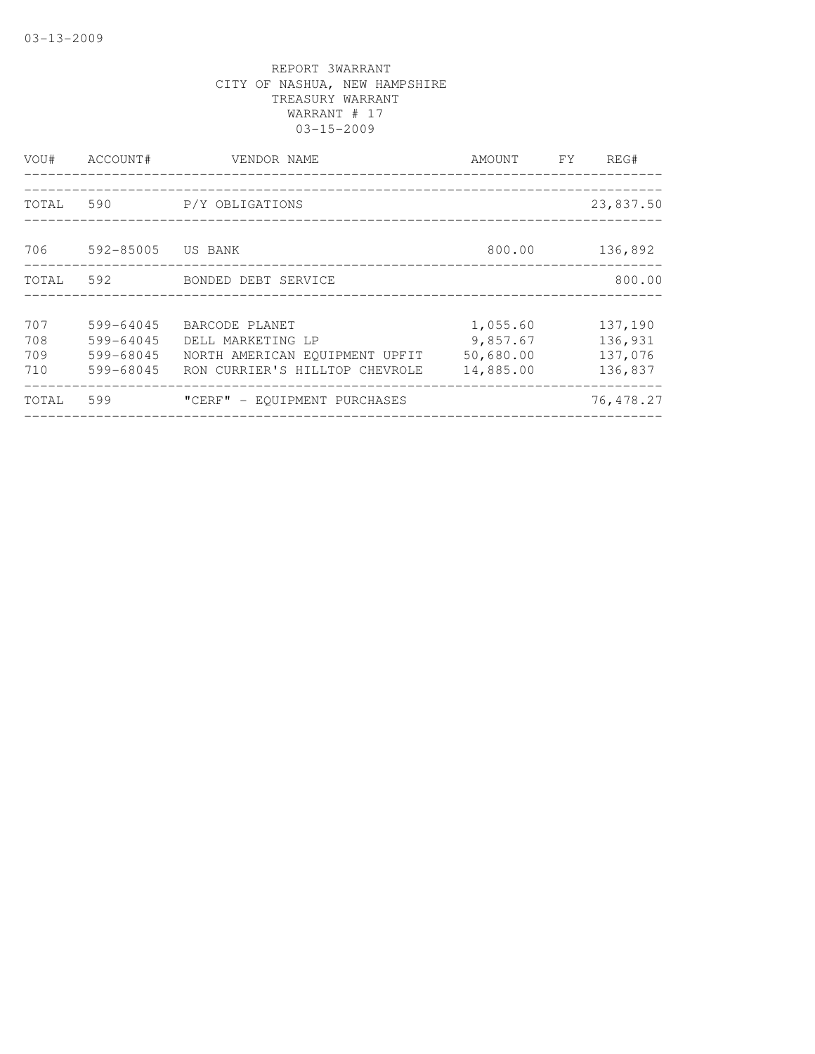03-13-2009

REPORT 3WARRANT
CITY OF NASHUA, NEW HAMPSHIRE
TREASURY WARRANT
WARRANT # 17
03-15-2009

| VOU# | ACCOUNT# | VENDOR NAME | AMOUNT | FY | REG# |
|---|---|---|---|---|---|
| TOTAL | 590 | P/Y OBLIGATIONS | | | 23,837.50 |
| 706 | 592-85005 | US BANK | 800.00 | | 136,892 |
| TOTAL | 592 | BONDED DEBT SERVICE | | | 800.00 |
| 707 | 599-64045 | BARCODE PLANET | 1,055.60 | | 137,190 |
| 708 | 599-64045 | DELL MARKETING LP | 9,857.67 | | 136,931 |
| 709 | 599-68045 | NORTH AMERICAN EQUIPMENT UPFIT | 50,680.00 | | 137,076 |
| 710 | 599-68045 | RON CURRIER'S HILLTOP CHEVROLE | 14,885.00 | | 136,837 |
| TOTAL | 599 | "CERF" - EQUIPMENT PURCHASES | | | 76,478.27 |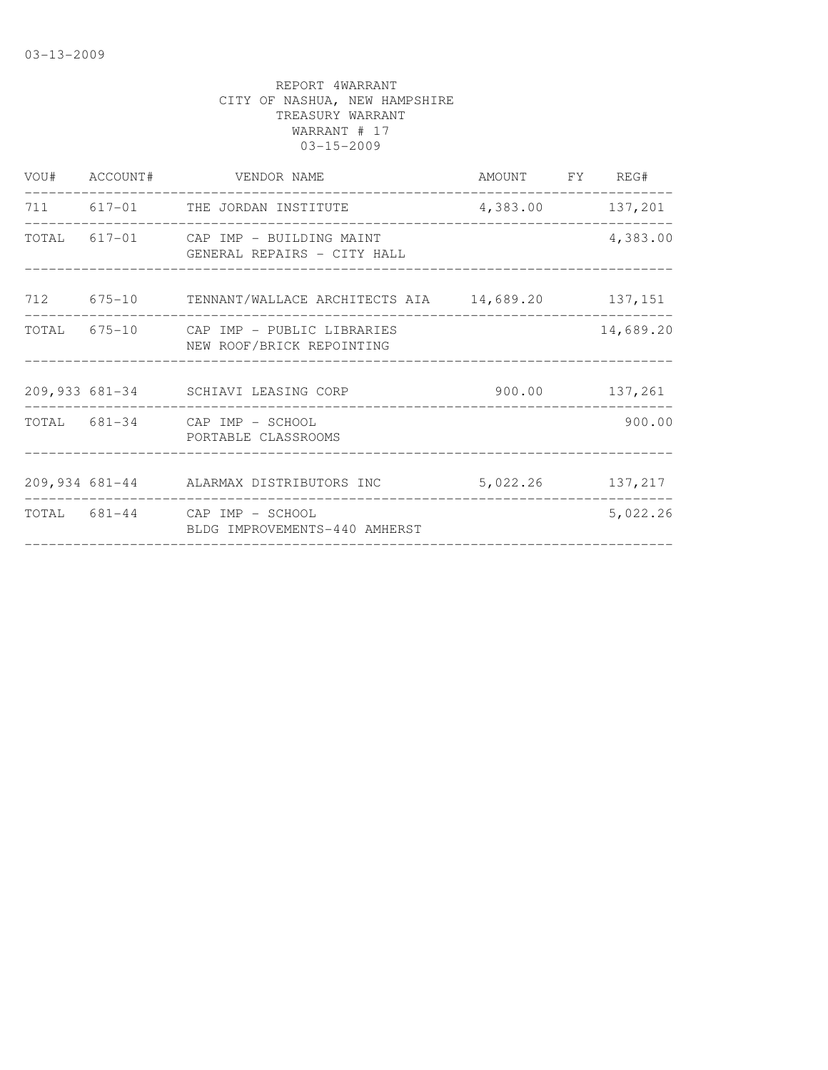03-13-2009

REPORT 4WARRANT
CITY OF NASHUA, NEW HAMPSHIRE
TREASURY WARRANT
WARRANT # 17
03-15-2009

| VOU# | ACCOUNT# | VENDOR NAME | AMOUNT | FY | REG# |
|---|---|---|---|---|---|
| 711 | 617-01 | THE JORDAN INSTITUTE | 4,383.00 | | 137,201 |
| TOTAL | 617-01 | CAP IMP - BUILDING MAINT GENERAL REPAIRS - CITY HALL | | | 4,383.00 |
| 712 | 675-10 | TENNANT/WALLACE ARCHITECTS AIA | 14,689.20 | | 137,151 |
| TOTAL | 675-10 | CAP IMP - PUBLIC LIBRARIES NEW ROOF/BRICK REPOINTING | | | 14,689.20 |
| 209,933 | 681-34 | SCHIAVI LEASING CORP | 900.00 | | 137,261 |
| TOTAL | 681-34 | CAP IMP - SCHOOL PORTABLE CLASSROOMS | | | 900.00 |
| 209,934 | 681-44 | ALARMAX DISTRIBUTORS INC | 5,022.26 | | 137,217 |
| TOTAL | 681-44 | CAP IMP - SCHOOL BLDG IMPROVEMENTS-440 AMHERST | | | 5,022.26 |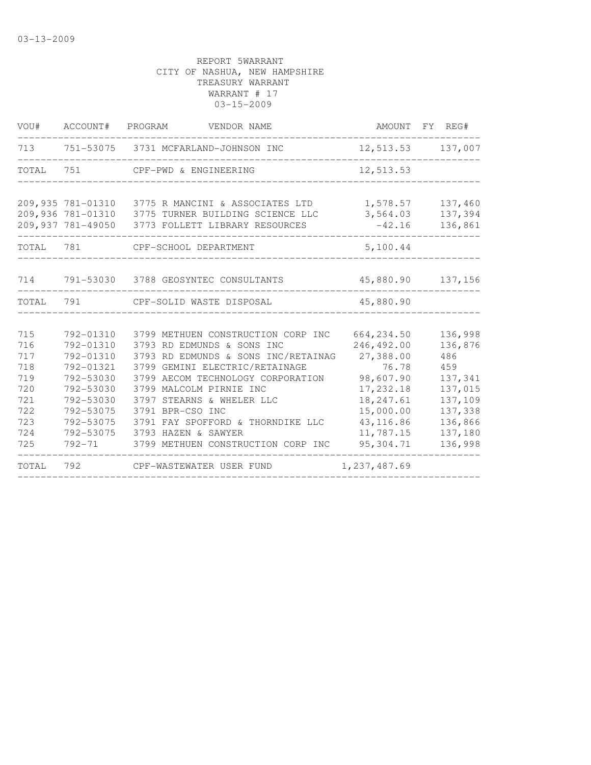03-13-2009

REPORT 5WARRANT
CITY OF NASHUA, NEW HAMPSHIRE
TREASURY WARRANT
WARRANT # 17
03-15-2009

| VOU# | ACCOUNT# | PROGRAM | VENDOR NAME | AMOUNT | FY | REG# |
|---|---|---|---|---|---|---|
| 713 | 751-53075 | 3731 | MCFARLAND-JOHNSON INC | 12,513.53 | | 137,007 |
| TOTAL | 751 | | CPF-PWD & ENGINEERING | 12,513.53 | | |
| 209,935 | 781-01310 | 3775 | R MANCINI & ASSOCIATES LTD | 1,578.57 | | 137,460 |
| 209,936 | 781-01310 | 3775 | TURNER BUILDING SCIENCE LLC | 3,564.03 | | 137,394 |
| 209,937 | 781-49050 | 3773 | FOLLETT LIBRARY RESOURCES | -42.16 | | 136,861 |
| TOTAL | 781 | | CPF-SCHOOL DEPARTMENT | 5,100.44 | | |
| 714 | 791-53030 | 3788 | GEOSYNTEC CONSULTANTS | 45,880.90 | | 137,156 |
| TOTAL | 791 | | CPF-SOLID WASTE DISPOSAL | 45,880.90 | | |
| 715 | 792-01310 | 3799 | METHUEN CONSTRUCTION CORP INC | 664,234.50 | | 136,998 |
| 716 | 792-01310 | 3793 | RD EDMUNDS & SONS INC | 246,492.00 | | 136,876 |
| 717 | 792-01310 | 3793 | RD EDMUNDS & SONS INC/RETAINAG | 27,388.00 | | 486 |
| 718 | 792-01321 | 3799 | GEMINI ELECTRIC/RETAINAGE | 76.78 | | 459 |
| 719 | 792-53030 | 3799 | AECOM TECHNOLOGY CORPORATION | 98,607.90 | | 137,341 |
| 720 | 792-53030 | 3799 | MALCOLM PIRNIE INC | 17,232.18 | | 137,015 |
| 721 | 792-53030 | 3797 | STEARNS & WHELER LLC | 18,247.61 | | 137,109 |
| 722 | 792-53075 | 3791 | BPR-CSO INC | 15,000.00 | | 137,338 |
| 723 | 792-53075 | 3791 | FAY SPOFFORD & THORNDIKE LLC | 43,116.86 | | 136,866 |
| 724 | 792-53075 | 3793 | HAZEN & SAWYER | 11,787.15 | | 137,180 |
| 725 | 792-71 | 3799 | METHUEN CONSTRUCTION CORP INC | 95,304.71 | | 136,998 |
| TOTAL | 792 | | CPF-WASTEWATER USER FUND | 1,237,487.69 | | |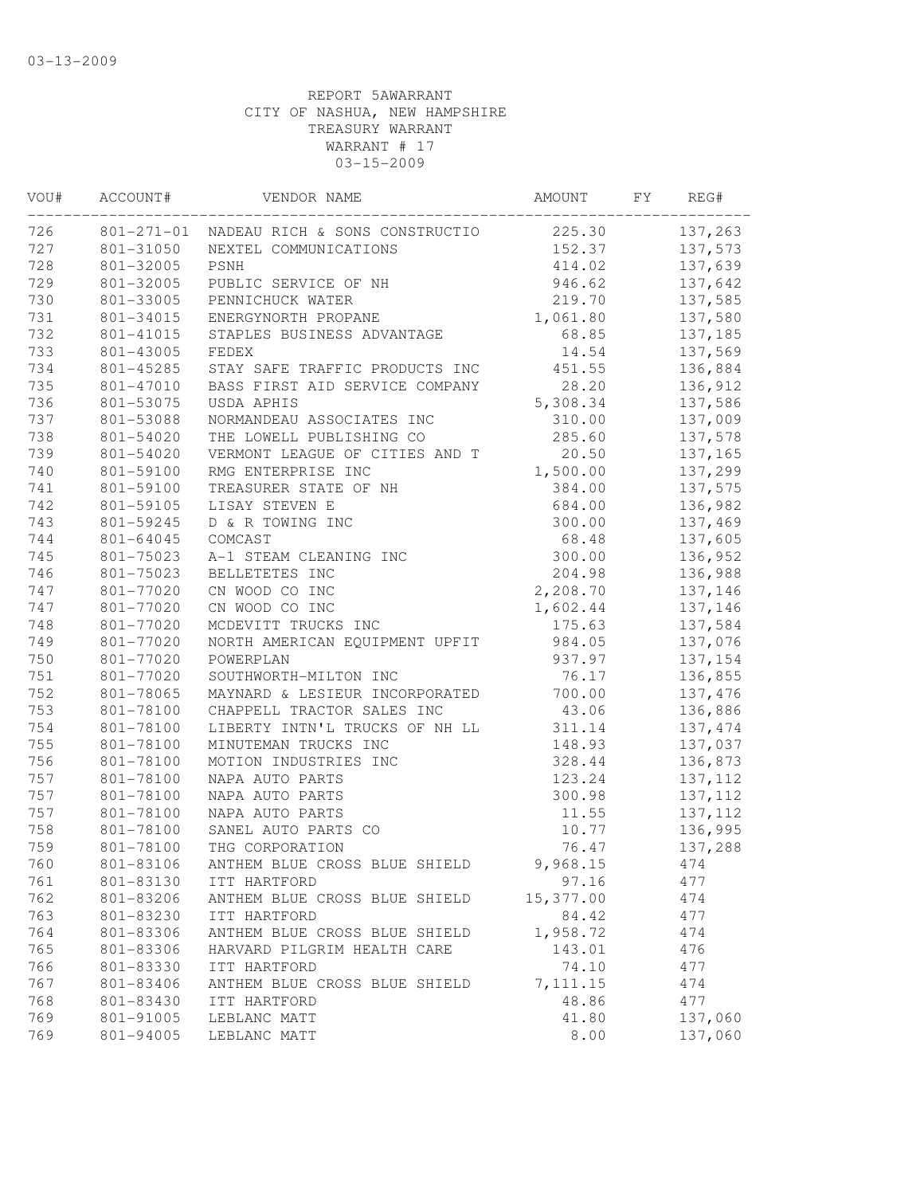03-13-2009

REPORT 5AWARRANT
CITY OF NASHUA, NEW HAMPSHIRE
TREASURY WARRANT
WARRANT # 17
03-15-2009

| VOU# | ACCOUNT# | VENDOR NAME | AMOUNT | FY | REG# |
|---|---|---|---|---|---|
| 726 | 801-271-01 | NADEAU RICH & SONS CONSTRUCTIO | 225.30 | | 137,263 |
| 727 | 801-31050 | NEXTEL COMMUNICATIONS | 152.37 | | 137,573 |
| 728 | 801-32005 | PSNH | 414.02 | | 137,639 |
| 729 | 801-32005 | PUBLIC SERVICE OF NH | 946.62 | | 137,642 |
| 730 | 801-33005 | PENNICHUCK WATER | 219.70 | | 137,585 |
| 731 | 801-34015 | ENERGYNORTH PROPANE | 1,061.80 | | 137,580 |
| 732 | 801-41015 | STAPLES BUSINESS ADVANTAGE | 68.85 | | 137,185 |
| 733 | 801-43005 | FEDEX | 14.54 | | 137,569 |
| 734 | 801-45285 | STAY SAFE TRAFFIC PRODUCTS INC | 451.55 | | 136,884 |
| 735 | 801-47010 | BASS FIRST AID SERVICE COMPANY | 28.20 | | 136,912 |
| 736 | 801-53075 | USDA APHIS | 5,308.34 | | 137,586 |
| 737 | 801-53088 | NORMANDEAU ASSOCIATES INC | 310.00 | | 137,009 |
| 738 | 801-54020 | THE LOWELL PUBLISHING CO | 285.60 | | 137,578 |
| 739 | 801-54020 | VERMONT LEAGUE OF CITIES AND T | 20.50 | | 137,165 |
| 740 | 801-59100 | RMG ENTERPRISE INC | 1,500.00 | | 137,299 |
| 741 | 801-59100 | TREASURER STATE OF NH | 384.00 | | 137,575 |
| 742 | 801-59105 | LISAY STEVEN E | 684.00 | | 136,982 |
| 743 | 801-59245 | D & R TOWING INC | 300.00 | | 137,469 |
| 744 | 801-64045 | COMCAST | 68.48 | | 137,605 |
| 745 | 801-75023 | A-1 STEAM CLEANING INC | 300.00 | | 136,952 |
| 746 | 801-75023 | BELLETETES INC | 204.98 | | 136,988 |
| 747 | 801-77020 | CN WOOD CO INC | 2,208.70 | | 137,146 |
| 747 | 801-77020 | CN WOOD CO INC | 1,602.44 | | 137,146 |
| 748 | 801-77020 | MCDEVITT TRUCKS INC | 175.63 | | 137,584 |
| 749 | 801-77020 | NORTH AMERICAN EQUIPMENT UPFIT | 984.05 | | 137,076 |
| 750 | 801-77020 | POWERPLAN | 937.97 | | 137,154 |
| 751 | 801-77020 | SOUTHWORTH-MILTON INC | 76.17 | | 136,855 |
| 752 | 801-78065 | MAYNARD & LESIEUR INCORPORATED | 700.00 | | 137,476 |
| 753 | 801-78100 | CHAPPELL TRACTOR SALES INC | 43.06 | | 136,886 |
| 754 | 801-78100 | LIBERTY INTN'L TRUCKS OF NH LL | 311.14 | | 137,474 |
| 755 | 801-78100 | MINUTEMAN TRUCKS INC | 148.93 | | 137,037 |
| 756 | 801-78100 | MOTION INDUSTRIES INC | 328.44 | | 136,873 |
| 757 | 801-78100 | NAPA AUTO PARTS | 123.24 | | 137,112 |
| 757 | 801-78100 | NAPA AUTO PARTS | 300.98 | | 137,112 |
| 757 | 801-78100 | NAPA AUTO PARTS | 11.55 | | 137,112 |
| 758 | 801-78100 | SANEL AUTO PARTS CO | 10.77 | | 136,995 |
| 759 | 801-78100 | THG CORPORATION | 76.47 | | 137,288 |
| 760 | 801-83106 | ANTHEM BLUE CROSS BLUE SHIELD | 9,968.15 | | 474 |
| 761 | 801-83130 | ITT HARTFORD | 97.16 | | 477 |
| 762 | 801-83206 | ANTHEM BLUE CROSS BLUE SHIELD | 15,377.00 | | 474 |
| 763 | 801-83230 | ITT HARTFORD | 84.42 | | 477 |
| 764 | 801-83306 | ANTHEM BLUE CROSS BLUE SHIELD | 1,958.72 | | 474 |
| 765 | 801-83306 | HARVARD PILGRIM HEALTH CARE | 143.01 | | 476 |
| 766 | 801-83330 | ITT HARTFORD | 74.10 | | 477 |
| 767 | 801-83406 | ANTHEM BLUE CROSS BLUE SHIELD | 7,111.15 | | 474 |
| 768 | 801-83430 | ITT HARTFORD | 48.86 | | 477 |
| 769 | 801-91005 | LEBLANC MATT | 41.80 | | 137,060 |
| 769 | 801-94005 | LEBLANC MATT | 8.00 | | 137,060 |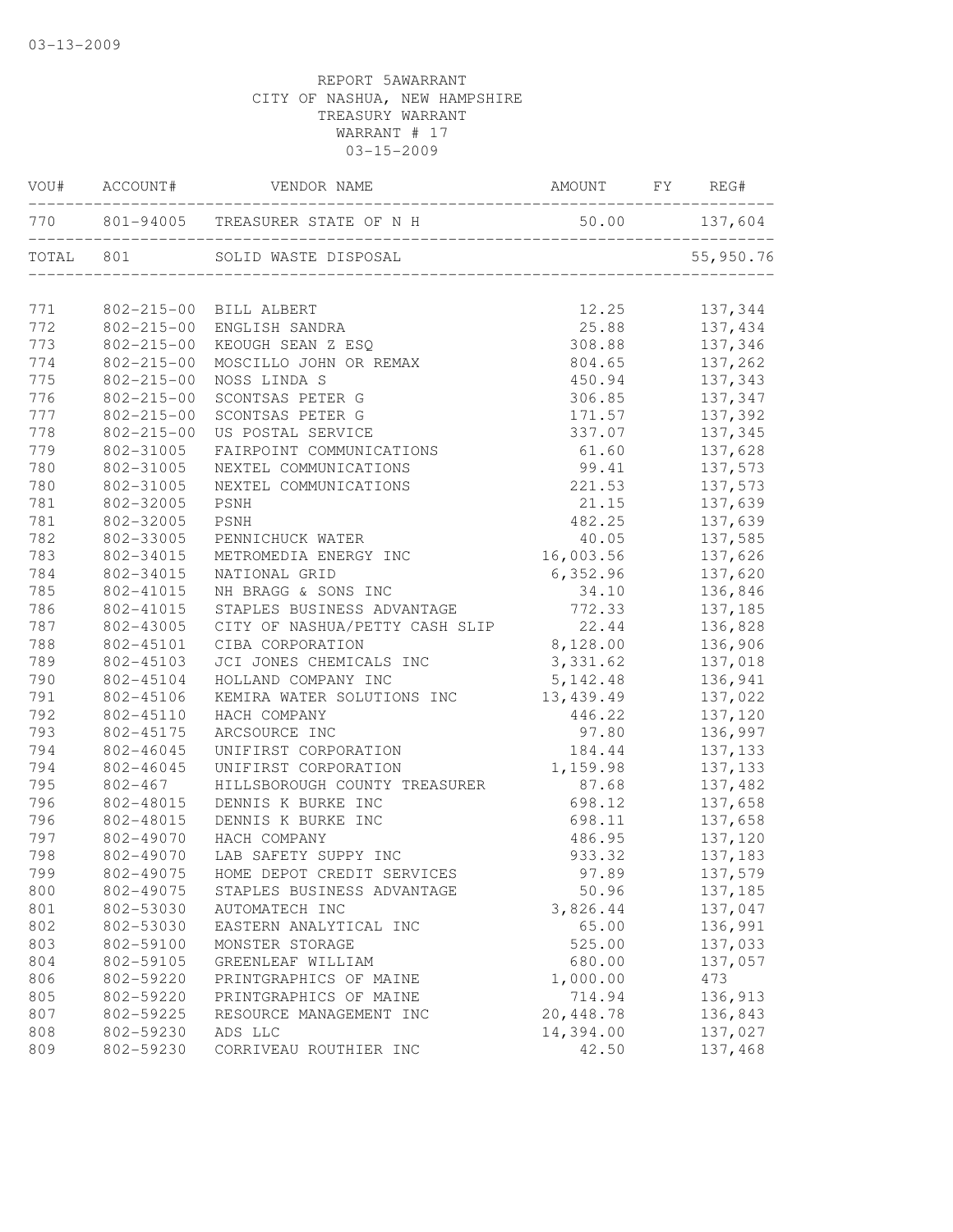03-13-2009

REPORT 5AWARRANT
CITY OF NASHUA, NEW HAMPSHIRE
TREASURY WARRANT
WARRANT # 17
03-15-2009

| VOU# | ACCOUNT# | VENDOR NAME | AMOUNT | FY | REG# |
|---|---|---|---|---|---|
| 770 | 801-94005 | TREASURER STATE OF N H | 50.00 | | 137,604 |
| TOTAL | 801 | SOLID WASTE DISPOSAL | | | 55,950.76 |
| 771 | 802-215-00 | BILL ALBERT | 12.25 | | 137,344 |
| 772 | 802-215-00 | ENGLISH SANDRA | 25.88 | | 137,434 |
| 773 | 802-215-00 | KEOUGH SEAN Z ESQ | 308.88 | | 137,346 |
| 774 | 802-215-00 | MOSCILLO JOHN OR REMAX | 804.65 | | 137,262 |
| 775 | 802-215-00 | NOSS LINDA S | 450.94 | | 137,343 |
| 776 | 802-215-00 | SCONTSAS PETER G | 306.85 | | 137,347 |
| 777 | 802-215-00 | SCONTSAS PETER G | 171.57 | | 137,392 |
| 778 | 802-215-00 | US POSTAL SERVICE | 337.07 | | 137,345 |
| 779 | 802-31005 | FAIRPOINT COMMUNICATIONS | 61.60 | | 137,628 |
| 780 | 802-31005 | NEXTEL COMMUNICATIONS | 99.41 | | 137,573 |
| 780 | 802-31005 | NEXTEL COMMUNICATIONS | 221.53 | | 137,573 |
| 781 | 802-32005 | PSNH | 21.15 | | 137,639 |
| 781 | 802-32005 | PSNH | 482.25 | | 137,639 |
| 782 | 802-33005 | PENNICHUCK WATER | 40.05 | | 137,585 |
| 783 | 802-34015 | METROMEDIA ENERGY INC | 16,003.56 | | 137,626 |
| 784 | 802-34015 | NATIONAL GRID | 6,352.96 | | 137,620 |
| 785 | 802-41015 | NH BRAGG & SONS INC | 34.10 | | 136,846 |
| 786 | 802-41015 | STAPLES BUSINESS ADVANTAGE | 772.33 | | 137,185 |
| 787 | 802-43005 | CITY OF NASHUA/PETTY CASH SLIP | 22.44 | | 136,828 |
| 788 | 802-45101 | CIBA CORPORATION | 8,128.00 | | 136,906 |
| 789 | 802-45103 | JCI JONES CHEMICALS INC | 3,331.62 | | 137,018 |
| 790 | 802-45104 | HOLLAND COMPANY INC | 5,142.48 | | 136,941 |
| 791 | 802-45106 | KEMIRA WATER SOLUTIONS INC | 13,439.49 | | 137,022 |
| 792 | 802-45110 | HACH COMPANY | 446.22 | | 137,120 |
| 793 | 802-45175 | ARCSOURCE INC | 97.80 | | 136,997 |
| 794 | 802-46045 | UNIFIRST CORPORATION | 184.44 | | 137,133 |
| 794 | 802-46045 | UNIFIRST CORPORATION | 1,159.98 | | 137,133 |
| 795 | 802-467 | HILLSBOROUGH COUNTY TREASURER | 87.68 | | 137,482 |
| 796 | 802-48015 | DENNIS K BURKE INC | 698.12 | | 137,658 |
| 796 | 802-48015 | DENNIS K BURKE INC | 698.11 | | 137,658 |
| 797 | 802-49070 | HACH COMPANY | 486.95 | | 137,120 |
| 798 | 802-49070 | LAB SAFETY SUPPY INC | 933.32 | | 137,183 |
| 799 | 802-49075 | HOME DEPOT CREDIT SERVICES | 97.89 | | 137,579 |
| 800 | 802-49075 | STAPLES BUSINESS ADVANTAGE | 50.96 | | 137,185 |
| 801 | 802-53030 | AUTOMATECH INC | 3,826.44 | | 137,047 |
| 802 | 802-53030 | EASTERN ANALYTICAL INC | 65.00 | | 136,991 |
| 803 | 802-59100 | MONSTER STORAGE | 525.00 | | 137,033 |
| 804 | 802-59105 | GREENLEAF WILLIAM | 680.00 | | 137,057 |
| 806 | 802-59220 | PRINTGRAPHICS OF MAINE | 1,000.00 | | 473 |
| 805 | 802-59220 | PRINTGRAPHICS OF MAINE | 714.94 | | 136,913 |
| 807 | 802-59225 | RESOURCE MANAGEMENT INC | 20,448.78 | | 136,843 |
| 808 | 802-59230 | ADS LLC | 14,394.00 | | 137,027 |
| 809 | 802-59230 | CORRIVEAU ROUTHIER INC | 42.50 | | 137,468 |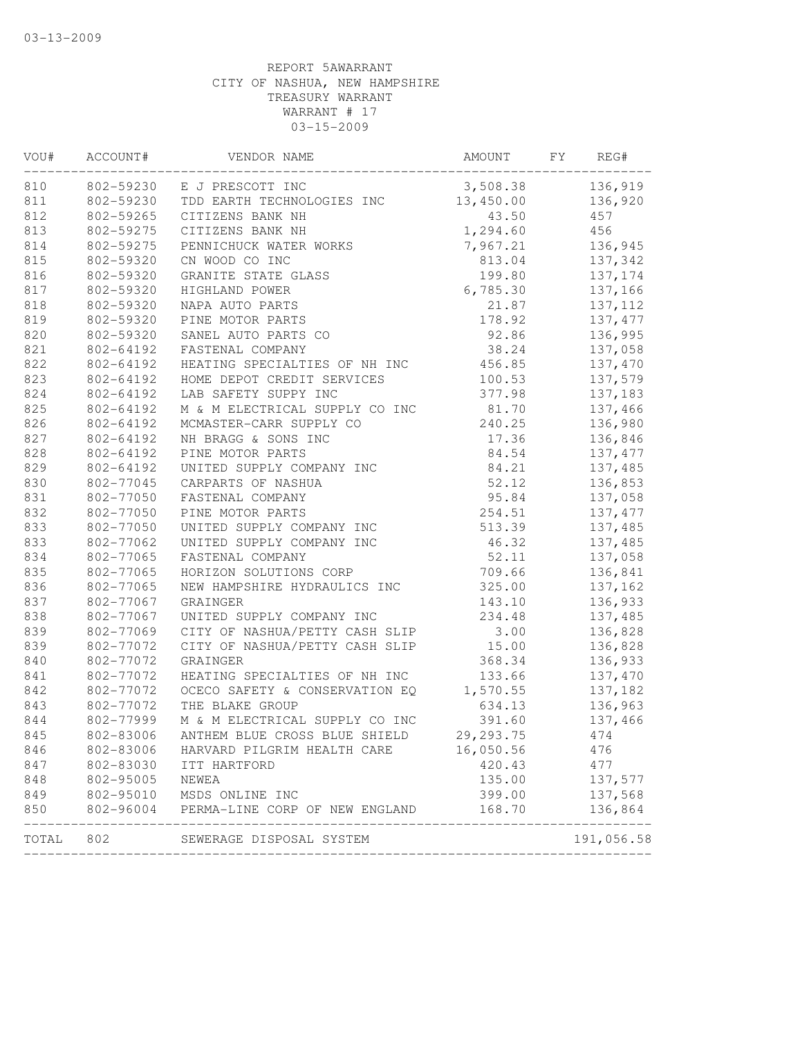03-13-2009

REPORT 5AWARRANT
CITY OF NASHUA, NEW HAMPSHIRE
TREASURY WARRANT
WARRANT # 17
03-15-2009

| VOU# | ACCOUNT# | VENDOR NAME | AMOUNT | FY | REG# |
|---|---|---|---|---|---|
| 810 | 802-59230 | E J PRESCOTT INC | 3,508.38 | | 136,919 |
| 811 | 802-59230 | TDD EARTH TECHNOLOGIES INC | 13,450.00 | | 136,920 |
| 812 | 802-59265 | CITIZENS BANK NH | 43.50 | | 457 |
| 813 | 802-59275 | CITIZENS BANK NH | 1,294.60 | | 456 |
| 814 | 802-59275 | PENNICHUCK WATER WORKS | 7,967.21 | | 136,945 |
| 815 | 802-59320 | CN WOOD CO INC | 813.04 | | 137,342 |
| 816 | 802-59320 | GRANITE STATE GLASS | 199.80 | | 137,174 |
| 817 | 802-59320 | HIGHLAND POWER | 6,785.30 | | 137,166 |
| 818 | 802-59320 | NAPA AUTO PARTS | 21.87 | | 137,112 |
| 819 | 802-59320 | PINE MOTOR PARTS | 178.92 | | 137,477 |
| 820 | 802-59320 | SANEL AUTO PARTS CO | 92.86 | | 136,995 |
| 821 | 802-64192 | FASTENAL COMPANY | 38.24 | | 137,058 |
| 822 | 802-64192 | HEATING SPECIALTIES OF NH INC | 456.85 | | 137,470 |
| 823 | 802-64192 | HOME DEPOT CREDIT SERVICES | 100.53 | | 137,579 |
| 824 | 802-64192 | LAB SAFETY SUPPY INC | 377.98 | | 137,183 |
| 825 | 802-64192 | M & M ELECTRICAL SUPPLY CO INC | 81.70 | | 137,466 |
| 826 | 802-64192 | MCMASTER-CARR SUPPLY CO | 240.25 | | 136,980 |
| 827 | 802-64192 | NH BRAGG & SONS INC | 17.36 | | 136,846 |
| 828 | 802-64192 | PINE MOTOR PARTS | 84.54 | | 137,477 |
| 829 | 802-64192 | UNITED SUPPLY COMPANY INC | 84.21 | | 137,485 |
| 830 | 802-77045 | CARPARTS OF NASHUA | 52.12 | | 136,853 |
| 831 | 802-77050 | FASTENAL COMPANY | 95.84 | | 137,058 |
| 832 | 802-77050 | PINE MOTOR PARTS | 254.51 | | 137,477 |
| 833 | 802-77050 | UNITED SUPPLY COMPANY INC | 513.39 | | 137,485 |
| 833 | 802-77062 | UNITED SUPPLY COMPANY INC | 46.32 | | 137,485 |
| 834 | 802-77065 | FASTENAL COMPANY | 52.11 | | 137,058 |
| 835 | 802-77065 | HORIZON SOLUTIONS CORP | 709.66 | | 136,841 |
| 836 | 802-77065 | NEW HAMPSHIRE HYDRAULICS INC | 325.00 | | 137,162 |
| 837 | 802-77067 | GRAINGER | 143.10 | | 136,933 |
| 838 | 802-77067 | UNITED SUPPLY COMPANY INC | 234.48 | | 137,485 |
| 839 | 802-77069 | CITY OF NASHUA/PETTY CASH SLIP | 3.00 | | 136,828 |
| 839 | 802-77072 | CITY OF NASHUA/PETTY CASH SLIP | 15.00 | | 136,828 |
| 840 | 802-77072 | GRAINGER | 368.34 | | 136,933 |
| 841 | 802-77072 | HEATING SPECIALTIES OF NH INC | 133.66 | | 137,470 |
| 842 | 802-77072 | OCECO SAFETY & CONSERVATION EQ | 1,570.55 | | 137,182 |
| 843 | 802-77072 | THE BLAKE GROUP | 634.13 | | 136,963 |
| 844 | 802-77999 | M & M ELECTRICAL SUPPLY CO INC | 391.60 | | 137,466 |
| 845 | 802-83006 | ANTHEM BLUE CROSS BLUE SHIELD | 29,293.75 | | 474 |
| 846 | 802-83006 | HARVARD PILGRIM HEALTH CARE | 16,050.56 | | 476 |
| 847 | 802-83030 | ITT HARTFORD | 420.43 | | 477 |
| 848 | 802-95005 | NEWEA | 135.00 | | 137,577 |
| 849 | 802-95010 | MSDS ONLINE INC | 399.00 | | 137,568 |
| 850 | 802-96004 | PERMA-LINE CORP OF NEW ENGLAND | 168.70 | | 136,864 |
| TOTAL | 802 | SEWERAGE DISPOSAL SYSTEM | | | 191,056.58 |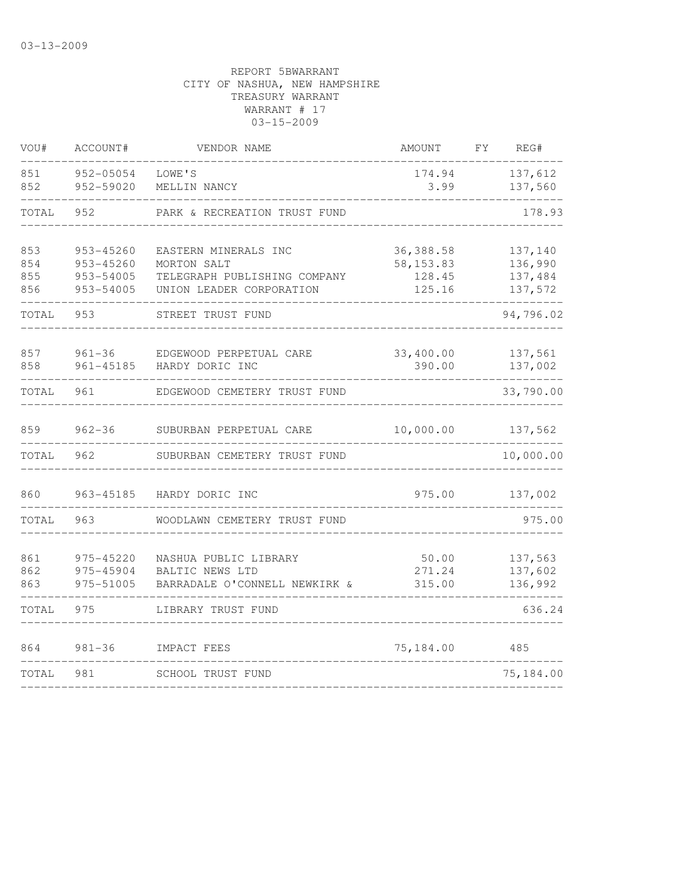03-13-2009

REPORT 5BWARRANT
CITY OF NASHUA, NEW HAMPSHIRE
TREASURY WARRANT
WARRANT # 17
03-15-2009

| VOU# | ACCOUNT# | VENDOR NAME | AMOUNT | FY | REG# |
|---|---|---|---|---|---|
| 851 | 952-05054 | LOWE'S | 174.94 | | 137,612 |
| 852 | 952-59020 | MELLIN NANCY | 3.99 | | 137,560 |
| TOTAL | 952 | PARK & RECREATION TRUST FUND | | | 178.93 |
| 853 | 953-45260 | EASTERN MINERALS INC | 36,388.58 | | 137,140 |
| 854 | 953-45260 | MORTON SALT | 58,153.83 | | 136,990 |
| 855 | 953-54005 | TELEGRAPH PUBLISHING COMPANY | 128.45 | | 137,484 |
| 856 | 953-54005 | UNION LEADER CORPORATION | 125.16 | | 137,572 |
| TOTAL | 953 | STREET TRUST FUND | | | 94,796.02 |
| 857 | 961-36 | EDGEWOOD PERPETUAL CARE | 33,400.00 | | 137,561 |
| 858 | 961-45185 | HARDY DORIC INC | 390.00 | | 137,002 |
| TOTAL | 961 | EDGEWOOD CEMETERY TRUST FUND | | | 33,790.00 |
| 859 | 962-36 | SUBURBAN PERPETUAL CARE | 10,000.00 | | 137,562 |
| TOTAL | 962 | SUBURBAN CEMETERY TRUST FUND | | | 10,000.00 |
| 860 | 963-45185 | HARDY DORIC INC | 975.00 | | 137,002 |
| TOTAL | 963 | WOODLAWN CEMETERY TRUST FUND | | | 975.00 |
| 861 | 975-45220 | NASHUA PUBLIC LIBRARY | 50.00 | | 137,563 |
| 862 | 975-45904 | BALTIC NEWS LTD | 271.24 | | 137,602 |
| 863 | 975-51005 | BARRADALE O'CONNELL NEWKIRK & | 315.00 | | 136,992 |
| TOTAL | 975 | LIBRARY TRUST FUND | | | 636.24 |
| 864 | 981-36 | IMPACT FEES | 75,184.00 | | 485 |
| TOTAL | 981 | SCHOOL TRUST FUND | | | 75,184.00 |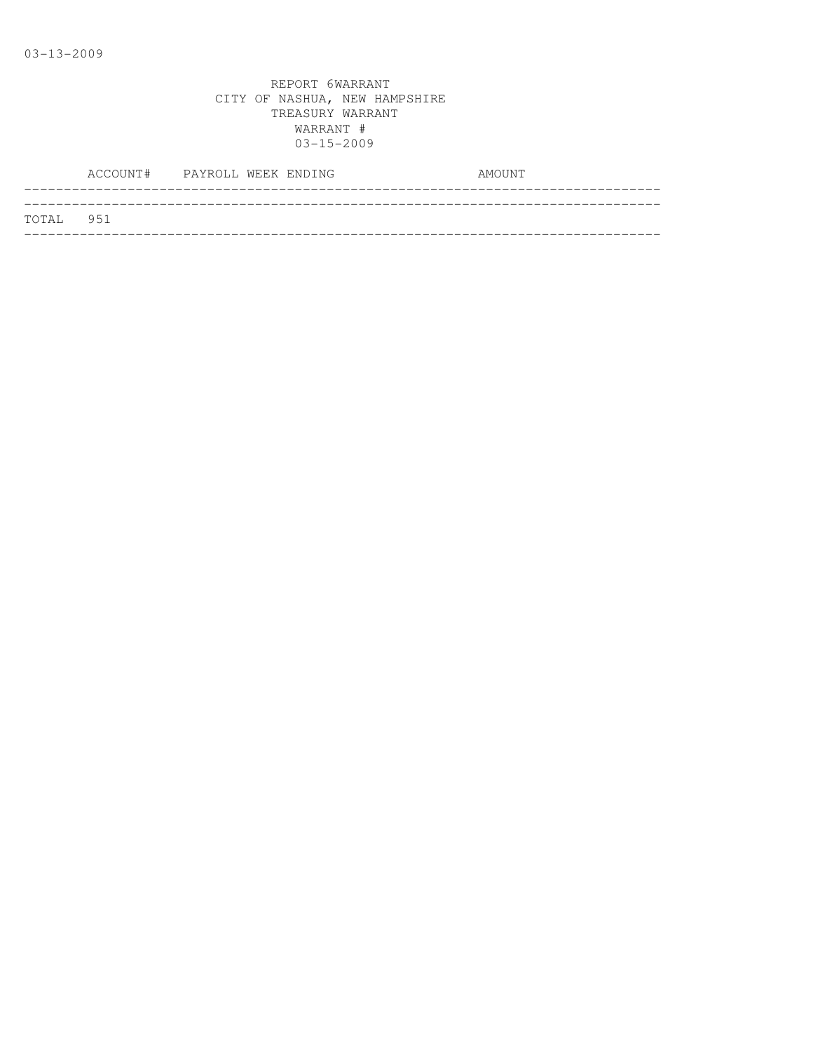03-13-2009

REPORT 6WARRANT
CITY OF NASHUA, NEW HAMPSHIRE
TREASURY WARRANT
WARRANT #
03-15-2009

| | ACCOUNT# | PAYROLL WEEK ENDING | AMOUNT |
|---|---|---|---|
| TOTAL | 951 | | |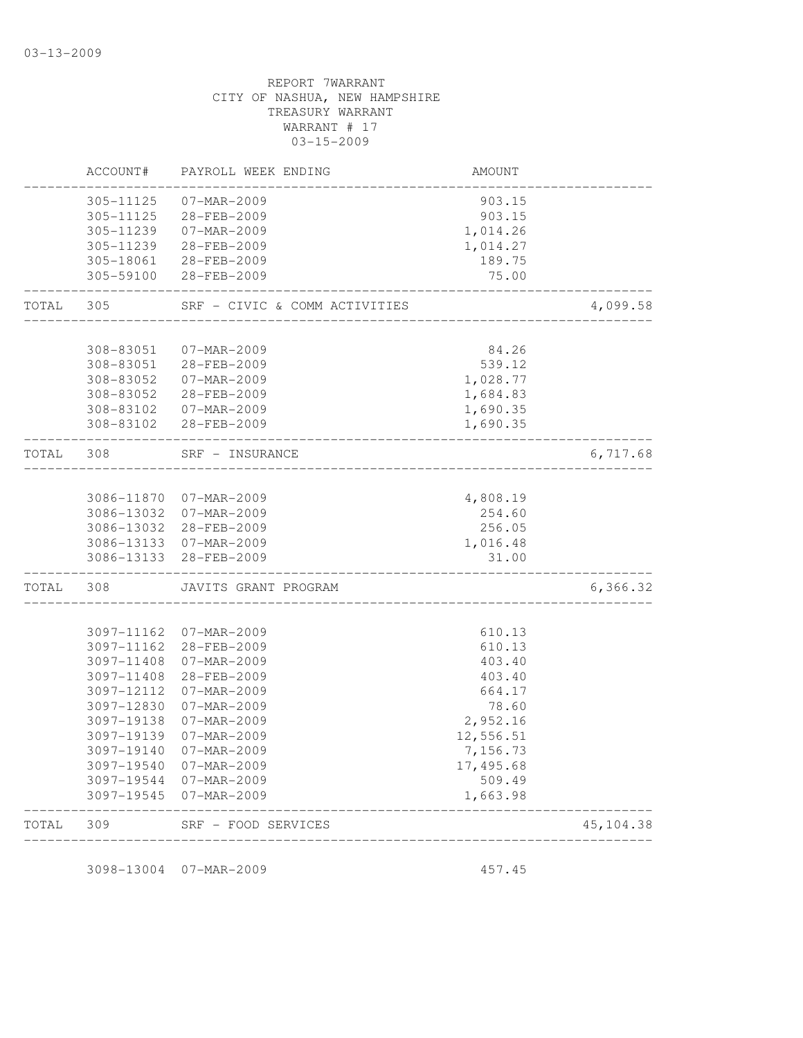03-13-2009

REPORT 7WARRANT
CITY OF NASHUA, NEW HAMPSHIRE
TREASURY WARRANT
WARRANT # 17
03-15-2009

| | ACCOUNT# | PAYROLL WEEK ENDING | AMOUNT | |
|---|---|---|---|---|
| | 305-11125 | 07-MAR-2009 | 903.15 | |
| | 305-11125 | 28-FEB-2009 | 903.15 | |
| | 305-11239 | 07-MAR-2009 | 1,014.26 | |
| | 305-11239 | 28-FEB-2009 | 1,014.27 | |
| | 305-18061 | 28-FEB-2009 | 189.75 | |
| | 305-59100 | 28-FEB-2009 | 75.00 | |
| TOTAL | 305 | SRF - CIVIC & COMM ACTIVITIES | | 4,099.58 |
| | 308-83051 | 07-MAR-2009 | 84.26 | |
| | 308-83051 | 28-FEB-2009 | 539.12 | |
| | 308-83052 | 07-MAR-2009 | 1,028.77 | |
| | 308-83052 | 28-FEB-2009 | 1,684.83 | |
| | 308-83102 | 07-MAR-2009 | 1,690.35 | |
| | 308-83102 | 28-FEB-2009 | 1,690.35 | |
| TOTAL | 308 | SRF - INSURANCE | | 6,717.68 |
| | 3086-11870 | 07-MAR-2009 | 4,808.19 | |
| | 3086-13032 | 07-MAR-2009 | 254.60 | |
| | 3086-13032 | 28-FEB-2009 | 256.05 | |
| | 3086-13133 | 07-MAR-2009 | 1,016.48 | |
| | 3086-13133 | 28-FEB-2009 | 31.00 | |
| TOTAL | 308 | JAVITS GRANT PROGRAM | | 6,366.32 |
| | 3097-11162 | 07-MAR-2009 | 610.13 | |
| | 3097-11162 | 28-FEB-2009 | 610.13 | |
| | 3097-11408 | 07-MAR-2009 | 403.40 | |
| | 3097-11408 | 28-FEB-2009 | 403.40 | |
| | 3097-12112 | 07-MAR-2009 | 664.17 | |
| | 3097-12830 | 07-MAR-2009 | 78.60 | |
| | 3097-19138 | 07-MAR-2009 | 2,952.16 | |
| | 3097-19139 | 07-MAR-2009 | 12,556.51 | |
| | 3097-19140 | 07-MAR-2009 | 7,156.73 | |
| | 3097-19540 | 07-MAR-2009 | 17,495.68 | |
| | 3097-19544 | 07-MAR-2009 | 509.49 | |
| | 3097-19545 | 07-MAR-2009 | 1,663.98 | |
| TOTAL | 309 | SRF - FOOD SERVICES | | 45,104.38 |
| | 3098-13004 | 07-MAR-2009 | 457.45 | |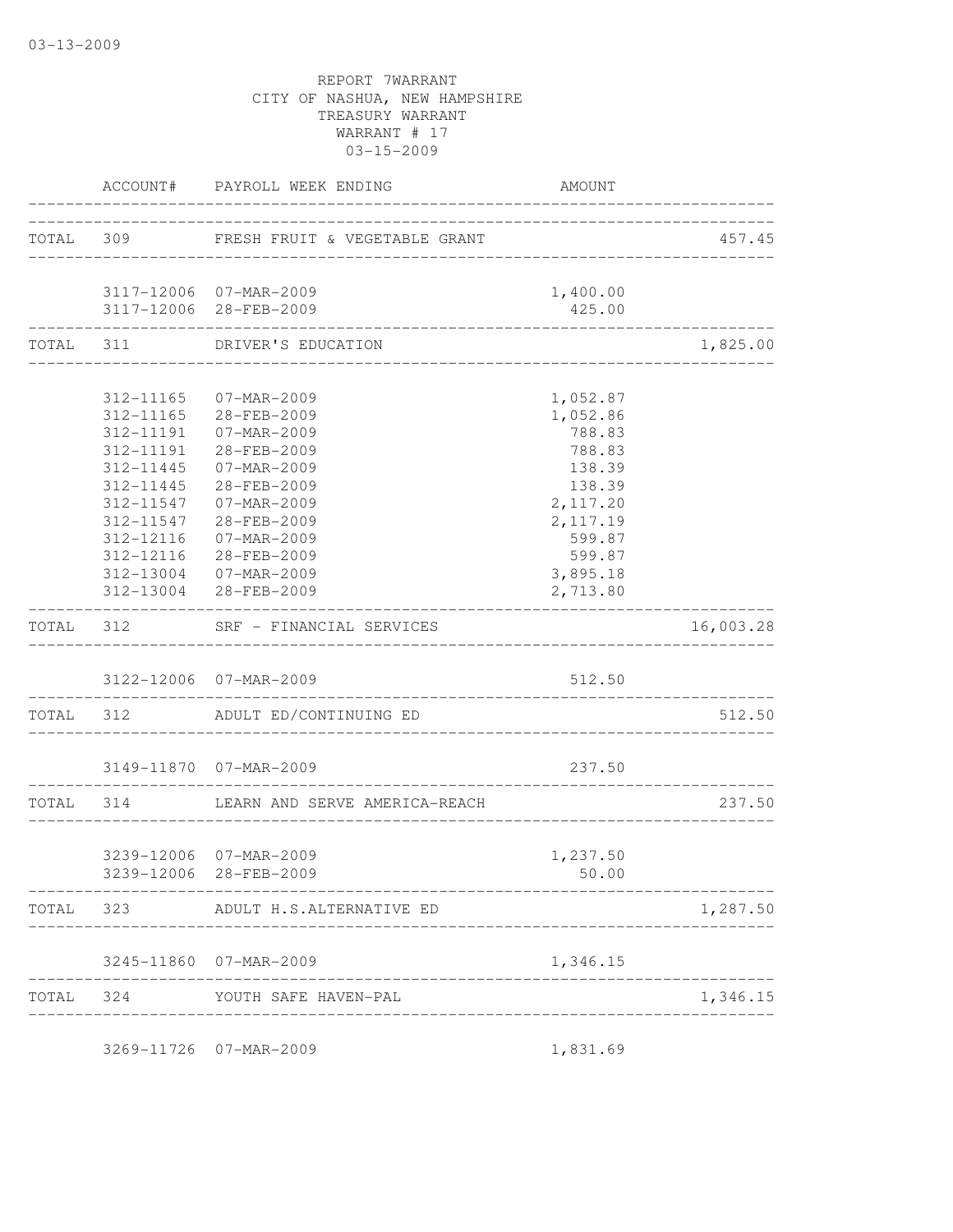03-13-2009

REPORT 7WARRANT
CITY OF NASHUA, NEW HAMPSHIRE
TREASURY WARRANT
WARRANT # 17
03-15-2009

| | ACCOUNT# | PAYROLL WEEK ENDING | AMOUNT | |
|---|---|---|---|---|
| TOTAL | 309 | FRESH FRUIT & VEGETABLE GRANT | | 457.45 |
| | 3117-12006 | 07-MAR-2009 | 1,400.00 | |
| | 3117-12006 | 28-FEB-2009 | 425.00 | |
| TOTAL | 311 | DRIVER'S EDUCATION | | 1,825.00 |
| | 312-11165 | 07-MAR-2009 | 1,052.87 | |
| | 312-11165 | 28-FEB-2009 | 1,052.86 | |
| | 312-11191 | 07-MAR-2009 | 788.83 | |
| | 312-11191 | 28-FEB-2009 | 788.83 | |
| | 312-11445 | 07-MAR-2009 | 138.39 | |
| | 312-11445 | 28-FEB-2009 | 138.39 | |
| | 312-11547 | 07-MAR-2009 | 2,117.20 | |
| | 312-11547 | 28-FEB-2009 | 2,117.19 | |
| | 312-12116 | 07-MAR-2009 | 599.87 | |
| | 312-12116 | 28-FEB-2009 | 599.87 | |
| | 312-13004 | 07-MAR-2009 | 3,895.18 | |
| | 312-13004 | 28-FEB-2009 | 2,713.80 | |
| TOTAL | 312 | SRF - FINANCIAL SERVICES | | 16,003.28 |
| | 3122-12006 | 07-MAR-2009 | 512.50 | |
| TOTAL | 312 | ADULT ED/CONTINUING ED | | 512.50 |
| | 3149-11870 | 07-MAR-2009 | 237.50 | |
| TOTAL | 314 | LEARN AND SERVE AMERICA-REACH | | 237.50 |
| | 3239-12006 | 07-MAR-2009 | 1,237.50 | |
| | 3239-12006 | 28-FEB-2009 | 50.00 | |
| TOTAL | 323 | ADULT H.S.ALTERNATIVE ED | | 1,287.50 |
| | 3245-11860 | 07-MAR-2009 | 1,346.15 | |
| TOTAL | 324 | YOUTH SAFE HAVEN-PAL | | 1,346.15 |
| | 3269-11726 | 07-MAR-2009 | 1,831.69 | |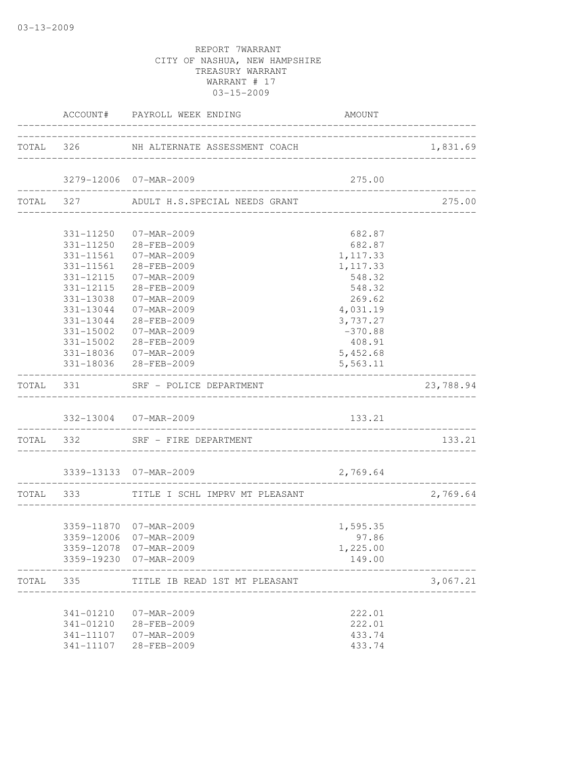03-13-2009

REPORT 7WARRANT
CITY OF NASHUA, NEW HAMPSHIRE
TREASURY WARRANT
WARRANT # 17
03-15-2009

| | ACCOUNT# | PAYROLL WEEK ENDING | AMOUNT | |
|---|---|---|---|---|
| TOTAL | 326 | NH ALTERNATE ASSESSMENT COACH | | 1,831.69 |
| | 3279-12006 | 07-MAR-2009 | 275.00 | |
| TOTAL | 327 | ADULT H.S.SPECIAL NEEDS GRANT | | 275.00 |
| | 331-11250 | 07-MAR-2009 | 682.87 | |
| | 331-11250 | 28-FEB-2009 | 682.87 | |
| | 331-11561 | 07-MAR-2009 | 1,117.33 | |
| | 331-11561 | 28-FEB-2009 | 1,117.33 | |
| | 331-12115 | 07-MAR-2009 | 548.32 | |
| | 331-12115 | 28-FEB-2009 | 548.32 | |
| | 331-13038 | 07-MAR-2009 | 269.62 | |
| | 331-13044 | 07-MAR-2009 | 4,031.19 | |
| | 331-13044 | 28-FEB-2009 | 3,737.27 | |
| | 331-15002 | 07-MAR-2009 | -370.88 | |
| | 331-15002 | 28-FEB-2009 | 408.91 | |
| | 331-18036 | 07-MAR-2009 | 5,452.68 | |
| | 331-18036 | 28-FEB-2009 | 5,563.11 | |
| TOTAL | 331 | SRF - POLICE DEPARTMENT | | 23,788.94 |
| | 332-13004 | 07-MAR-2009 | 133.21 | |
| TOTAL | 332 | SRF - FIRE DEPARTMENT | | 133.21 |
| | 3339-13133 | 07-MAR-2009 | 2,769.64 | |
| TOTAL | 333 | TITLE I SCHL IMPRV MT PLEASANT | | 2,769.64 |
| | 3359-11870 | 07-MAR-2009 | 1,595.35 | |
| | 3359-12006 | 07-MAR-2009 | 97.86 | |
| | 3359-12078 | 07-MAR-2009 | 1,225.00 | |
| | 3359-19230 | 07-MAR-2009 | 149.00 | |
| TOTAL | 335 | TITLE IB READ 1ST MT PLEASANT | | 3,067.21 |
| | 341-01210 | 07-MAR-2009 | 222.01 | |
| | 341-01210 | 28-FEB-2009 | 222.01 | |
| | 341-11107 | 07-MAR-2009 | 433.74 | |
| | 341-11107 | 28-FEB-2009 | 433.74 | |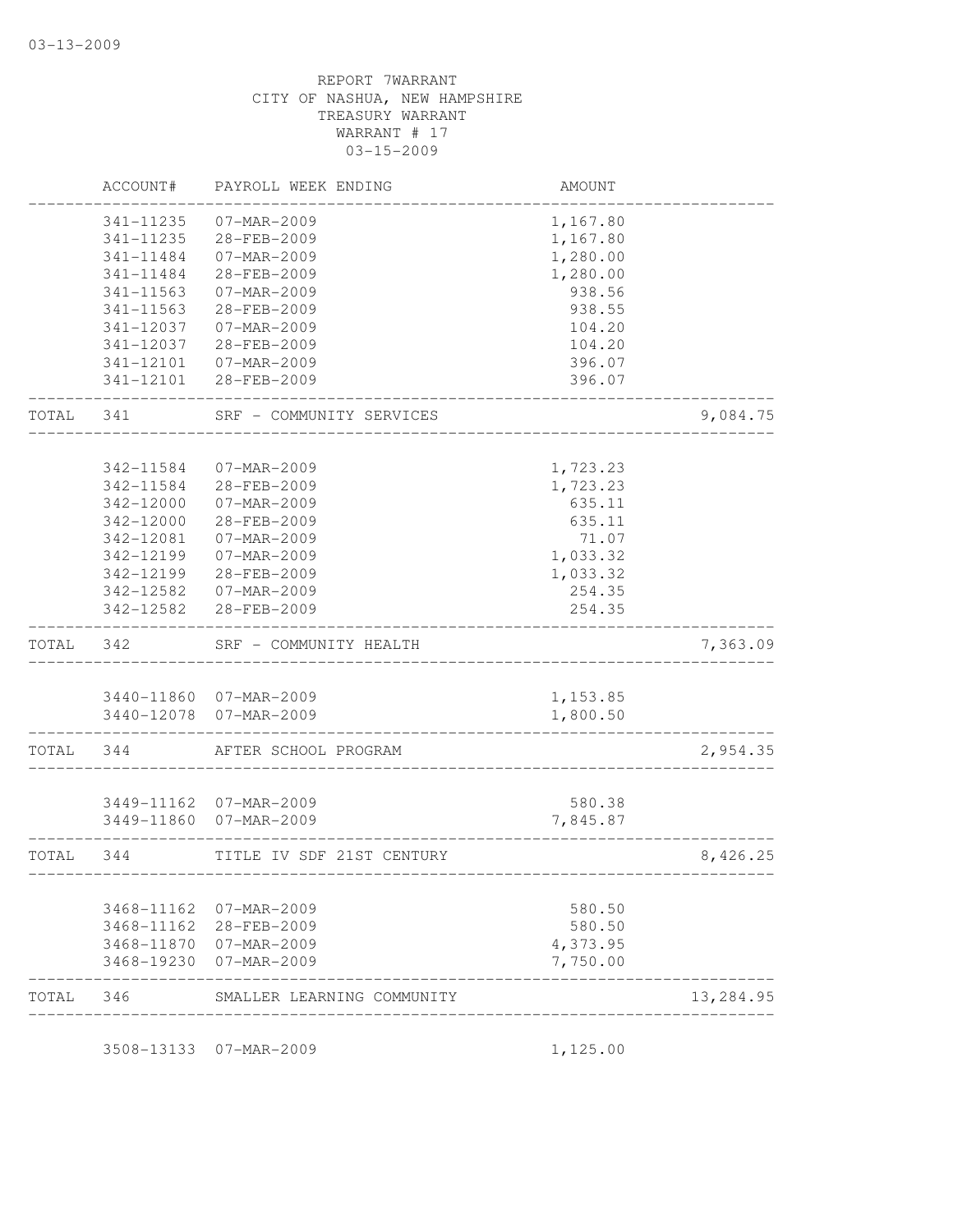03-13-2009

REPORT 7WARRANT
CITY OF NASHUA, NEW HAMPSHIRE
TREASURY WARRANT
WARRANT # 17
03-15-2009

| | ACCOUNT# | PAYROLL WEEK ENDING | AMOUNT | |
|---|---|---|---|---|
| | 341-11235 | 07-MAR-2009 | 1,167.80 | |
| | 341-11235 | 28-FEB-2009 | 1,167.80 | |
| | 341-11484 | 07-MAR-2009 | 1,280.00 | |
| | 341-11484 | 28-FEB-2009 | 1,280.00 | |
| | 341-11563 | 07-MAR-2009 | 938.56 | |
| | 341-11563 | 28-FEB-2009 | 938.55 | |
| | 341-12037 | 07-MAR-2009 | 104.20 | |
| | 341-12037 | 28-FEB-2009 | 104.20 | |
| | 341-12101 | 07-MAR-2009 | 396.07 | |
| | 341-12101 | 28-FEB-2009 | 396.07 | |
| TOTAL | 341 | SRF - COMMUNITY SERVICES | | 9,084.75 |
| | 342-11584 | 07-MAR-2009 | 1,723.23 | |
| | 342-11584 | 28-FEB-2009 | 1,723.23 | |
| | 342-12000 | 07-MAR-2009 | 635.11 | |
| | 342-12000 | 28-FEB-2009 | 635.11 | |
| | 342-12081 | 07-MAR-2009 | 71.07 | |
| | 342-12199 | 07-MAR-2009 | 1,033.32 | |
| | 342-12199 | 28-FEB-2009 | 1,033.32 | |
| | 342-12582 | 07-MAR-2009 | 254.35 | |
| | 342-12582 | 28-FEB-2009 | 254.35 | |
| TOTAL | 342 | SRF - COMMUNITY HEALTH | | 7,363.09 |
| | 3440-11860 | 07-MAR-2009 | 1,153.85 | |
| | 3440-12078 | 07-MAR-2009 | 1,800.50 | |
| TOTAL | 344 | AFTER SCHOOL PROGRAM | | 2,954.35 |
| | 3449-11162 | 07-MAR-2009 | 580.38 | |
| | 3449-11860 | 07-MAR-2009 | 7,845.87 | |
| TOTAL | 344 | TITLE IV SDF 21ST CENTURY | | 8,426.25 |
| | 3468-11162 | 07-MAR-2009 | 580.50 | |
| | 3468-11162 | 28-FEB-2009 | 580.50 | |
| | 3468-11870 | 07-MAR-2009 | 4,373.95 | |
| | 3468-19230 | 07-MAR-2009 | 7,750.00 | |
| TOTAL | 346 | SMALLER LEARNING COMMUNITY | | 13,284.95 |
| | 3508-13133 | 07-MAR-2009 | 1,125.00 | |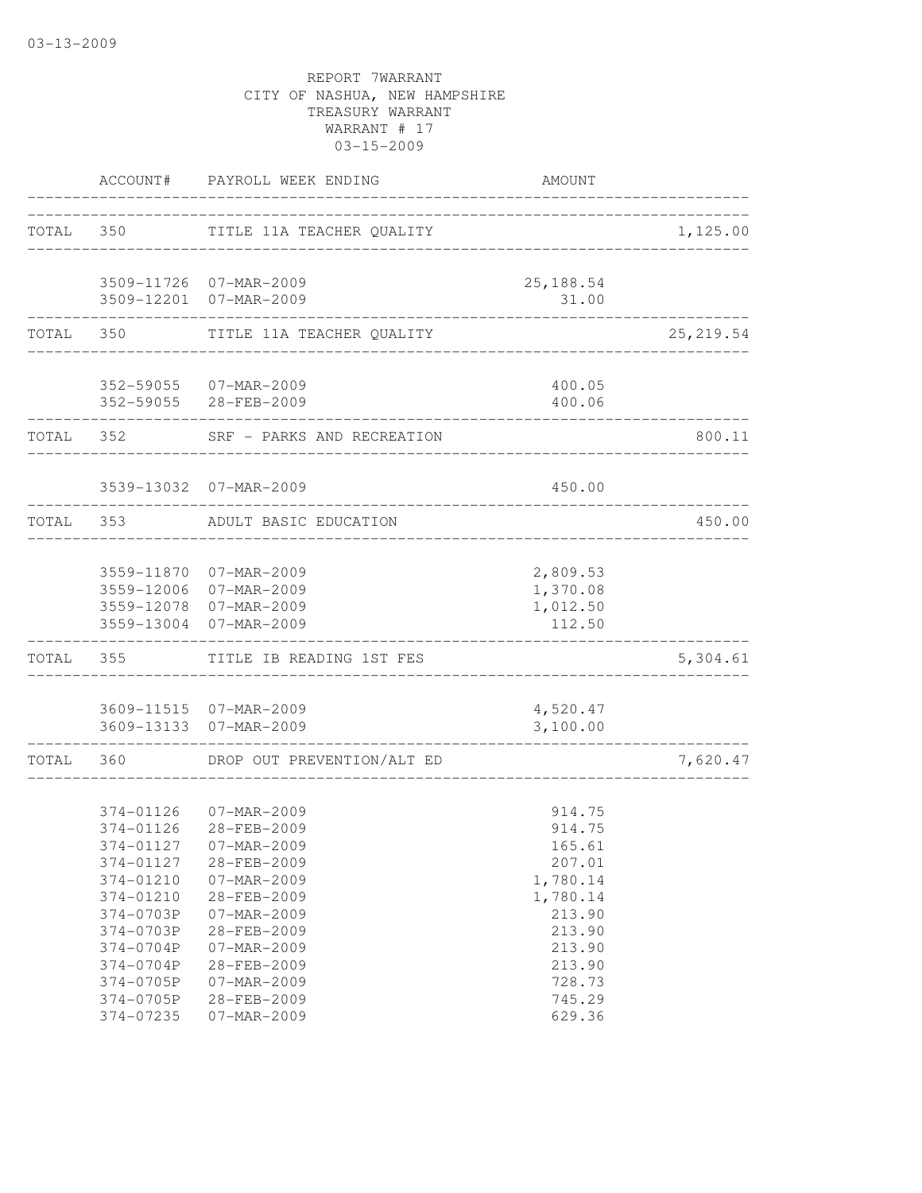03-13-2009

REPORT 7WARRANT
CITY OF NASHUA, NEW HAMPSHIRE
TREASURY WARRANT
WARRANT # 17
03-15-2009

| | ACCOUNT# | PAYROLL WEEK ENDING | AMOUNT | |
|---|---|---|---|---|
| TOTAL | 350 | TITLE 11A TEACHER QUALITY | | 1,125.00 |
| | 3509-11726 | 07-MAR-2009 | 25,188.54 | |
| | 3509-12201 | 07-MAR-2009 | 31.00 | |
| TOTAL | 350 | TITLE 11A TEACHER QUALITY | | 25,219.54 |
| | 352-59055 | 07-MAR-2009 | 400.05 | |
| | 352-59055 | 28-FEB-2009 | 400.06 | |
| TOTAL | 352 | SRF - PARKS AND RECREATION | | 800.11 |
| | 3539-13032 | 07-MAR-2009 | 450.00 | |
| TOTAL | 353 | ADULT BASIC EDUCATION | | 450.00 |
| | 3559-11870 | 07-MAR-2009 | 2,809.53 | |
| | 3559-12006 | 07-MAR-2009 | 1,370.08 | |
| | 3559-12078 | 07-MAR-2009 | 1,012.50 | |
| | 3559-13004 | 07-MAR-2009 | 112.50 | |
| TOTAL | 355 | TITLE IB READING 1ST FES | | 5,304.61 |
| | 3609-11515 | 07-MAR-2009 | 4,520.47 | |
| | 3609-13133 | 07-MAR-2009 | 3,100.00 | |
| TOTAL | 360 | DROP OUT PREVENTION/ALT ED | | 7,620.47 |
| | 374-01126 | 07-MAR-2009 | 914.75 | |
| | 374-01126 | 28-FEB-2009 | 914.75 | |
| | 374-01127 | 07-MAR-2009 | 165.61 | |
| | 374-01127 | 28-FEB-2009 | 207.01 | |
| | 374-01210 | 07-MAR-2009 | 1,780.14 | |
| | 374-01210 | 28-FEB-2009 | 1,780.14 | |
| | 374-0703P | 07-MAR-2009 | 213.90 | |
| | 374-0703P | 28-FEB-2009 | 213.90 | |
| | 374-0704P | 07-MAR-2009 | 213.90 | |
| | 374-0704P | 28-FEB-2009 | 213.90 | |
| | 374-0705P | 07-MAR-2009 | 728.73 | |
| | 374-0705P | 28-FEB-2009 | 745.29 | |
| | 374-07235 | 07-MAR-2009 | 629.36 | |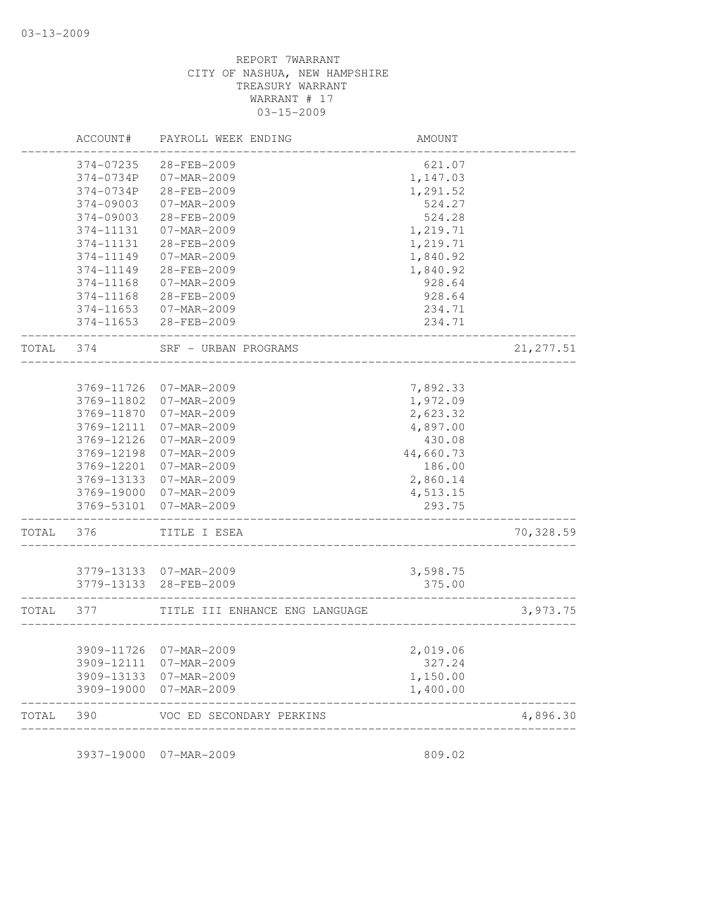03-13-2009

REPORT 7WARRANT
CITY OF NASHUA, NEW HAMPSHIRE
TREASURY WARRANT
WARRANT # 17
03-15-2009

| | ACCOUNT# | PAYROLL WEEK ENDING | AMOUNT | |
|---|---|---|---|---|
| | 374-07235 | 28-FEB-2009 | 621.07 | |
| | 374-0734P | 07-MAR-2009 | 1,147.03 | |
| | 374-0734P | 28-FEB-2009 | 1,291.52 | |
| | 374-09003 | 07-MAR-2009 | 524.27 | |
| | 374-09003 | 28-FEB-2009 | 524.28 | |
| | 374-11131 | 07-MAR-2009 | 1,219.71 | |
| | 374-11131 | 28-FEB-2009 | 1,219.71 | |
| | 374-11149 | 07-MAR-2009 | 1,840.92 | |
| | 374-11149 | 28-FEB-2009 | 1,840.92 | |
| | 374-11168 | 07-MAR-2009 | 928.64 | |
| | 374-11168 | 28-FEB-2009 | 928.64 | |
| | 374-11653 | 07-MAR-2009 | 234.71 | |
| | 374-11653 | 28-FEB-2009 | 234.71 | |
| TOTAL | 374 | SRF - URBAN PROGRAMS | | 21,277.51 |
| | 3769-11726 | 07-MAR-2009 | 7,892.33 | |
| | 3769-11802 | 07-MAR-2009 | 1,972.09 | |
| | 3769-11870 | 07-MAR-2009 | 2,623.32 | |
| | 3769-12111 | 07-MAR-2009 | 4,897.00 | |
| | 3769-12126 | 07-MAR-2009 | 430.08 | |
| | 3769-12198 | 07-MAR-2009 | 44,660.73 | |
| | 3769-12201 | 07-MAR-2009 | 186.00 | |
| | 3769-13133 | 07-MAR-2009 | 2,860.14 | |
| | 3769-19000 | 07-MAR-2009 | 4,513.15 | |
| | 3769-53101 | 07-MAR-2009 | 293.75 | |
| TOTAL | 376 | TITLE I ESEA | | 70,328.59 |
| | 3779-13133 | 07-MAR-2009 | 3,598.75 | |
| | 3779-13133 | 28-FEB-2009 | 375.00 | |
| TOTAL | 377 | TITLE III ENHANCE ENG LANGUAGE | | 3,973.75 |
| | 3909-11726 | 07-MAR-2009 | 2,019.06 | |
| | 3909-12111 | 07-MAR-2009 | 327.24 | |
| | 3909-13133 | 07-MAR-2009 | 1,150.00 | |
| | 3909-19000 | 07-MAR-2009 | 1,400.00 | |
| TOTAL | 390 | VOC ED SECONDARY PERKINS | | 4,896.30 |
| | 3937-19000 | 07-MAR-2009 | 809.02 | |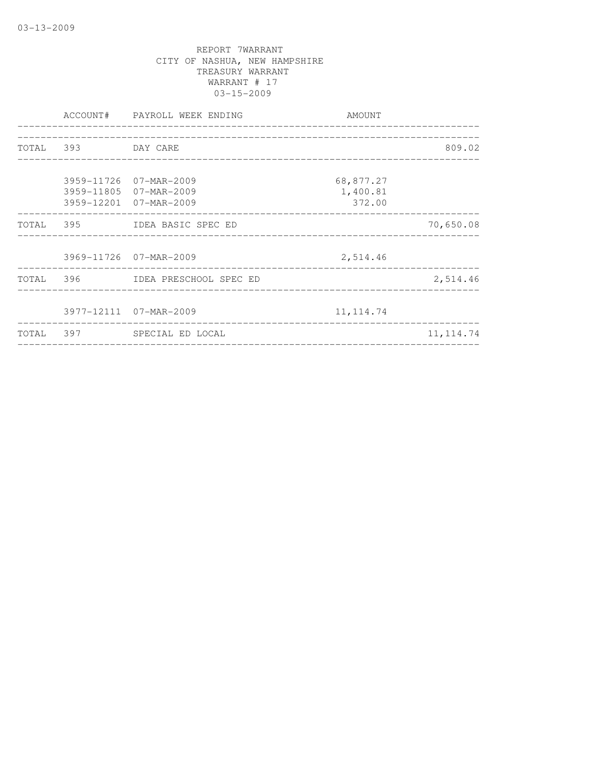REPORT 7WARRANT
CITY OF NASHUA, NEW HAMPSHIRE
TREASURY WARRANT
WARRANT # 17
03-15-2009

| | ACCOUNT# | PAYROLL WEEK ENDING | AMOUNT | |
|---|---|---|---|---|
| TOTAL | 393 | DAY CARE | | 809.02 |
| | 3959-11726 | 07-MAR-2009 | 68,877.27 | |
| | 3959-11805 | 07-MAR-2009 | 1,400.81 | |
| | 3959-12201 | 07-MAR-2009 | 372.00 | |
| TOTAL | 395 | IDEA BASIC SPEC ED | | 70,650.08 |
| | 3969-11726 | 07-MAR-2009 | 2,514.46 | |
| TOTAL | 396 | IDEA PRESCHOOL SPEC ED | | 2,514.46 |
| | 3977-12111 | 07-MAR-2009 | 11,114.74 | |
| TOTAL | 397 | SPECIAL ED LOCAL | | 11,114.74 |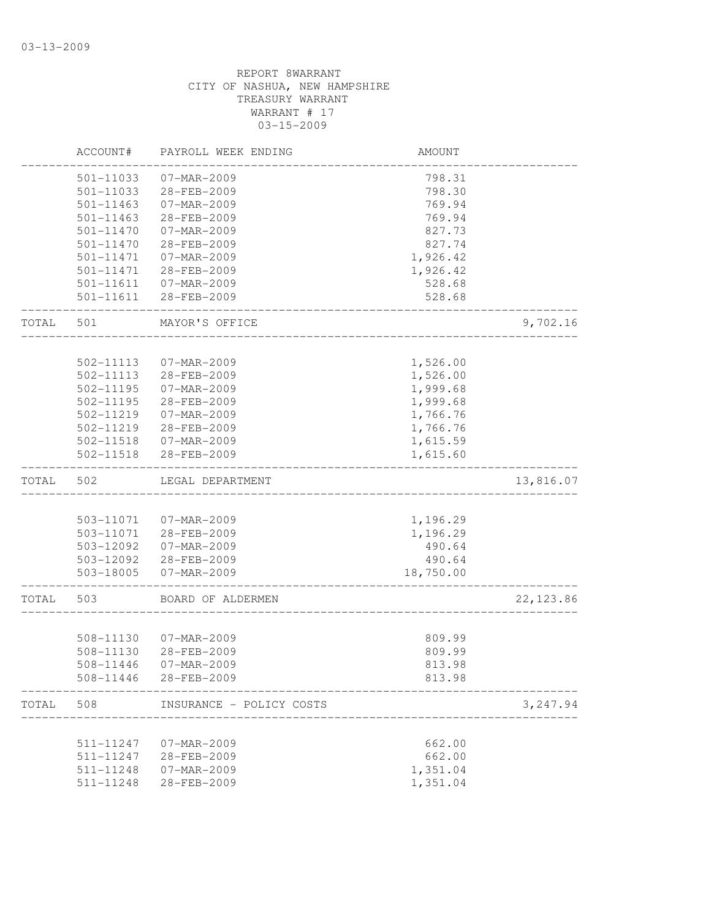03-13-2009

REPORT 8WARRANT
CITY OF NASHUA, NEW HAMPSHIRE
TREASURY WARRANT
WARRANT # 17
03-15-2009

| | ACCOUNT# | PAYROLL WEEK ENDING | AMOUNT | |
|---|---|---|---|---|
| | 501-11033 | 07-MAR-2009 | 798.31 | |
| | 501-11033 | 28-FEB-2009 | 798.30 | |
| | 501-11463 | 07-MAR-2009 | 769.94 | |
| | 501-11463 | 28-FEB-2009 | 769.94 | |
| | 501-11470 | 07-MAR-2009 | 827.73 | |
| | 501-11470 | 28-FEB-2009 | 827.74 | |
| | 501-11471 | 07-MAR-2009 | 1,926.42 | |
| | 501-11471 | 28-FEB-2009 | 1,926.42 | |
| | 501-11611 | 07-MAR-2009 | 528.68 | |
| | 501-11611 | 28-FEB-2009 | 528.68 | |
| TOTAL | 501 | MAYOR'S OFFICE | | 9,702.16 |
| | 502-11113 | 07-MAR-2009 | 1,526.00 | |
| | 502-11113 | 28-FEB-2009 | 1,526.00 | |
| | 502-11195 | 07-MAR-2009 | 1,999.68 | |
| | 502-11195 | 28-FEB-2009 | 1,999.68 | |
| | 502-11219 | 07-MAR-2009 | 1,766.76 | |
| | 502-11219 | 28-FEB-2009 | 1,766.76 | |
| | 502-11518 | 07-MAR-2009 | 1,615.59 | |
| | 502-11518 | 28-FEB-2009 | 1,615.60 | |
| TOTAL | 502 | LEGAL DEPARTMENT | | 13,816.07 |
| | 503-11071 | 07-MAR-2009 | 1,196.29 | |
| | 503-11071 | 28-FEB-2009 | 1,196.29 | |
| | 503-12092 | 07-MAR-2009 | 490.64 | |
| | 503-12092 | 28-FEB-2009 | 490.64 | |
| | 503-18005 | 07-MAR-2009 | 18,750.00 | |
| TOTAL | 503 | BOARD OF ALDERMEN | | 22,123.86 |
| | 508-11130 | 07-MAR-2009 | 809.99 | |
| | 508-11130 | 28-FEB-2009 | 809.99 | |
| | 508-11446 | 07-MAR-2009 | 813.98 | |
| | 508-11446 | 28-FEB-2009 | 813.98 | |
| TOTAL | 508 | INSURANCE - POLICY COSTS | | 3,247.94 |
| | 511-11247 | 07-MAR-2009 | 662.00 | |
| | 511-11247 | 28-FEB-2009 | 662.00 | |
| | 511-11248 | 07-MAR-2009 | 1,351.04 | |
| | 511-11248 | 28-FEB-2009 | 1,351.04 | |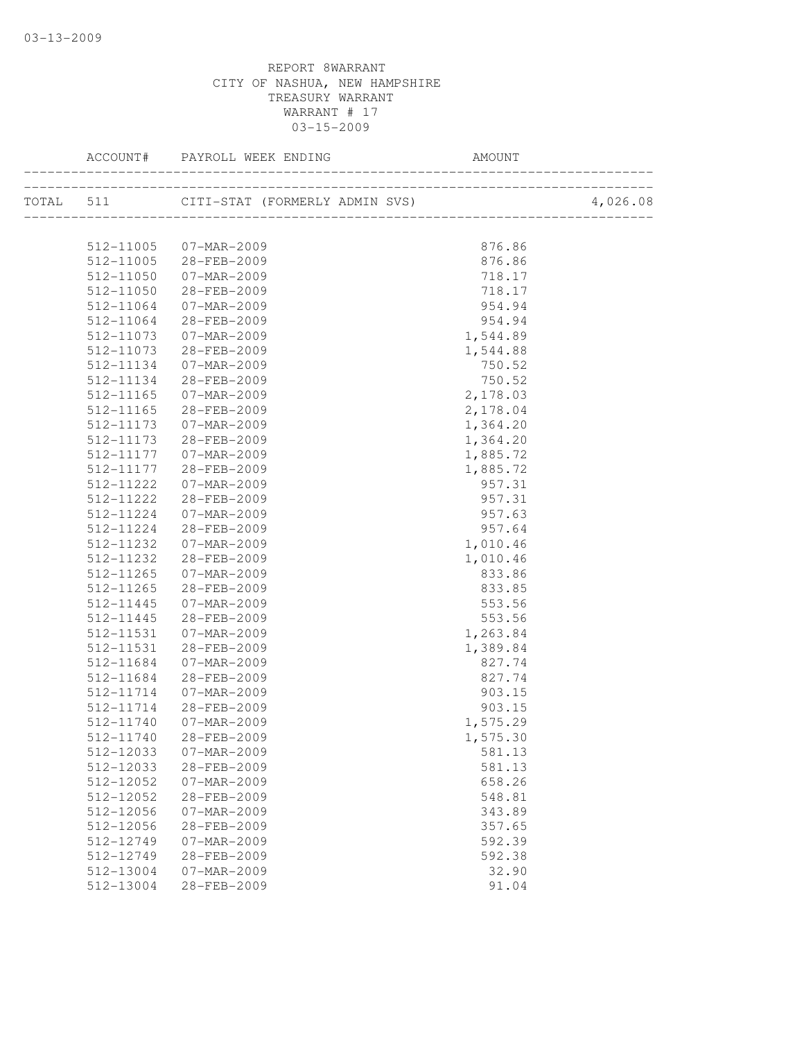03-13-2009

REPORT 8WARRANT
CITY OF NASHUA, NEW HAMPSHIRE
TREASURY WARRANT
WARRANT # 17
03-15-2009

| ACCOUNT# | PAYROLL WEEK ENDING | AMOUNT | |
|---|---|---|---|
| TOTAL 511 | CITI-STAT (FORMERLY ADMIN SVS) | | 4,026.08 |
| 512-11005 | 07-MAR-2009 | 876.86 | |
| 512-11005 | 28-FEB-2009 | 876.86 | |
| 512-11050 | 07-MAR-2009 | 718.17 | |
| 512-11050 | 28-FEB-2009 | 718.17 | |
| 512-11064 | 07-MAR-2009 | 954.94 | |
| 512-11064 | 28-FEB-2009 | 954.94 | |
| 512-11073 | 07-MAR-2009 | 1,544.89 | |
| 512-11073 | 28-FEB-2009 | 1,544.88 | |
| 512-11134 | 07-MAR-2009 | 750.52 | |
| 512-11134 | 28-FEB-2009 | 750.52 | |
| 512-11165 | 07-MAR-2009 | 2,178.03 | |
| 512-11165 | 28-FEB-2009 | 2,178.04 | |
| 512-11173 | 07-MAR-2009 | 1,364.20 | |
| 512-11173 | 28-FEB-2009 | 1,364.20 | |
| 512-11177 | 07-MAR-2009 | 1,885.72 | |
| 512-11177 | 28-FEB-2009 | 1,885.72 | |
| 512-11222 | 07-MAR-2009 | 957.31 | |
| 512-11222 | 28-FEB-2009 | 957.31 | |
| 512-11224 | 07-MAR-2009 | 957.63 | |
| 512-11224 | 28-FEB-2009 | 957.64 | |
| 512-11232 | 07-MAR-2009 | 1,010.46 | |
| 512-11232 | 28-FEB-2009 | 1,010.46 | |
| 512-11265 | 07-MAR-2009 | 833.86 | |
| 512-11265 | 28-FEB-2009 | 833.85 | |
| 512-11445 | 07-MAR-2009 | 553.56 | |
| 512-11445 | 28-FEB-2009 | 553.56 | |
| 512-11531 | 07-MAR-2009 | 1,263.84 | |
| 512-11531 | 28-FEB-2009 | 1,389.84 | |
| 512-11684 | 07-MAR-2009 | 827.74 | |
| 512-11684 | 28-FEB-2009 | 827.74 | |
| 512-11714 | 07-MAR-2009 | 903.15 | |
| 512-11714 | 28-FEB-2009 | 903.15 | |
| 512-11740 | 07-MAR-2009 | 1,575.29 | |
| 512-11740 | 28-FEB-2009 | 1,575.30 | |
| 512-12033 | 07-MAR-2009 | 581.13 | |
| 512-12033 | 28-FEB-2009 | 581.13 | |
| 512-12052 | 07-MAR-2009 | 658.26 | |
| 512-12052 | 28-FEB-2009 | 548.81 | |
| 512-12056 | 07-MAR-2009 | 343.89 | |
| 512-12056 | 28-FEB-2009 | 357.65 | |
| 512-12749 | 07-MAR-2009 | 592.39 | |
| 512-12749 | 28-FEB-2009 | 592.38 | |
| 512-13004 | 07-MAR-2009 | 32.90 | |
| 512-13004 | 28-FEB-2009 | 91.04 | |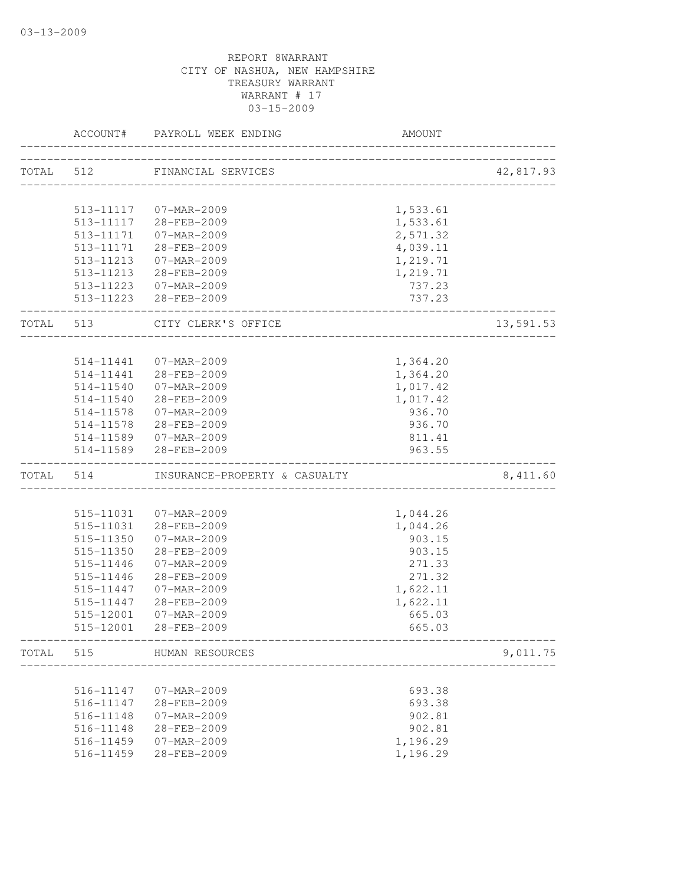03-13-2009

REPORT 8WARRANT
CITY OF NASHUA, NEW HAMPSHIRE
TREASURY WARRANT
WARRANT # 17
03-15-2009

| | ACCOUNT# | PAYROLL WEEK ENDING | AMOUNT | |
|---|---|---|---|---|
| TOTAL | 512 | FINANCIAL SERVICES | | 42,817.93 |
| | 513-11117 | 07-MAR-2009 | 1,533.61 | |
| | 513-11117 | 28-FEB-2009 | 1,533.61 | |
| | 513-11171 | 07-MAR-2009 | 2,571.32 | |
| | 513-11171 | 28-FEB-2009 | 4,039.11 | |
| | 513-11213 | 07-MAR-2009 | 1,219.71 | |
| | 513-11213 | 28-FEB-2009 | 1,219.71 | |
| | 513-11223 | 07-MAR-2009 | 737.23 | |
| | 513-11223 | 28-FEB-2009 | 737.23 | |
| TOTAL | 513 | CITY CLERK'S OFFICE | | 13,591.53 |
| | 514-11441 | 07-MAR-2009 | 1,364.20 | |
| | 514-11441 | 28-FEB-2009 | 1,364.20 | |
| | 514-11540 | 07-MAR-2009 | 1,017.42 | |
| | 514-11540 | 28-FEB-2009 | 1,017.42 | |
| | 514-11578 | 07-MAR-2009 | 936.70 | |
| | 514-11578 | 28-FEB-2009 | 936.70 | |
| | 514-11589 | 07-MAR-2009 | 811.41 | |
| | 514-11589 | 28-FEB-2009 | 963.55 | |
| TOTAL | 514 | INSURANCE-PROPERTY & CASUALTY | | 8,411.60 |
| | 515-11031 | 07-MAR-2009 | 1,044.26 | |
| | 515-11031 | 28-FEB-2009 | 1,044.26 | |
| | 515-11350 | 07-MAR-2009 | 903.15 | |
| | 515-11350 | 28-FEB-2009 | 903.15 | |
| | 515-11446 | 07-MAR-2009 | 271.33 | |
| | 515-11446 | 28-FEB-2009 | 271.32 | |
| | 515-11447 | 07-MAR-2009 | 1,622.11 | |
| | 515-11447 | 28-FEB-2009 | 1,622.11 | |
| | 515-12001 | 07-MAR-2009 | 665.03 | |
| | 515-12001 | 28-FEB-2009 | 665.03 | |
| TOTAL | 515 | HUMAN RESOURCES | | 9,011.75 |
| | 516-11147 | 07-MAR-2009 | 693.38 | |
| | 516-11147 | 28-FEB-2009 | 693.38 | |
| | 516-11148 | 07-MAR-2009 | 902.81 | |
| | 516-11148 | 28-FEB-2009 | 902.81 | |
| | 516-11459 | 07-MAR-2009 | 1,196.29 | |
| | 516-11459 | 28-FEB-2009 | 1,196.29 | |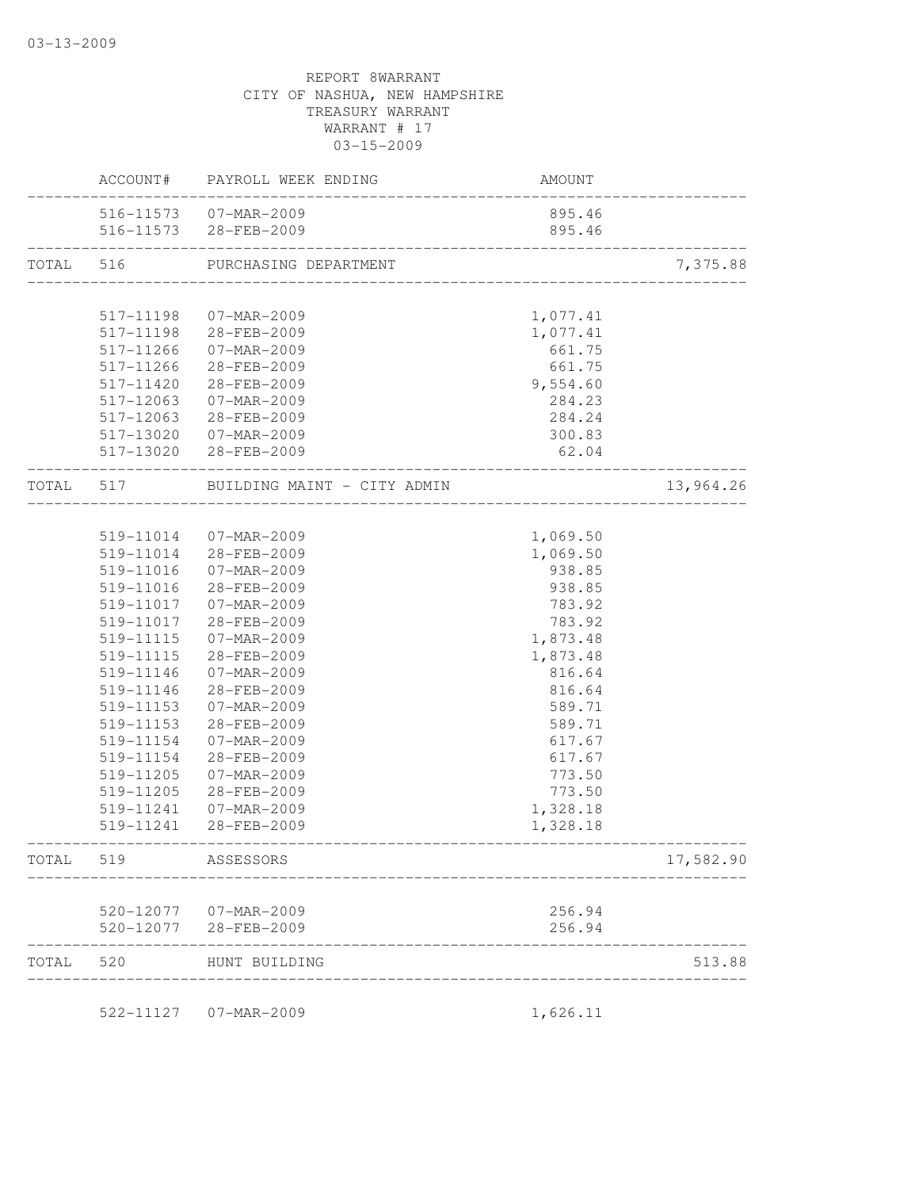03-13-2009

REPORT 8WARRANT
CITY OF NASHUA, NEW HAMPSHIRE
TREASURY WARRANT
WARRANT # 17
03-15-2009

| | ACCOUNT# | PAYROLL WEEK ENDING | AMOUNT | |
|---|---|---|---|---|
| | 516-11573 | 07-MAR-2009 | 895.46 | |
| | 516-11573 | 28-FEB-2009 | 895.46 | |
| TOTAL | 516 | PURCHASING DEPARTMENT | | 7,375.88 |
| | 517-11198 | 07-MAR-2009 | 1,077.41 | |
| | 517-11198 | 28-FEB-2009 | 1,077.41 | |
| | 517-11266 | 07-MAR-2009 | 661.75 | |
| | 517-11266 | 28-FEB-2009 | 661.75 | |
| | 517-11420 | 28-FEB-2009 | 9,554.60 | |
| | 517-12063 | 07-MAR-2009 | 284.23 | |
| | 517-12063 | 28-FEB-2009 | 284.24 | |
| | 517-13020 | 07-MAR-2009 | 300.83 | |
| | 517-13020 | 28-FEB-2009 | 62.04 | |
| TOTAL | 517 | BUILDING MAINT - CITY ADMIN | | 13,964.26 |
| | 519-11014 | 07-MAR-2009 | 1,069.50 | |
| | 519-11014 | 28-FEB-2009 | 1,069.50 | |
| | 519-11016 | 07-MAR-2009 | 938.85 | |
| | 519-11016 | 28-FEB-2009 | 938.85 | |
| | 519-11017 | 07-MAR-2009 | 783.92 | |
| | 519-11017 | 28-FEB-2009 | 783.92 | |
| | 519-11115 | 07-MAR-2009 | 1,873.48 | |
| | 519-11115 | 28-FEB-2009 | 1,873.48 | |
| | 519-11146 | 07-MAR-2009 | 816.64 | |
| | 519-11146 | 28-FEB-2009 | 816.64 | |
| | 519-11153 | 07-MAR-2009 | 589.71 | |
| | 519-11153 | 28-FEB-2009 | 589.71 | |
| | 519-11154 | 07-MAR-2009 | 617.67 | |
| | 519-11154 | 28-FEB-2009 | 617.67 | |
| | 519-11205 | 07-MAR-2009 | 773.50 | |
| | 519-11205 | 28-FEB-2009 | 773.50 | |
| | 519-11241 | 07-MAR-2009 | 1,328.18 | |
| | 519-11241 | 28-FEB-2009 | 1,328.18 | |
| TOTAL | 519 | ASSESSORS | | 17,582.90 |
| | 520-12077 | 07-MAR-2009 | 256.94 | |
| | 520-12077 | 28-FEB-2009 | 256.94 | |
| TOTAL | 520 | HUNT BUILDING | | 513.88 |
| | 522-11127 | 07-MAR-2009 | 1,626.11 | |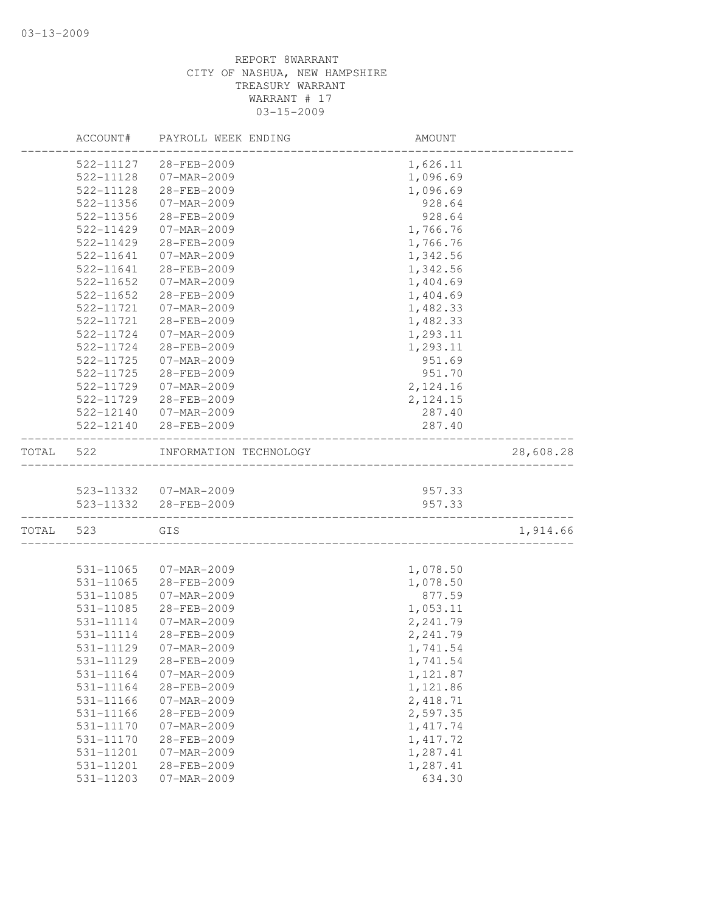REPORT 8WARRANT
CITY OF NASHUA, NEW HAMPSHIRE
TREASURY WARRANT
WARRANT # 17
03-15-2009

| | ACCOUNT# | PAYROLL WEEK ENDING | AMOUNT | |
|---|---|---|---|---|
| | 522-11127 | 28-FEB-2009 | 1,626.11 | |
| | 522-11128 | 07-MAR-2009 | 1,096.69 | |
| | 522-11128 | 28-FEB-2009 | 1,096.69 | |
| | 522-11356 | 07-MAR-2009 | 928.64 | |
| | 522-11356 | 28-FEB-2009 | 928.64 | |
| | 522-11429 | 07-MAR-2009 | 1,766.76 | |
| | 522-11429 | 28-FEB-2009 | 1,766.76 | |
| | 522-11641 | 07-MAR-2009 | 1,342.56 | |
| | 522-11641 | 28-FEB-2009 | 1,342.56 | |
| | 522-11652 | 07-MAR-2009 | 1,404.69 | |
| | 522-11652 | 28-FEB-2009 | 1,404.69 | |
| | 522-11721 | 07-MAR-2009 | 1,482.33 | |
| | 522-11721 | 28-FEB-2009 | 1,482.33 | |
| | 522-11724 | 07-MAR-2009 | 1,293.11 | |
| | 522-11724 | 28-FEB-2009 | 1,293.11 | |
| | 522-11725 | 07-MAR-2009 | 951.69 | |
| | 522-11725 | 28-FEB-2009 | 951.70 | |
| | 522-11729 | 07-MAR-2009 | 2,124.16 | |
| | 522-11729 | 28-FEB-2009 | 2,124.15 | |
| | 522-12140 | 07-MAR-2009 | 287.40 | |
| | 522-12140 | 28-FEB-2009 | 287.40 | |
| TOTAL | 522 | INFORMATION TECHNOLOGY | | 28,608.28 |
| | 523-11332 | 07-MAR-2009 | 957.33 | |
| | 523-11332 | 28-FEB-2009 | 957.33 | |
| TOTAL | 523 | GIS | | 1,914.66 |
| | 531-11065 | 07-MAR-2009 | 1,078.50 | |
| | 531-11065 | 28-FEB-2009 | 1,078.50 | |
| | 531-11085 | 07-MAR-2009 | 877.59 | |
| | 531-11085 | 28-FEB-2009 | 1,053.11 | |
| | 531-11114 | 07-MAR-2009 | 2,241.79 | |
| | 531-11114 | 28-FEB-2009 | 2,241.79 | |
| | 531-11129 | 07-MAR-2009 | 1,741.54 | |
| | 531-11129 | 28-FEB-2009 | 1,741.54 | |
| | 531-11164 | 07-MAR-2009 | 1,121.87 | |
| | 531-11164 | 28-FEB-2009 | 1,121.86 | |
| | 531-11166 | 07-MAR-2009 | 2,418.71 | |
| | 531-11166 | 28-FEB-2009 | 2,597.35 | |
| | 531-11170 | 07-MAR-2009 | 1,417.74 | |
| | 531-11170 | 28-FEB-2009 | 1,417.72 | |
| | 531-11201 | 07-MAR-2009 | 1,287.41 | |
| | 531-11201 | 28-FEB-2009 | 1,287.41 | |
| | 531-11203 | 07-MAR-2009 | 634.30 | |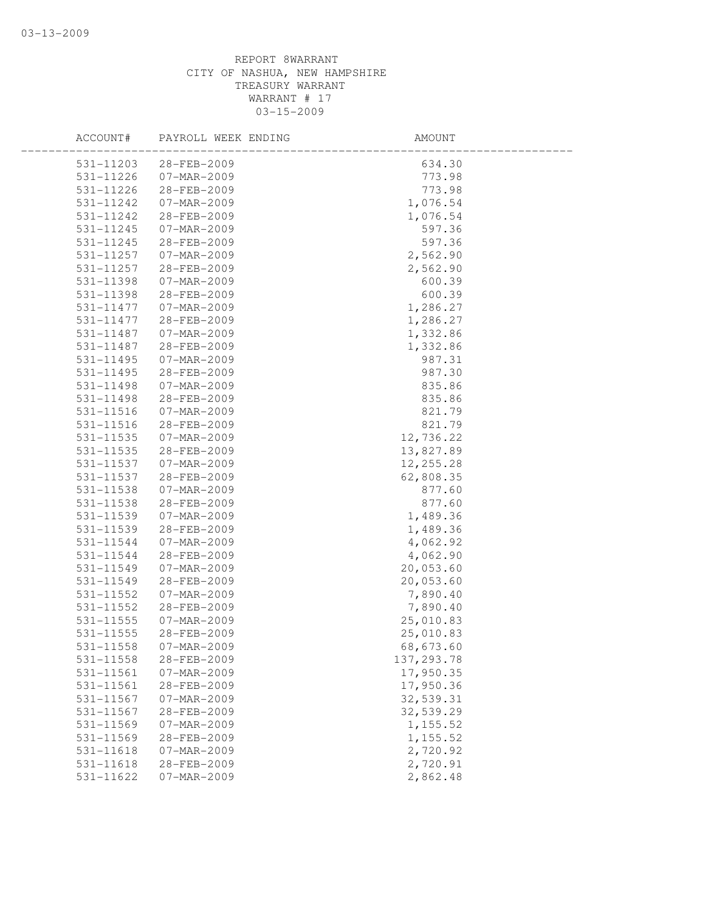REPORT 8WARRANT
CITY OF NASHUA, NEW HAMPSHIRE
TREASURY WARRANT
WARRANT # 17
03-15-2009

| ACCOUNT# | PAYROLL WEEK ENDING | AMOUNT |
|---|---|---|
| 531-11203 | 28-FEB-2009 | 634.30 |
| 531-11226 | 07-MAR-2009 | 773.98 |
| 531-11226 | 28-FEB-2009 | 773.98 |
| 531-11242 | 07-MAR-2009 | 1,076.54 |
| 531-11242 | 28-FEB-2009 | 1,076.54 |
| 531-11245 | 07-MAR-2009 | 597.36 |
| 531-11245 | 28-FEB-2009 | 597.36 |
| 531-11257 | 07-MAR-2009 | 2,562.90 |
| 531-11257 | 28-FEB-2009 | 2,562.90 |
| 531-11398 | 07-MAR-2009 | 600.39 |
| 531-11398 | 28-FEB-2009 | 600.39 |
| 531-11477 | 07-MAR-2009 | 1,286.27 |
| 531-11477 | 28-FEB-2009 | 1,286.27 |
| 531-11487 | 07-MAR-2009 | 1,332.86 |
| 531-11487 | 28-FEB-2009 | 1,332.86 |
| 531-11495 | 07-MAR-2009 | 987.31 |
| 531-11495 | 28-FEB-2009 | 987.30 |
| 531-11498 | 07-MAR-2009 | 835.86 |
| 531-11498 | 28-FEB-2009 | 835.86 |
| 531-11516 | 07-MAR-2009 | 821.79 |
| 531-11516 | 28-FEB-2009 | 821.79 |
| 531-11535 | 07-MAR-2009 | 12,736.22 |
| 531-11535 | 28-FEB-2009 | 13,827.89 |
| 531-11537 | 07-MAR-2009 | 12,255.28 |
| 531-11537 | 28-FEB-2009 | 62,808.35 |
| 531-11538 | 07-MAR-2009 | 877.60 |
| 531-11538 | 28-FEB-2009 | 877.60 |
| 531-11539 | 07-MAR-2009 | 1,489.36 |
| 531-11539 | 28-FEB-2009 | 1,489.36 |
| 531-11544 | 07-MAR-2009 | 4,062.92 |
| 531-11544 | 28-FEB-2009 | 4,062.90 |
| 531-11549 | 07-MAR-2009 | 20,053.60 |
| 531-11549 | 28-FEB-2009 | 20,053.60 |
| 531-11552 | 07-MAR-2009 | 7,890.40 |
| 531-11552 | 28-FEB-2009 | 7,890.40 |
| 531-11555 | 07-MAR-2009 | 25,010.83 |
| 531-11555 | 28-FEB-2009 | 25,010.83 |
| 531-11558 | 07-MAR-2009 | 68,673.60 |
| 531-11558 | 28-FEB-2009 | 137,293.78 |
| 531-11561 | 07-MAR-2009 | 17,950.35 |
| 531-11561 | 28-FEB-2009 | 17,950.36 |
| 531-11567 | 07-MAR-2009 | 32,539.31 |
| 531-11567 | 28-FEB-2009 | 32,539.29 |
| 531-11569 | 07-MAR-2009 | 1,155.52 |
| 531-11569 | 28-FEB-2009 | 1,155.52 |
| 531-11618 | 07-MAR-2009 | 2,720.92 |
| 531-11618 | 28-FEB-2009 | 2,720.91 |
| 531-11622 | 07-MAR-2009 | 2,862.48 |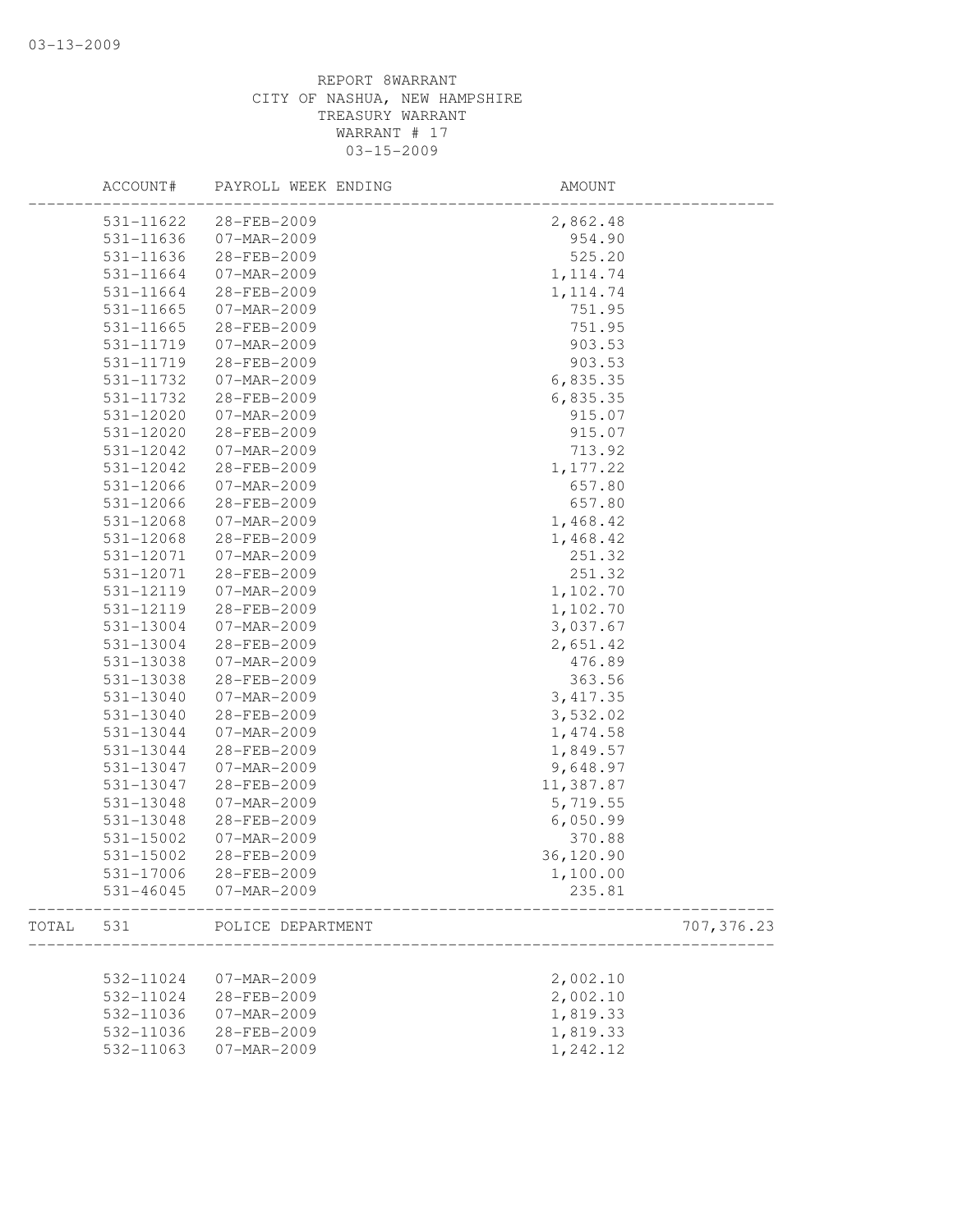REPORT 8WARRANT
CITY OF NASHUA, NEW HAMPSHIRE
TREASURY WARRANT
WARRANT # 17
03-15-2009

| | ACCOUNT# | PAYROLL WEEK ENDING | AMOUNT | |
|---|---|---|---|---|
| | 531-11622 | 28-FEB-2009 | 2,862.48 | |
| | 531-11636 | 07-MAR-2009 | 954.90 | |
| | 531-11636 | 28-FEB-2009 | 525.20 | |
| | 531-11664 | 07-MAR-2009 | 1,114.74 | |
| | 531-11664 | 28-FEB-2009 | 1,114.74 | |
| | 531-11665 | 07-MAR-2009 | 751.95 | |
| | 531-11665 | 28-FEB-2009 | 751.95 | |
| | 531-11719 | 07-MAR-2009 | 903.53 | |
| | 531-11719 | 28-FEB-2009 | 903.53 | |
| | 531-11732 | 07-MAR-2009 | 6,835.35 | |
| | 531-11732 | 28-FEB-2009 | 6,835.35 | |
| | 531-12020 | 07-MAR-2009 | 915.07 | |
| | 531-12020 | 28-FEB-2009 | 915.07 | |
| | 531-12042 | 07-MAR-2009 | 713.92 | |
| | 531-12042 | 28-FEB-2009 | 1,177.22 | |
| | 531-12066 | 07-MAR-2009 | 657.80 | |
| | 531-12066 | 28-FEB-2009 | 657.80 | |
| | 531-12068 | 07-MAR-2009 | 1,468.42 | |
| | 531-12068 | 28-FEB-2009 | 1,468.42 | |
| | 531-12071 | 07-MAR-2009 | 251.32 | |
| | 531-12071 | 28-FEB-2009 | 251.32 | |
| | 531-12119 | 07-MAR-2009 | 1,102.70 | |
| | 531-12119 | 28-FEB-2009 | 1,102.70 | |
| | 531-13004 | 07-MAR-2009 | 3,037.67 | |
| | 531-13004 | 28-FEB-2009 | 2,651.42 | |
| | 531-13038 | 07-MAR-2009 | 476.89 | |
| | 531-13038 | 28-FEB-2009 | 363.56 | |
| | 531-13040 | 07-MAR-2009 | 3,417.35 | |
| | 531-13040 | 28-FEB-2009 | 3,532.02 | |
| | 531-13044 | 07-MAR-2009 | 1,474.58 | |
| | 531-13044 | 28-FEB-2009 | 1,849.57 | |
| | 531-13047 | 07-MAR-2009 | 9,648.97 | |
| | 531-13047 | 28-FEB-2009 | 11,387.87 | |
| | 531-13048 | 07-MAR-2009 | 5,719.55 | |
| | 531-13048 | 28-FEB-2009 | 6,050.99 | |
| | 531-15002 | 07-MAR-2009 | 370.88 | |
| | 531-15002 | 28-FEB-2009 | 36,120.90 | |
| | 531-17006 | 28-FEB-2009 | 1,100.00 | |
| | 531-46045 | 07-MAR-2009 | 235.81 | |
| TOTAL | 531 | POLICE DEPARTMENT | | 707,376.23 |
| | 532-11024 | 07-MAR-2009 | 2,002.10 | |
| | 532-11024 | 28-FEB-2009 | 2,002.10 | |
| | 532-11036 | 07-MAR-2009 | 1,819.33 | |
| | 532-11036 | 28-FEB-2009 | 1,819.33 | |
| | 532-11063 | 07-MAR-2009 | 1,242.12 | |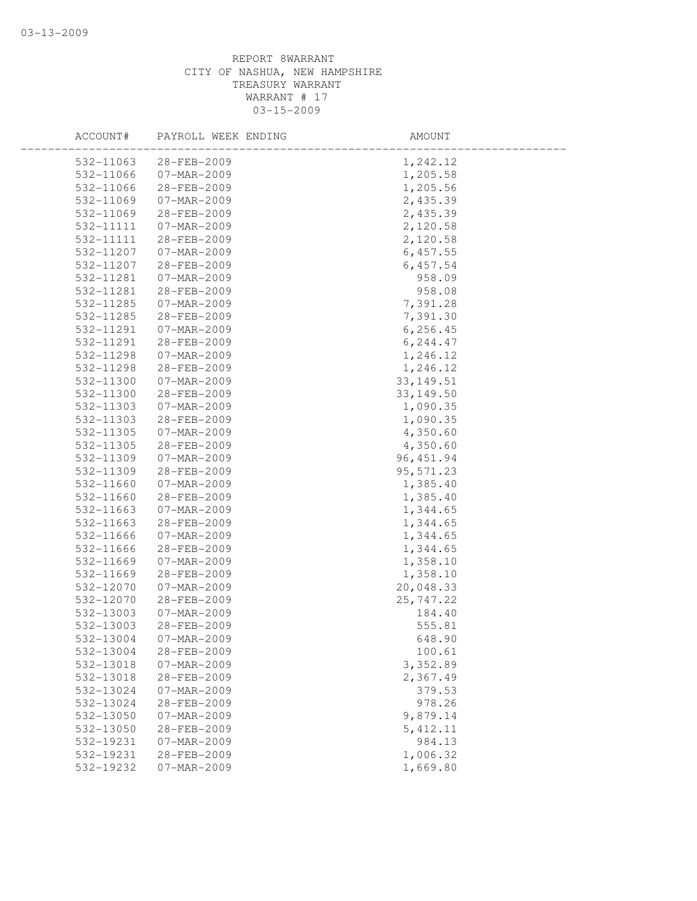REPORT 8WARRANT
CITY OF NASHUA, NEW HAMPSHIRE
TREASURY WARRANT
WARRANT # 17
03-15-2009

| ACCOUNT# | PAYROLL WEEK ENDING | AMOUNT |
|---|---|---|
| 532-11063 | 28-FEB-2009 | 1,242.12 |
| 532-11066 | 07-MAR-2009 | 1,205.58 |
| 532-11066 | 28-FEB-2009 | 1,205.56 |
| 532-11069 | 07-MAR-2009 | 2,435.39 |
| 532-11069 | 28-FEB-2009 | 2,435.39 |
| 532-11111 | 07-MAR-2009 | 2,120.58 |
| 532-11111 | 28-FEB-2009 | 2,120.58 |
| 532-11207 | 07-MAR-2009 | 6,457.55 |
| 532-11207 | 28-FEB-2009 | 6,457.54 |
| 532-11281 | 07-MAR-2009 | 958.09 |
| 532-11281 | 28-FEB-2009 | 958.08 |
| 532-11285 | 07-MAR-2009 | 7,391.28 |
| 532-11285 | 28-FEB-2009 | 7,391.30 |
| 532-11291 | 07-MAR-2009 | 6,256.45 |
| 532-11291 | 28-FEB-2009 | 6,244.47 |
| 532-11298 | 07-MAR-2009 | 1,246.12 |
| 532-11298 | 28-FEB-2009 | 1,246.12 |
| 532-11300 | 07-MAR-2009 | 33,149.51 |
| 532-11300 | 28-FEB-2009 | 33,149.50 |
| 532-11303 | 07-MAR-2009 | 1,090.35 |
| 532-11303 | 28-FEB-2009 | 1,090.35 |
| 532-11305 | 07-MAR-2009 | 4,350.60 |
| 532-11305 | 28-FEB-2009 | 4,350.60 |
| 532-11309 | 07-MAR-2009 | 96,451.94 |
| 532-11309 | 28-FEB-2009 | 95,571.23 |
| 532-11660 | 07-MAR-2009 | 1,385.40 |
| 532-11660 | 28-FEB-2009 | 1,385.40 |
| 532-11663 | 07-MAR-2009 | 1,344.65 |
| 532-11663 | 28-FEB-2009 | 1,344.65 |
| 532-11666 | 07-MAR-2009 | 1,344.65 |
| 532-11666 | 28-FEB-2009 | 1,344.65 |
| 532-11669 | 07-MAR-2009 | 1,358.10 |
| 532-11669 | 28-FEB-2009 | 1,358.10 |
| 532-12070 | 07-MAR-2009 | 20,048.33 |
| 532-12070 | 28-FEB-2009 | 25,747.22 |
| 532-13003 | 07-MAR-2009 | 184.40 |
| 532-13003 | 28-FEB-2009 | 555.81 |
| 532-13004 | 07-MAR-2009 | 648.90 |
| 532-13004 | 28-FEB-2009 | 100.61 |
| 532-13018 | 07-MAR-2009 | 3,352.89 |
| 532-13018 | 28-FEB-2009 | 2,367.49 |
| 532-13024 | 07-MAR-2009 | 379.53 |
| 532-13024 | 28-FEB-2009 | 978.26 |
| 532-13050 | 07-MAR-2009 | 9,879.14 |
| 532-13050 | 28-FEB-2009 | 5,412.11 |
| 532-19231 | 07-MAR-2009 | 984.13 |
| 532-19231 | 28-FEB-2009 | 1,006.32 |
| 532-19232 | 07-MAR-2009 | 1,669.80 |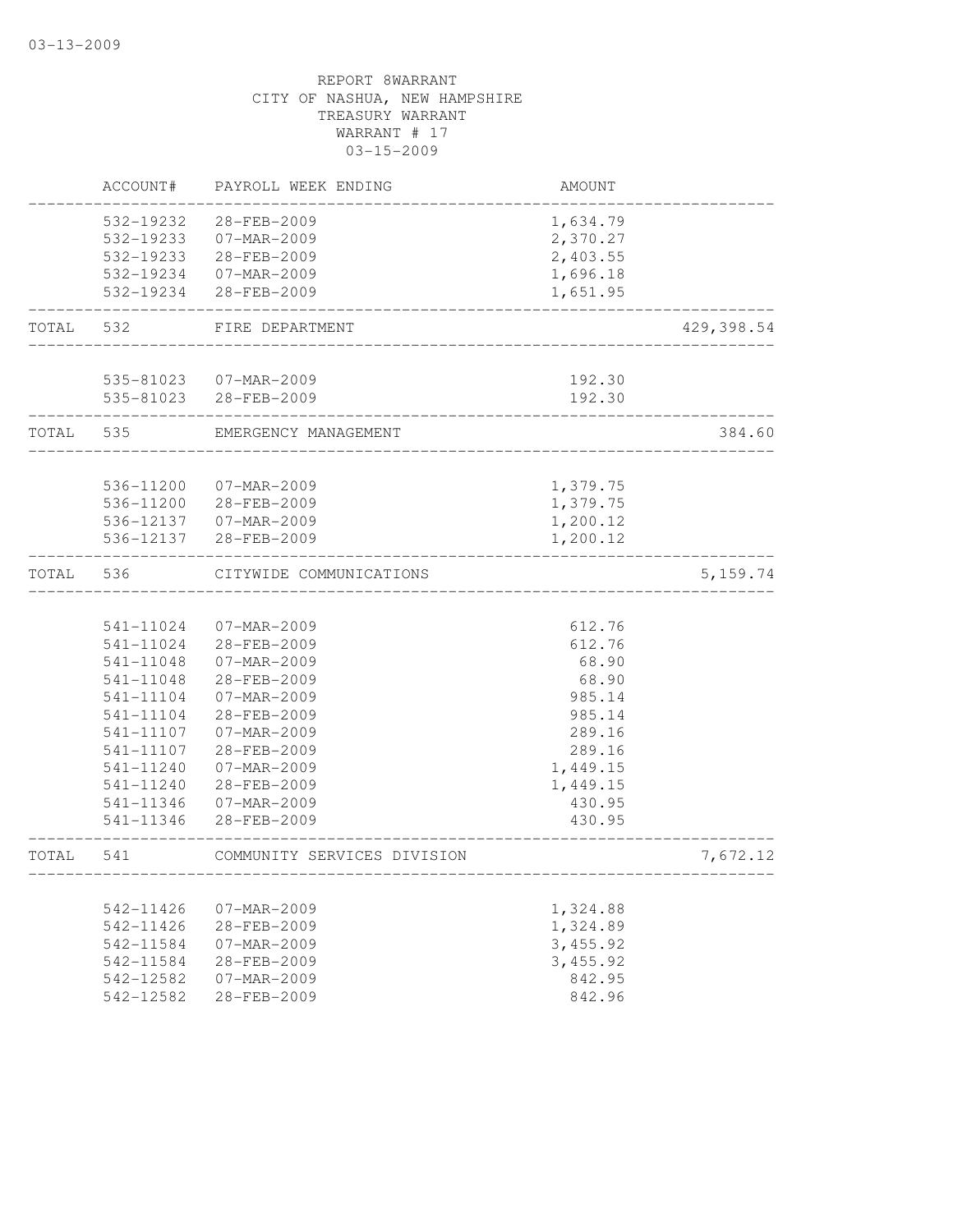03-13-2009

REPORT 8WARRANT
CITY OF NASHUA, NEW HAMPSHIRE
TREASURY WARRANT
WARRANT # 17
03-15-2009

| | ACCOUNT# | PAYROLL WEEK ENDING | AMOUNT | |
|---|---|---|---|---|
| | 532-19232 | 28-FEB-2009 | 1,634.79 | |
| | 532-19233 | 07-MAR-2009 | 2,370.27 | |
| | 532-19233 | 28-FEB-2009 | 2,403.55 | |
| | 532-19234 | 07-MAR-2009 | 1,696.18 | |
| | 532-19234 | 28-FEB-2009 | 1,651.95 | |
| TOTAL | 532 | FIRE DEPARTMENT | | 429,398.54 |
| | 535-81023 | 07-MAR-2009 | 192.30 | |
| | 535-81023 | 28-FEB-2009 | 192.30 | |
| TOTAL | 535 | EMERGENCY MANAGEMENT | | 384.60 |
| | 536-11200 | 07-MAR-2009 | 1,379.75 | |
| | 536-11200 | 28-FEB-2009 | 1,379.75 | |
| | 536-12137 | 07-MAR-2009 | 1,200.12 | |
| | 536-12137 | 28-FEB-2009 | 1,200.12 | |
| TOTAL | 536 | CITYWIDE COMMUNICATIONS | | 5,159.74 |
| | 541-11024 | 07-MAR-2009 | 612.76 | |
| | 541-11024 | 28-FEB-2009 | 612.76 | |
| | 541-11048 | 07-MAR-2009 | 68.90 | |
| | 541-11048 | 28-FEB-2009 | 68.90 | |
| | 541-11104 | 07-MAR-2009 | 985.14 | |
| | 541-11104 | 28-FEB-2009 | 985.14 | |
| | 541-11107 | 07-MAR-2009 | 289.16 | |
| | 541-11107 | 28-FEB-2009 | 289.16 | |
| | 541-11240 | 07-MAR-2009 | 1,449.15 | |
| | 541-11240 | 28-FEB-2009 | 1,449.15 | |
| | 541-11346 | 07-MAR-2009 | 430.95 | |
| | 541-11346 | 28-FEB-2009 | 430.95 | |
| TOTAL | 541 | COMMUNITY SERVICES DIVISION | | 7,672.12 |
| | 542-11426 | 07-MAR-2009 | 1,324.88 | |
| | 542-11426 | 28-FEB-2009 | 1,324.89 | |
| | 542-11584 | 07-MAR-2009 | 3,455.92 | |
| | 542-11584 | 28-FEB-2009 | 3,455.92 | |
| | 542-12582 | 07-MAR-2009 | 842.95 | |
| | 542-12582 | 28-FEB-2009 | 842.96 | |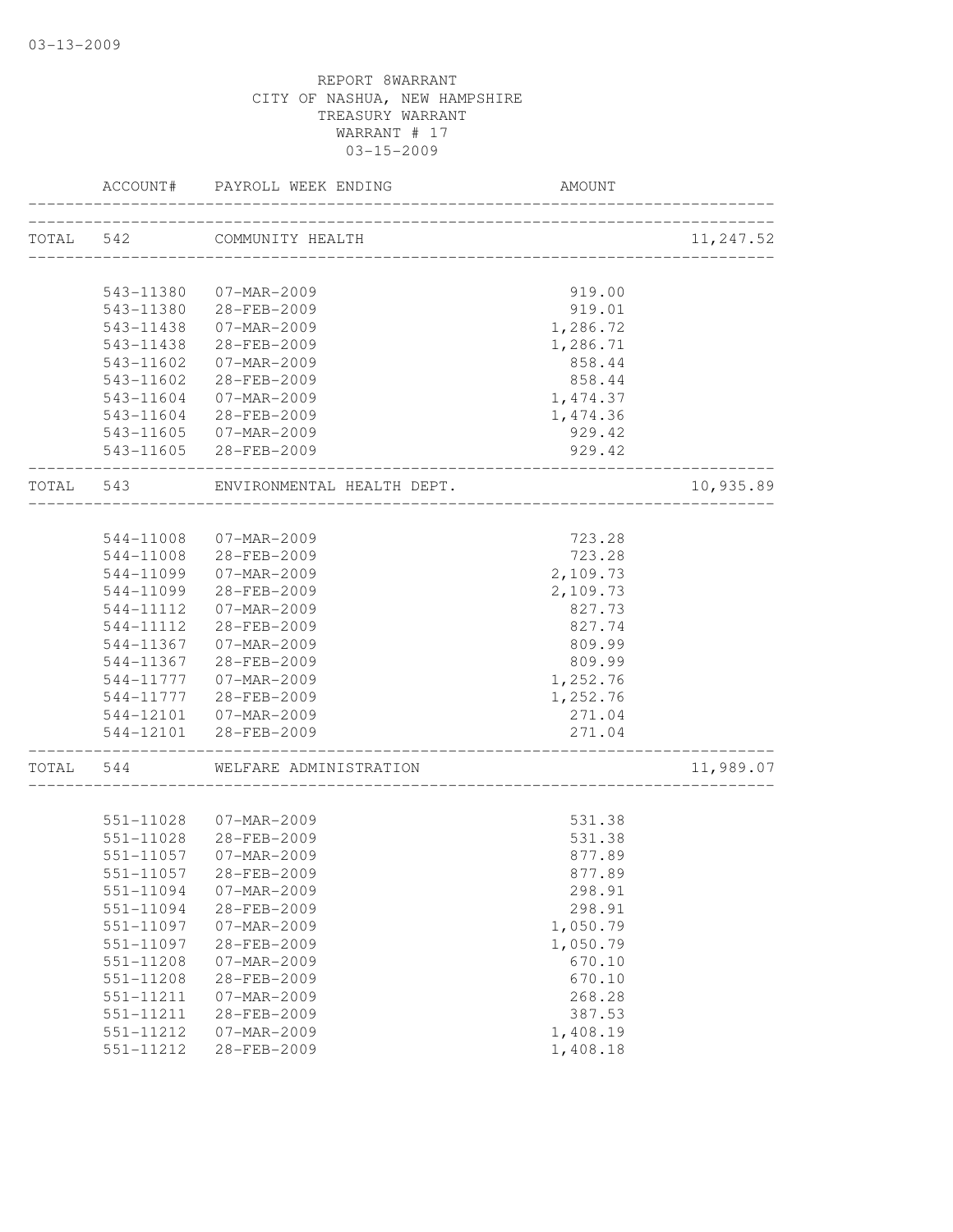REPORT 8WARRANT
CITY OF NASHUA, NEW HAMPSHIRE
TREASURY WARRANT
WARRANT # 17
03-15-2009

| | ACCOUNT# | PAYROLL WEEK ENDING | AMOUNT | |
|---|---|---|---|---|
| TOTAL | 542 | COMMUNITY HEALTH | | 11,247.52 |
| | 543-11380 | 07-MAR-2009 | 919.00 | |
| | 543-11380 | 28-FEB-2009 | 919.01 | |
| | 543-11438 | 07-MAR-2009 | 1,286.72 | |
| | 543-11438 | 28-FEB-2009 | 1,286.71 | |
| | 543-11602 | 07-MAR-2009 | 858.44 | |
| | 543-11602 | 28-FEB-2009 | 858.44 | |
| | 543-11604 | 07-MAR-2009 | 1,474.37 | |
| | 543-11604 | 28-FEB-2009 | 1,474.36 | |
| | 543-11605 | 07-MAR-2009 | 929.42 | |
| | 543-11605 | 28-FEB-2009 | 929.42 | |
| TOTAL | 543 | ENVIRONMENTAL HEALTH DEPT. | | 10,935.89 |
| | 544-11008 | 07-MAR-2009 | 723.28 | |
| | 544-11008 | 28-FEB-2009 | 723.28 | |
| | 544-11099 | 07-MAR-2009 | 2,109.73 | |
| | 544-11099 | 28-FEB-2009 | 2,109.73 | |
| | 544-11112 | 07-MAR-2009 | 827.73 | |
| | 544-11112 | 28-FEB-2009 | 827.74 | |
| | 544-11367 | 07-MAR-2009 | 809.99 | |
| | 544-11367 | 28-FEB-2009 | 809.99 | |
| | 544-11777 | 07-MAR-2009 | 1,252.76 | |
| | 544-11777 | 28-FEB-2009 | 1,252.76 | |
| | 544-12101 | 07-MAR-2009 | 271.04 | |
| | 544-12101 | 28-FEB-2009 | 271.04 | |
| TOTAL | 544 | WELFARE ADMINISTRATION | | 11,989.07 |
| | 551-11028 | 07-MAR-2009 | 531.38 | |
| | 551-11028 | 28-FEB-2009 | 531.38 | |
| | 551-11057 | 07-MAR-2009 | 877.89 | |
| | 551-11057 | 28-FEB-2009 | 877.89 | |
| | 551-11094 | 07-MAR-2009 | 298.91 | |
| | 551-11094 | 28-FEB-2009 | 298.91 | |
| | 551-11097 | 07-MAR-2009 | 1,050.79 | |
| | 551-11097 | 28-FEB-2009 | 1,050.79 | |
| | 551-11208 | 07-MAR-2009 | 670.10 | |
| | 551-11208 | 28-FEB-2009 | 670.10 | |
| | 551-11211 | 07-MAR-2009 | 268.28 | |
| | 551-11211 | 28-FEB-2009 | 387.53 | |
| | 551-11212 | 07-MAR-2009 | 1,408.19 | |
| | 551-11212 | 28-FEB-2009 | 1,408.18 | |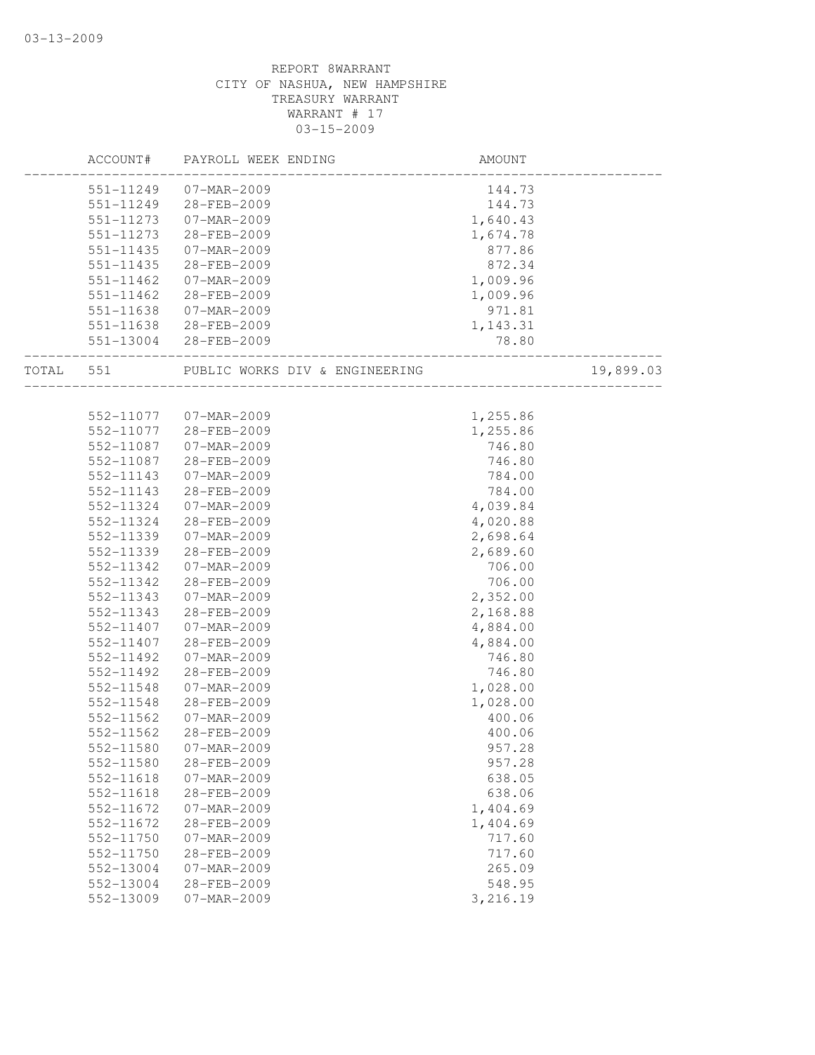REPORT 8WARRANT
CITY OF NASHUA, NEW HAMPSHIRE
TREASURY WARRANT
WARRANT # 17
03-15-2009

| | ACCOUNT# | PAYROLL WEEK ENDING | AMOUNT | |
|---|---|---|---|---|
| | 551-11249 | 07-MAR-2009 | 144.73 | |
| | 551-11249 | 28-FEB-2009 | 144.73 | |
| | 551-11273 | 07-MAR-2009 | 1,640.43 | |
| | 551-11273 | 28-FEB-2009 | 1,674.78 | |
| | 551-11435 | 07-MAR-2009 | 877.86 | |
| | 551-11435 | 28-FEB-2009 | 872.34 | |
| | 551-11462 | 07-MAR-2009 | 1,009.96 | |
| | 551-11462 | 28-FEB-2009 | 1,009.96 | |
| | 551-11638 | 07-MAR-2009 | 971.81 | |
| | 551-11638 | 28-FEB-2009 | 1,143.31 | |
| | 551-13004 | 28-FEB-2009 | 78.80 | |
| TOTAL | 551 | PUBLIC WORKS DIV & ENGINEERING | | 19,899.03 |
| | 552-11077 | 07-MAR-2009 | 1,255.86 | |
| | 552-11077 | 28-FEB-2009 | 1,255.86 | |
| | 552-11087 | 07-MAR-2009 | 746.80 | |
| | 552-11087 | 28-FEB-2009 | 746.80 | |
| | 552-11143 | 07-MAR-2009 | 784.00 | |
| | 552-11143 | 28-FEB-2009 | 784.00 | |
| | 552-11324 | 07-MAR-2009 | 4,039.84 | |
| | 552-11324 | 28-FEB-2009 | 4,020.88 | |
| | 552-11339 | 07-MAR-2009 | 2,698.64 | |
| | 552-11339 | 28-FEB-2009 | 2,689.60 | |
| | 552-11342 | 07-MAR-2009 | 706.00 | |
| | 552-11342 | 28-FEB-2009 | 706.00 | |
| | 552-11343 | 07-MAR-2009 | 2,352.00 | |
| | 552-11343 | 28-FEB-2009 | 2,168.88 | |
| | 552-11407 | 07-MAR-2009 | 4,884.00 | |
| | 552-11407 | 28-FEB-2009 | 4,884.00 | |
| | 552-11492 | 07-MAR-2009 | 746.80 | |
| | 552-11492 | 28-FEB-2009 | 746.80 | |
| | 552-11548 | 07-MAR-2009 | 1,028.00 | |
| | 552-11548 | 28-FEB-2009 | 1,028.00 | |
| | 552-11562 | 07-MAR-2009 | 400.06 | |
| | 552-11562 | 28-FEB-2009 | 400.06 | |
| | 552-11580 | 07-MAR-2009 | 957.28 | |
| | 552-11580 | 28-FEB-2009 | 957.28 | |
| | 552-11618 | 07-MAR-2009 | 638.05 | |
| | 552-11618 | 28-FEB-2009 | 638.06 | |
| | 552-11672 | 07-MAR-2009 | 1,404.69 | |
| | 552-11672 | 28-FEB-2009 | 1,404.69 | |
| | 552-11750 | 07-MAR-2009 | 717.60 | |
| | 552-11750 | 28-FEB-2009 | 717.60 | |
| | 552-13004 | 07-MAR-2009 | 265.09 | |
| | 552-13004 | 28-FEB-2009 | 548.95 | |
| | 552-13009 | 07-MAR-2009 | 3,216.19 | |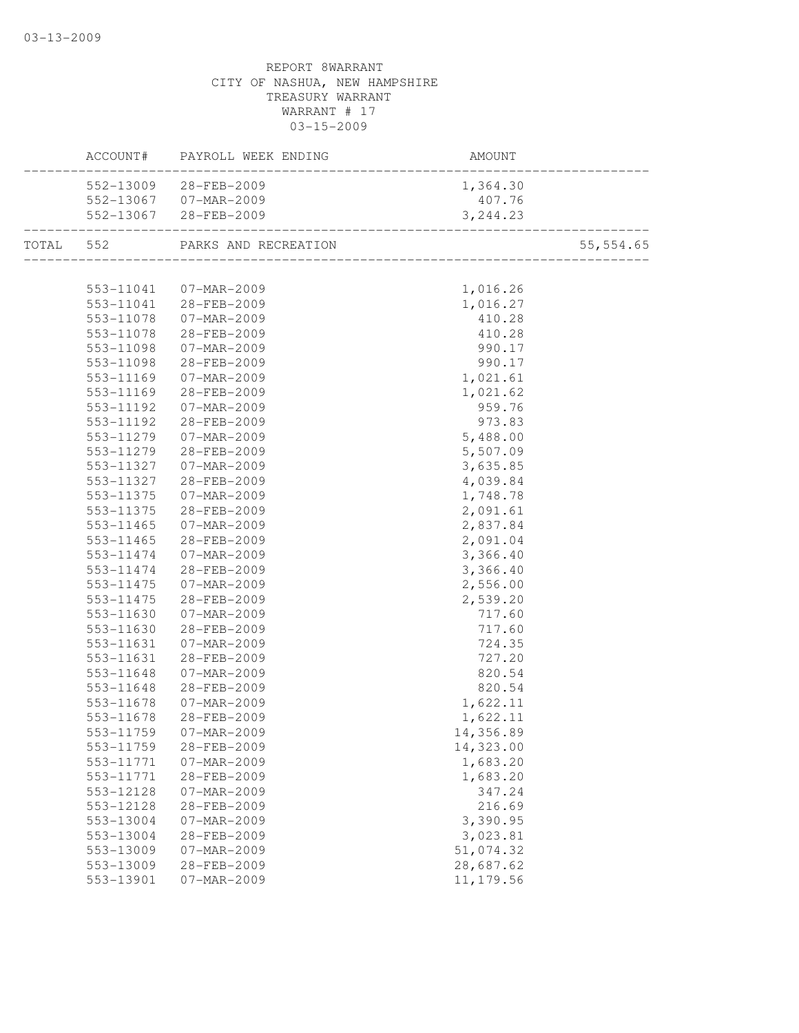REPORT 8WARRANT
CITY OF NASHUA, NEW HAMPSHIRE
TREASURY WARRANT
WARRANT # 17
03-15-2009

| | ACCOUNT# | PAYROLL WEEK ENDING | AMOUNT | |
|---|---|---|---|---|
| | 552-13009 | 28-FEB-2009 | 1,364.30 | |
| | 552-13067 | 07-MAR-2009 | 407.76 | |
| | 552-13067 | 28-FEB-2009 | 3,244.23 | |
| TOTAL | 552 | PARKS AND RECREATION | | 55,554.65 |
| | 553-11041 | 07-MAR-2009 | 1,016.26 | |
| | 553-11041 | 28-FEB-2009 | 1,016.27 | |
| | 553-11078 | 07-MAR-2009 | 410.28 | |
| | 553-11078 | 28-FEB-2009 | 410.28 | |
| | 553-11098 | 07-MAR-2009 | 990.17 | |
| | 553-11098 | 28-FEB-2009 | 990.17 | |
| | 553-11169 | 07-MAR-2009 | 1,021.61 | |
| | 553-11169 | 28-FEB-2009 | 1,021.62 | |
| | 553-11192 | 07-MAR-2009 | 959.76 | |
| | 553-11192 | 28-FEB-2009 | 973.83 | |
| | 553-11279 | 07-MAR-2009 | 5,488.00 | |
| | 553-11279 | 28-FEB-2009 | 5,507.09 | |
| | 553-11327 | 07-MAR-2009 | 3,635.85 | |
| | 553-11327 | 28-FEB-2009 | 4,039.84 | |
| | 553-11375 | 07-MAR-2009 | 1,748.78 | |
| | 553-11375 | 28-FEB-2009 | 2,091.61 | |
| | 553-11465 | 07-MAR-2009 | 2,837.84 | |
| | 553-11465 | 28-FEB-2009 | 2,091.04 | |
| | 553-11474 | 07-MAR-2009 | 3,366.40 | |
| | 553-11474 | 28-FEB-2009 | 3,366.40 | |
| | 553-11475 | 07-MAR-2009 | 2,556.00 | |
| | 553-11475 | 28-FEB-2009 | 2,539.20 | |
| | 553-11630 | 07-MAR-2009 | 717.60 | |
| | 553-11630 | 28-FEB-2009 | 717.60 | |
| | 553-11631 | 07-MAR-2009 | 724.35 | |
| | 553-11631 | 28-FEB-2009 | 727.20 | |
| | 553-11648 | 07-MAR-2009 | 820.54 | |
| | 553-11648 | 28-FEB-2009 | 820.54 | |
| | 553-11678 | 07-MAR-2009 | 1,622.11 | |
| | 553-11678 | 28-FEB-2009 | 1,622.11 | |
| | 553-11759 | 07-MAR-2009 | 14,356.89 | |
| | 553-11759 | 28-FEB-2009 | 14,323.00 | |
| | 553-11771 | 07-MAR-2009 | 1,683.20 | |
| | 553-11771 | 28-FEB-2009 | 1,683.20 | |
| | 553-12128 | 07-MAR-2009 | 347.24 | |
| | 553-12128 | 28-FEB-2009 | 216.69 | |
| | 553-13004 | 07-MAR-2009 | 3,390.95 | |
| | 553-13004 | 28-FEB-2009 | 3,023.81 | |
| | 553-13009 | 07-MAR-2009 | 51,074.32 | |
| | 553-13009 | 28-FEB-2009 | 28,687.62 | |
| | 553-13901 | 07-MAR-2009 | 11,179.56 | |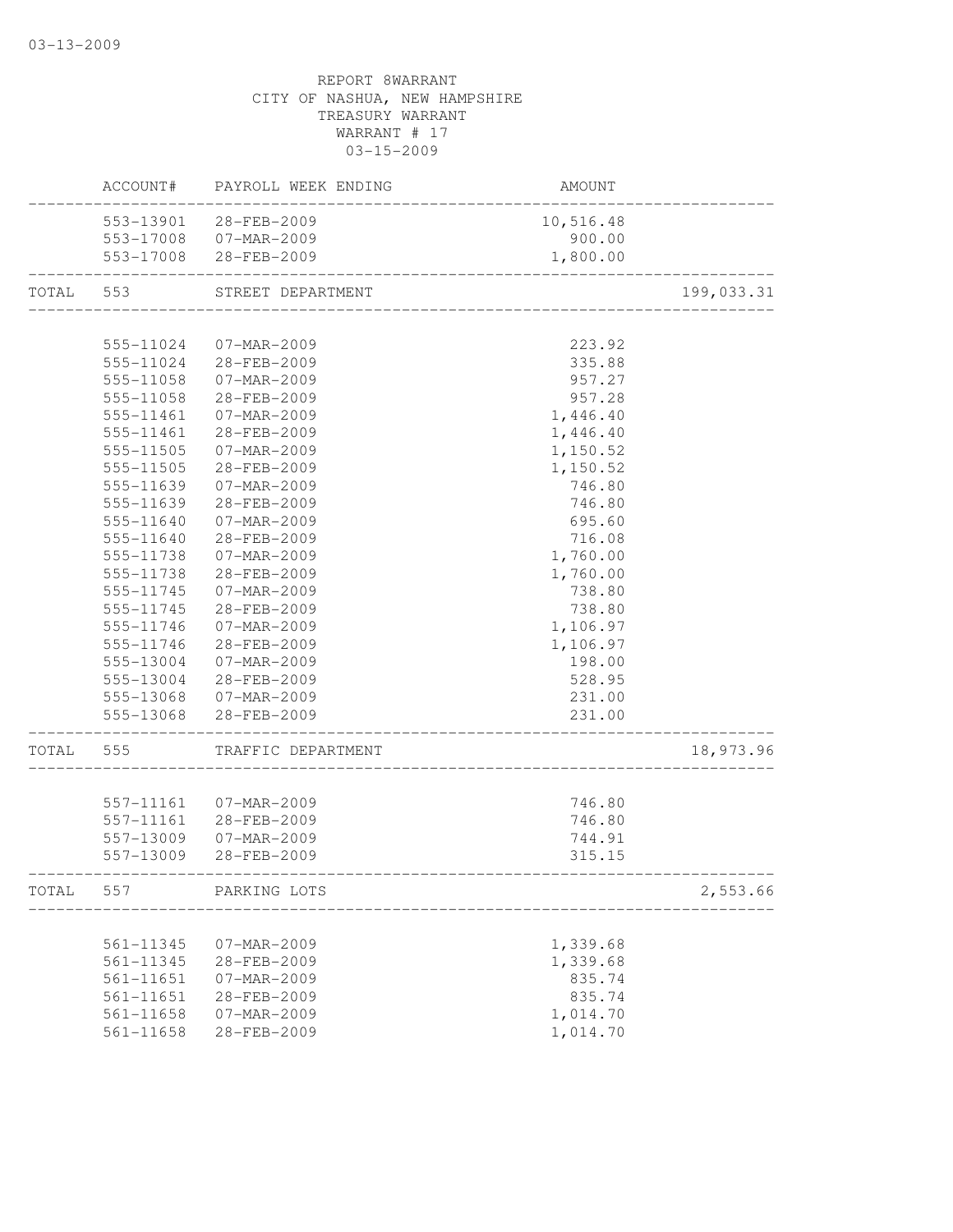REPORT 8WARRANT
CITY OF NASHUA, NEW HAMPSHIRE
TREASURY WARRANT
WARRANT # 17
03-15-2009

| | ACCOUNT# | PAYROLL WEEK ENDING | AMOUNT | |
|---|---|---|---|---|
| | 553-13901 | 28-FEB-2009 | 10,516.48 | |
| | 553-17008 | 07-MAR-2009 | 900.00 | |
| | 553-17008 | 28-FEB-2009 | 1,800.00 | |
| TOTAL | 553 | STREET DEPARTMENT | | 199,033.31 |
| | 555-11024 | 07-MAR-2009 | 223.92 | |
| | 555-11024 | 28-FEB-2009 | 335.88 | |
| | 555-11058 | 07-MAR-2009 | 957.27 | |
| | 555-11058 | 28-FEB-2009 | 957.28 | |
| | 555-11461 | 07-MAR-2009 | 1,446.40 | |
| | 555-11461 | 28-FEB-2009 | 1,446.40 | |
| | 555-11505 | 07-MAR-2009 | 1,150.52 | |
| | 555-11505 | 28-FEB-2009 | 1,150.52 | |
| | 555-11639 | 07-MAR-2009 | 746.80 | |
| | 555-11639 | 28-FEB-2009 | 746.80 | |
| | 555-11640 | 07-MAR-2009 | 695.60 | |
| | 555-11640 | 28-FEB-2009 | 716.08 | |
| | 555-11738 | 07-MAR-2009 | 1,760.00 | |
| | 555-11738 | 28-FEB-2009 | 1,760.00 | |
| | 555-11745 | 07-MAR-2009 | 738.80 | |
| | 555-11745 | 28-FEB-2009 | 738.80 | |
| | 555-11746 | 07-MAR-2009 | 1,106.97 | |
| | 555-11746 | 28-FEB-2009 | 1,106.97 | |
| | 555-13004 | 07-MAR-2009 | 198.00 | |
| | 555-13004 | 28-FEB-2009 | 528.95 | |
| | 555-13068 | 07-MAR-2009 | 231.00 | |
| | 555-13068 | 28-FEB-2009 | 231.00 | |
| TOTAL | 555 | TRAFFIC DEPARTMENT | | 18,973.96 |
| | 557-11161 | 07-MAR-2009 | 746.80 | |
| | 557-11161 | 28-FEB-2009 | 746.80 | |
| | 557-13009 | 07-MAR-2009 | 744.91 | |
| | 557-13009 | 28-FEB-2009 | 315.15 | |
| TOTAL | 557 | PARKING LOTS | | 2,553.66 |
| | 561-11345 | 07-MAR-2009 | 1,339.68 | |
| | 561-11345 | 28-FEB-2009 | 1,339.68 | |
| | 561-11651 | 07-MAR-2009 | 835.74 | |
| | 561-11651 | 28-FEB-2009 | 835.74 | |
| | 561-11658 | 07-MAR-2009 | 1,014.70 | |
| | 561-11658 | 28-FEB-2009 | 1,014.70 | |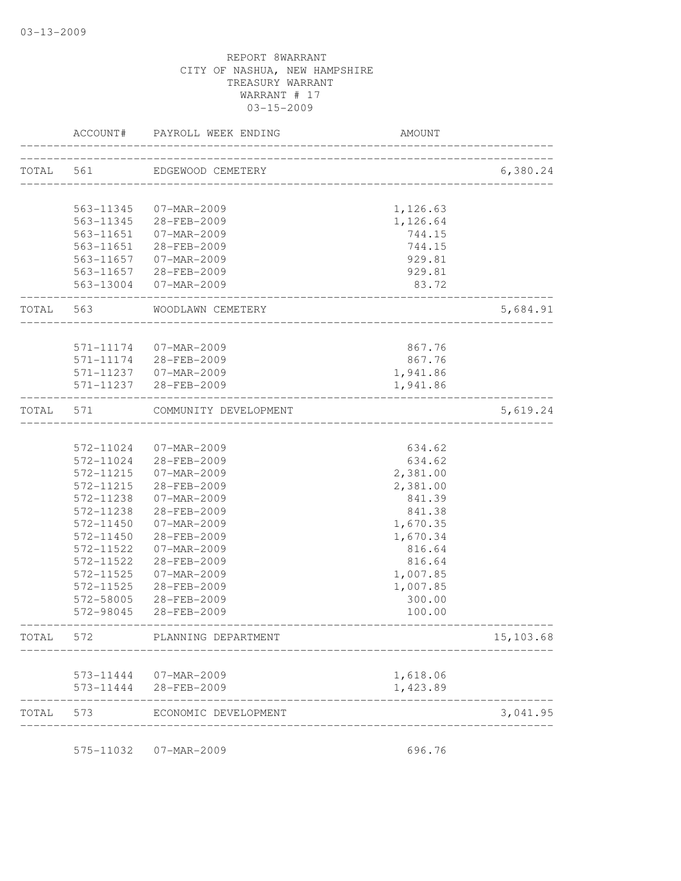03-13-2009

REPORT 8WARRANT
CITY OF NASHUA, NEW HAMPSHIRE
TREASURY WARRANT
WARRANT # 17
03-15-2009

| | ACCOUNT# | PAYROLL WEEK ENDING | AMOUNT | |
|---|---|---|---|---|
| TOTAL | 561 | EDGEWOOD CEMETERY | | 6,380.24 |
| | 563-11345 | 07-MAR-2009 | 1,126.63 | |
| | 563-11345 | 28-FEB-2009 | 1,126.64 | |
| | 563-11651 | 07-MAR-2009 | 744.15 | |
| | 563-11651 | 28-FEB-2009 | 744.15 | |
| | 563-11657 | 07-MAR-2009 | 929.81 | |
| | 563-11657 | 28-FEB-2009 | 929.81 | |
| | 563-13004 | 07-MAR-2009 | 83.72 | |
| TOTAL | 563 | WOODLAWN CEMETERY | | 5,684.91 |
| | 571-11174 | 07-MAR-2009 | 867.76 | |
| | 571-11174 | 28-FEB-2009 | 867.76 | |
| | 571-11237 | 07-MAR-2009 | 1,941.86 | |
| | 571-11237 | 28-FEB-2009 | 1,941.86 | |
| TOTAL | 571 | COMMUNITY DEVELOPMENT | | 5,619.24 |
| | 572-11024 | 07-MAR-2009 | 634.62 | |
| | 572-11024 | 28-FEB-2009 | 634.62 | |
| | 572-11215 | 07-MAR-2009 | 2,381.00 | |
| | 572-11215 | 28-FEB-2009 | 2,381.00 | |
| | 572-11238 | 07-MAR-2009 | 841.39 | |
| | 572-11238 | 28-FEB-2009 | 841.38 | |
| | 572-11450 | 07-MAR-2009 | 1,670.35 | |
| | 572-11450 | 28-FEB-2009 | 1,670.34 | |
| | 572-11522 | 07-MAR-2009 | 816.64 | |
| | 572-11522 | 28-FEB-2009 | 816.64 | |
| | 572-11525 | 07-MAR-2009 | 1,007.85 | |
| | 572-11525 | 28-FEB-2009 | 1,007.85 | |
| | 572-58005 | 28-FEB-2009 | 300.00 | |
| | 572-98045 | 28-FEB-2009 | 100.00 | |
| TOTAL | 572 | PLANNING DEPARTMENT | | 15,103.68 |
| | 573-11444 | 07-MAR-2009 | 1,618.06 | |
| | 573-11444 | 28-FEB-2009 | 1,423.89 | |
| TOTAL | 573 | ECONOMIC DEVELOPMENT | | 3,041.95 |
| | 575-11032 | 07-MAR-2009 | 696.76 | |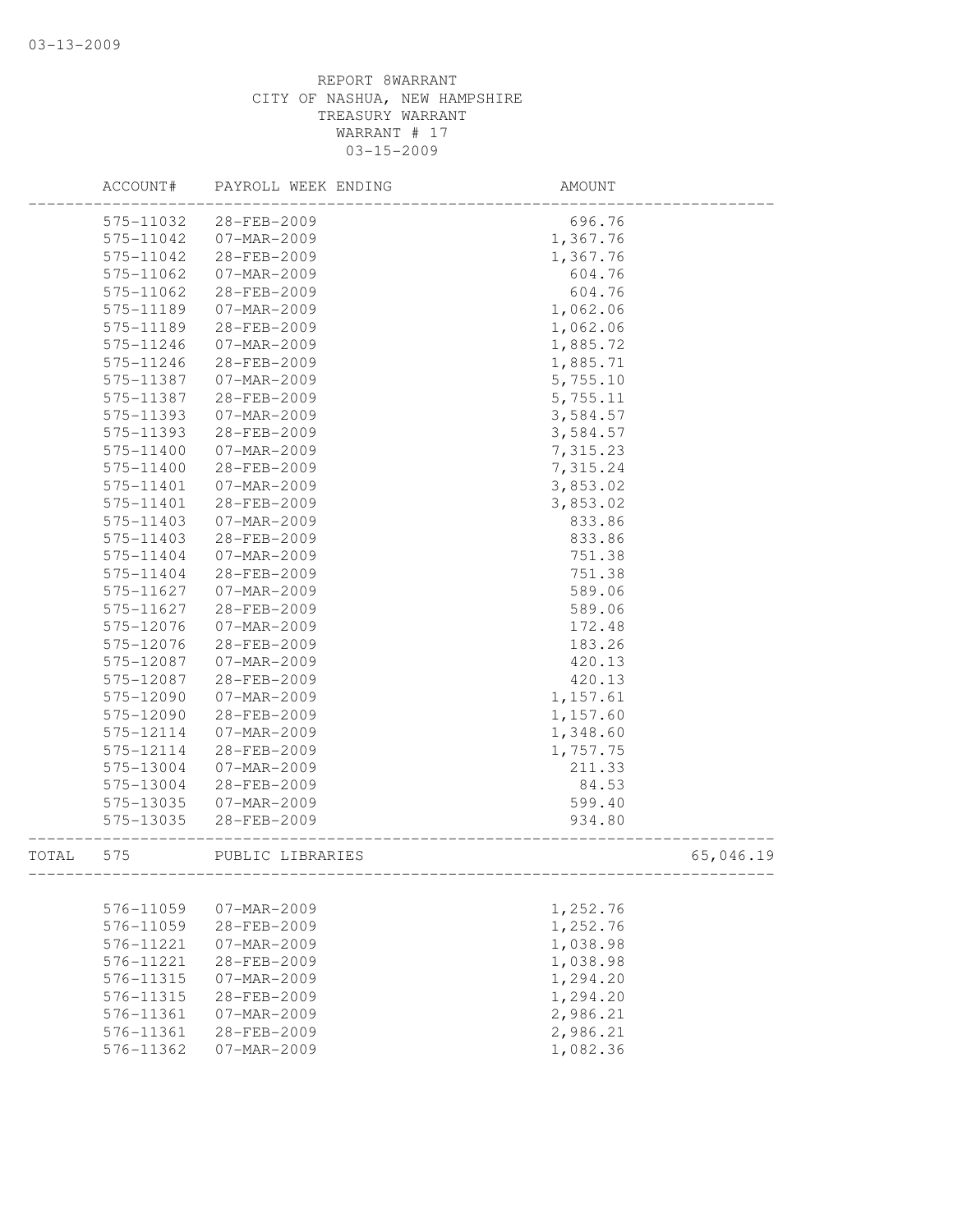03-13-2009

REPORT 8WARRANT
CITY OF NASHUA, NEW HAMPSHIRE
TREASURY WARRANT
WARRANT # 17
03-15-2009

| | ACCOUNT# | PAYROLL WEEK ENDING | AMOUNT | |
|---|---|---|---|---|
| | 575-11032 | 28-FEB-2009 | 696.76 | |
| | 575-11042 | 07-MAR-2009 | 1,367.76 | |
| | 575-11042 | 28-FEB-2009 | 1,367.76 | |
| | 575-11062 | 07-MAR-2009 | 604.76 | |
| | 575-11062 | 28-FEB-2009 | 604.76 | |
| | 575-11189 | 07-MAR-2009 | 1,062.06 | |
| | 575-11189 | 28-FEB-2009 | 1,062.06 | |
| | 575-11246 | 07-MAR-2009 | 1,885.72 | |
| | 575-11246 | 28-FEB-2009 | 1,885.71 | |
| | 575-11387 | 07-MAR-2009 | 5,755.10 | |
| | 575-11387 | 28-FEB-2009 | 5,755.11 | |
| | 575-11393 | 07-MAR-2009 | 3,584.57 | |
| | 575-11393 | 28-FEB-2009 | 3,584.57 | |
| | 575-11400 | 07-MAR-2009 | 7,315.23 | |
| | 575-11400 | 28-FEB-2009 | 7,315.24 | |
| | 575-11401 | 07-MAR-2009 | 3,853.02 | |
| | 575-11401 | 28-FEB-2009 | 3,853.02 | |
| | 575-11403 | 07-MAR-2009 | 833.86 | |
| | 575-11403 | 28-FEB-2009 | 833.86 | |
| | 575-11404 | 07-MAR-2009 | 751.38 | |
| | 575-11404 | 28-FEB-2009 | 751.38 | |
| | 575-11627 | 07-MAR-2009 | 589.06 | |
| | 575-11627 | 28-FEB-2009 | 589.06 | |
| | 575-12076 | 07-MAR-2009 | 172.48 | |
| | 575-12076 | 28-FEB-2009 | 183.26 | |
| | 575-12087 | 07-MAR-2009 | 420.13 | |
| | 575-12087 | 28-FEB-2009 | 420.13 | |
| | 575-12090 | 07-MAR-2009 | 1,157.61 | |
| | 575-12090 | 28-FEB-2009 | 1,157.60 | |
| | 575-12114 | 07-MAR-2009 | 1,348.60 | |
| | 575-12114 | 28-FEB-2009 | 1,757.75 | |
| | 575-13004 | 07-MAR-2009 | 211.33 | |
| | 575-13004 | 28-FEB-2009 | 84.53 | |
| | 575-13035 | 07-MAR-2009 | 599.40 | |
| | 575-13035 | 28-FEB-2009 | 934.80 | |
| TOTAL | 575 | PUBLIC LIBRARIES | | 65,046.19 |
| | 576-11059 | 07-MAR-2009 | 1,252.76 | |
| | 576-11059 | 28-FEB-2009 | 1,252.76 | |
| | 576-11221 | 07-MAR-2009 | 1,038.98 | |
| | 576-11221 | 28-FEB-2009 | 1,038.98 | |
| | 576-11315 | 07-MAR-2009 | 1,294.20 | |
| | 576-11315 | 28-FEB-2009 | 1,294.20 | |
| | 576-11361 | 07-MAR-2009 | 2,986.21 | |
| | 576-11361 | 28-FEB-2009 | 2,986.21 | |
| | 576-11362 | 07-MAR-2009 | 1,082.36 | |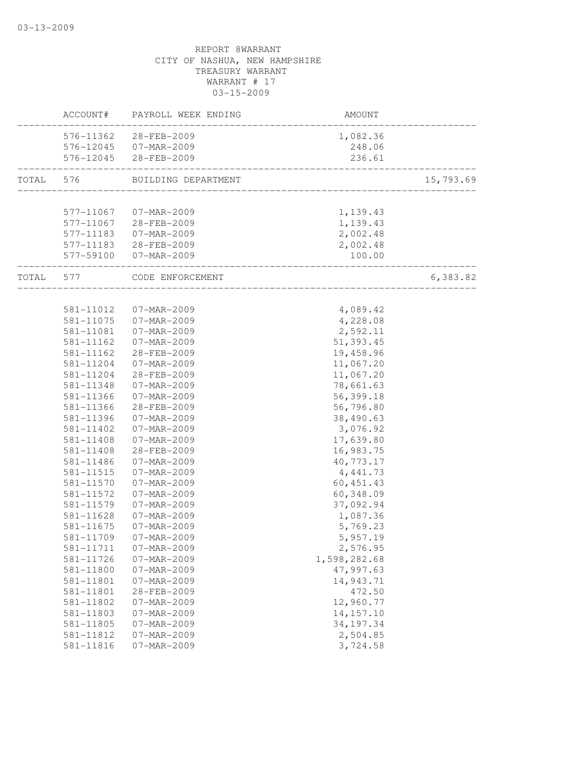REPORT 8WARRANT
CITY OF NASHUA, NEW HAMPSHIRE
TREASURY WARRANT
WARRANT # 17
03-15-2009

| | ACCOUNT# | PAYROLL WEEK ENDING | AMOUNT | |
|---|---|---|---|---|
| | 576-11362 | 28-FEB-2009 | 1,082.36 | |
| | 576-12045 | 07-MAR-2009 | 248.06 | |
| | 576-12045 | 28-FEB-2009 | 236.61 | |
| TOTAL | 576 | BUILDING DEPARTMENT | | 15,793.69 |
| | 577-11067 | 07-MAR-2009 | 1,139.43 | |
| | 577-11067 | 28-FEB-2009 | 1,139.43 | |
| | 577-11183 | 07-MAR-2009 | 2,002.48 | |
| | 577-11183 | 28-FEB-2009 | 2,002.48 | |
| | 577-59100 | 07-MAR-2009 | 100.00 | |
| TOTAL | 577 | CODE ENFORCEMENT | | 6,383.82 |
| | 581-11012 | 07-MAR-2009 | 4,089.42 | |
| | 581-11075 | 07-MAR-2009 | 4,228.08 | |
| | 581-11081 | 07-MAR-2009 | 2,592.11 | |
| | 581-11162 | 07-MAR-2009 | 51,393.45 | |
| | 581-11162 | 28-FEB-2009 | 19,458.96 | |
| | 581-11204 | 07-MAR-2009 | 11,067.20 | |
| | 581-11204 | 28-FEB-2009 | 11,067.20 | |
| | 581-11348 | 07-MAR-2009 | 78,661.63 | |
| | 581-11366 | 07-MAR-2009 | 56,399.18 | |
| | 581-11366 | 28-FEB-2009 | 56,796.80 | |
| | 581-11396 | 07-MAR-2009 | 38,490.63 | |
| | 581-11402 | 07-MAR-2009 | 3,076.92 | |
| | 581-11408 | 07-MAR-2009 | 17,639.80 | |
| | 581-11408 | 28-FEB-2009 | 16,983.75 | |
| | 581-11486 | 07-MAR-2009 | 40,773.17 | |
| | 581-11515 | 07-MAR-2009 | 4,441.73 | |
| | 581-11570 | 07-MAR-2009 | 60,451.43 | |
| | 581-11572 | 07-MAR-2009 | 60,348.09 | |
| | 581-11579 | 07-MAR-2009 | 37,092.94 | |
| | 581-11628 | 07-MAR-2009 | 1,087.36 | |
| | 581-11675 | 07-MAR-2009 | 5,769.23 | |
| | 581-11709 | 07-MAR-2009 | 5,957.19 | |
| | 581-11711 | 07-MAR-2009 | 2,576.95 | |
| | 581-11726 | 07-MAR-2009 | 1,598,282.68 | |
| | 581-11800 | 07-MAR-2009 | 47,997.63 | |
| | 581-11801 | 07-MAR-2009 | 14,943.71 | |
| | 581-11801 | 28-FEB-2009 | 472.50 | |
| | 581-11802 | 07-MAR-2009 | 12,960.77 | |
| | 581-11803 | 07-MAR-2009 | 14,157.10 | |
| | 581-11805 | 07-MAR-2009 | 34,197.34 | |
| | 581-11812 | 07-MAR-2009 | 2,504.85 | |
| | 581-11816 | 07-MAR-2009 | 3,724.58 | |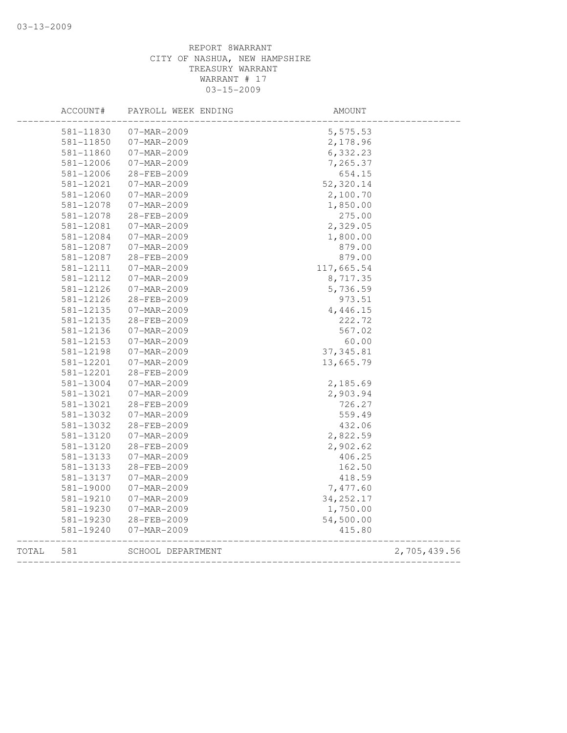03-13-2009

REPORT 8WARRANT
CITY OF NASHUA, NEW HAMPSHIRE
TREASURY WARRANT
WARRANT # 17
03-15-2009

| ACCOUNT# | PAYROLL WEEK ENDING | AMOUNT | |
|---|---|---|---|
| 581-11830 | 07-MAR-2009 | 5,575.53 | |
| 581-11850 | 07-MAR-2009 | 2,178.96 | |
| 581-11860 | 07-MAR-2009 | 6,332.23 | |
| 581-12006 | 07-MAR-2009 | 7,265.37 | |
| 581-12006 | 28-FEB-2009 | 654.15 | |
| 581-12021 | 07-MAR-2009 | 52,320.14 | |
| 581-12060 | 07-MAR-2009 | 2,100.70 | |
| 581-12078 | 07-MAR-2009 | 1,850.00 | |
| 581-12078 | 28-FEB-2009 | 275.00 | |
| 581-12081 | 07-MAR-2009 | 2,329.05 | |
| 581-12084 | 07-MAR-2009 | 1,800.00 | |
| 581-12087 | 07-MAR-2009 | 879.00 | |
| 581-12087 | 28-FEB-2009 | 879.00 | |
| 581-12111 | 07-MAR-2009 | 117,665.54 | |
| 581-12112 | 07-MAR-2009 | 8,717.35 | |
| 581-12126 | 07-MAR-2009 | 5,736.59 | |
| 581-12126 | 28-FEB-2009 | 973.51 | |
| 581-12135 | 07-MAR-2009 | 4,446.15 | |
| 581-12135 | 28-FEB-2009 | 222.72 | |
| 581-12136 | 07-MAR-2009 | 567.02 | |
| 581-12153 | 07-MAR-2009 | 60.00 | |
| 581-12198 | 07-MAR-2009 | 37,345.81 | |
| 581-12201 | 07-MAR-2009 | 13,665.79 | |
| 581-12201 | 28-FEB-2009 | | |
| 581-13004 | 07-MAR-2009 | 2,185.69 | |
| 581-13021 | 07-MAR-2009 | 2,903.94 | |
| 581-13021 | 28-FEB-2009 | 726.27 | |
| 581-13032 | 07-MAR-2009 | 559.49 | |
| 581-13032 | 28-FEB-2009 | 432.06 | |
| 581-13120 | 07-MAR-2009 | 2,822.59 | |
| 581-13120 | 28-FEB-2009 | 2,902.62 | |
| 581-13133 | 07-MAR-2009 | 406.25 | |
| 581-13133 | 28-FEB-2009 | 162.50 | |
| 581-13137 | 07-MAR-2009 | 418.59 | |
| 581-19000 | 07-MAR-2009 | 7,477.60 | |
| 581-19210 | 07-MAR-2009 | 34,252.17 | |
| 581-19230 | 07-MAR-2009 | 1,750.00 | |
| 581-19230 | 28-FEB-2009 | 54,500.00 | |
| 581-19240 | 07-MAR-2009 | 415.80 | |
| TOTAL 581 | SCHOOL DEPARTMENT | | 2,705,439.56 |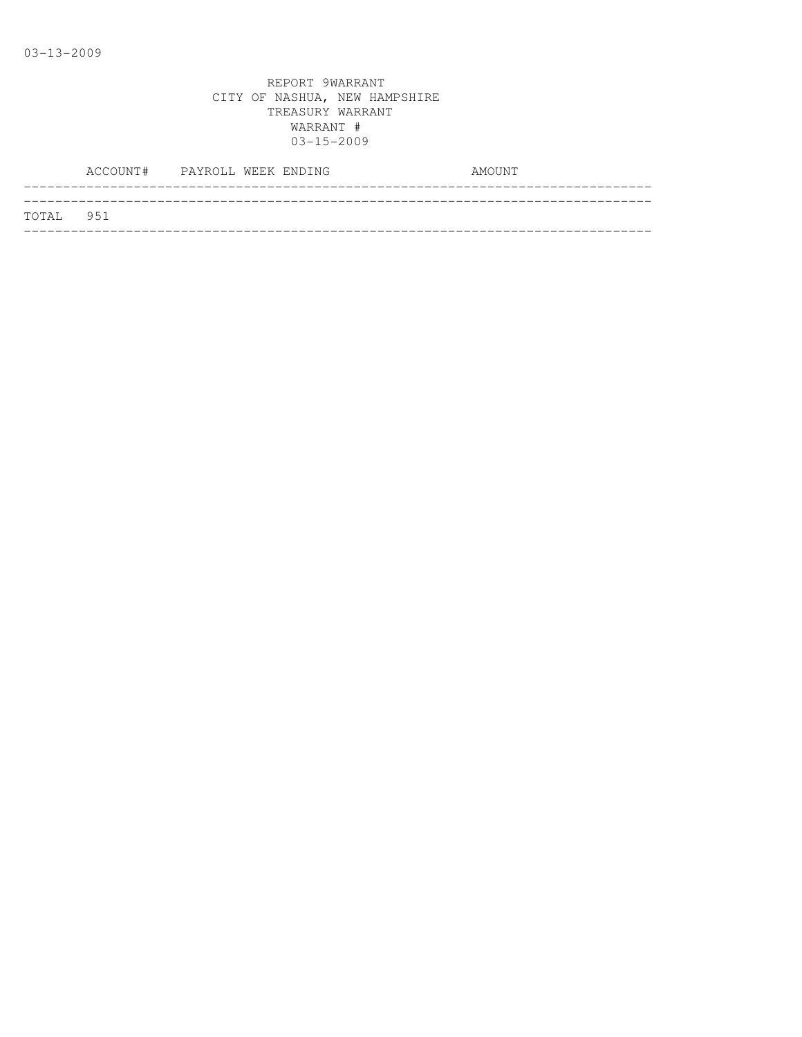REPORT 9WARRANT
CITY OF NASHUA, NEW HAMPSHIRE
TREASURY WARRANT
WARRANT #
03-15-2009

| ACCOUNT# | PAYROLL WEEK ENDING | AMOUNT |
|---|---|---|
| TOTAL 951 | | |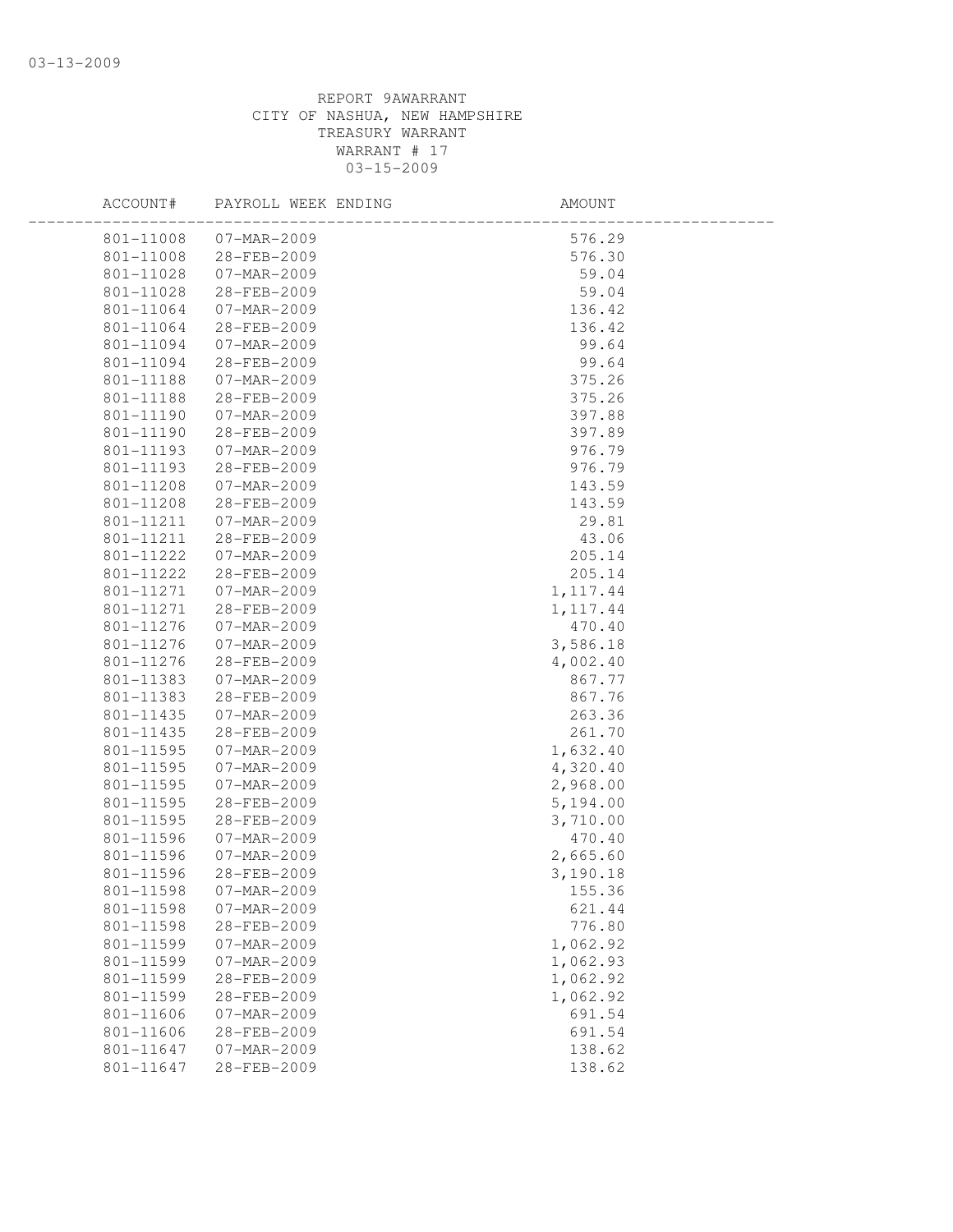REPORT 9AWARRANT
CITY OF NASHUA, NEW HAMPSHIRE
TREASURY WARRANT
WARRANT # 17
03-15-2009

| ACCOUNT# | PAYROLL WEEK ENDING | AMOUNT |
|---|---|---|
| 801-11008 | 07-MAR-2009 | 576.29 |
| 801-11008 | 28-FEB-2009 | 576.30 |
| 801-11028 | 07-MAR-2009 | 59.04 |
| 801-11028 | 28-FEB-2009 | 59.04 |
| 801-11064 | 07-MAR-2009 | 136.42 |
| 801-11064 | 28-FEB-2009 | 136.42 |
| 801-11094 | 07-MAR-2009 | 99.64 |
| 801-11094 | 28-FEB-2009 | 99.64 |
| 801-11188 | 07-MAR-2009 | 375.26 |
| 801-11188 | 28-FEB-2009 | 375.26 |
| 801-11190 | 07-MAR-2009 | 397.88 |
| 801-11190 | 28-FEB-2009 | 397.89 |
| 801-11193 | 07-MAR-2009 | 976.79 |
| 801-11193 | 28-FEB-2009 | 976.79 |
| 801-11208 | 07-MAR-2009 | 143.59 |
| 801-11208 | 28-FEB-2009 | 143.59 |
| 801-11211 | 07-MAR-2009 | 29.81 |
| 801-11211 | 28-FEB-2009 | 43.06 |
| 801-11222 | 07-MAR-2009 | 205.14 |
| 801-11222 | 28-FEB-2009 | 205.14 |
| 801-11271 | 07-MAR-2009 | 1,117.44 |
| 801-11271 | 28-FEB-2009 | 1,117.44 |
| 801-11276 | 07-MAR-2009 | 470.40 |
| 801-11276 | 07-MAR-2009 | 3,586.18 |
| 801-11276 | 28-FEB-2009 | 4,002.40 |
| 801-11383 | 07-MAR-2009 | 867.77 |
| 801-11383 | 28-FEB-2009 | 867.76 |
| 801-11435 | 07-MAR-2009 | 263.36 |
| 801-11435 | 28-FEB-2009 | 261.70 |
| 801-11595 | 07-MAR-2009 | 1,632.40 |
| 801-11595 | 07-MAR-2009 | 4,320.40 |
| 801-11595 | 07-MAR-2009 | 2,968.00 |
| 801-11595 | 28-FEB-2009 | 5,194.00 |
| 801-11595 | 28-FEB-2009 | 3,710.00 |
| 801-11596 | 07-MAR-2009 | 470.40 |
| 801-11596 | 07-MAR-2009 | 2,665.60 |
| 801-11596 | 28-FEB-2009 | 3,190.18 |
| 801-11598 | 07-MAR-2009 | 155.36 |
| 801-11598 | 07-MAR-2009 | 621.44 |
| 801-11598 | 28-FEB-2009 | 776.80 |
| 801-11599 | 07-MAR-2009 | 1,062.92 |
| 801-11599 | 07-MAR-2009 | 1,062.93 |
| 801-11599 | 28-FEB-2009 | 1,062.92 |
| 801-11599 | 28-FEB-2009 | 1,062.92 |
| 801-11606 | 07-MAR-2009 | 691.54 |
| 801-11606 | 28-FEB-2009 | 691.54 |
| 801-11647 | 07-MAR-2009 | 138.62 |
| 801-11647 | 28-FEB-2009 | 138.62 |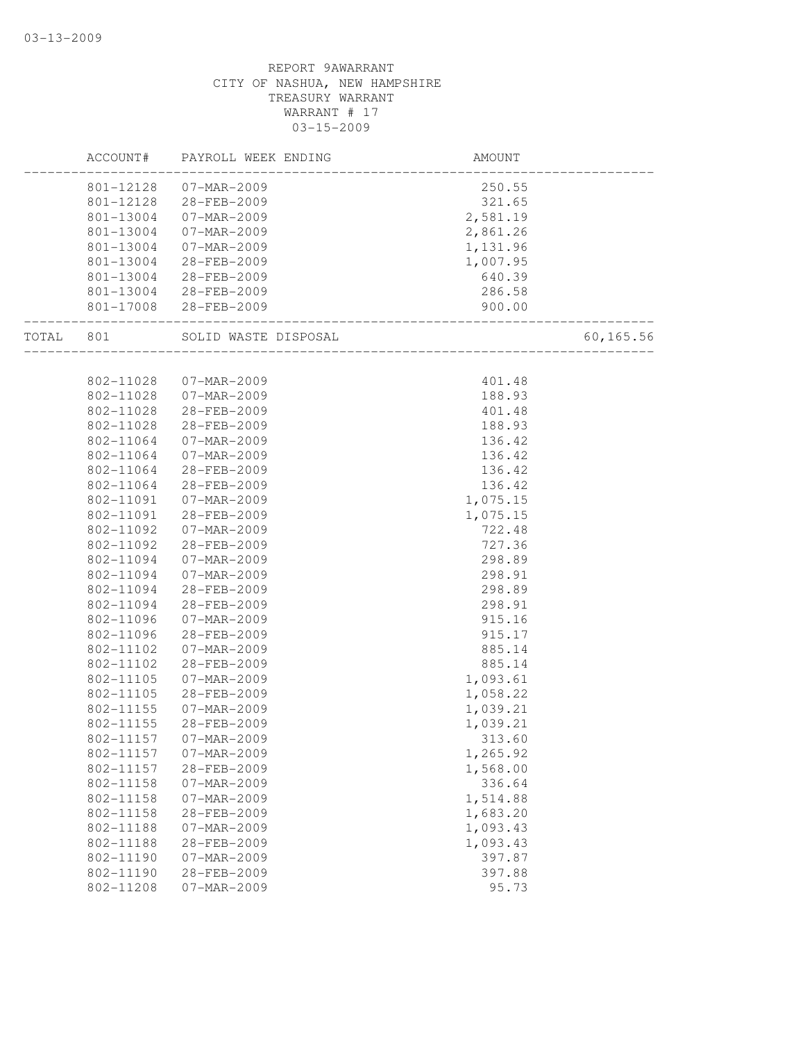REPORT 9AWARRANT
CITY OF NASHUA, NEW HAMPSHIRE
TREASURY WARRANT
WARRANT # 17
03-15-2009

| | ACCOUNT# | PAYROLL WEEK ENDING | AMOUNT | |
|---|---|---|---|---|
| | 801-12128 | 07-MAR-2009 | 250.55 | |
| | 801-12128 | 28-FEB-2009 | 321.65 | |
| | 801-13004 | 07-MAR-2009 | 2,581.19 | |
| | 801-13004 | 07-MAR-2009 | 2,861.26 | |
| | 801-13004 | 07-MAR-2009 | 1,131.96 | |
| | 801-13004 | 28-FEB-2009 | 1,007.95 | |
| | 801-13004 | 28-FEB-2009 | 640.39 | |
| | 801-13004 | 28-FEB-2009 | 286.58 | |
| | 801-17008 | 28-FEB-2009 | 900.00 | |
| TOTAL | 801 | SOLID WASTE DISPOSAL | | 60,165.56 |
| | 802-11028 | 07-MAR-2009 | 401.48 | |
| | 802-11028 | 07-MAR-2009 | 188.93 | |
| | 802-11028 | 28-FEB-2009 | 401.48 | |
| | 802-11028 | 28-FEB-2009 | 188.93 | |
| | 802-11064 | 07-MAR-2009 | 136.42 | |
| | 802-11064 | 07-MAR-2009 | 136.42 | |
| | 802-11064 | 28-FEB-2009 | 136.42 | |
| | 802-11064 | 28-FEB-2009 | 136.42 | |
| | 802-11091 | 07-MAR-2009 | 1,075.15 | |
| | 802-11091 | 28-FEB-2009 | 1,075.15 | |
| | 802-11092 | 07-MAR-2009 | 722.48 | |
| | 802-11092 | 28-FEB-2009 | 727.36 | |
| | 802-11094 | 07-MAR-2009 | 298.89 | |
| | 802-11094 | 07-MAR-2009 | 298.91 | |
| | 802-11094 | 28-FEB-2009 | 298.89 | |
| | 802-11094 | 28-FEB-2009 | 298.91 | |
| | 802-11096 | 07-MAR-2009 | 915.16 | |
| | 802-11096 | 28-FEB-2009 | 915.17 | |
| | 802-11102 | 07-MAR-2009 | 885.14 | |
| | 802-11102 | 28-FEB-2009 | 885.14 | |
| | 802-11105 | 07-MAR-2009 | 1,093.61 | |
| | 802-11105 | 28-FEB-2009 | 1,058.22 | |
| | 802-11155 | 07-MAR-2009 | 1,039.21 | |
| | 802-11155 | 28-FEB-2009 | 1,039.21 | |
| | 802-11157 | 07-MAR-2009 | 313.60 | |
| | 802-11157 | 07-MAR-2009 | 1,265.92 | |
| | 802-11157 | 28-FEB-2009 | 1,568.00 | |
| | 802-11158 | 07-MAR-2009 | 336.64 | |
| | 802-11158 | 07-MAR-2009 | 1,514.88 | |
| | 802-11158 | 28-FEB-2009 | 1,683.20 | |
| | 802-11188 | 07-MAR-2009 | 1,093.43 | |
| | 802-11188 | 28-FEB-2009 | 1,093.43 | |
| | 802-11190 | 07-MAR-2009 | 397.87 | |
| | 802-11190 | 28-FEB-2009 | 397.88 | |
| | 802-11208 | 07-MAR-2009 | 95.73 | |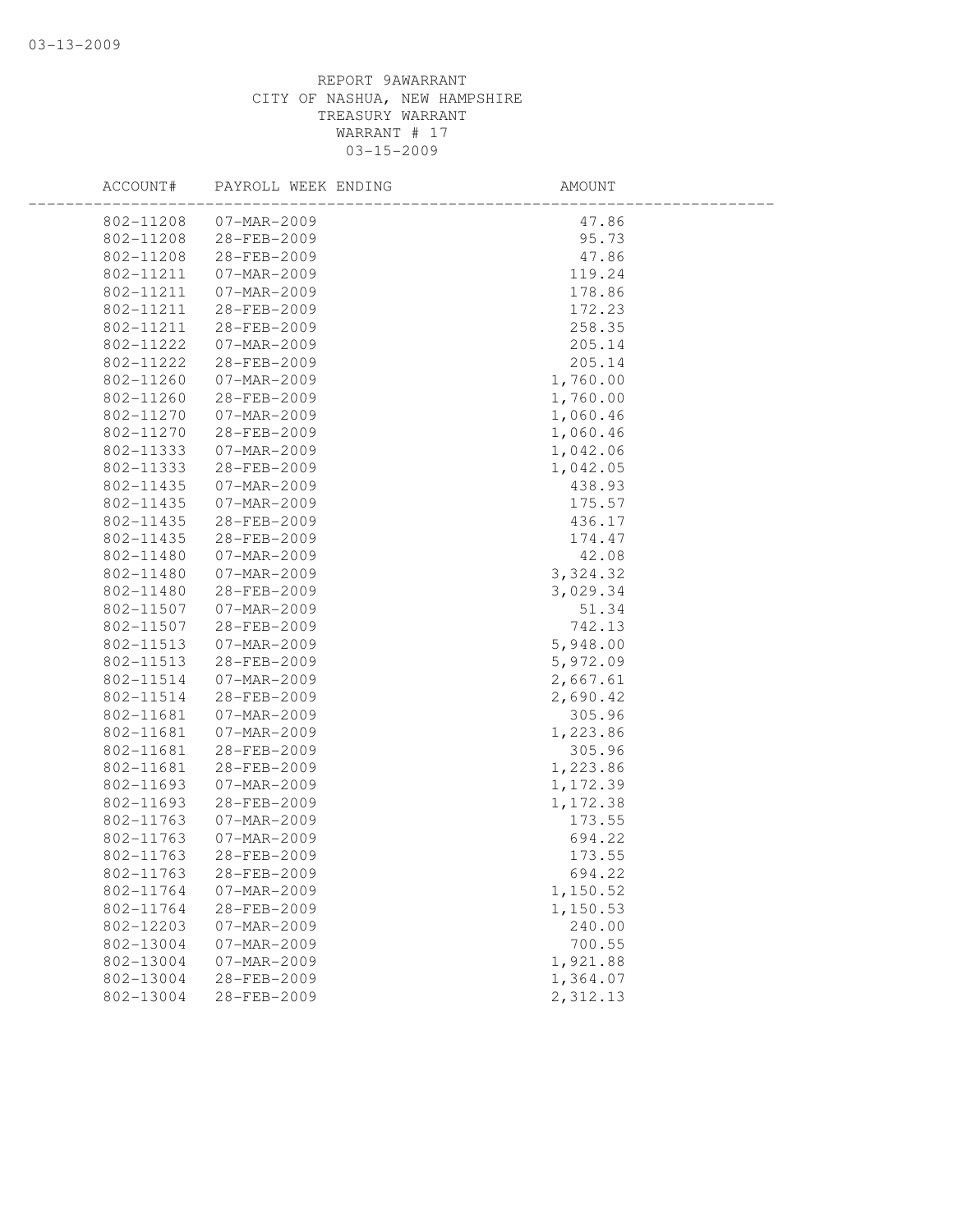REPORT 9AWARRANT
CITY OF NASHUA, NEW HAMPSHIRE
TREASURY WARRANT
WARRANT # 17
03-15-2009

| ACCOUNT# | PAYROLL WEEK ENDING | AMOUNT |
|---|---|---|
| 802-11208 | 07-MAR-2009 | 47.86 |
| 802-11208 | 28-FEB-2009 | 95.73 |
| 802-11208 | 28-FEB-2009 | 47.86 |
| 802-11211 | 07-MAR-2009 | 119.24 |
| 802-11211 | 07-MAR-2009 | 178.86 |
| 802-11211 | 28-FEB-2009 | 172.23 |
| 802-11211 | 28-FEB-2009 | 258.35 |
| 802-11222 | 07-MAR-2009 | 205.14 |
| 802-11222 | 28-FEB-2009 | 205.14 |
| 802-11260 | 07-MAR-2009 | 1,760.00 |
| 802-11260 | 28-FEB-2009 | 1,760.00 |
| 802-11270 | 07-MAR-2009 | 1,060.46 |
| 802-11270 | 28-FEB-2009 | 1,060.46 |
| 802-11333 | 07-MAR-2009 | 1,042.06 |
| 802-11333 | 28-FEB-2009 | 1,042.05 |
| 802-11435 | 07-MAR-2009 | 438.93 |
| 802-11435 | 07-MAR-2009 | 175.57 |
| 802-11435 | 28-FEB-2009 | 436.17 |
| 802-11435 | 28-FEB-2009 | 174.47 |
| 802-11480 | 07-MAR-2009 | 42.08 |
| 802-11480 | 07-MAR-2009 | 3,324.32 |
| 802-11480 | 28-FEB-2009 | 3,029.34 |
| 802-11507 | 07-MAR-2009 | 51.34 |
| 802-11507 | 28-FEB-2009 | 742.13 |
| 802-11513 | 07-MAR-2009 | 5,948.00 |
| 802-11513 | 28-FEB-2009 | 5,972.09 |
| 802-11514 | 07-MAR-2009 | 2,667.61 |
| 802-11514 | 28-FEB-2009 | 2,690.42 |
| 802-11681 | 07-MAR-2009 | 305.96 |
| 802-11681 | 07-MAR-2009 | 1,223.86 |
| 802-11681 | 28-FEB-2009 | 305.96 |
| 802-11681 | 28-FEB-2009 | 1,223.86 |
| 802-11693 | 07-MAR-2009 | 1,172.39 |
| 802-11693 | 28-FEB-2009 | 1,172.38 |
| 802-11763 | 07-MAR-2009 | 173.55 |
| 802-11763 | 07-MAR-2009 | 694.22 |
| 802-11763 | 28-FEB-2009 | 173.55 |
| 802-11763 | 28-FEB-2009 | 694.22 |
| 802-11764 | 07-MAR-2009 | 1,150.52 |
| 802-11764 | 28-FEB-2009 | 1,150.53 |
| 802-12203 | 07-MAR-2009 | 240.00 |
| 802-13004 | 07-MAR-2009 | 700.55 |
| 802-13004 | 07-MAR-2009 | 1,921.88 |
| 802-13004 | 28-FEB-2009 | 1,364.07 |
| 802-13004 | 28-FEB-2009 | 2,312.13 |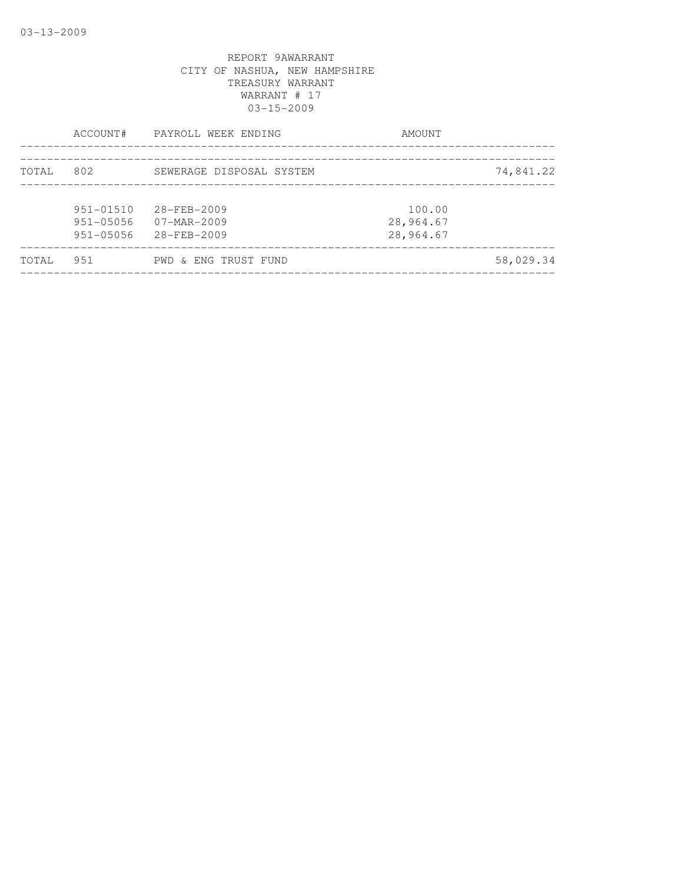REPORT 9AWARRANT
CITY OF NASHUA, NEW HAMPSHIRE
TREASURY WARRANT
WARRANT # 17
03-15-2009

| | ACCOUNT# | PAYROLL WEEK ENDING | AMOUNT | |
|---|---|---|---|---|
| TOTAL | 802 | SEWERAGE DISPOSAL SYSTEM | | 74,841.22 |
| | 951-01510 | 28-FEB-2009 | 100.00 | |
| | 951-05056 | 07-MAR-2009 | 28,964.67 | |
| | 951-05056 | 28-FEB-2009 | 28,964.67 | |
| TOTAL | 951 | PWD & ENG TRUST FUND | | 58,029.34 |